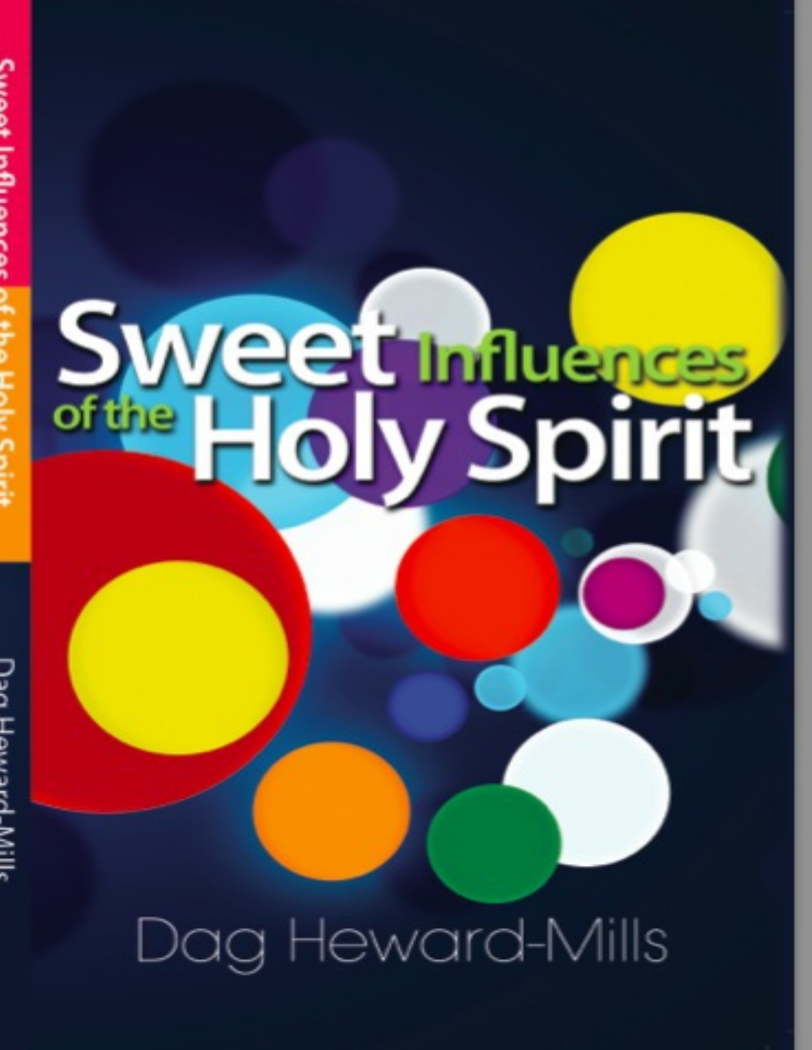# Sweet Influences of the Holy Spirit

Dag Heward-Mills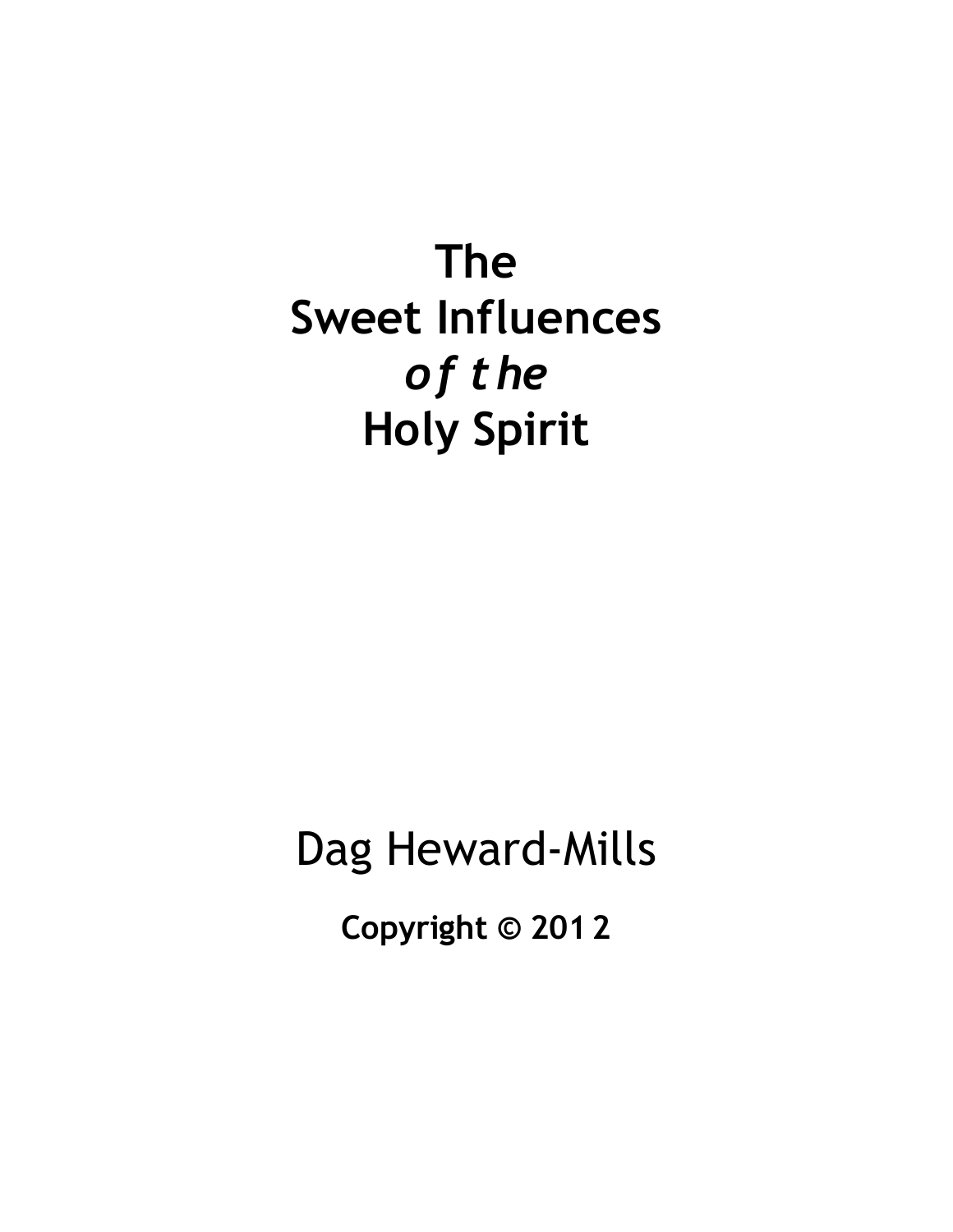# The Sweet Influences *of the* Holy Spirit

Dag Heward-Mills

**Copyright © 2012**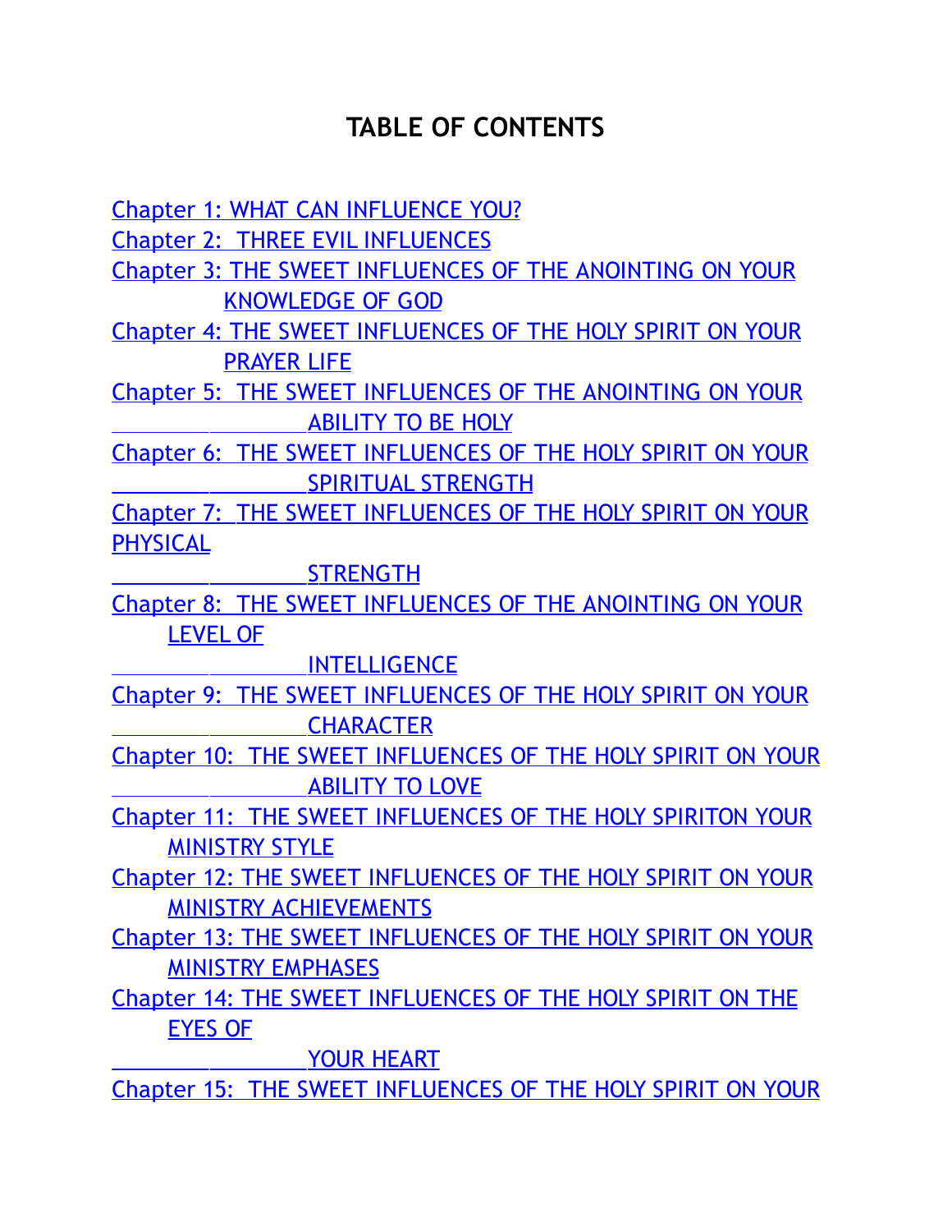# TABLE OF CONTENTS

Chapter 1: WHAT CAN INFLUENCE YOU?

Chapter 2: THREE EVIL INFLUENCES

Chapter 3: THE SWEET INFLUENCES OF THE ANOINTING ON YOUR KNOWLEDGE OF GOD

Chapter 4: THE SWEET INFLUENCES OF THE HOLY SPIRIT ON YOUR PRAYER LIFE

Chapter 5: THE SWEET INFLUENCES OF THE ANOINTING ON YOUR ABILITY TO BE HOLY

Chapter 6: THE SWEET INFLUENCES OF THE HOLY SPIRIT ON YOUR SPIRITUAL STRENGTH

Chapter 7: THE SWEET INFLUENCES OF THE HOLY SPIRIT ON YOUR PHYSICAL STRENGTH

Chapter 8: THE SWEET INFLUENCES OF THE ANOINTING ON YOUR LEVEL OF INTELLIGENCE

Chapter 9: THE SWEET INFLUENCES OF THE HOLY SPIRIT ON YOUR CHARACTER

Chapter 10: THE SWEET INFLUENCES OF THE HOLY SPIRIT ON YOUR ABILITY TO LOVE

Chapter 11: THE SWEET INFLUENCES OF THE HOLY SPIRITON YOUR MINISTRY STYLE

Chapter 12: THE SWEET INFLUENCES OF THE HOLY SPIRIT ON YOUR MINISTRY ACHIEVEMENTS

Chapter 13: THE SWEET INFLUENCES OF THE HOLY SPIRIT ON YOUR MINISTRY EMPHASES

Chapter 14: THE SWEET INFLUENCES OF THE HOLY SPIRIT ON THE EYES OF YOUR HEART

Chapter 15: THE SWEET INFLUENCES OF THE HOLY SPIRIT ON YOUR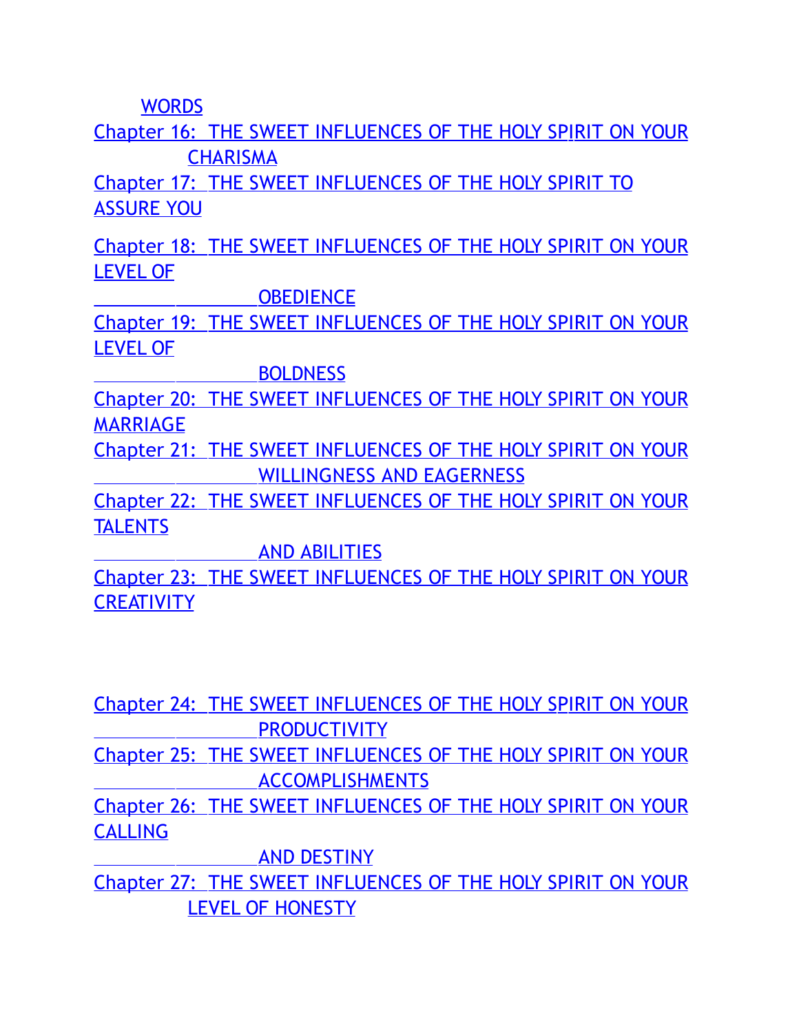WORDS

Chapter 16: THE SWEET INFLUENCES OF THE HOLY SPIRIT ON YOUR CHARISMA

Chapter 17: THE SWEET INFLUENCES OF THE HOLY SPIRIT TO ASSURE YOU

Chapter 18: THE SWEET INFLUENCES OF THE HOLY SPIRIT ON YOUR LEVEL OF OBEDIENCE

Chapter 19: THE SWEET INFLUENCES OF THE HOLY SPIRIT ON YOUR LEVEL OF BOLDNESS

Chapter 20: THE SWEET INFLUENCES OF THE HOLY SPIRIT ON YOUR MARRIAGE

Chapter 21: THE SWEET INFLUENCES OF THE HOLY SPIRIT ON YOUR WILLINGNESS AND EAGERNESS

Chapter 22: THE SWEET INFLUENCES OF THE HOLY SPIRIT ON YOUR TALENTS AND ABILITIES

Chapter 23: THE SWEET INFLUENCES OF THE HOLY SPIRIT ON YOUR CREATIVITY

Chapter 24: THE SWEET INFLUENCES OF THE HOLY SPIRIT ON YOUR PRODUCTIVITY

Chapter 25: THE SWEET INFLUENCES OF THE HOLY SPIRIT ON YOUR ACCOMPLISHMENTS

Chapter 26: THE SWEET INFLUENCES OF THE HOLY SPIRIT ON YOUR CALLING AND DESTINY

Chapter 27: THE SWEET INFLUENCES OF THE HOLY SPIRIT ON YOUR LEVEL OF HONESTY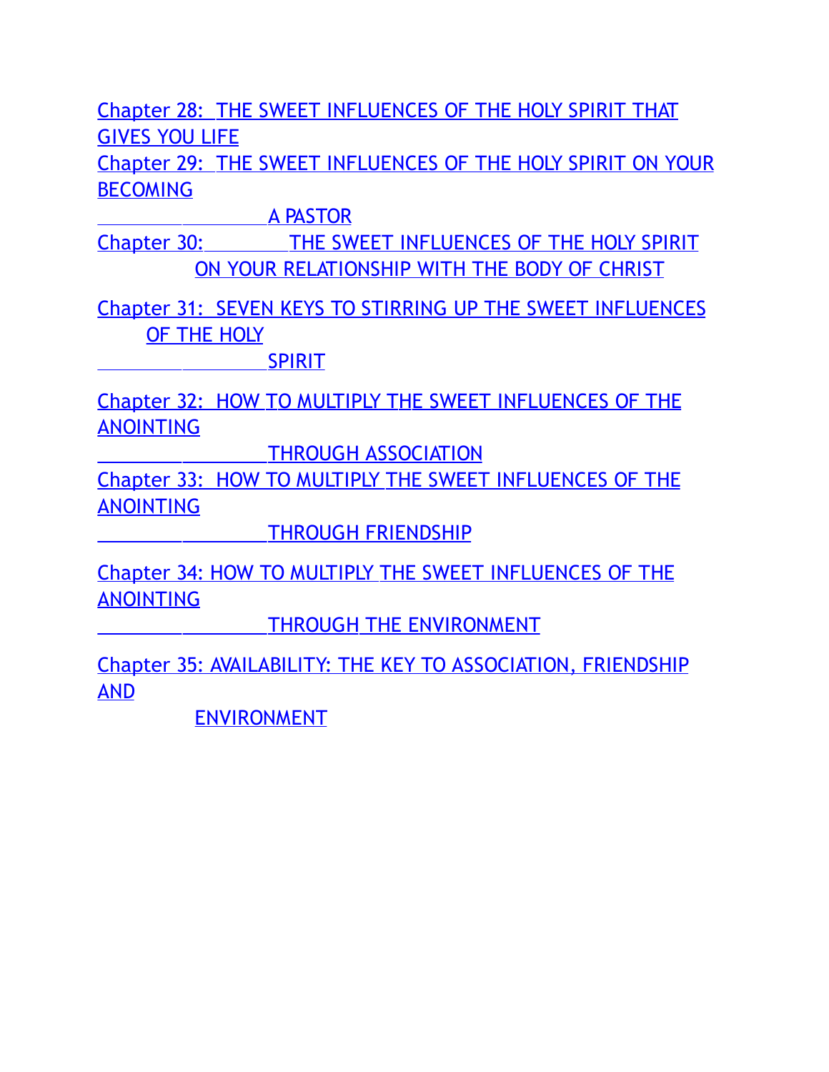Chapter 28: THE SWEET INFLUENCES OF THE HOLY SPIRIT THAT GIVES YOU LIFE

Chapter 29: THE SWEET INFLUENCES OF THE HOLY SPIRIT ON YOUR BECOMING A PASTOR

Chapter 30: THE SWEET INFLUENCES OF THE HOLY SPIRIT ON YOUR RELATIONSHIP WITH THE BODY OF CHRIST

Chapter 31: SEVEN KEYS TO STIRRING UP THE SWEET INFLUENCES OF THE HOLY SPIRIT

Chapter 32: HOW TO MULTIPLY THE SWEET INFLUENCES OF THE ANOINTING THROUGH ASSOCIATION

Chapter 33: HOW TO MULTIPLY THE SWEET INFLUENCES OF THE ANOINTING THROUGH FRIENDSHIP

Chapter 34: HOW TO MULTIPLY THE SWEET INFLUENCES OF THE ANOINTING THROUGH THE ENVIRONMENT

Chapter 35: AVAILABILITY: THE KEY TO ASSOCIATION, FRIENDSHIP AND ENVIRONMENT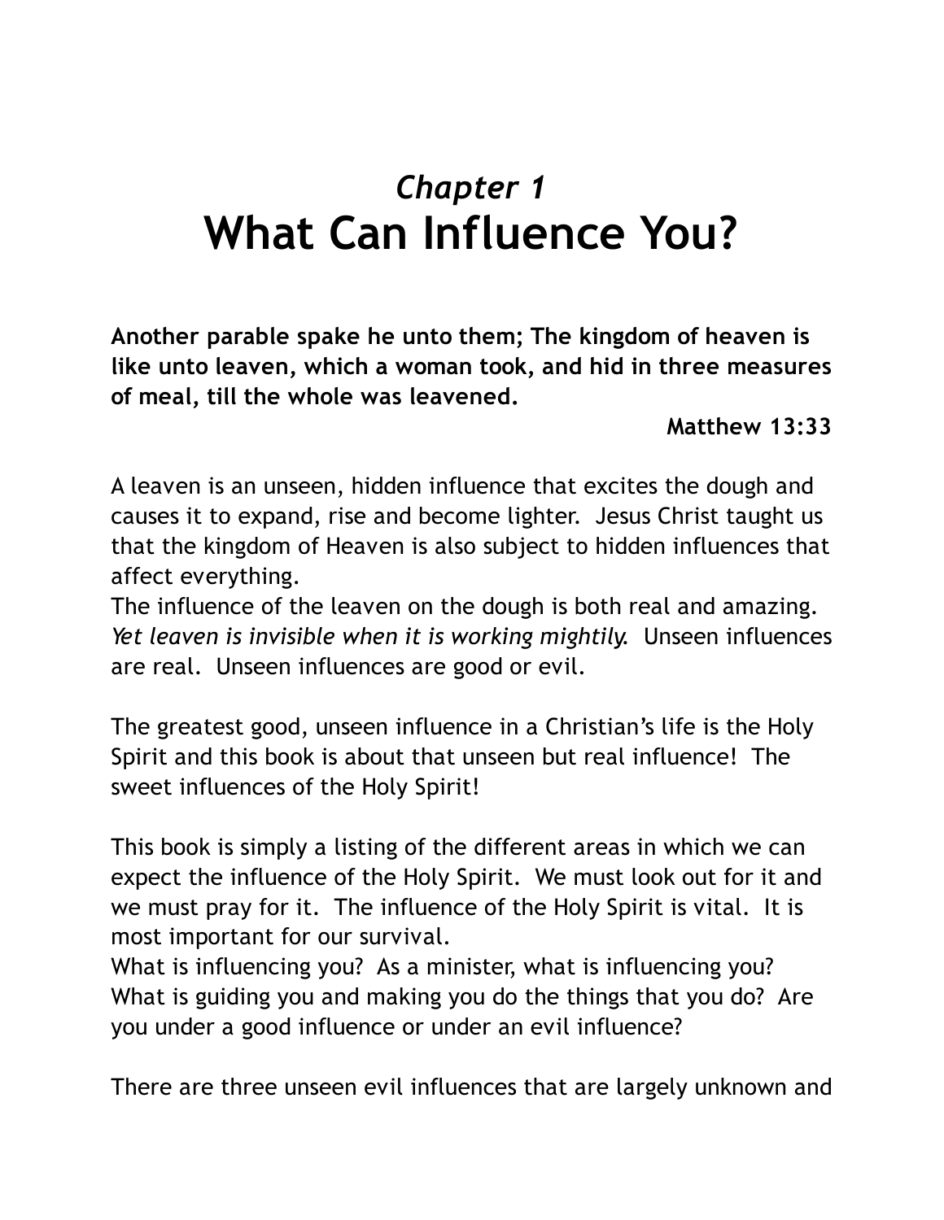# *Chapter 1*
# What Can Influence You?

**Another parable spake he unto them; The kingdom of heaven is like unto leaven, which a woman took, and hid in three measures of meal, till the whole was leavened.**

**Matthew 13:33**

A leaven is an unseen, hidden influence that excites the dough and causes it to expand, rise and become lighter. Jesus Christ taught us that the kingdom of Heaven is also subject to hidden influences that affect everything.

The influence of the leaven on the dough is both real and amazing. *Yet leaven is invisible when it is working mightily.* Unseen influences are real. Unseen influences are good or evil.

The greatest good, unseen influence in a Christian's life is the Holy Spirit and this book is about that unseen but real influence! The sweet influences of the Holy Spirit!

This book is simply a listing of the different areas in which we can expect the influence of the Holy Spirit. We must look out for it and we must pray for it. The influence of the Holy Spirit is vital. It is most important for our survival.

What is influencing you? As a minister, what is influencing you? What is guiding you and making you do the things that you do? Are you under a good influence or under an evil influence?

There are three unseen evil influences that are largely unknown and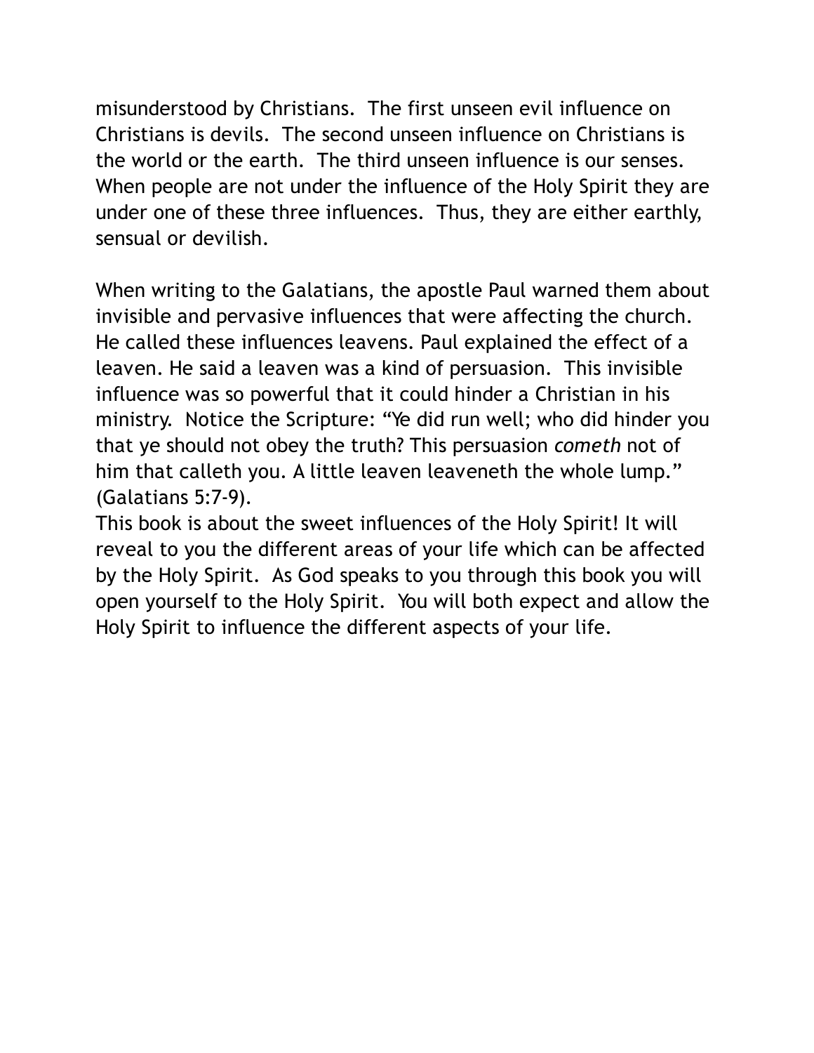misunderstood by Christians. The first unseen evil influence on Christians is devils. The second unseen influence on Christians is the world or the earth. The third unseen influence is our senses. When people are not under the influence of the Holy Spirit they are under one of these three influences. Thus, they are either earthly, sensual or devilish.

When writing to the Galatians, the apostle Paul warned them about invisible and pervasive influences that were affecting the church. He called these influences leavens. Paul explained the effect of a leaven. He said a leaven was a kind of persuasion. This invisible influence was so powerful that it could hinder a Christian in his ministry. Notice the Scripture: "Ye did run well; who did hinder you that ye should not obey the truth? This persuasion *cometh* not of him that calleth you. A little leaven leaveneth the whole lump." (Galatians 5:7-9).

This book is about the sweet influences of the Holy Spirit! It will reveal to you the different areas of your life which can be affected by the Holy Spirit. As God speaks to you through this book you will open yourself to the Holy Spirit. You will both expect and allow the Holy Spirit to influence the different aspects of your life.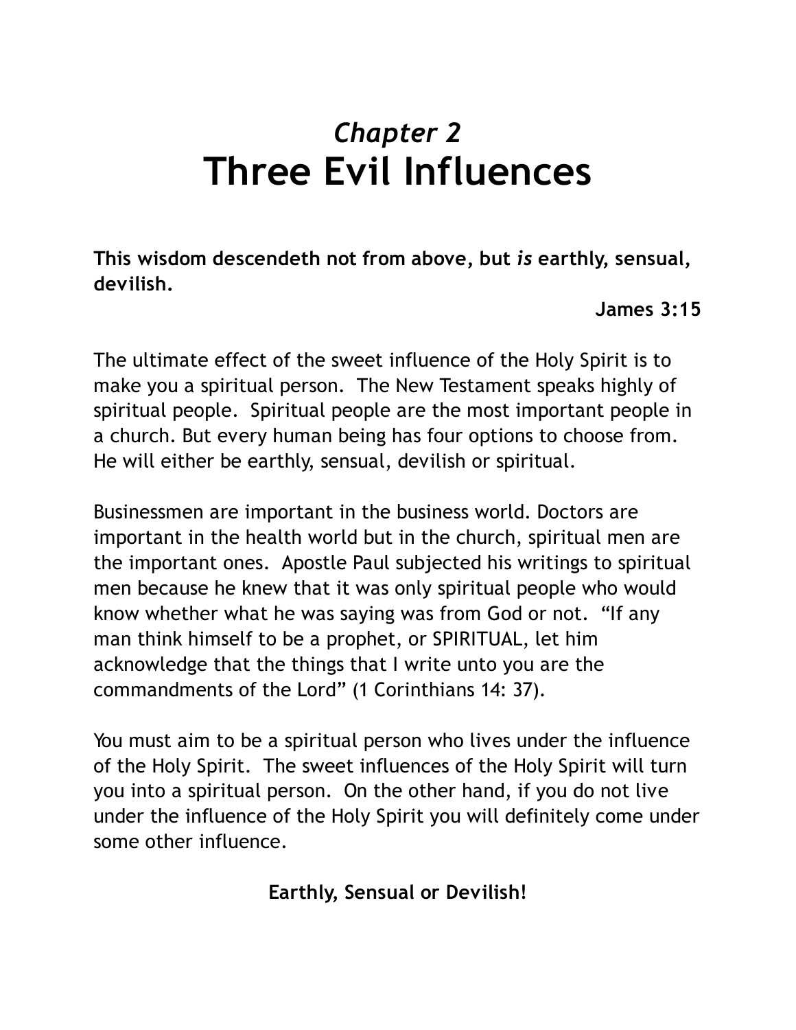# *Chapter 2*
# Three Evil Influences

**This wisdom descendeth not from above, but *is* earthly, sensual, devilish.**

**James 3:15**

The ultimate effect of the sweet influence of the Holy Spirit is to make you a spiritual person. The New Testament speaks highly of spiritual people. Spiritual people are the most important people in a church. But every human being has four options to choose from. He will either be earthly, sensual, devilish or spiritual.

Businessmen are important in the business world. Doctors are important in the health world but in the church, spiritual men are the important ones. Apostle Paul subjected his writings to spiritual men because he knew that it was only spiritual people who would know whether what he was saying was from God or not. "If any man think himself to be a prophet, or SPIRITUAL, let him acknowledge that the things that I write unto you are the commandments of the Lord" (1 Corinthians 14: 37).

You must aim to be a spiritual person who lives under the influence of the Holy Spirit. The sweet influences of the Holy Spirit will turn you into a spiritual person. On the other hand, if you do not live under the influence of the Holy Spirit you will definitely come under some other influence.

**Earthly, Sensual or Devilish!**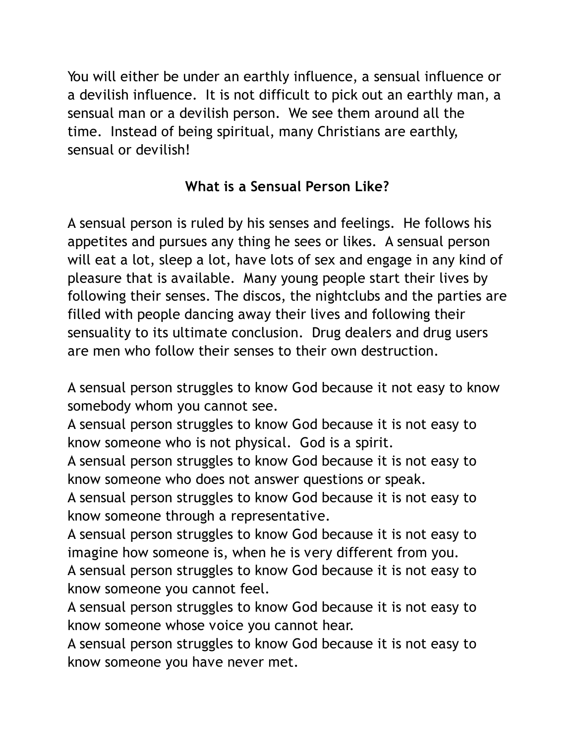You will either be under an earthly influence, a sensual influence or a devilish influence. It is not difficult to pick out an earthly man, a sensual man or a devilish person. We see them around all the time. Instead of being spiritual, many Christians are earthly, sensual or devilish!

## What is a Sensual Person Like?

A sensual person is ruled by his senses and feelings. He follows his appetites and pursues any thing he sees or likes. A sensual person will eat a lot, sleep a lot, have lots of sex and engage in any kind of pleasure that is available. Many young people start their lives by following their senses. The discos, the nightclubs and the parties are filled with people dancing away their lives and following their sensuality to its ultimate conclusion. Drug dealers and drug users are men who follow their senses to their own destruction.

A sensual person struggles to know God because it not easy to know somebody whom you cannot see.
A sensual person struggles to know God because it is not easy to know someone who is not physical. God is a spirit.
A sensual person struggles to know God because it is not easy to know someone who does not answer questions or speak.
A sensual person struggles to know God because it is not easy to know someone through a representative.
A sensual person struggles to know God because it is not easy to imagine how someone is, when he is very different from you.
A sensual person struggles to know God because it is not easy to know someone you cannot feel.
A sensual person struggles to know God because it is not easy to know someone whose voice you cannot hear.
A sensual person struggles to know God because it is not easy to know someone you have never met.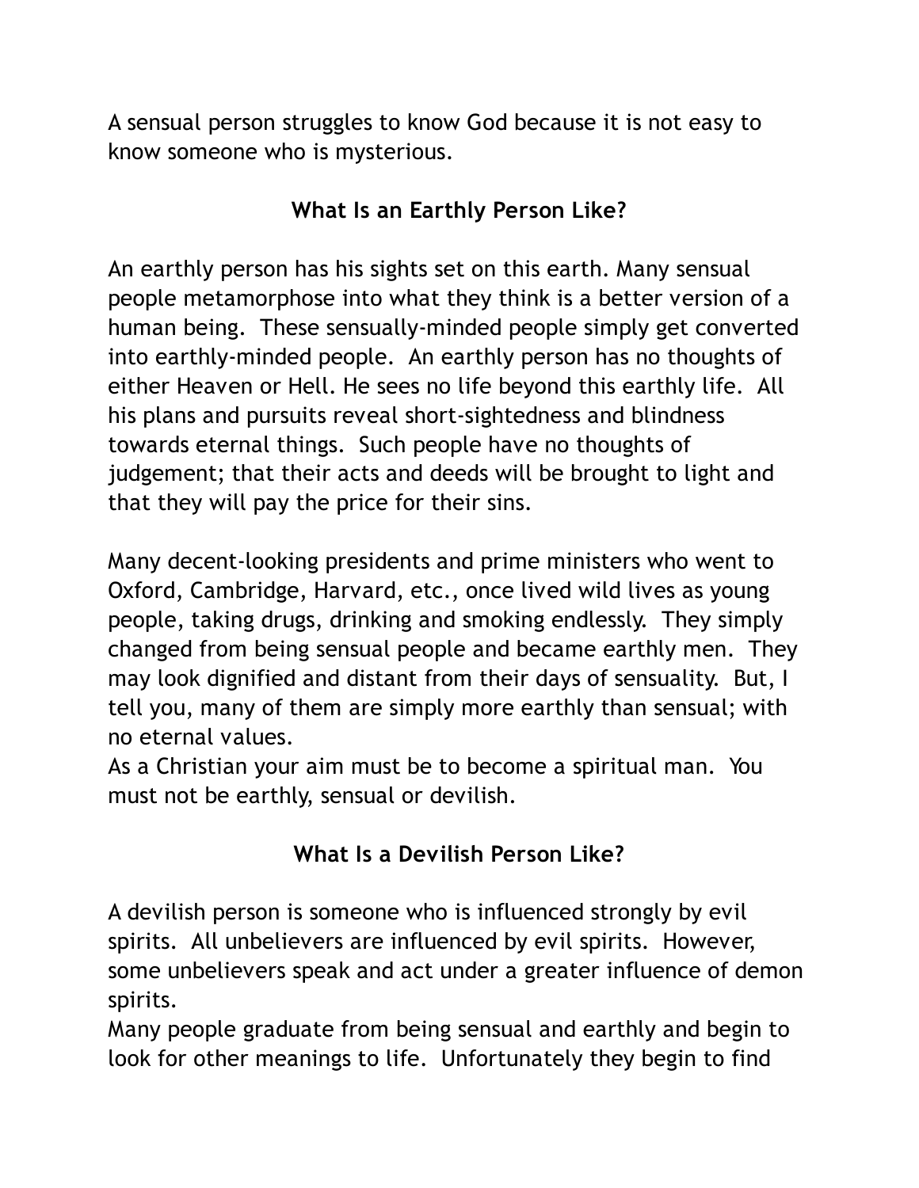A sensual person struggles to know God because it is not easy to know someone who is mysterious.

## What Is an Earthly Person Like?

An earthly person has his sights set on this earth. Many sensual people metamorphose into what they think is a better version of a human being. These sensually-minded people simply get converted into earthly-minded people. An earthly person has no thoughts of either Heaven or Hell. He sees no life beyond this earthly life. All his plans and pursuits reveal short-sightedness and blindness towards eternal things. Such people have no thoughts of judgement; that their acts and deeds will be brought to light and that they will pay the price for their sins.

Many decent-looking presidents and prime ministers who went to Oxford, Cambridge, Harvard, etc., once lived wild lives as young people, taking drugs, drinking and smoking endlessly. They simply changed from being sensual people and became earthly men. They may look dignified and distant from their days of sensuality. But, I tell you, many of them are simply more earthly than sensual; with no eternal values.

As a Christian your aim must be to become a spiritual man. You must not be earthly, sensual or devilish.

## What Is a Devilish Person Like?

A devilish person is someone who is influenced strongly by evil spirits. All unbelievers are influenced by evil spirits. However, some unbelievers speak and act under a greater influence of demon spirits.

Many people graduate from being sensual and earthly and begin to look for other meanings to life. Unfortunately they begin to find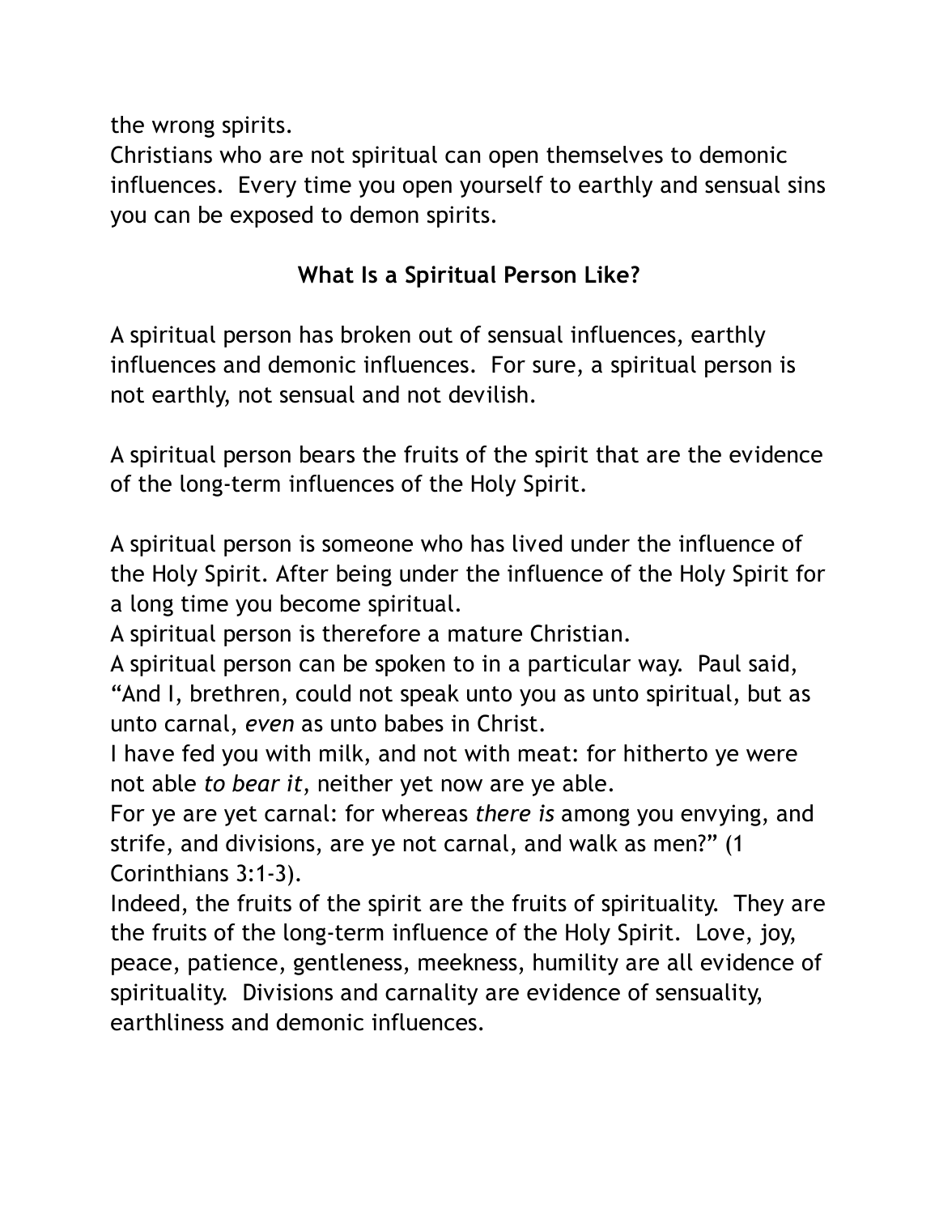the wrong spirits.

Christians who are not spiritual can open themselves to demonic influences. Every time you open yourself to earthly and sensual sins you can be exposed to demon spirits.

## What Is a Spiritual Person Like?

A spiritual person has broken out of sensual influences, earthly influences and demonic influences. For sure, a spiritual person is not earthly, not sensual and not devilish.

A spiritual person bears the fruits of the spirit that are the evidence of the long-term influences of the Holy Spirit.

A spiritual person is someone who has lived under the influence of the Holy Spirit. After being under the influence of the Holy Spirit for a long time you become spiritual.

A spiritual person is therefore a mature Christian.

A spiritual person can be spoken to in a particular way. Paul said, "And I, brethren, could not speak unto you as unto spiritual, but as unto carnal, *even* as unto babes in Christ.

I have fed you with milk, and not with meat: for hitherto ye were not able *to bear it*, neither yet now are ye able.

For ye are yet carnal: for whereas *there is* among you envying, and strife, and divisions, are ye not carnal, and walk as men?" (1 Corinthians 3:1-3).

Indeed, the fruits of the spirit are the fruits of spirituality. They are the fruits of the long-term influence of the Holy Spirit. Love, joy, peace, patience, gentleness, meekness, humility are all evidence of spirituality. Divisions and carnality are evidence of sensuality, earthliness and demonic influences.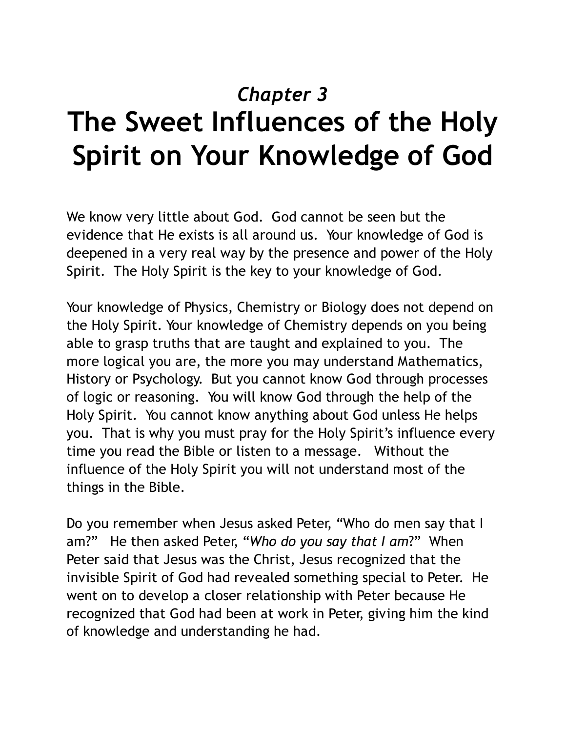*Chapter 3*

# The Sweet Influences of the Holy Spirit on Your Knowledge of God

We know very little about God. God cannot be seen but the evidence that He exists is all around us. Your knowledge of God is deepened in a very real way by the presence and power of the Holy Spirit. The Holy Spirit is the key to your knowledge of God.

Your knowledge of Physics, Chemistry or Biology does not depend on the Holy Spirit. Your knowledge of Chemistry depends on you being able to grasp truths that are taught and explained to you. The more logical you are, the more you may understand Mathematics, History or Psychology. But you cannot know God through processes of logic or reasoning. You will know God through the help of the Holy Spirit. You cannot know anything about God unless He helps you. That is why you must pray for the Holy Spirit's influence every time you read the Bible or listen to a message. Without the influence of the Holy Spirit you will not understand most of the things in the Bible.

Do you remember when Jesus asked Peter, "Who do men say that I am?" He then asked Peter, "*Who do you say that I am*?" When Peter said that Jesus was the Christ, Jesus recognized that the invisible Spirit of God had revealed something special to Peter. He went on to develop a closer relationship with Peter because He recognized that God had been at work in Peter, giving him the kind of knowledge and understanding he had.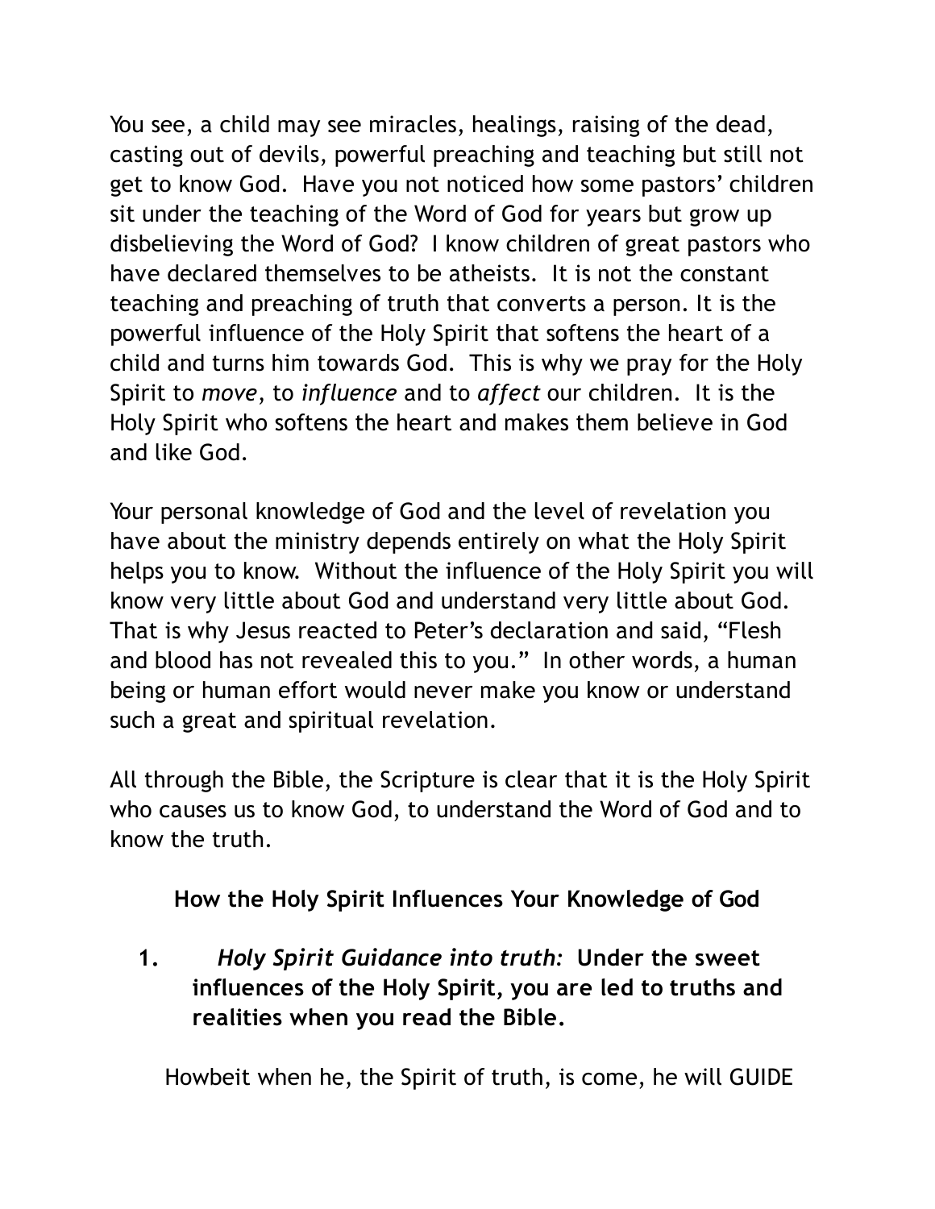You see, a child may see miracles, healings, raising of the dead, casting out of devils, powerful preaching and teaching but still not get to know God. Have you not noticed how some pastors' children sit under the teaching of the Word of God for years but grow up disbelieving the Word of God? I know children of great pastors who have declared themselves to be atheists. It is not the constant teaching and preaching of truth that converts a person. It is the powerful influence of the Holy Spirit that softens the heart of a child and turns him towards God. This is why we pray for the Holy Spirit to *move*, to *influence* and to *affect* our children. It is the Holy Spirit who softens the heart and makes them believe in God and like God.

Your personal knowledge of God and the level of revelation you have about the ministry depends entirely on what the Holy Spirit helps you to know. Without the influence of the Holy Spirit you will know very little about God and understand very little about God. That is why Jesus reacted to Peter's declaration and said, "Flesh and blood has not revealed this to you." In other words, a human being or human effort would never make you know or understand such a great and spiritual revelation.

All through the Bible, the Scripture is clear that it is the Holy Spirit who causes us to know God, to understand the Word of God and to know the truth.

**How the Holy Spirit Influences Your Knowledge of God**

1. ***Holy Spirit Guidance into truth:*** **Under the sweet influences of the Holy Spirit, you are led to truths and realities when you read the Bible.**

Howbeit when he, the Spirit of truth, is come, he will GUIDE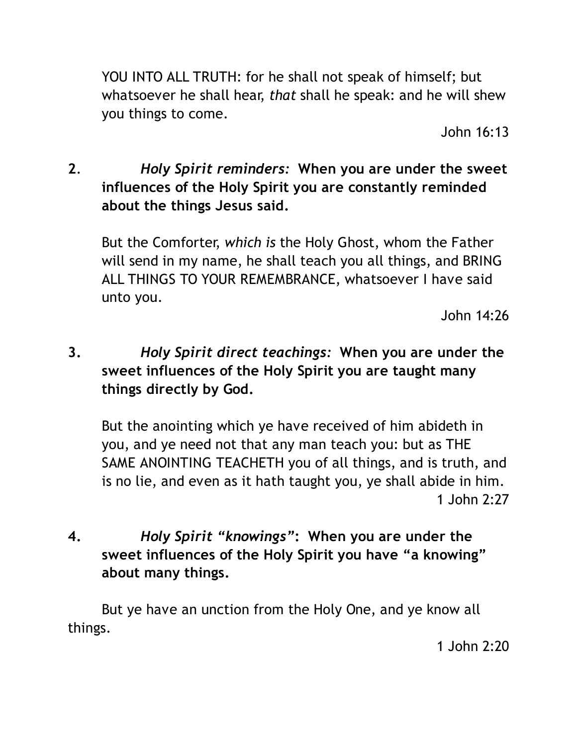YOU INTO ALL TRUTH: for he shall not speak of himself; but whatsoever he shall hear, *that* shall he speak: and he will shew you things to come.

John 16:13

2. *Holy Spirit reminders:* **When you are under the sweet influences of the Holy Spirit you are constantly reminded about the things Jesus said.**

But the Comforter, *which is* the Holy Ghost, whom the Father will send in my name, he shall teach you all things, and BRING ALL THINGS TO YOUR REMEMBRANCE, whatsoever I have said unto you.

John 14:26

3. *Holy Spirit direct teachings:* **When you are under the sweet influences of the Holy Spirit you are taught many things directly by God.**

But the anointing which ye have received of him abideth in you, and ye need not that any man teach you: but as THE SAME ANOINTING TEACHETH you of all things, and is truth, and is no lie, and even as it hath taught you, ye shall abide in him.

1 John 2:27

4. *Holy Spirit "knowings"*: **When you are under the sweet influences of the Holy Spirit you have "a knowing" about many things.**

But ye have an unction from the Holy One, and ye know all things.

1 John 2:20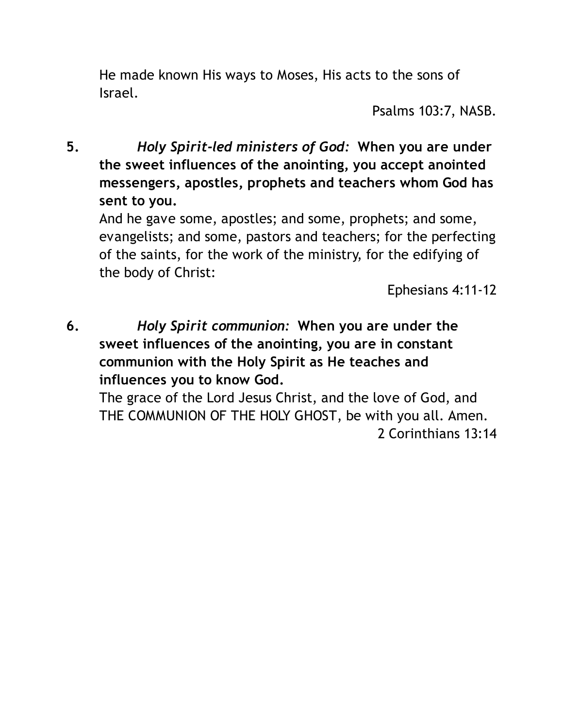He made known His ways to Moses, His acts to the sons of Israel.

Psalms 103:7, NASB.

5. *Holy Spirit-led ministers of God:* **When you are under the sweet influences of the anointing, you accept anointed messengers, apostles, prophets and teachers whom God has sent to you.**

And he gave some, apostles; and some, prophets; and some, evangelists; and some, pastors and teachers; for the perfecting of the saints, for the work of the ministry, for the edifying of the body of Christ:

Ephesians 4:11-12

6. *Holy Spirit communion:* **When you are under the sweet influences of the anointing, you are in constant communion with the Holy Spirit as He teaches and influences you to know God.**

The grace of the Lord Jesus Christ, and the love of God, and THE COMMUNION OF THE HOLY GHOST, be with you all. Amen.

2 Corinthians 13:14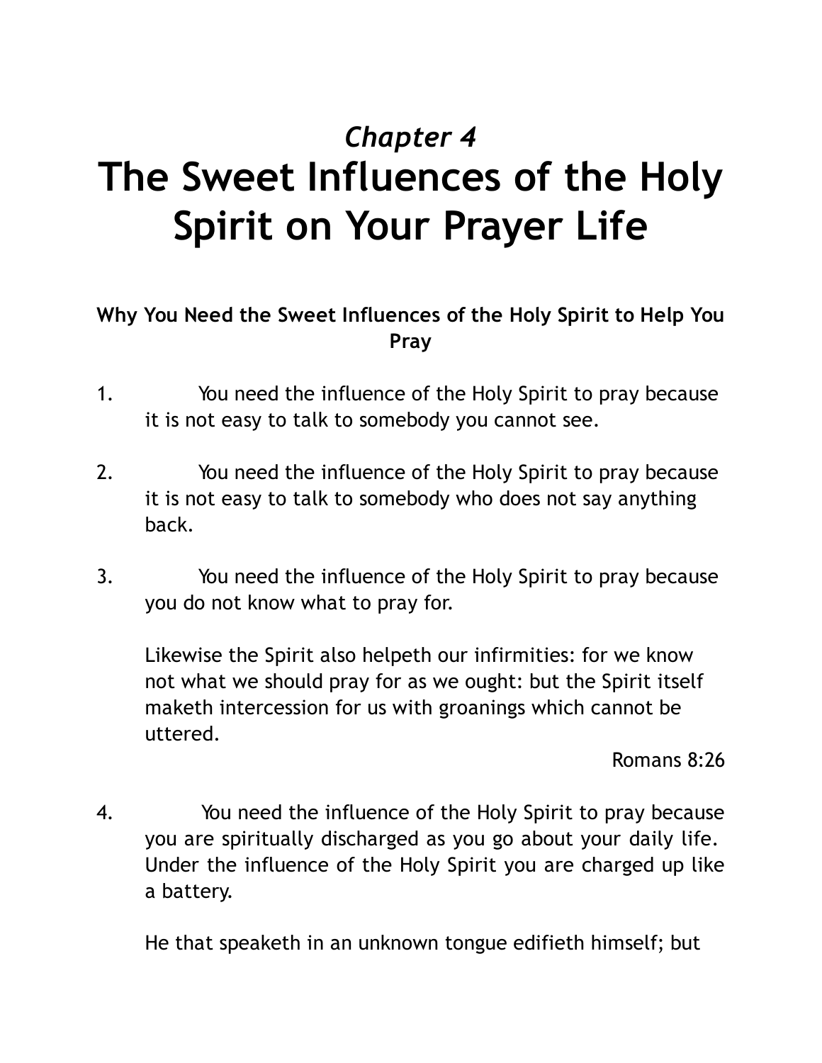*Chapter 4*

# The Sweet Influences of the Holy Spirit on Your Prayer Life

**Why You Need the Sweet Influences of the Holy Spirit to Help You Pray**

1. You need the influence of the Holy Spirit to pray because it is not easy to talk to somebody you cannot see.

2. You need the influence of the Holy Spirit to pray because it is not easy to talk to somebody who does not say anything back.

3. You need the influence of the Holy Spirit to pray because you do not know what to pray for.

   Likewise the Spirit also helpeth our infirmities: for we know not what we should pray for as we ought: but the Spirit itself maketh intercession for us with groanings which cannot be uttered.

   Romans 8:26

4. You need the influence of the Holy Spirit to pray because you are spiritually discharged as you go about your daily life. Under the influence of the Holy Spirit you are charged up like a battery.

   He that speaketh in an unknown tongue edifieth himself; but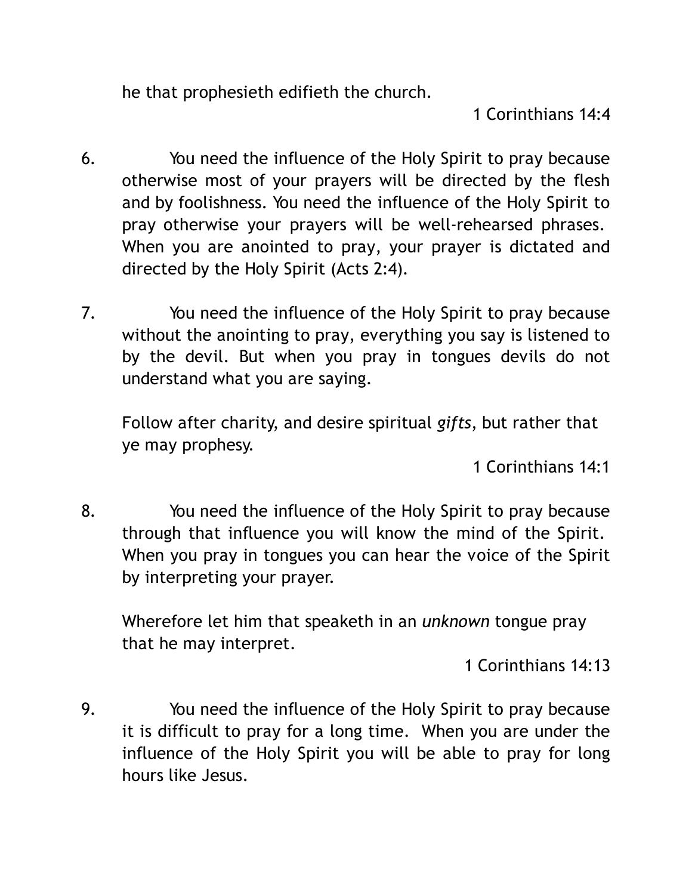he that prophesieth edifieth the church.

1 Corinthians 14:4

6. You need the influence of the Holy Spirit to pray because otherwise most of your prayers will be directed by the flesh and by foolishness. You need the influence of the Holy Spirit to pray otherwise your prayers will be well-rehearsed phrases. When you are anointed to pray, your prayer is dictated and directed by the Holy Spirit (Acts 2:4).

7. You need the influence of the Holy Spirit to pray because without the anointing to pray, everything you say is listened to by the devil. But when you pray in tongues devils do not understand what you are saying.

   Follow after charity, and desire spiritual *gifts*, but rather that ye may prophesy.

   1 Corinthians 14:1

8. You need the influence of the Holy Spirit to pray because through that influence you will know the mind of the Spirit. When you pray in tongues you can hear the voice of the Spirit by interpreting your prayer.

   Wherefore let him that speaketh in an *unknown* tongue pray that he may interpret.

   1 Corinthians 14:13

9. You need the influence of the Holy Spirit to pray because it is difficult to pray for a long time. When you are under the influence of the Holy Spirit you will be able to pray for long hours like Jesus.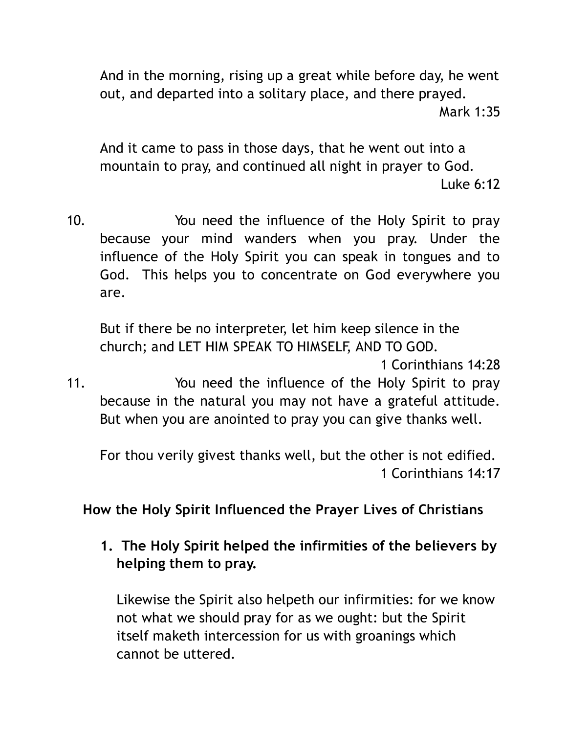And in the morning, rising up a great while before day, he went out, and departed into a solitary place, and there prayed.

Mark 1:35

And it came to pass in those days, that he went out into a mountain to pray, and continued all night in prayer to God.

Luke 6:12

10. You need the influence of the Holy Spirit to pray because your mind wanders when you pray. Under the influence of the Holy Spirit you can speak in tongues and to God. This helps you to concentrate on God everywhere you are.

    But if there be no interpreter, let him keep silence in the church; and LET HIM SPEAK TO HIMSELF, AND TO GOD.

    1 Corinthians 14:28

11. You need the influence of the Holy Spirit to pray because in the natural you may not have a grateful attitude. But when you are anointed to pray you can give thanks well.

    For thou verily givest thanks well, but the other is not edified.

    1 Corinthians 14:17

**How the Holy Spirit Influenced the Prayer Lives of Christians**

1. **The Holy Spirit helped the infirmities of the believers by helping them to pray.**

   Likewise the Spirit also helpeth our infirmities: for we know not what we should pray for as we ought: but the Spirit itself maketh intercession for us with groanings which cannot be uttered.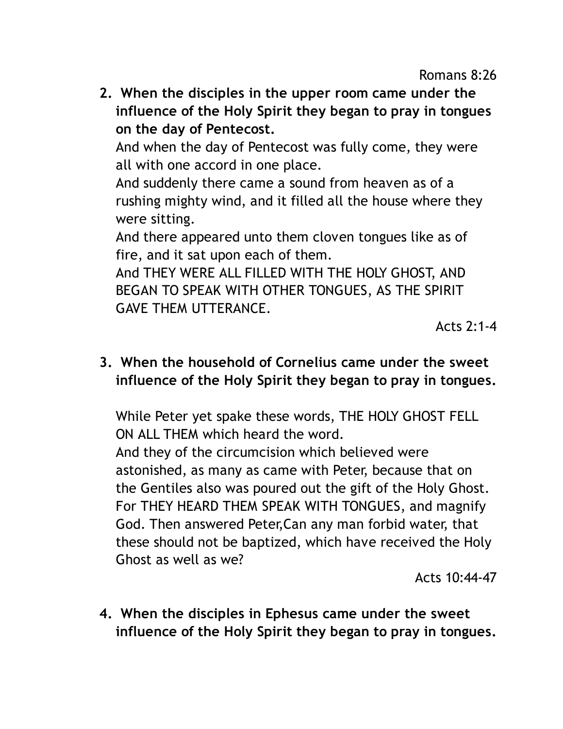Romans 8:26

2. **When the disciples in the upper room came under the influence of the Holy Spirit they began to pray in tongues on the day of Pentecost.**

   And when the day of Pentecost was fully come, they were all with one accord in one place.
   And suddenly there came a sound from heaven as of a rushing mighty wind, and it filled all the house where they were sitting.
   And there appeared unto them cloven tongues like as of fire, and it sat upon each of them.
   And THEY WERE ALL FILLED WITH THE HOLY GHOST, AND BEGAN TO SPEAK WITH OTHER TONGUES, AS THE SPIRIT GAVE THEM UTTERANCE.

   Acts 2:1-4

3. **When the household of Cornelius came under the sweet influence of the Holy Spirit they began to pray in tongues.**

   While Peter yet spake these words, THE HOLY GHOST FELL ON ALL THEM which heard the word.
   And they of the circumcision which believed were astonished, as many as came with Peter, because that on the Gentiles also was poured out the gift of the Holy Ghost. For THEY HEARD THEM SPEAK WITH TONGUES, and magnify God. Then answered Peter,Can any man forbid water, that these should not be baptized, which have received the Holy Ghost as well as we?

   Acts 10:44-47

4. **When the disciples in Ephesus came under the sweet influence of the Holy Spirit they began to pray in tongues.**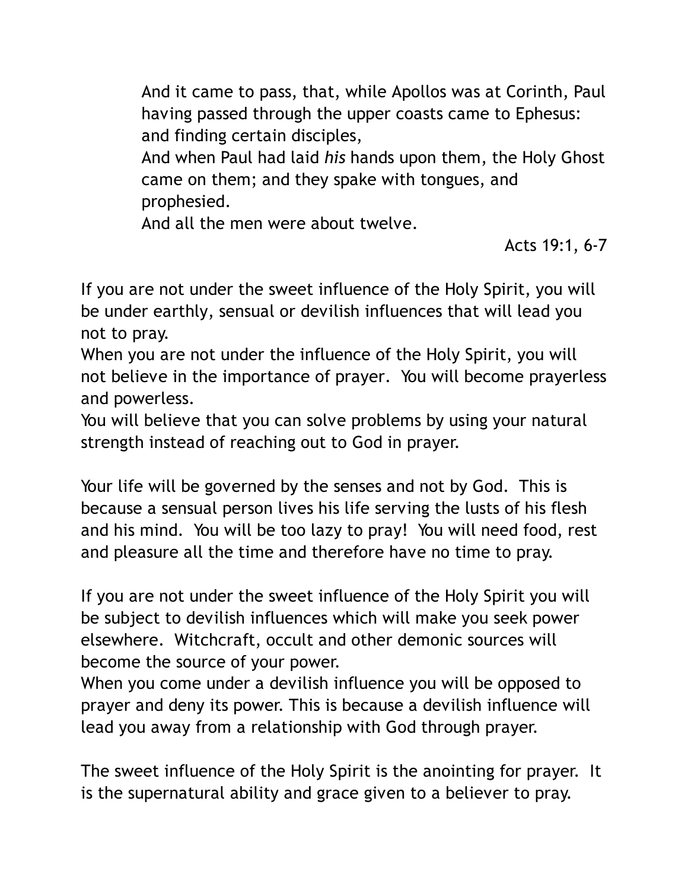> And it came to pass, that, while Apollos was at Corinth, Paul having passed through the upper coasts came to Ephesus: and finding certain disciples,
> And when Paul had laid *his* hands upon them, the Holy Ghost came on them; and they spake with tongues, and prophesied.
> And all the men were about twelve.
>
> Acts 19:1, 6-7

If you are not under the sweet influence of the Holy Spirit, you will be under earthly, sensual or devilish influences that will lead you not to pray.
When you are not under the influence of the Holy Spirit, you will not believe in the importance of prayer. You will become prayerless and powerless.
You will believe that you can solve problems by using your natural strength instead of reaching out to God in prayer.

Your life will be governed by the senses and not by God. This is because a sensual person lives his life serving the lusts of his flesh and his mind. You will be too lazy to pray! You will need food, rest and pleasure all the time and therefore have no time to pray.

If you are not under the sweet influence of the Holy Spirit you will be subject to devilish influences which will make you seek power elsewhere. Witchcraft, occult and other demonic sources will become the source of your power.
When you come under a devilish influence you will be opposed to prayer and deny its power. This is because a devilish influence will lead you away from a relationship with God through prayer.

The sweet influence of the Holy Spirit is the anointing for prayer. It is the supernatural ability and grace given to a believer to pray.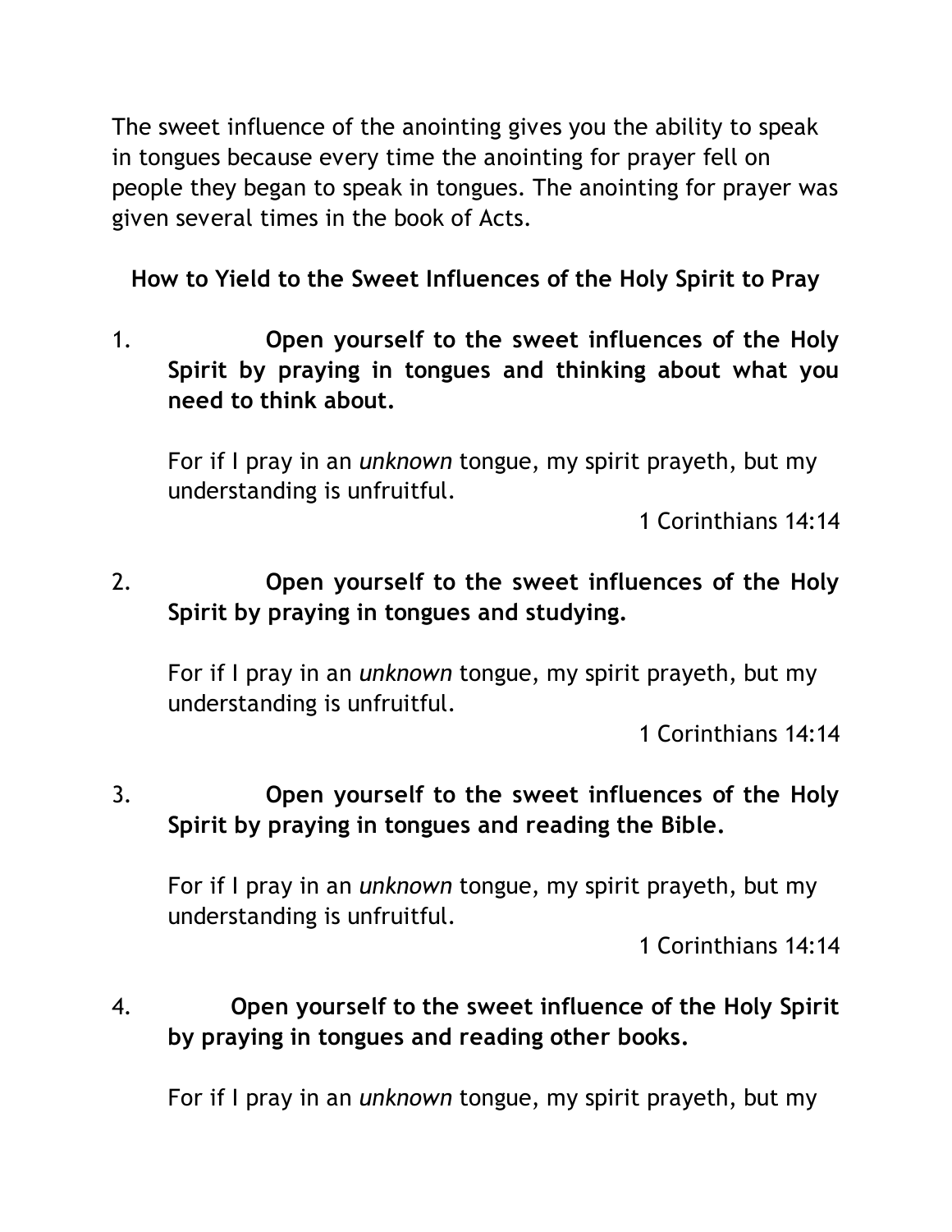The sweet influence of the anointing gives you the ability to speak in tongues because every time the anointing for prayer fell on people they began to speak in tongues. The anointing for prayer was given several times in the book of Acts.

### How to Yield to the Sweet Influences of the Holy Spirit to Pray

1. **Open yourself to the sweet influences of the Holy Spirit by praying in tongues and thinking about what you need to think about.**

   For if I pray in an *unknown* tongue, my spirit prayeth, but my understanding is unfruitful.

   1 Corinthians 14:14

2. **Open yourself to the sweet influences of the Holy Spirit by praying in tongues and studying.**

   For if I pray in an *unknown* tongue, my spirit prayeth, but my understanding is unfruitful.

   1 Corinthians 14:14

3. **Open yourself to the sweet influences of the Holy Spirit by praying in tongues and reading the Bible.**

   For if I pray in an *unknown* tongue, my spirit prayeth, but my understanding is unfruitful.

   1 Corinthians 14:14

4. **Open yourself to the sweet influence of the Holy Spirit by praying in tongues and reading other books.**

   For if I pray in an *unknown* tongue, my spirit prayeth, but my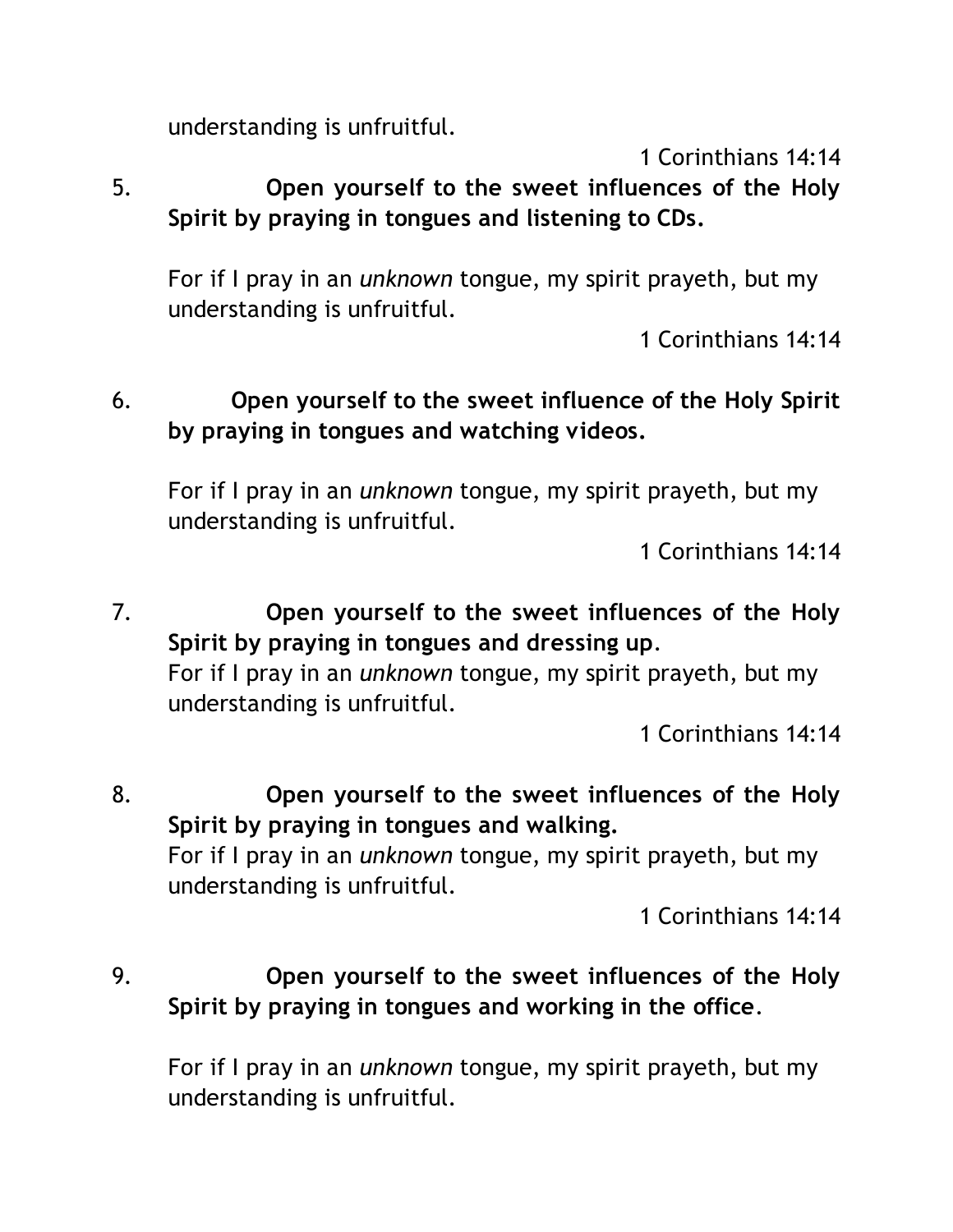understanding is unfruitful.

1 Corinthians 14:14

5. **Open yourself to the sweet influences of the Holy Spirit by praying in tongues and listening to CDs.**

For if I pray in an *unknown* tongue, my spirit prayeth, but my understanding is unfruitful.

1 Corinthians 14:14

6. **Open yourself to the sweet influence of the Holy Spirit by praying in tongues and watching videos.**

For if I pray in an *unknown* tongue, my spirit prayeth, but my understanding is unfruitful.

1 Corinthians 14:14

7. **Open yourself to the sweet influences of the Holy Spirit by praying in tongues and dressing up**.

For if I pray in an *unknown* tongue, my spirit prayeth, but my understanding is unfruitful.

1 Corinthians 14:14

8. **Open yourself to the sweet influences of the Holy Spirit by praying in tongues and walking.**

For if I pray in an *unknown* tongue, my spirit prayeth, but my understanding is unfruitful.

1 Corinthians 14:14

9. **Open yourself to the sweet influences of the Holy Spirit by praying in tongues and working in the office**.

For if I pray in an *unknown* tongue, my spirit prayeth, but my understanding is unfruitful.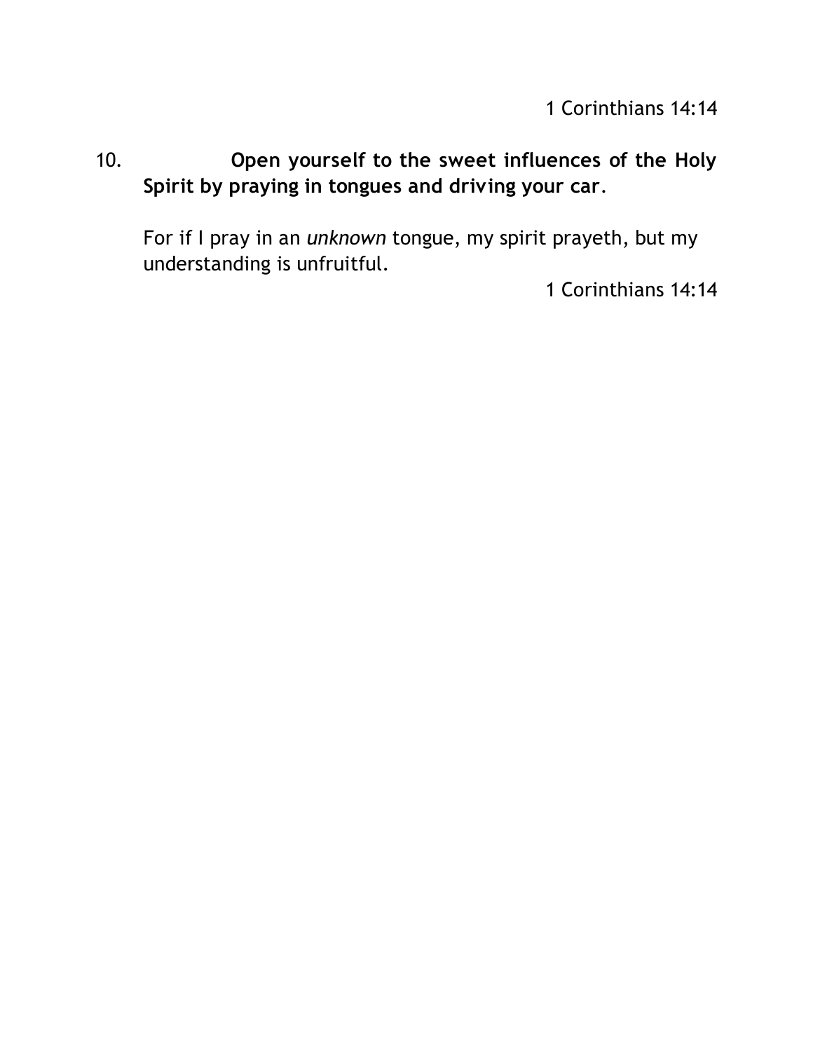1 Corinthians 14:14

10. **Open yourself to the sweet influences of the Holy Spirit by praying in tongues and driving your car**.

For if I pray in an *unknown* tongue, my spirit prayeth, but my understanding is unfruitful.

1 Corinthians 14:14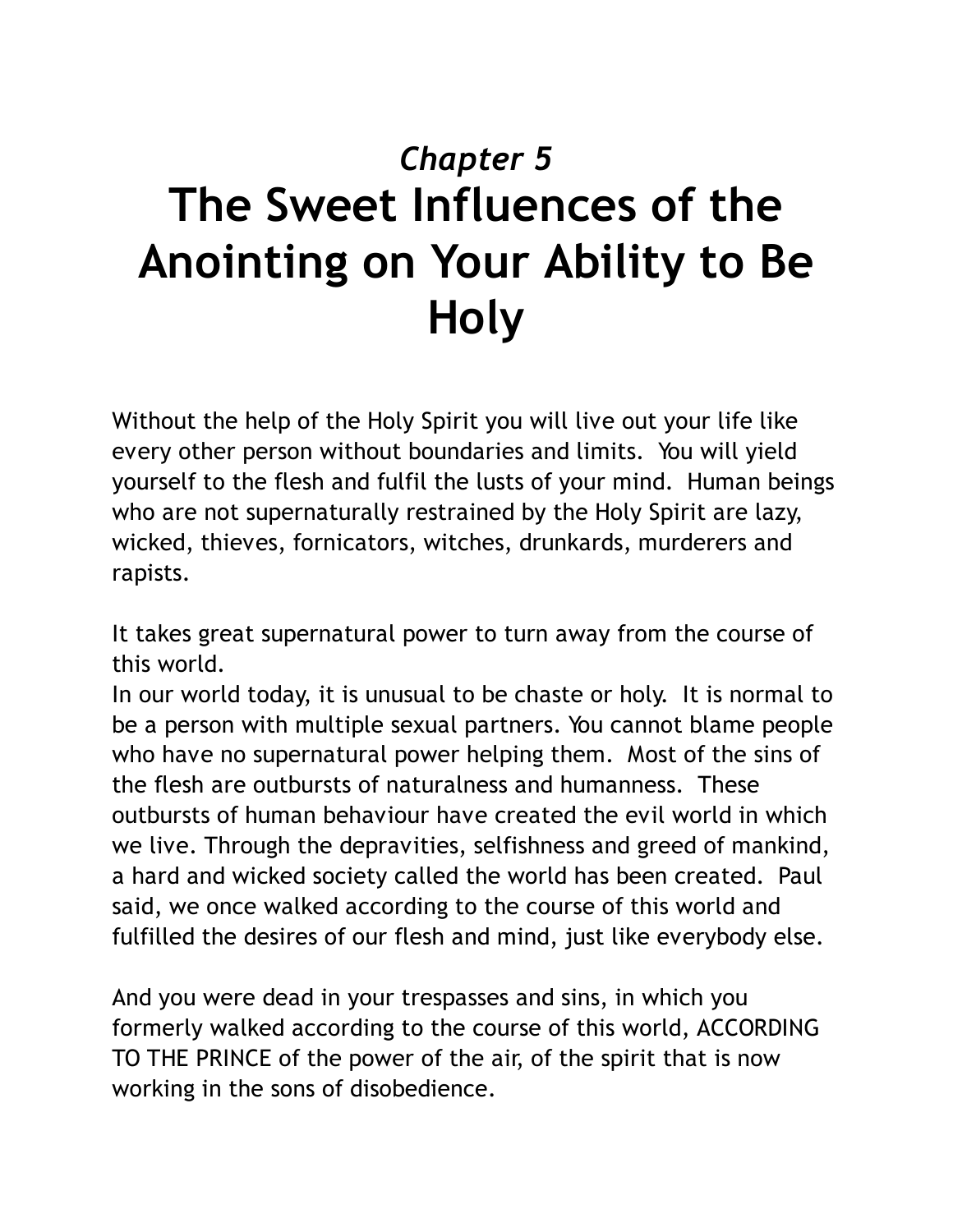*Chapter 5*

# The Sweet Influences of the Anointing on Your Ability to Be Holy

Without the help of the Holy Spirit you will live out your life like every other person without boundaries and limits. You will yield yourself to the flesh and fulfil the lusts of your mind. Human beings who are not supernaturally restrained by the Holy Spirit are lazy, wicked, thieves, fornicators, witches, drunkards, murderers and rapists.

It takes great supernatural power to turn away from the course of this world.
In our world today, it is unusual to be chaste or holy. It is normal to be a person with multiple sexual partners. You cannot blame people who have no supernatural power helping them. Most of the sins of the flesh are outbursts of naturalness and humanness. These outbursts of human behaviour have created the evil world in which we live. Through the depravities, selfishness and greed of mankind, a hard and wicked society called the world has been created. Paul said, we once walked according to the course of this world and fulfilled the desires of our flesh and mind, just like everybody else.

And you were dead in your trespasses and sins, in which you formerly walked according to the course of this world, ACCORDING TO THE PRINCE of the power of the air, of the spirit that is now working in the sons of disobedience.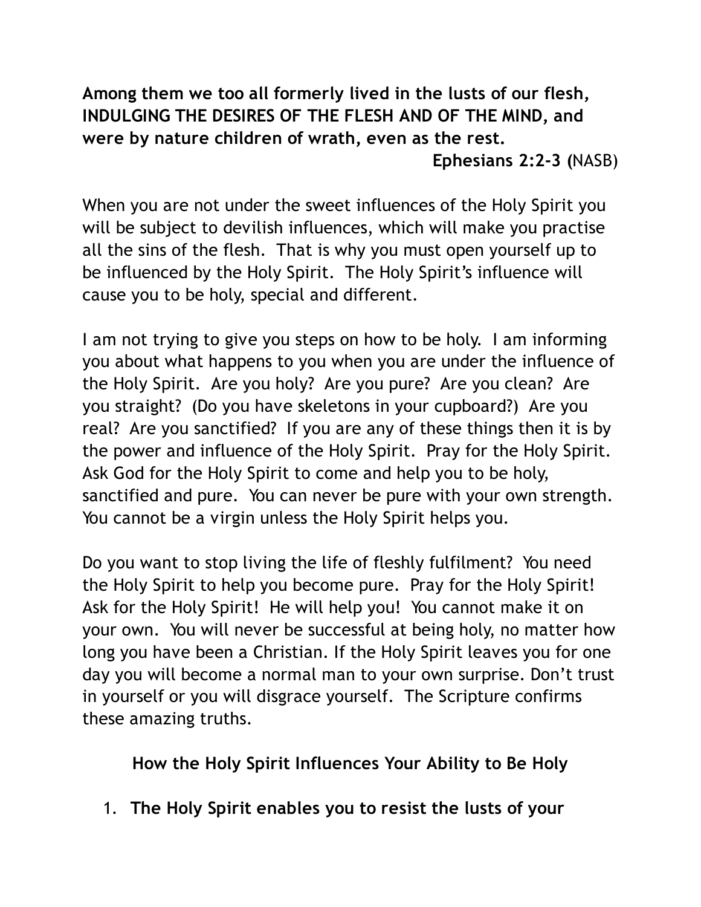**Among them we too all formerly lived in the lusts of our flesh, INDULGING THE DESIRES OF THE FLESH AND OF THE MIND, and were by nature children of wrath, even as the rest.**

**Ephesians 2:2-3 (**NASB)

When you are not under the sweet influences of the Holy Spirit you will be subject to devilish influences, which will make you practise all the sins of the flesh. That is why you must open yourself up to be influenced by the Holy Spirit. The Holy Spirit's influence will cause you to be holy, special and different.

I am not trying to give you steps on how to be holy. I am informing you about what happens to you when you are under the influence of the Holy Spirit. Are you holy? Are you pure? Are you clean? Are you straight? (Do you have skeletons in your cupboard?) Are you real? Are you sanctified? If you are any of these things then it is by the power and influence of the Holy Spirit. Pray for the Holy Spirit. Ask God for the Holy Spirit to come and help you to be holy, sanctified and pure. You can never be pure with your own strength. You cannot be a virgin unless the Holy Spirit helps you.

Do you want to stop living the life of fleshly fulfilment? You need the Holy Spirit to help you become pure. Pray for the Holy Spirit! Ask for the Holy Spirit! He will help you! You cannot make it on your own. You will never be successful at being holy, no matter how long you have been a Christian. If the Holy Spirit leaves you for one day you will become a normal man to your own surprise. Don't trust in yourself or you will disgrace yourself. The Scripture confirms these amazing truths.

## How the Holy Spirit Influences Your Ability to Be Holy

1. **The Holy Spirit enables you to resist the lusts of your**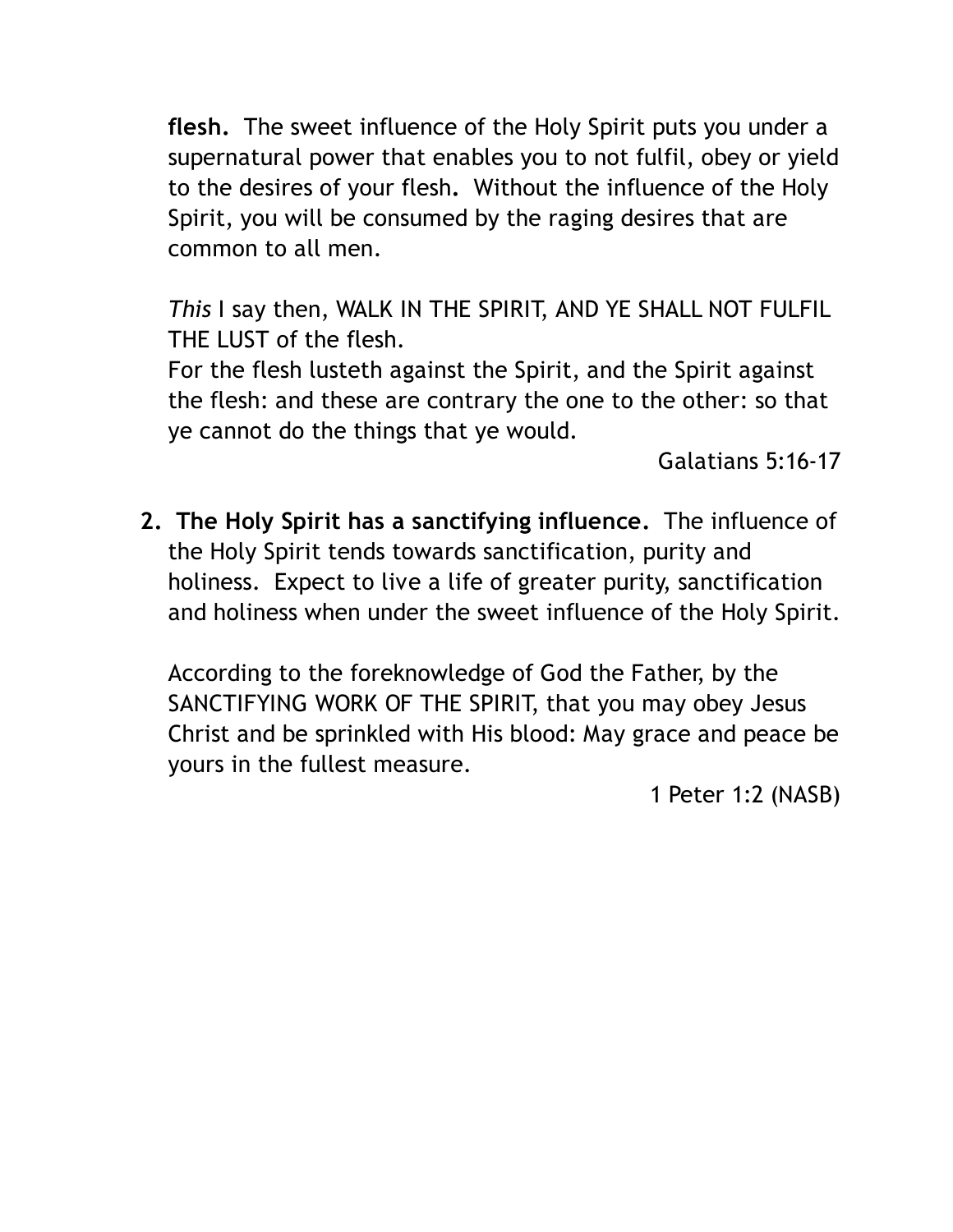**flesh.** The sweet influence of the Holy Spirit puts you under a supernatural power that enables you to not fulfil, obey or yield to the desires of your flesh. Without the influence of the Holy Spirit, you will be consumed by the raging desires that are common to all men.

*This* I say then, WALK IN THE SPIRIT, AND YE SHALL NOT FULFIL THE LUST of the flesh.
For the flesh lusteth against the Spirit, and the Spirit against the flesh: and these are contrary the one to the other: so that ye cannot do the things that ye would.

Galatians 5:16-17

2. **The Holy Spirit has a sanctifying influence.** The influence of the Holy Spirit tends towards sanctification, purity and holiness. Expect to live a life of greater purity, sanctification and holiness when under the sweet influence of the Holy Spirit.

   According to the foreknowledge of God the Father, by the SANCTIFYING WORK OF THE SPIRIT, that you may obey Jesus Christ and be sprinkled with His blood: May grace and peace be yours in the fullest measure.

   1 Peter 1:2 (NASB)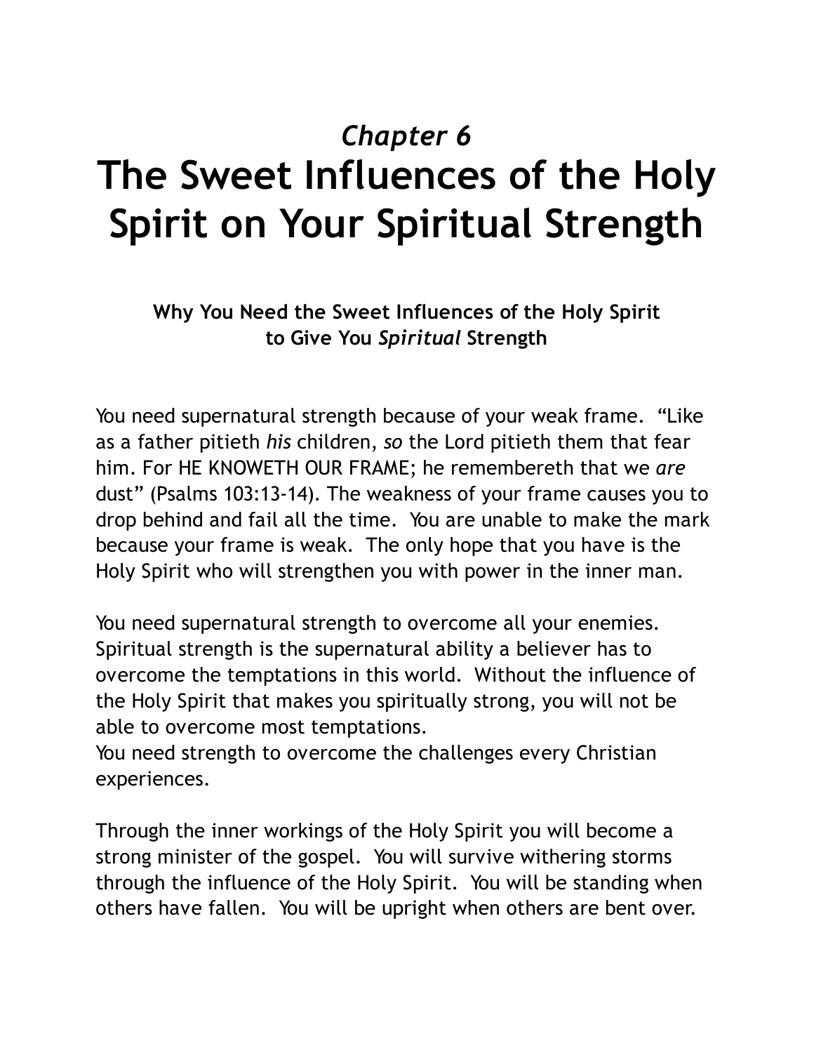# *Chapter 6*
# The Sweet Influences of the Holy Spirit on Your Spiritual Strength

### Why You Need the Sweet Influences of the Holy Spirit to Give You *Spiritual* Strength

You need supernatural strength because of your weak frame. "Like as a father pitieth *his* children, *so* the Lord pitieth them that fear him. For HE KNOWETH OUR FRAME; he remembereth that we *are* dust" (Psalms 103:13-14). The weakness of your frame causes you to drop behind and fail all the time. You are unable to make the mark because your frame is weak. The only hope that you have is the Holy Spirit who will strengthen you with power in the inner man.

You need supernatural strength to overcome all your enemies. Spiritual strength is the supernatural ability a believer has to overcome the temptations in this world. Without the influence of the Holy Spirit that makes you spiritually strong, you will not be able to overcome most temptations.
You need strength to overcome the challenges every Christian experiences.

Through the inner workings of the Holy Spirit you will become a strong minister of the gospel. You will survive withering storms through the influence of the Holy Spirit. You will be standing when others have fallen. You will be upright when others are bent over.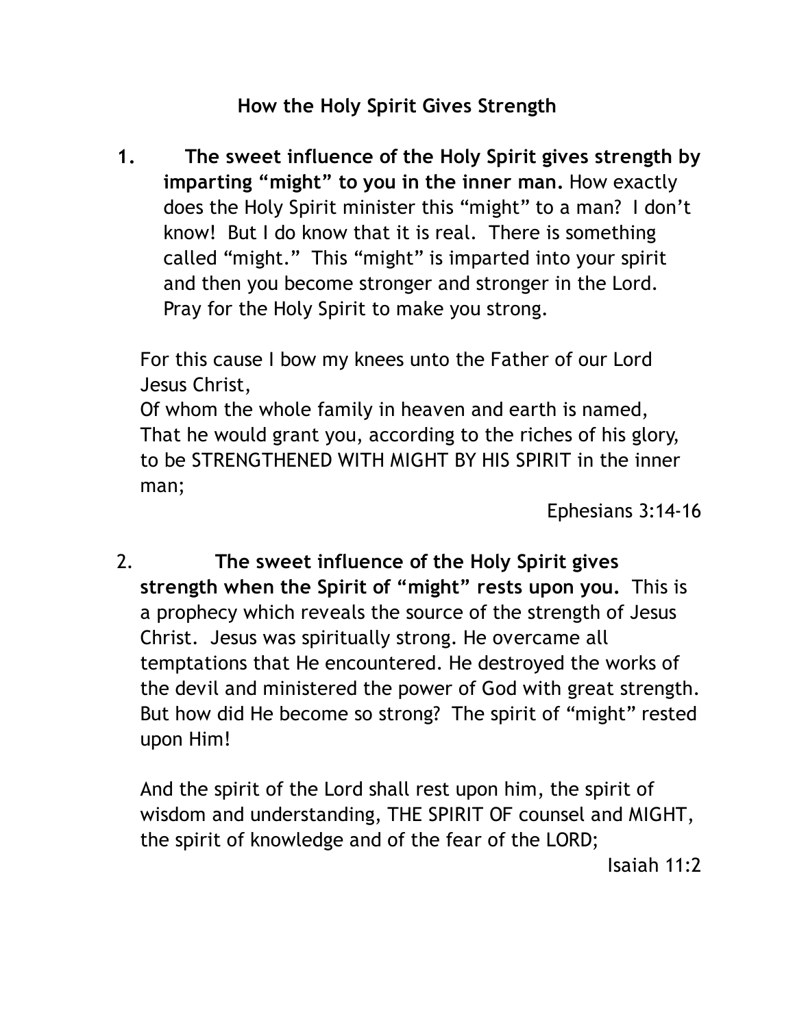## How the Holy Spirit Gives Strength

1. **The sweet influence of the Holy Spirit gives strength by imparting "might" to you in the inner man.** How exactly does the Holy Spirit minister this "might" to a man? I don't know! But I do know that it is real. There is something called "might." This "might" is imparted into your spirit and then you become stronger and stronger in the Lord. Pray for the Holy Spirit to make you strong.

   For this cause I bow my knees unto the Father of our Lord Jesus Christ,
   Of whom the whole family in heaven and earth is named,
   That he would grant you, according to the riches of his glory, to be STRENGTHENED WITH MIGHT BY HIS SPIRIT in the inner man;

   Ephesians 3:14-16

2. **The sweet influence of the Holy Spirit gives strength when the Spirit of "might" rests upon you.** This is a prophecy which reveals the source of the strength of Jesus Christ. Jesus was spiritually strong. He overcame all temptations that He encountered. He destroyed the works of the devil and ministered the power of God with great strength. But how did He become so strong? The spirit of "might" rested upon Him!

   And the spirit of the Lord shall rest upon him, the spirit of wisdom and understanding, THE SPIRIT OF counsel and MIGHT, the spirit of knowledge and of the fear of the LORD;

   Isaiah 11:2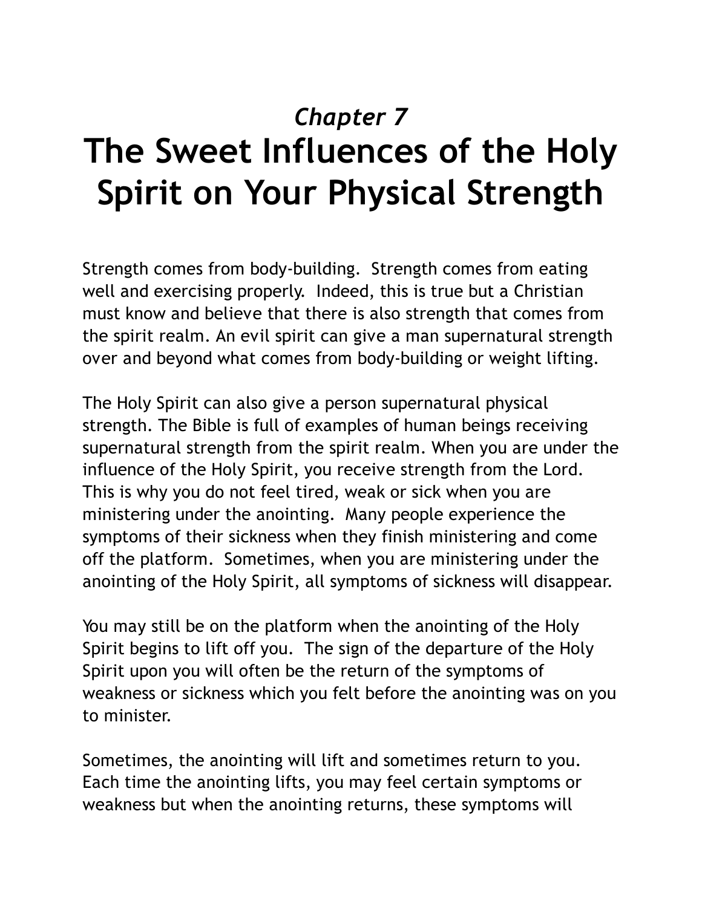*Chapter 7*

# The Sweet Influences of the Holy Spirit on Your Physical Strength

Strength comes from body-building. Strength comes from eating well and exercising properly. Indeed, this is true but a Christian must know and believe that there is also strength that comes from the spirit realm. An evil spirit can give a man supernatural strength over and beyond what comes from body-building or weight lifting.

The Holy Spirit can also give a person supernatural physical strength. The Bible is full of examples of human beings receiving supernatural strength from the spirit realm. When you are under the influence of the Holy Spirit, you receive strength from the Lord. This is why you do not feel tired, weak or sick when you are ministering under the anointing. Many people experience the symptoms of their sickness when they finish ministering and come off the platform. Sometimes, when you are ministering under the anointing of the Holy Spirit, all symptoms of sickness will disappear.

You may still be on the platform when the anointing of the Holy Spirit begins to lift off you. The sign of the departure of the Holy Spirit upon you will often be the return of the symptoms of weakness or sickness which you felt before the anointing was on you to minister.

Sometimes, the anointing will lift and sometimes return to you. Each time the anointing lifts, you may feel certain symptoms or weakness but when the anointing returns, these symptoms will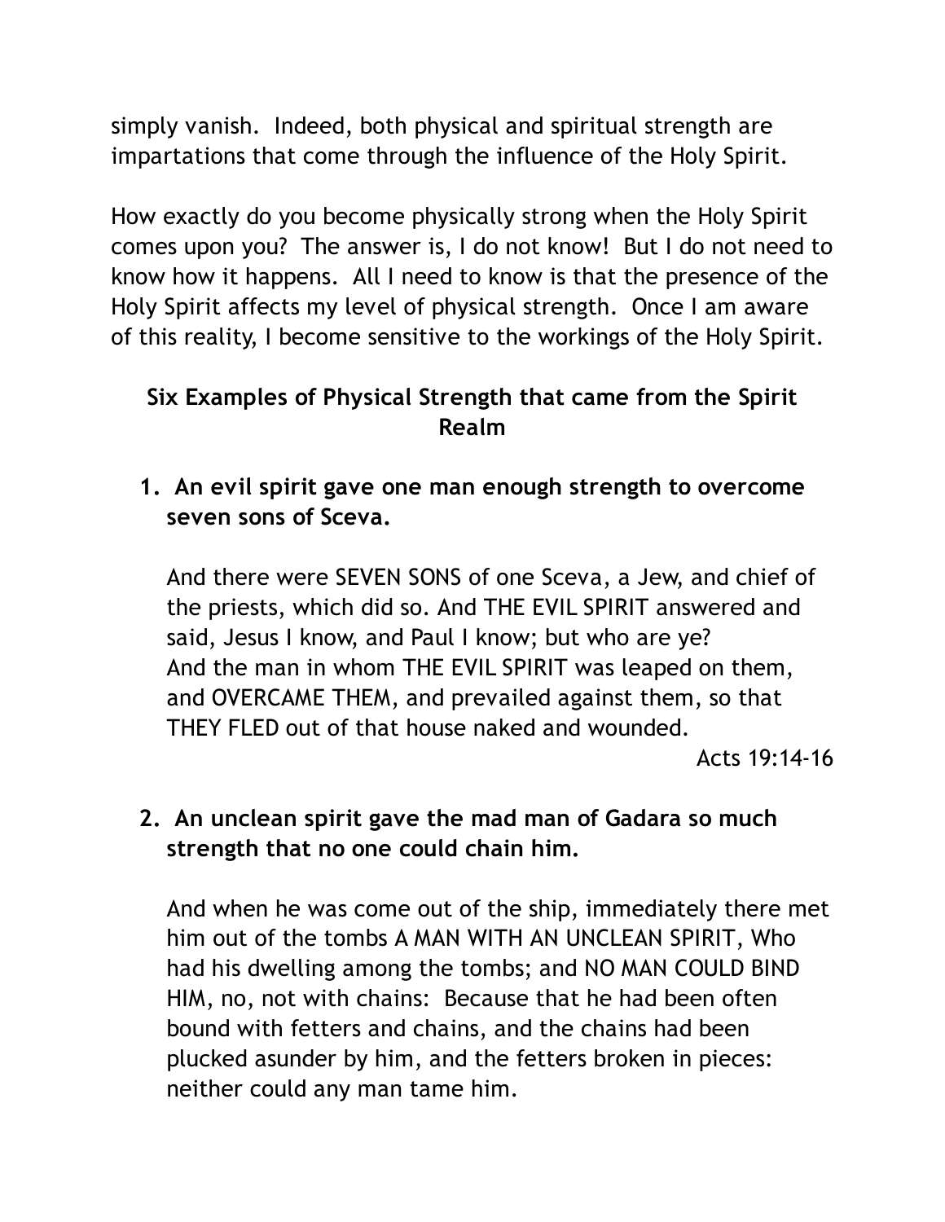simply vanish. Indeed, both physical and spiritual strength are impartations that come through the influence of the Holy Spirit.

How exactly do you become physically strong when the Holy Spirit comes upon you? The answer is, I do not know! But I do not need to know how it happens. All I need to know is that the presence of the Holy Spirit affects my level of physical strength. Once I am aware of this reality, I become sensitive to the workings of the Holy Spirit.

### Six Examples of Physical Strength that came from the Spirit Realm

1. **An evil spirit gave one man enough strength to overcome seven sons of Sceva.**

   And there were SEVEN SONS of one Sceva, a Jew, and chief of the priests, which did so. And THE EVIL SPIRIT answered and said, Jesus I know, and Paul I know; but who are ye? And the man in whom THE EVIL SPIRIT was leaped on them, and OVERCAME THEM, and prevailed against them, so that THEY FLED out of that house naked and wounded.

   Acts 19:14-16

2. **An unclean spirit gave the mad man of Gadara so much strength that no one could chain him.**

   And when he was come out of the ship, immediately there met him out of the tombs A MAN WITH AN UNCLEAN SPIRIT, Who had his dwelling among the tombs; and NO MAN COULD BIND HIM, no, not with chains: Because that he had been often bound with fetters and chains, and the chains had been plucked asunder by him, and the fetters broken in pieces: neither could any man tame him.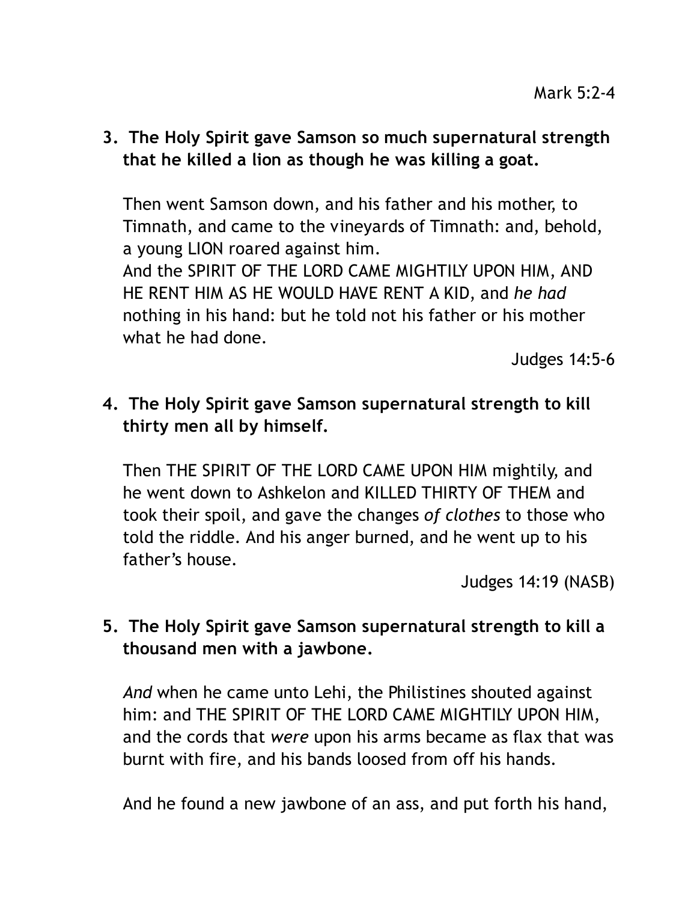Mark 5:2-4

3. **The Holy Spirit gave Samson so much supernatural strength that he killed a lion as though he was killing a goat.**

   Then went Samson down, and his father and his mother, to Timnath, and came to the vineyards of Timnath: and, behold, a young LION roared against him.
   And the SPIRIT OF THE LORD CAME MIGHTILY UPON HIM, AND HE RENT HIM AS HE WOULD HAVE RENT A KID, and *he had* nothing in his hand: but he told not his father or his mother what he had done.

   Judges 14:5-6

4. **The Holy Spirit gave Samson supernatural strength to kill thirty men all by himself.**

   Then THE SPIRIT OF THE LORD CAME UPON HIM mightily, and he went down to Ashkelon and KILLED THIRTY OF THEM and took their spoil, and gave the changes *of clothes* to those who told the riddle. And his anger burned, and he went up to his father's house.

   Judges 14:19 (NASB)

5. **The Holy Spirit gave Samson supernatural strength to kill a thousand men with a jawbone.**

   *And* when he came unto Lehi, the Philistines shouted against him: and THE SPIRIT OF THE LORD CAME MIGHTILY UPON HIM, and the cords that *were* upon his arms became as flax that was burnt with fire, and his bands loosed from off his hands.

   And he found a new jawbone of an ass, and put forth his hand,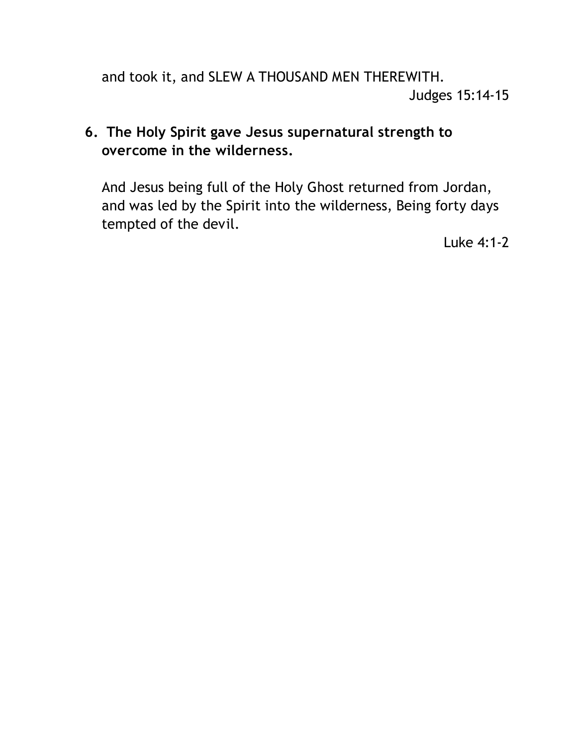and took it, and SLEW A THOUSAND MEN THEREWITH.

Judges 15:14-15

6. **The Holy Spirit gave Jesus supernatural strength to overcome in the wilderness.**

And Jesus being full of the Holy Ghost returned from Jordan, and was led by the Spirit into the wilderness, Being forty days tempted of the devil.

Luke 4:1-2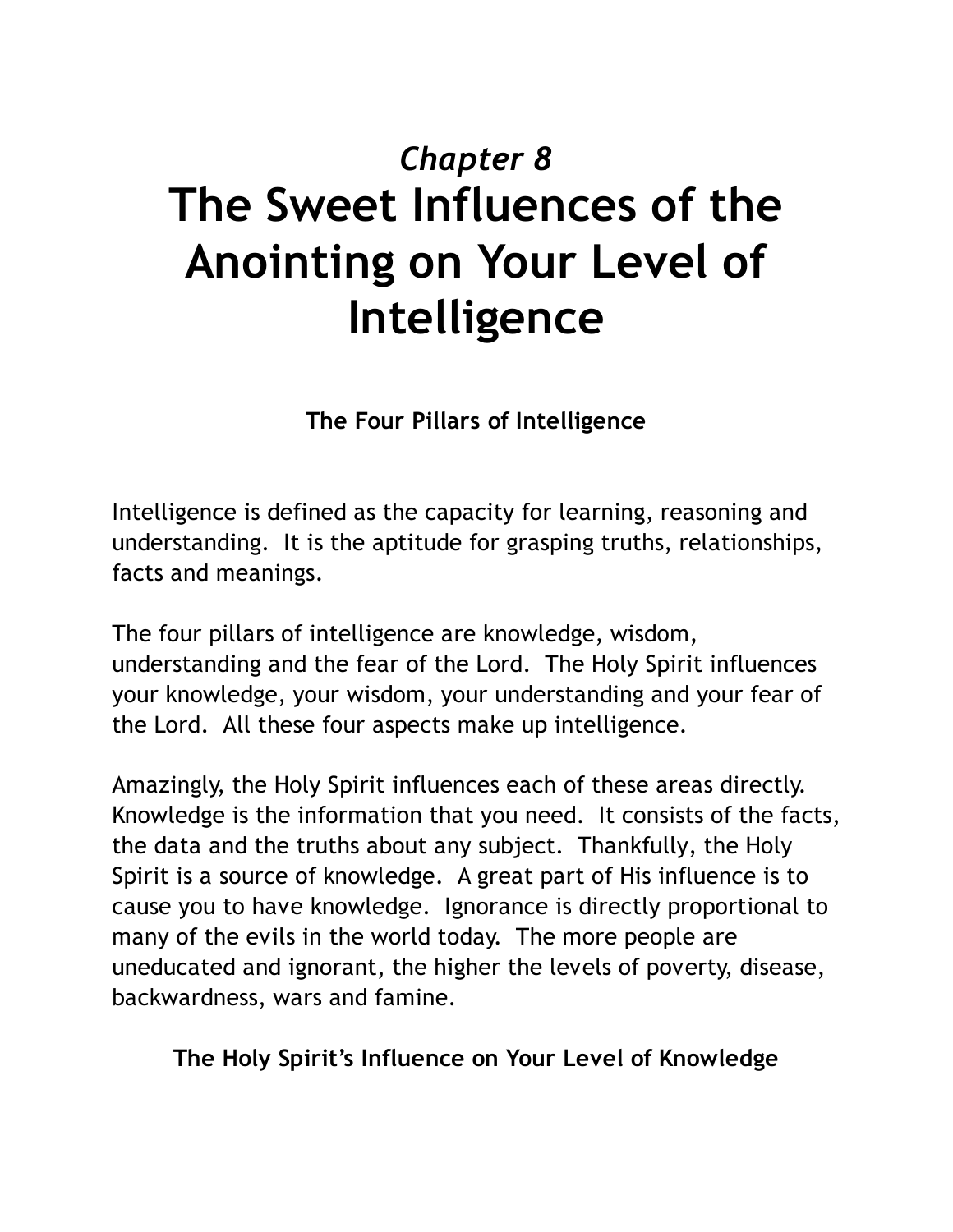# *Chapter 8*
# The Sweet Influences of the Anointing on Your Level of Intelligence

### The Four Pillars of Intelligence

Intelligence is defined as the capacity for learning, reasoning and understanding. It is the aptitude for grasping truths, relationships, facts and meanings.

The four pillars of intelligence are knowledge, wisdom, understanding and the fear of the Lord. The Holy Spirit influences your knowledge, your wisdom, your understanding and your fear of the Lord. All these four aspects make up intelligence.

Amazingly, the Holy Spirit influences each of these areas directly. Knowledge is the information that you need. It consists of the facts, the data and the truths about any subject. Thankfully, the Holy Spirit is a source of knowledge. A great part of His influence is to cause you to have knowledge. Ignorance is directly proportional to many of the evils in the world today. The more people are uneducated and ignorant, the higher the levels of poverty, disease, backwardness, wars and famine.

### The Holy Spirit's Influence on Your Level of Knowledge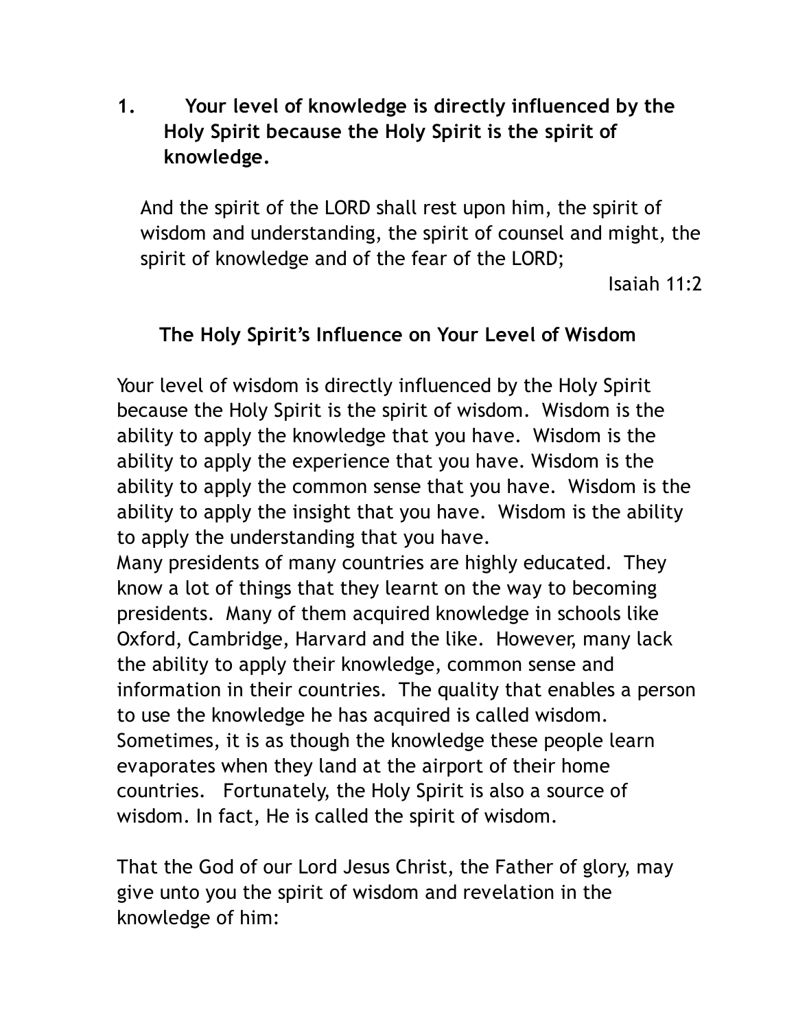1. **Your level of knowledge is directly influenced by the Holy Spirit because the Holy Spirit is the spirit of knowledge.**

   And the spirit of the LORD shall rest upon him, the spirit of wisdom and understanding, the spirit of counsel and might, the spirit of knowledge and of the fear of the LORD;

   Isaiah 11:2

## The Holy Spirit's Influence on Your Level of Wisdom

Your level of wisdom is directly influenced by the Holy Spirit because the Holy Spirit is the spirit of wisdom. Wisdom is the ability to apply the knowledge that you have. Wisdom is the ability to apply the experience that you have. Wisdom is the ability to apply the common sense that you have. Wisdom is the ability to apply the insight that you have. Wisdom is the ability to apply the understanding that you have.

Many presidents of many countries are highly educated. They know a lot of things that they learnt on the way to becoming presidents. Many of them acquired knowledge in schools like Oxford, Cambridge, Harvard and the like. However, many lack the ability to apply their knowledge, common sense and information in their countries. The quality that enables a person to use the knowledge he has acquired is called wisdom. Sometimes, it is as though the knowledge these people learn evaporates when they land at the airport of their home countries. Fortunately, the Holy Spirit is also a source of wisdom. In fact, He is called the spirit of wisdom.

That the God of our Lord Jesus Christ, the Father of glory, may give unto you the spirit of wisdom and revelation in the knowledge of him: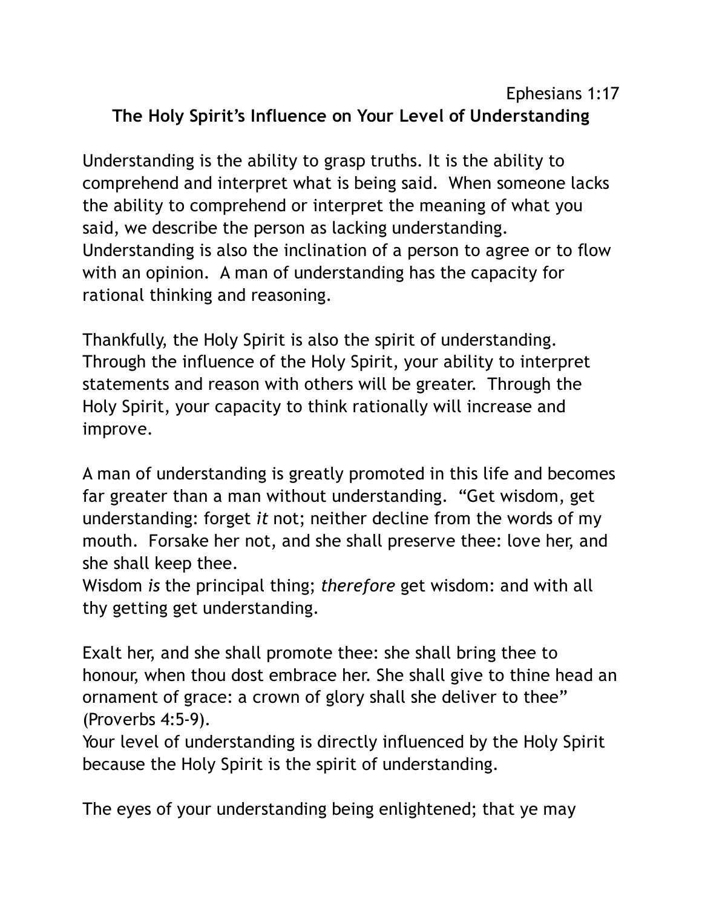Ephesians 1:17

## The Holy Spirit's Influence on Your Level of Understanding

Understanding is the ability to grasp truths. It is the ability to comprehend and interpret what is being said. When someone lacks the ability to comprehend or interpret the meaning of what you said, we describe the person as lacking understanding. Understanding is also the inclination of a person to agree or to flow with an opinion. A man of understanding has the capacity for rational thinking and reasoning.

Thankfully, the Holy Spirit is also the spirit of understanding. Through the influence of the Holy Spirit, your ability to interpret statements and reason with others will be greater. Through the Holy Spirit, your capacity to think rationally will increase and improve.

A man of understanding is greatly promoted in this life and becomes far greater than a man without understanding. "Get wisdom, get understanding: forget *it* not; neither decline from the words of my mouth. Forsake her not, and she shall preserve thee: love her, and she shall keep thee.
Wisdom *is* the principal thing; *therefore* get wisdom: and with all thy getting get understanding.

Exalt her, and she shall promote thee: she shall bring thee to honour, when thou dost embrace her. She shall give to thine head an ornament of grace: a crown of glory shall she deliver to thee" (Proverbs 4:5-9).
Your level of understanding is directly influenced by the Holy Spirit because the Holy Spirit is the spirit of understanding.

The eyes of your understanding being enlightened; that ye may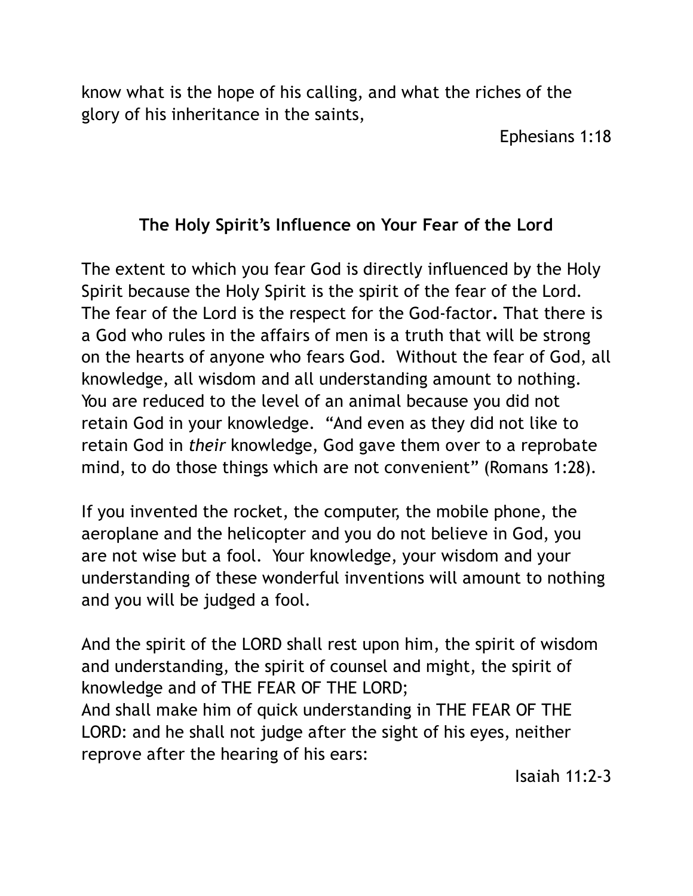know what is the hope of his calling, and what the riches of the glory of his inheritance in the saints,

Ephesians 1:18

## The Holy Spirit's Influence on Your Fear of the Lord

The extent to which you fear God is directly influenced by the Holy Spirit because the Holy Spirit is the spirit of the fear of the Lord. The fear of the Lord is the respect for the God-factor. That there is a God who rules in the affairs of men is a truth that will be strong on the hearts of anyone who fears God. Without the fear of God, all knowledge, all wisdom and all understanding amount to nothing. You are reduced to the level of an animal because you did not retain God in your knowledge. "And even as they did not like to retain God in *their* knowledge, God gave them over to a reprobate mind, to do those things which are not convenient" (Romans 1:28).

If you invented the rocket, the computer, the mobile phone, the aeroplane and the helicopter and you do not believe in God, you are not wise but a fool. Your knowledge, your wisdom and your understanding of these wonderful inventions will amount to nothing and you will be judged a fool.

And the spirit of the LORD shall rest upon him, the spirit of wisdom and understanding, the spirit of counsel and might, the spirit of knowledge and of THE FEAR OF THE LORD;
And shall make him of quick understanding in THE FEAR OF THE LORD: and he shall not judge after the sight of his eyes, neither reprove after the hearing of his ears:

Isaiah 11:2-3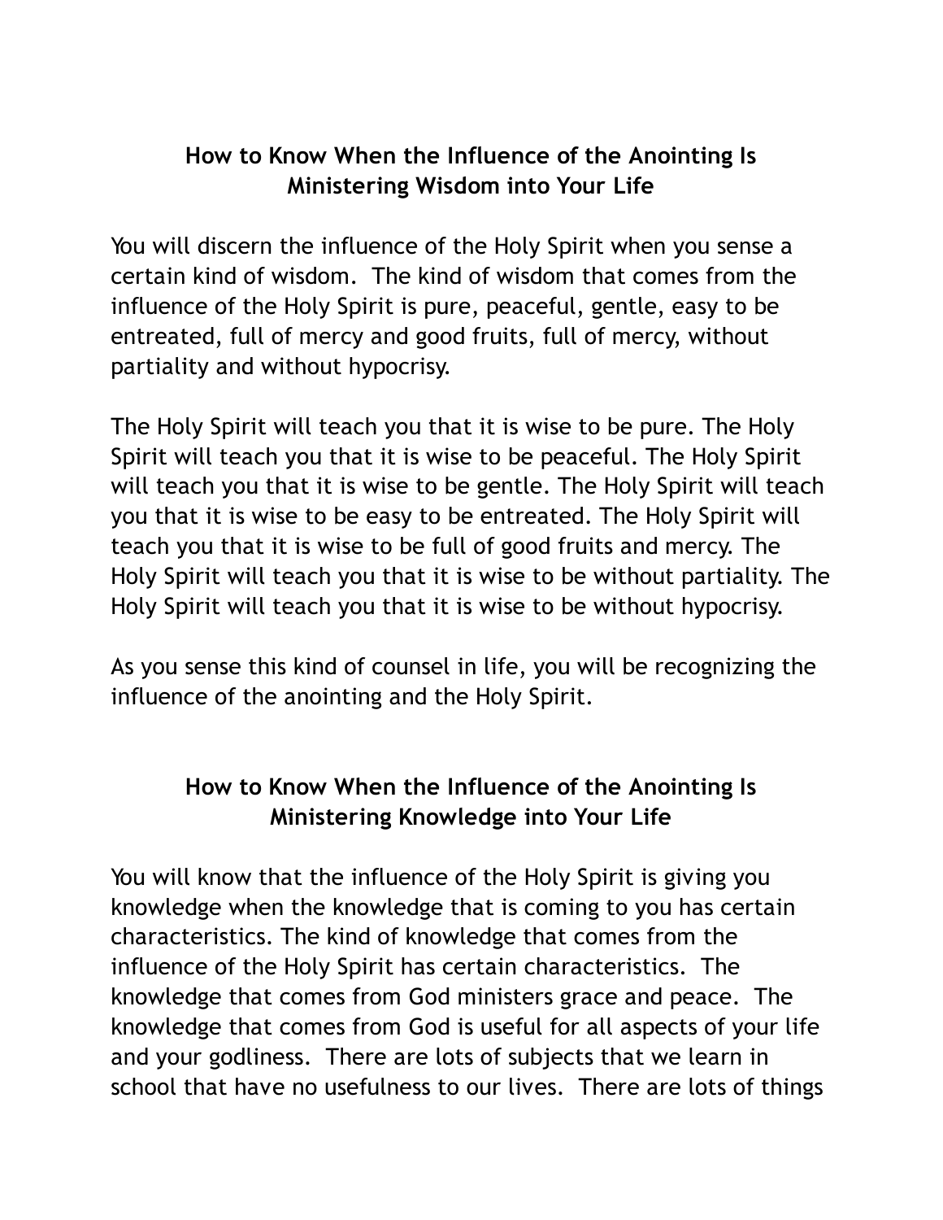## How to Know When the Influence of the Anointing Is Ministering Wisdom into Your Life

You will discern the influence of the Holy Spirit when you sense a certain kind of wisdom. The kind of wisdom that comes from the influence of the Holy Spirit is pure, peaceful, gentle, easy to be entreated, full of mercy and good fruits, full of mercy, without partiality and without hypocrisy.

The Holy Spirit will teach you that it is wise to be pure. The Holy Spirit will teach you that it is wise to be peaceful. The Holy Spirit will teach you that it is wise to be gentle. The Holy Spirit will teach you that it is wise to be easy to be entreated. The Holy Spirit will teach you that it is wise to be full of good fruits and mercy. The Holy Spirit will teach you that it is wise to be without partiality. The Holy Spirit will teach you that it is wise to be without hypocrisy.

As you sense this kind of counsel in life, you will be recognizing the influence of the anointing and the Holy Spirit.

## How to Know When the Influence of the Anointing Is Ministering Knowledge into Your Life

You will know that the influence of the Holy Spirit is giving you knowledge when the knowledge that is coming to you has certain characteristics. The kind of knowledge that comes from the influence of the Holy Spirit has certain characteristics. The knowledge that comes from God ministers grace and peace. The knowledge that comes from God is useful for all aspects of your life and your godliness. There are lots of subjects that we learn in school that have no usefulness to our lives. There are lots of things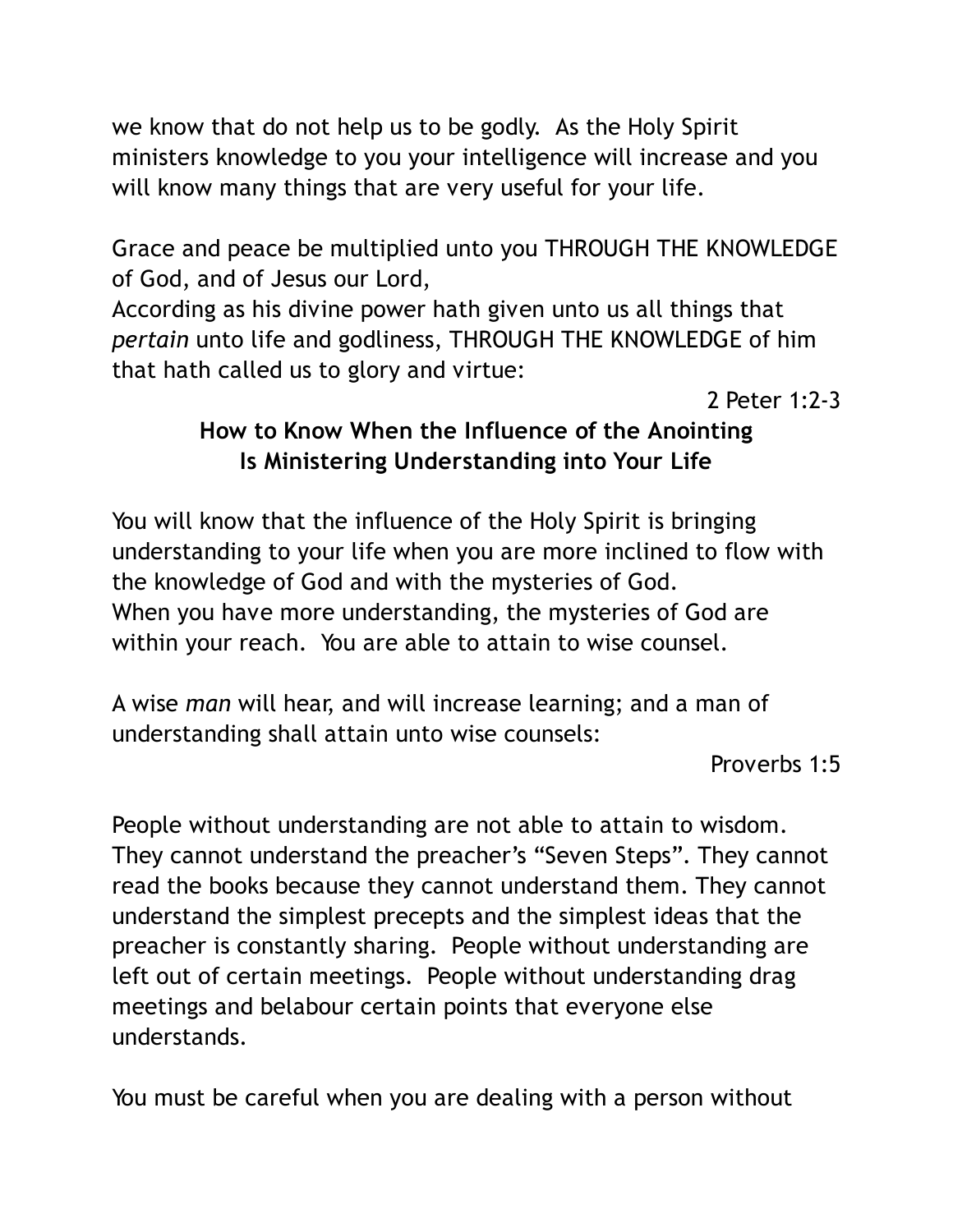we know that do not help us to be godly. As the Holy Spirit ministers knowledge to you your intelligence will increase and you will know many things that are very useful for your life.

Grace and peace be multiplied unto you THROUGH THE KNOWLEDGE of God, and of Jesus our Lord,
According as his divine power hath given unto us all things that *pertain* unto life and godliness, THROUGH THE KNOWLEDGE of him that hath called us to glory and virtue:

2 Peter 1:2-3

**How to Know When the Influence of the Anointing Is Ministering Understanding into Your Life**

You will know that the influence of the Holy Spirit is bringing understanding to your life when you are more inclined to flow with the knowledge of God and with the mysteries of God.
When you have more understanding, the mysteries of God are within your reach. You are able to attain to wise counsel.

A wise *man* will hear, and will increase learning; and a man of understanding shall attain unto wise counsels:

Proverbs 1:5

People without understanding are not able to attain to wisdom. They cannot understand the preacher's "Seven Steps". They cannot read the books because they cannot understand them. They cannot understand the simplest precepts and the simplest ideas that the preacher is constantly sharing. People without understanding are left out of certain meetings. People without understanding drag meetings and belabour certain points that everyone else understands.

You must be careful when you are dealing with a person without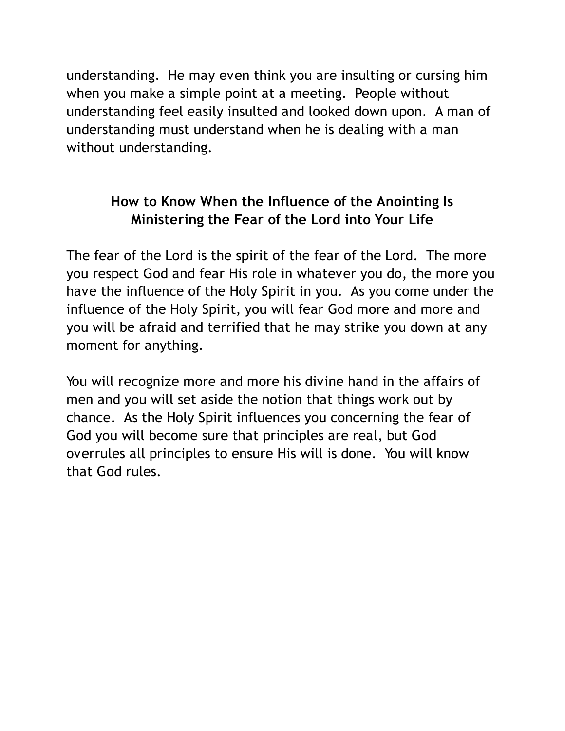understanding. He may even think you are insulting or cursing him when you make a simple point at a meeting. People without understanding feel easily insulted and looked down upon. A man of understanding must understand when he is dealing with a man without understanding.

### How to Know When the Influence of the Anointing Is Ministering the Fear of the Lord into Your Life

The fear of the Lord is the spirit of the fear of the Lord. The more you respect God and fear His role in whatever you do, the more you have the influence of the Holy Spirit in you. As you come under the influence of the Holy Spirit, you will fear God more and more and you will be afraid and terrified that he may strike you down at any moment for anything.

You will recognize more and more his divine hand in the affairs of men and you will set aside the notion that things work out by chance. As the Holy Spirit influences you concerning the fear of God you will become sure that principles are real, but God overrules all principles to ensure His will is done. You will know that God rules.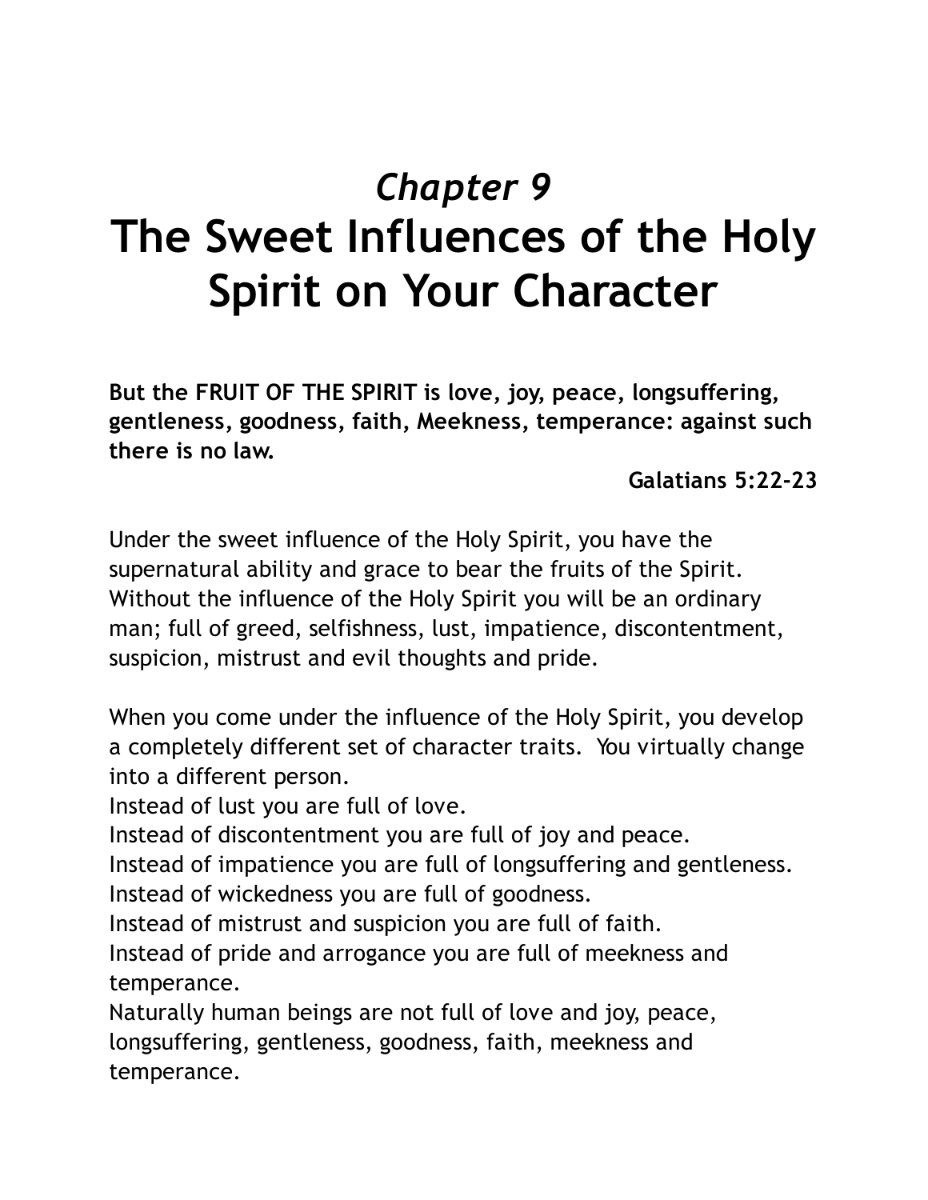# *Chapter 9*
# The Sweet Influences of the Holy Spirit on Your Character

**But the FRUIT OF THE SPIRIT is love, joy, peace, longsuffering, gentleness, goodness, faith, Meekness, temperance: against such there is no law.**

**Galatians 5:22-23**

Under the sweet influence of the Holy Spirit, you have the supernatural ability and grace to bear the fruits of the Spirit. Without the influence of the Holy Spirit you will be an ordinary man; full of greed, selfishness, lust, impatience, discontentment, suspicion, mistrust and evil thoughts and pride.

When you come under the influence of the Holy Spirit, you develop a completely different set of character traits. You virtually change into a different person.
Instead of lust you are full of love.
Instead of discontentment you are full of joy and peace.
Instead of impatience you are full of longsuffering and gentleness.
Instead of wickedness you are full of goodness.
Instead of mistrust and suspicion you are full of faith.
Instead of pride and arrogance you are full of meekness and temperance.
Naturally human beings are not full of love and joy, peace, longsuffering, gentleness, goodness, faith, meekness and temperance.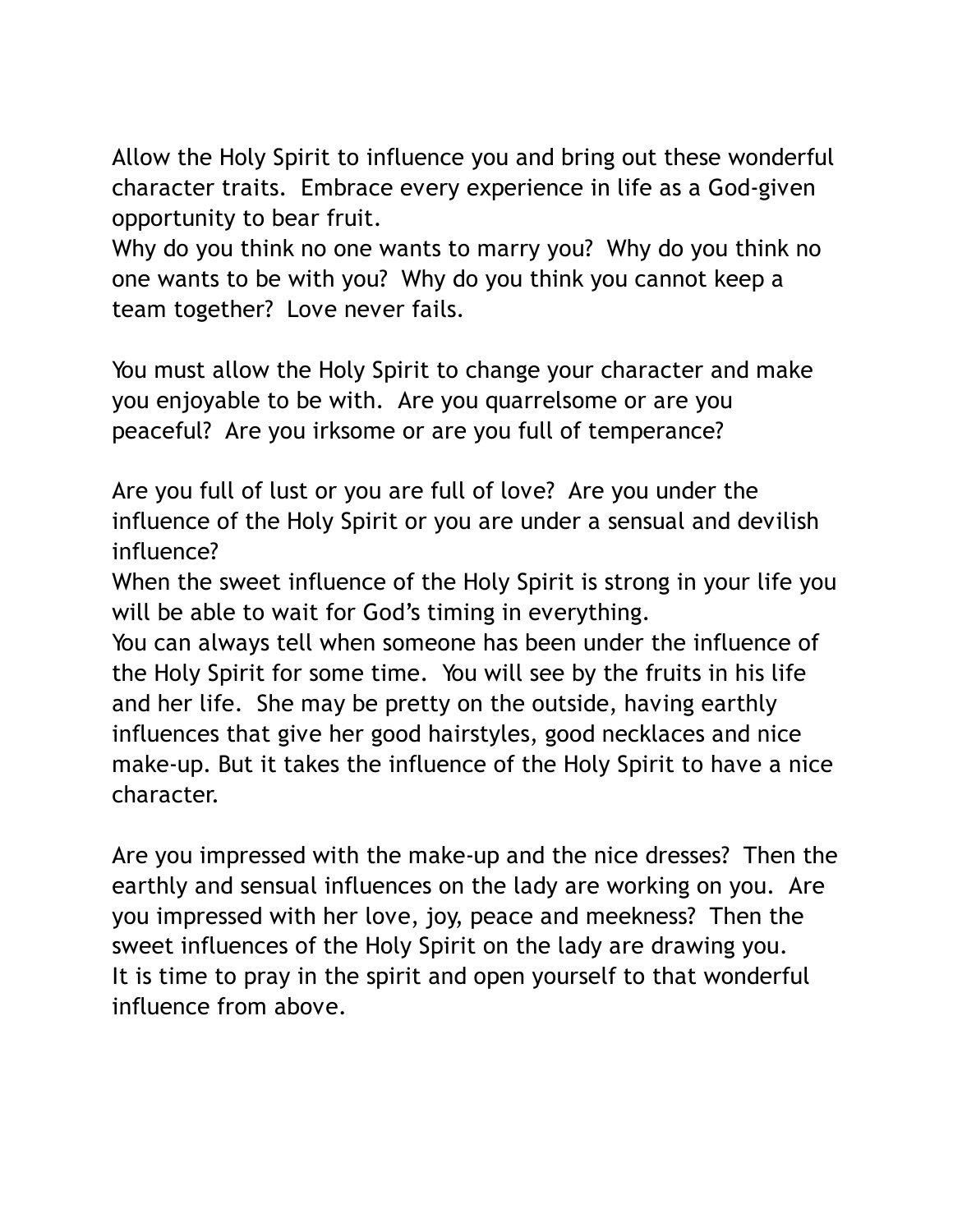Allow the Holy Spirit to influence you and bring out these wonderful character traits. Embrace every experience in life as a God-given opportunity to bear fruit.
Why do you think no one wants to marry you? Why do you think no one wants to be with you? Why do you think you cannot keep a team together? Love never fails.

You must allow the Holy Spirit to change your character and make you enjoyable to be with. Are you quarrelsome or are you peaceful? Are you irksome or are you full of temperance?

Are you full of lust or you are full of love? Are you under the influence of the Holy Spirit or you are under a sensual and devilish influence?
When the sweet influence of the Holy Spirit is strong in your life you will be able to wait for God's timing in everything.
You can always tell when someone has been under the influence of the Holy Spirit for some time. You will see by the fruits in his life and her life. She may be pretty on the outside, having earthly influences that give her good hairstyles, good necklaces and nice make-up. But it takes the influence of the Holy Spirit to have a nice character.

Are you impressed with the make-up and the nice dresses? Then the earthly and sensual influences on the lady are working on you. Are you impressed with her love, joy, peace and meekness? Then the sweet influences of the Holy Spirit on the lady are drawing you.
It is time to pray in the spirit and open yourself to that wonderful influence from above.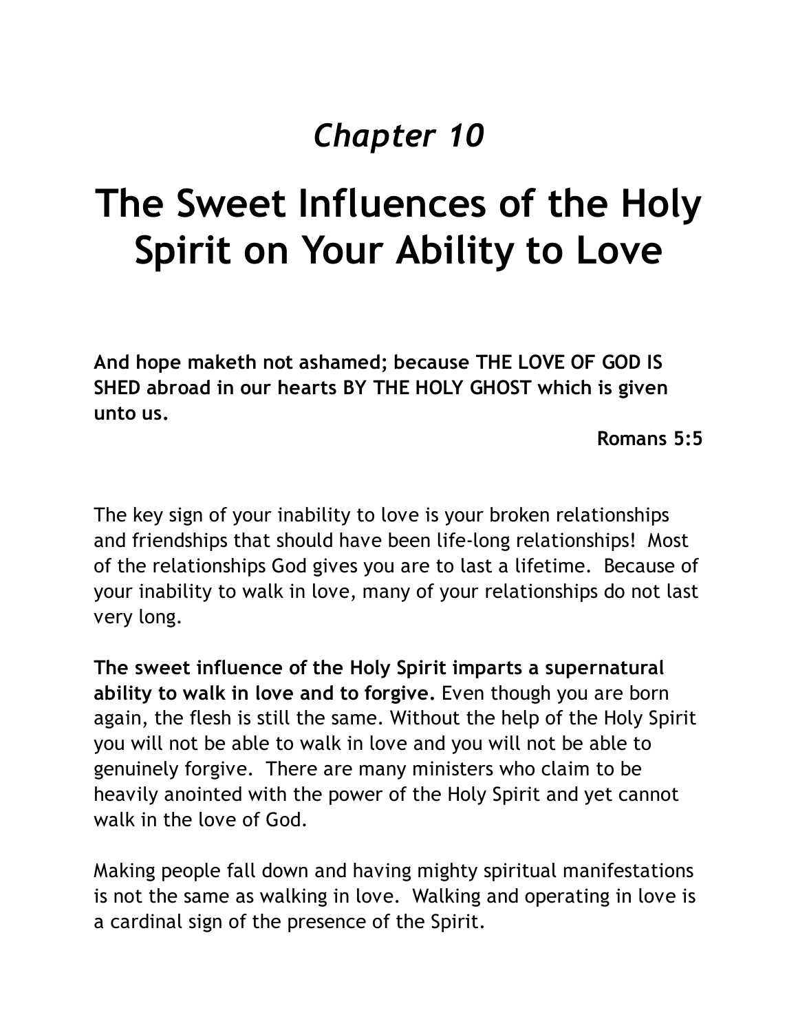# *Chapter 10*

# The Sweet Influences of the Holy Spirit on Your Ability to Love

**And hope maketh not ashamed; because THE LOVE OF GOD IS SHED abroad in our hearts BY THE HOLY GHOST which is given unto us.**

**Romans 5:5**

The key sign of your inability to love is your broken relationships and friendships that should have been life-long relationships! Most of the relationships God gives you are to last a lifetime. Because of your inability to walk in love, many of your relationships do not last very long.

**The sweet influence of the Holy Spirit imparts a supernatural ability to walk in love and to forgive.** Even though you are born again, the flesh is still the same. Without the help of the Holy Spirit you will not be able to walk in love and you will not be able to genuinely forgive. There are many ministers who claim to be heavily anointed with the power of the Holy Spirit and yet cannot walk in the love of God.

Making people fall down and having mighty spiritual manifestations is not the same as walking in love. Walking and operating in love is a cardinal sign of the presence of the Spirit.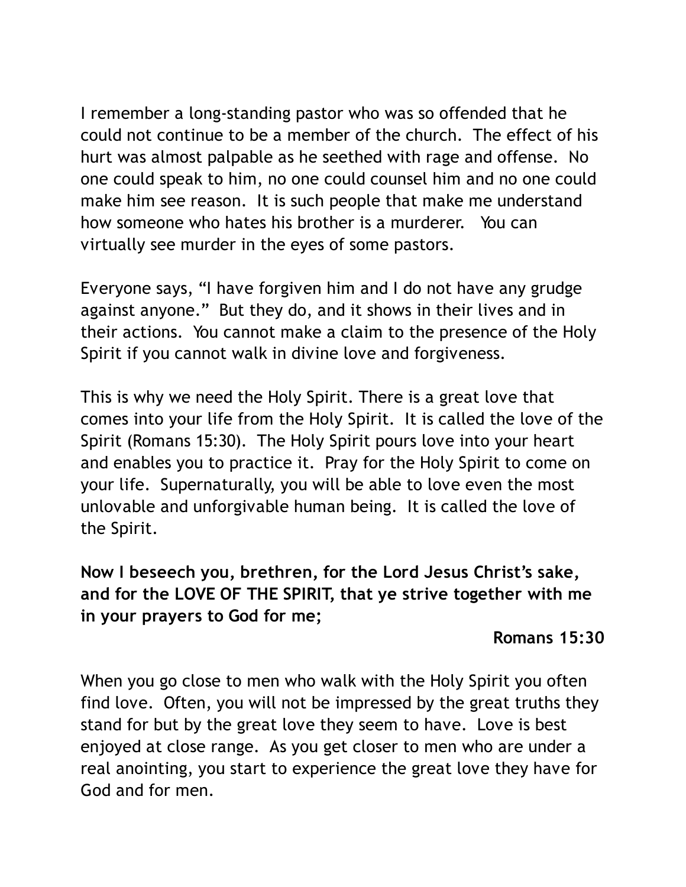I remember a long-standing pastor who was so offended that he could not continue to be a member of the church. The effect of his hurt was almost palpable as he seethed with rage and offense. No one could speak to him, no one could counsel him and no one could make him see reason. It is such people that make me understand how someone who hates his brother is a murderer. You can virtually see murder in the eyes of some pastors.

Everyone says, “I have forgiven him and I do not have any grudge against anyone.” But they do, and it shows in their lives and in their actions. You cannot make a claim to the presence of the Holy Spirit if you cannot walk in divine love and forgiveness.

This is why we need the Holy Spirit. There is a great love that comes into your life from the Holy Spirit. It is called the love of the Spirit (Romans 15:30). The Holy Spirit pours love into your heart and enables you to practice it. Pray for the Holy Spirit to come on your life. Supernaturally, you will be able to love even the most unlovable and unforgivable human being. It is called the love of the Spirit.

**Now I beseech you, brethren, for the Lord Jesus Christ’s sake, and for the LOVE OF THE SPIRIT, that ye strive together with me in your prayers to God for me;**

**Romans 15:30**

When you go close to men who walk with the Holy Spirit you often find love. Often, you will not be impressed by the great truths they stand for but by the great love they seem to have. Love is best enjoyed at close range. As you get closer to men who are under a real anointing, you start to experience the great love they have for God and for men.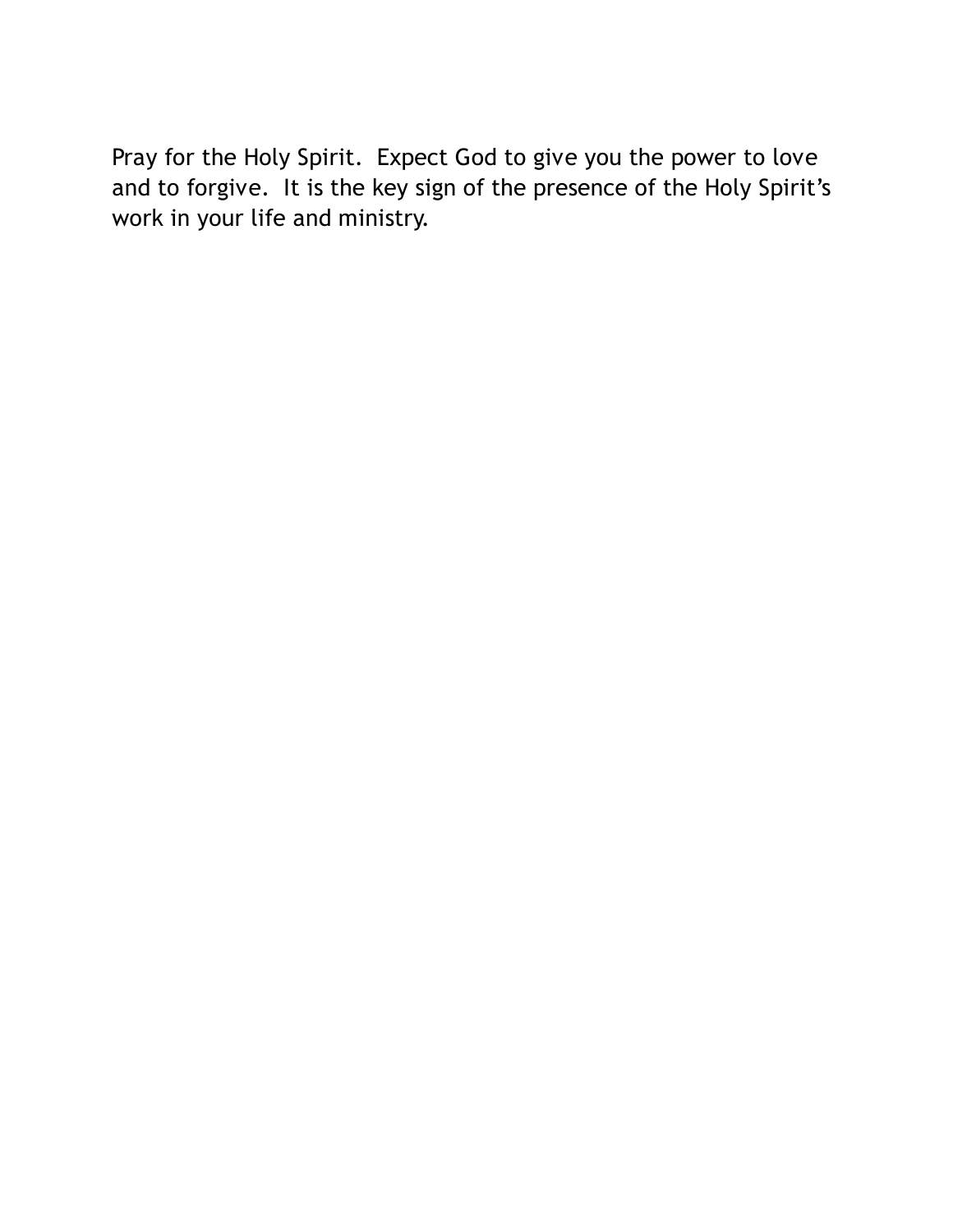Pray for the Holy Spirit.  Expect God to give you the power to love and to forgive.  It is the key sign of the presence of the Holy Spirit's work in your life and ministry.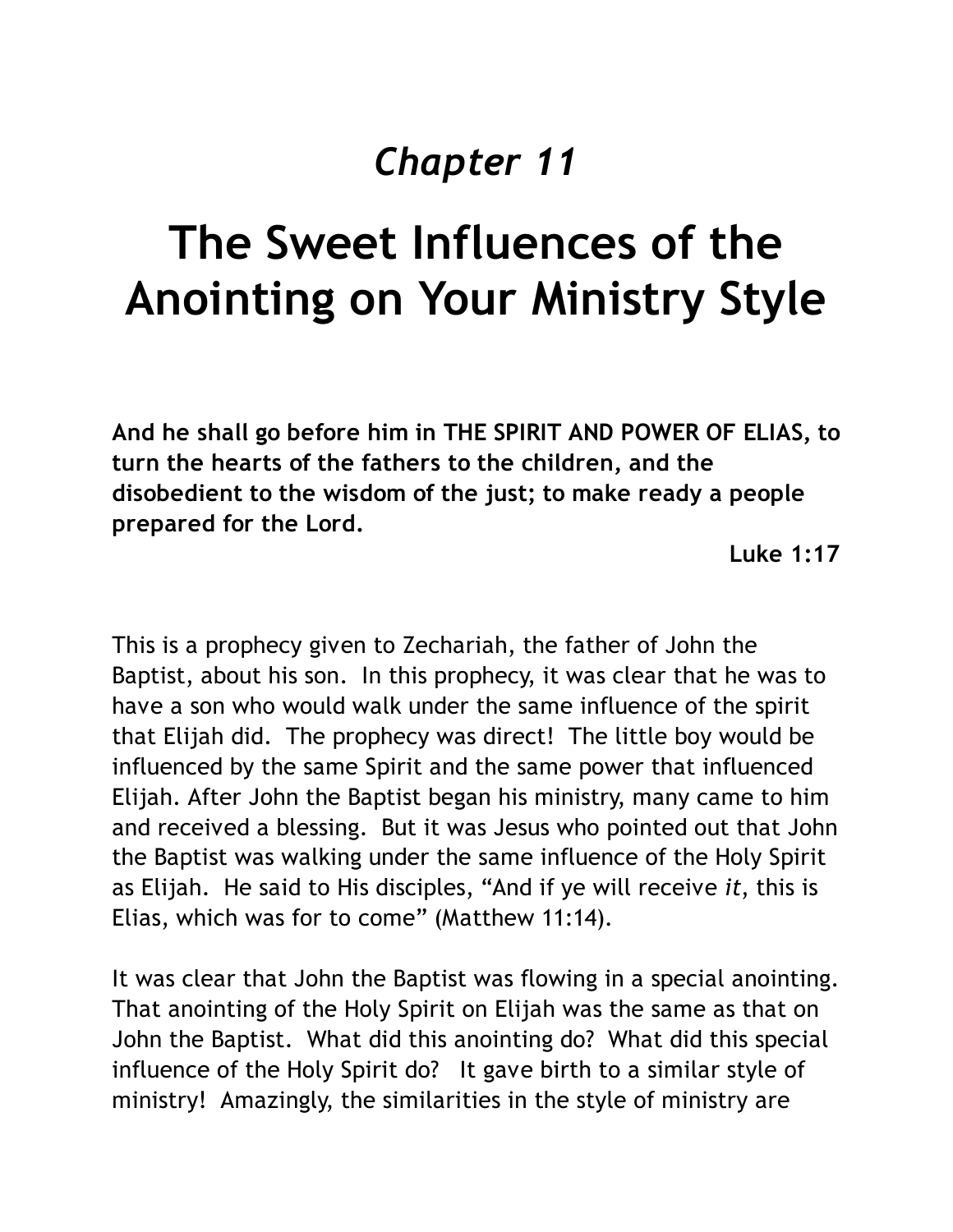*Chapter 11*

# The Sweet Influences of the Anointing on Your Ministry Style

**And he shall go before him in THE SPIRIT AND POWER OF ELIAS, to turn the hearts of the fathers to the children, and the disobedient to the wisdom of the just; to make ready a people prepared for the Lord.**

**Luke 1:17**

This is a prophecy given to Zechariah, the father of John the Baptist, about his son. In this prophecy, it was clear that he was to have a son who would walk under the same influence of the spirit that Elijah did. The prophecy was direct! The little boy would be influenced by the same Spirit and the same power that influenced Elijah. After John the Baptist began his ministry, many came to him and received a blessing. But it was Jesus who pointed out that John the Baptist was walking under the same influence of the Holy Spirit as Elijah. He said to His disciples, "And if ye will receive *it*, this is Elias, which was for to come" (Matthew 11:14).

It was clear that John the Baptist was flowing in a special anointing. That anointing of the Holy Spirit on Elijah was the same as that on John the Baptist. What did this anointing do? What did this special influence of the Holy Spirit do? It gave birth to a similar style of ministry! Amazingly, the similarities in the style of ministry are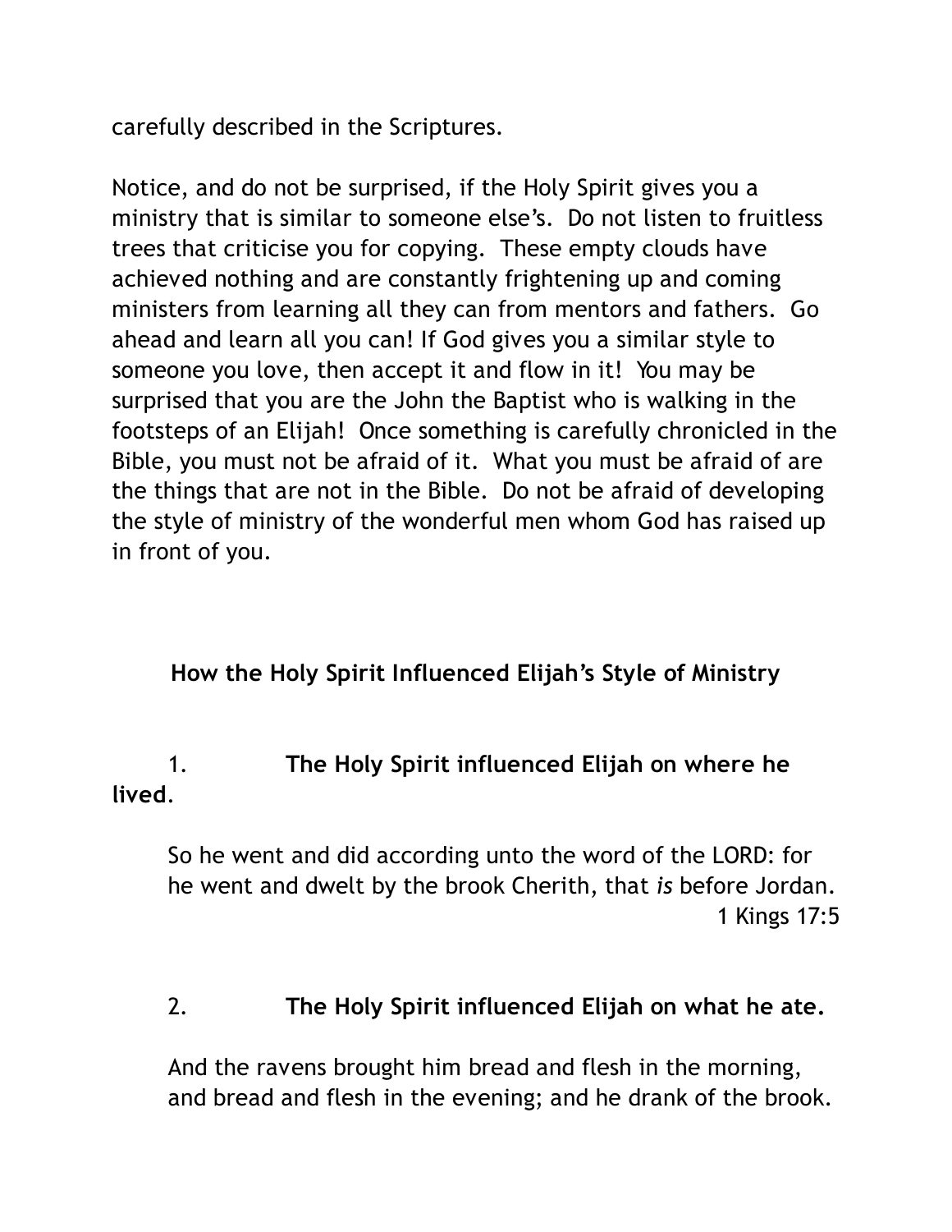carefully described in the Scriptures.

Notice, and do not be surprised, if the Holy Spirit gives you a ministry that is similar to someone else's. Do not listen to fruitless trees that criticise you for copying. These empty clouds have achieved nothing and are constantly frightening up and coming ministers from learning all they can from mentors and fathers. Go ahead and learn all you can! If God gives you a similar style to someone you love, then accept it and flow in it! You may be surprised that you are the John the Baptist who is walking in the footsteps of an Elijah! Once something is carefully chronicled in the Bible, you must not be afraid of it. What you must be afraid of are the things that are not in the Bible. Do not be afraid of developing the style of ministry of the wonderful men whom God has raised up in front of you.

### How the Holy Spirit Influenced Elijah's Style of Ministry

1. **The Holy Spirit influenced Elijah on where he lived**.

> So he went and did according unto the word of the LORD: for he went and dwelt by the brook Cherith, that *is* before Jordan.
>
> 1 Kings 17:5

2. **The Holy Spirit influenced Elijah on what he ate.**

> And the ravens brought him bread and flesh in the morning, and bread and flesh in the evening; and he drank of the brook.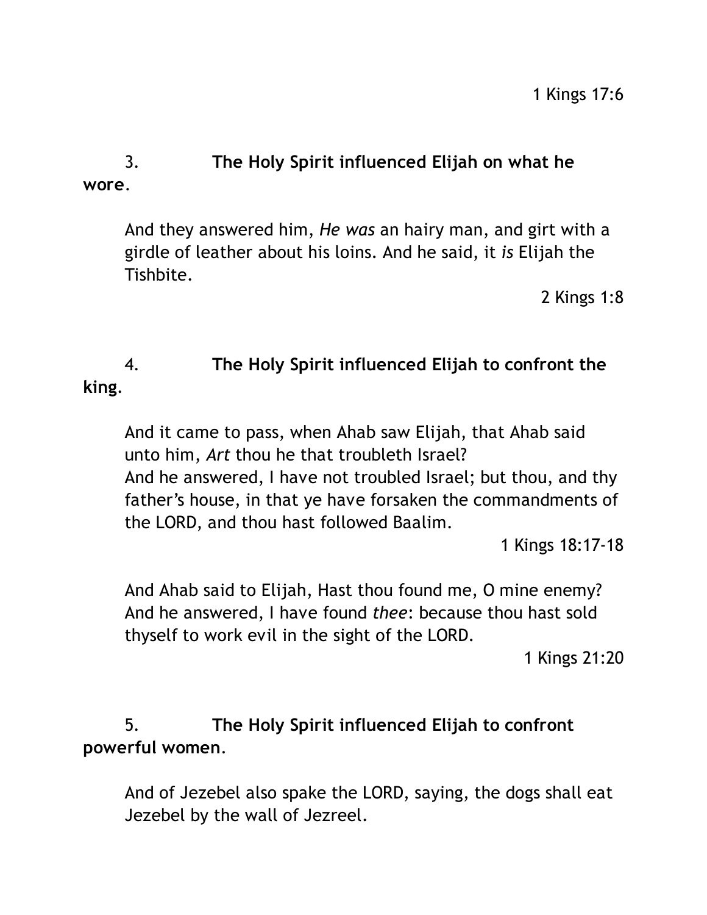1 Kings 17:6

3. **The Holy Spirit influenced Elijah on what he wore**.

> And they answered him, *He was* an hairy man, and girt with a girdle of leather about his loins. And he said, it *is* Elijah the Tishbite.
>
> 2 Kings 1:8

4. **The Holy Spirit influenced Elijah to confront the king**.

> And it came to pass, when Ahab saw Elijah, that Ahab said unto him, *Art* thou he that troubleth Israel?
> And he answered, I have not troubled Israel; but thou, and thy father's house, in that ye have forsaken the commandments of the LORD, and thou hast followed Baalim.
>
> 1 Kings 18:17-18

> And Ahab said to Elijah, Hast thou found me, O mine enemy? And he answered, I have found *thee*: because thou hast sold thyself to work evil in the sight of the LORD.
>
> 1 Kings 21:20

5. **The Holy Spirit influenced Elijah to confront powerful women**.

> And of Jezebel also spake the LORD, saying, the dogs shall eat Jezebel by the wall of Jezreel.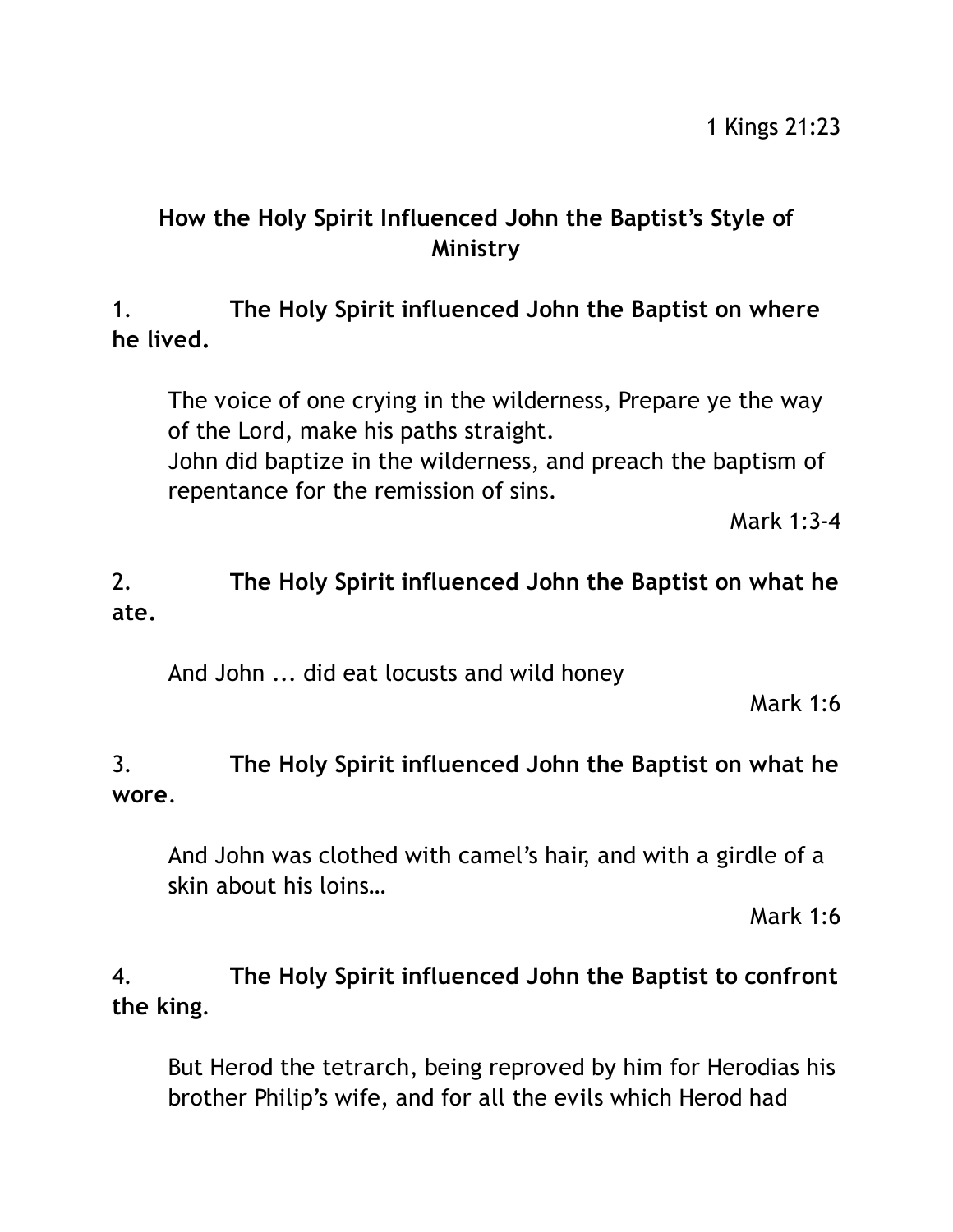1 Kings 21:23

## How the Holy Spirit Influenced John the Baptist's Style of Ministry

1. **The Holy Spirit influenced John the Baptist on where he lived.**

> The voice of one crying in the wilderness, Prepare ye the way of the Lord, make his paths straight.
> John did baptize in the wilderness, and preach the baptism of repentance for the remission of sins.
>
> Mark 1:3-4

2. **The Holy Spirit influenced John the Baptist on what he ate.**

> And John ... did eat locusts and wild honey
>
> Mark 1:6

3. **The Holy Spirit influenced John the Baptist on what he wore**.

> And John was clothed with camel's hair, and with a girdle of a skin about his loins…
>
> Mark 1:6

4. **The Holy Spirit influenced John the Baptist to confront the king**.

> But Herod the tetrarch, being reproved by him for Herodias his brother Philip's wife, and for all the evils which Herod had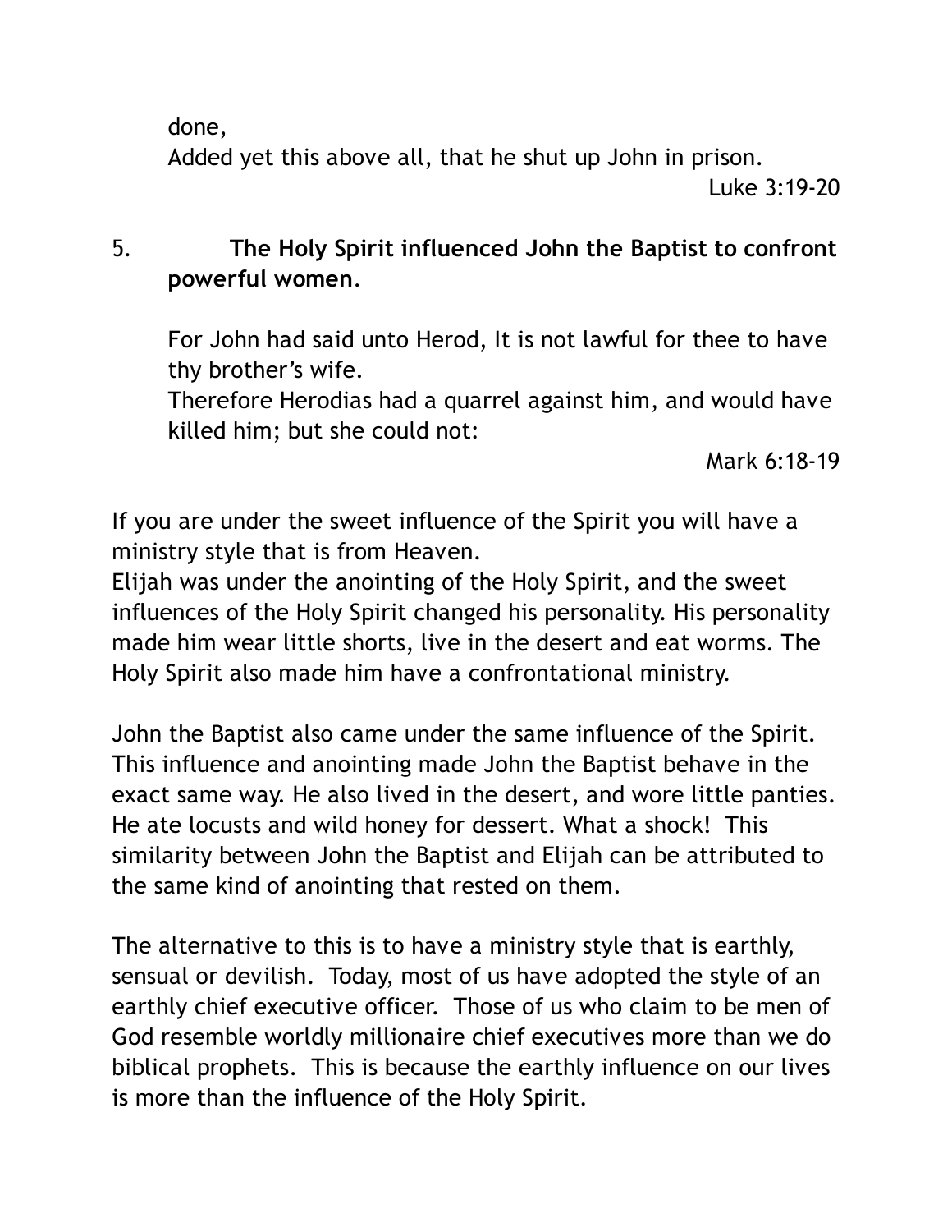done,

Added yet this above all, that he shut up John in prison.

Luke 3:19-20

5. **The Holy Spirit influenced John the Baptist to confront powerful women**.

For John had said unto Herod, It is not lawful for thee to have thy brother's wife.

Therefore Herodias had a quarrel against him, and would have killed him; but she could not:

Mark 6:18-19

If you are under the sweet influence of the Spirit you will have a ministry style that is from Heaven.

Elijah was under the anointing of the Holy Spirit, and the sweet influences of the Holy Spirit changed his personality. His personality made him wear little shorts, live in the desert and eat worms. The Holy Spirit also made him have a confrontational ministry.

John the Baptist also came under the same influence of the Spirit. This influence and anointing made John the Baptist behave in the exact same way. He also lived in the desert, and wore little panties. He ate locusts and wild honey for dessert. What a shock! This similarity between John the Baptist and Elijah can be attributed to the same kind of anointing that rested on them.

The alternative to this is to have a ministry style that is earthly, sensual or devilish. Today, most of us have adopted the style of an earthly chief executive officer. Those of us who claim to be men of God resemble worldly millionaire chief executives more than we do biblical prophets. This is because the earthly influence on our lives is more than the influence of the Holy Spirit.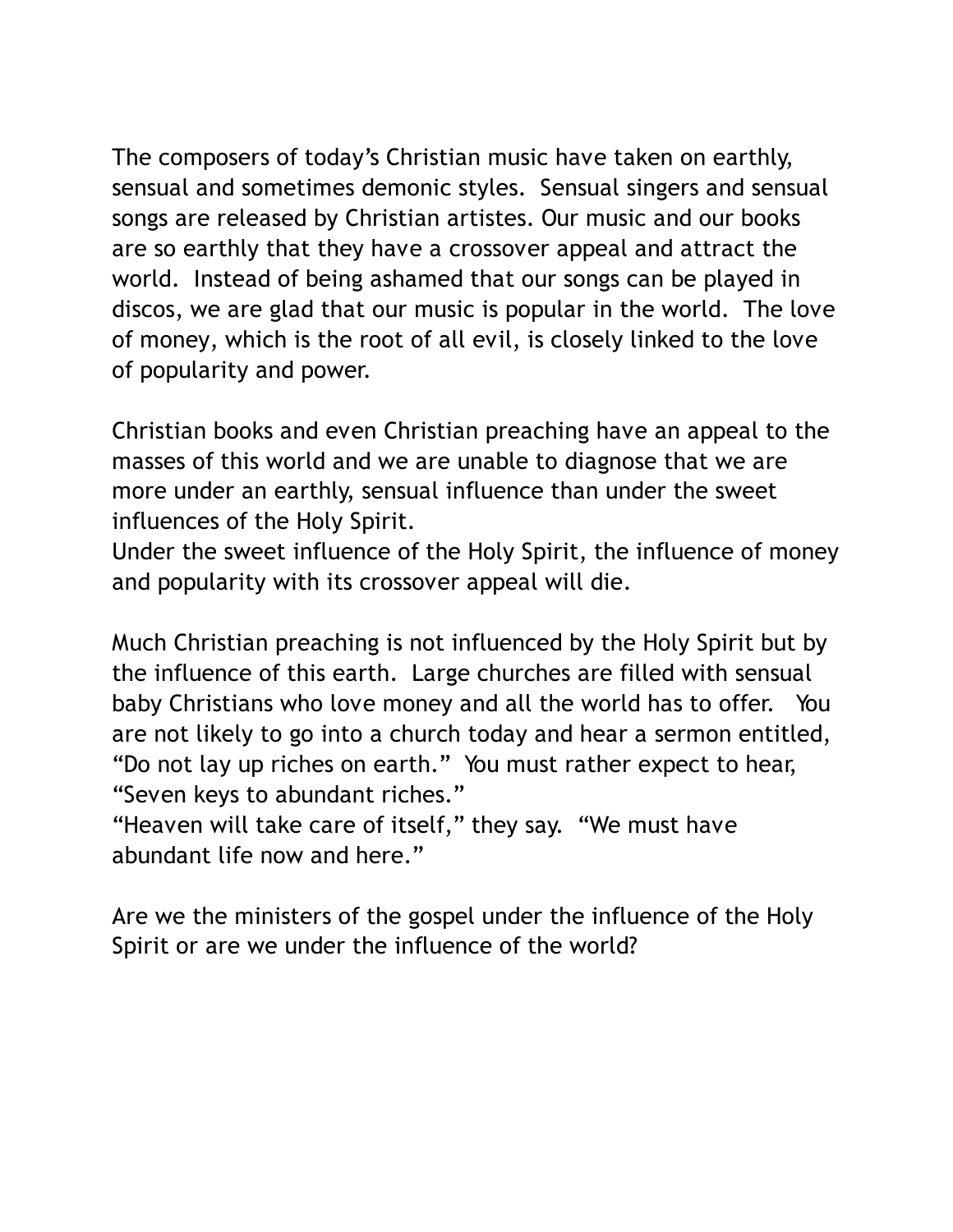The composers of today's Christian music have taken on earthly, sensual and sometimes demonic styles. Sensual singers and sensual songs are released by Christian artistes. Our music and our books are so earthly that they have a crossover appeal and attract the world. Instead of being ashamed that our songs can be played in discos, we are glad that our music is popular in the world. The love of money, which is the root of all evil, is closely linked to the love of popularity and power.

Christian books and even Christian preaching have an appeal to the masses of this world and we are unable to diagnose that we are more under an earthly, sensual influence than under the sweet influences of the Holy Spirit.

Under the sweet influence of the Holy Spirit, the influence of money and popularity with its crossover appeal will die.

Much Christian preaching is not influenced by the Holy Spirit but by the influence of this earth. Large churches are filled with sensual baby Christians who love money and all the world has to offer. You are not likely to go into a church today and hear a sermon entitled, "Do not lay up riches on earth." You must rather expect to hear, "Seven keys to abundant riches."

"Heaven will take care of itself," they say. "We must have abundant life now and here."

Are we the ministers of the gospel under the influence of the Holy Spirit or are we under the influence of the world?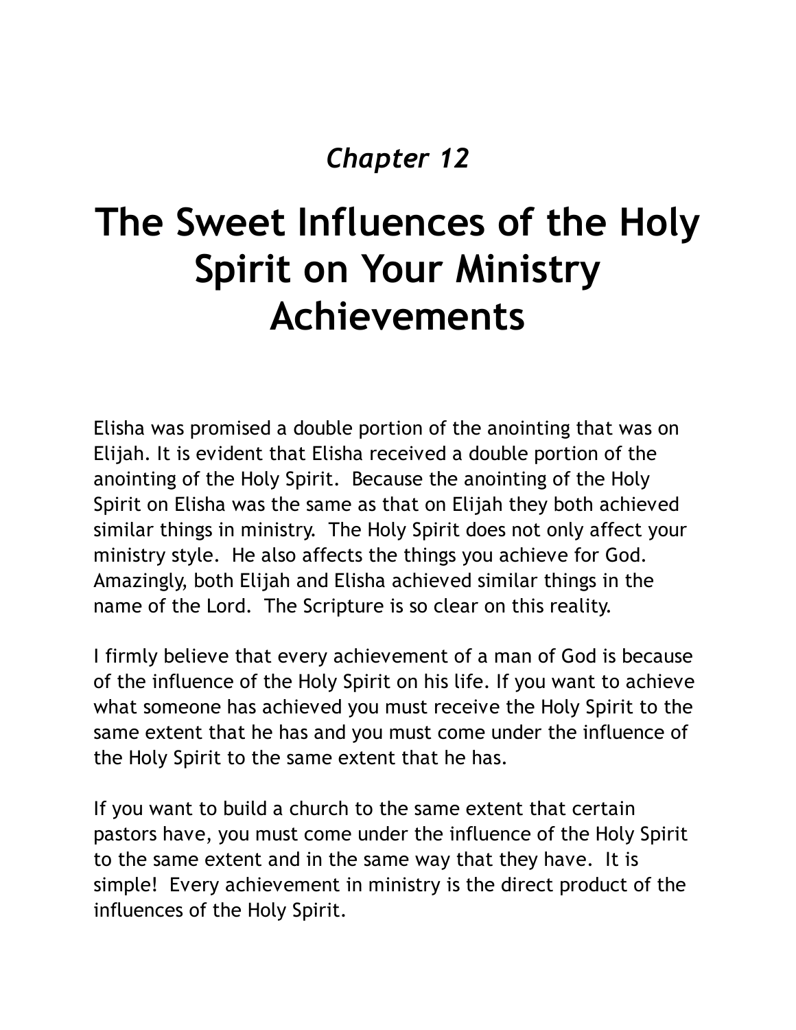*Chapter 12*

# The Sweet Influences of the Holy Spirit on Your Ministry Achievements

Elisha was promised a double portion of the anointing that was on Elijah. It is evident that Elisha received a double portion of the anointing of the Holy Spirit. Because the anointing of the Holy Spirit on Elisha was the same as that on Elijah they both achieved similar things in ministry. The Holy Spirit does not only affect your ministry style. He also affects the things you achieve for God. Amazingly, both Elijah and Elisha achieved similar things in the name of the Lord. The Scripture is so clear on this reality.

I firmly believe that every achievement of a man of God is because of the influence of the Holy Spirit on his life. If you want to achieve what someone has achieved you must receive the Holy Spirit to the same extent that he has and you must come under the influence of the Holy Spirit to the same extent that he has.

If you want to build a church to the same extent that certain pastors have, you must come under the influence of the Holy Spirit to the same extent and in the same way that they have. It is simple! Every achievement in ministry is the direct product of the influences of the Holy Spirit.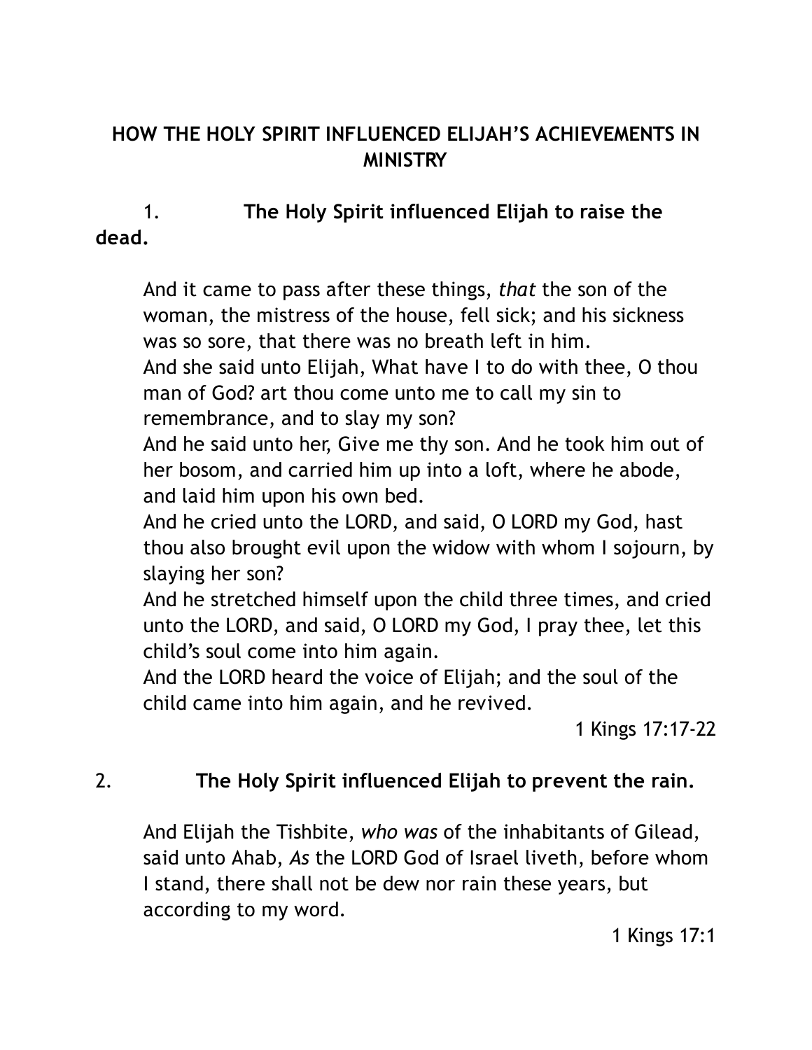## HOW THE HOLY SPIRIT INFLUENCED ELIJAH'S ACHIEVEMENTS IN MINISTRY

1. **The Holy Spirit influenced Elijah to raise the dead.**

> And it came to pass after these things, *that* the son of the woman, the mistress of the house, fell sick; and his sickness was so sore, that there was no breath left in him.
> And she said unto Elijah, What have I to do with thee, O thou man of God? art thou come unto me to call my sin to remembrance, and to slay my son?
> And he said unto her, Give me thy son. And he took him out of her bosom, and carried him up into a loft, where he abode, and laid him upon his own bed.
> And he cried unto the LORD, and said, O LORD my God, hast thou also brought evil upon the widow with whom I sojourn, by slaying her son?
> And he stretched himself upon the child three times, and cried unto the LORD, and said, O LORD my God, I pray thee, let this child's soul come into him again.
> And the LORD heard the voice of Elijah; and the soul of the child came into him again, and he revived.
>
> 1 Kings 17:17-22

2. **The Holy Spirit influenced Elijah to prevent the rain.**

> And Elijah the Tishbite, *who was* of the inhabitants of Gilead, said unto Ahab, *As* the LORD God of Israel liveth, before whom I stand, there shall not be dew nor rain these years, but according to my word.
>
> 1 Kings 17:1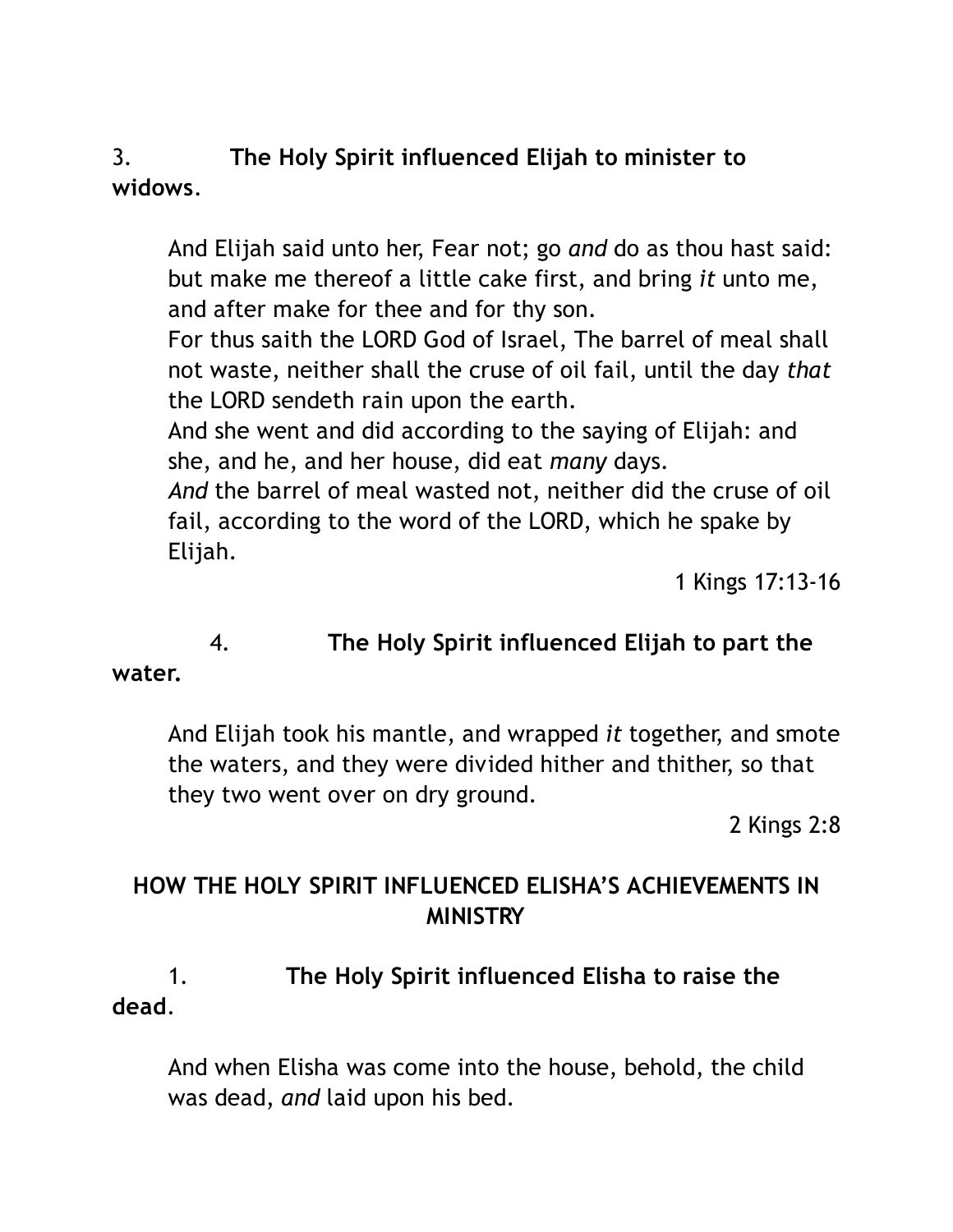3. **The Holy Spirit influenced Elijah to minister to widows**.

> And Elijah said unto her, Fear not; go *and* do as thou hast said: but make me thereof a little cake first, and bring *it* unto me, and after make for thee and for thy son.
> For thus saith the LORD God of Israel, The barrel of meal shall not waste, neither shall the cruse of oil fail, until the day *that* the LORD sendeth rain upon the earth.
> And she went and did according to the saying of Elijah: and she, and he, and her house, did eat *many* days.
> *And* the barrel of meal wasted not, neither did the cruse of oil fail, according to the word of the LORD, which he spake by Elijah.
>
> 1 Kings 17:13-16

4. **The Holy Spirit influenced Elijah to part the water.**

> And Elijah took his mantle, and wrapped *it* together, and smote the waters, and they were divided hither and thither, so that they two went over on dry ground.
>
> 2 Kings 2:8

## HOW THE HOLY SPIRIT INFLUENCED ELISHA'S ACHIEVEMENTS IN MINISTRY

1. **The Holy Spirit influenced Elisha to raise the dead**.

> And when Elisha was come into the house, behold, the child was dead, *and* laid upon his bed.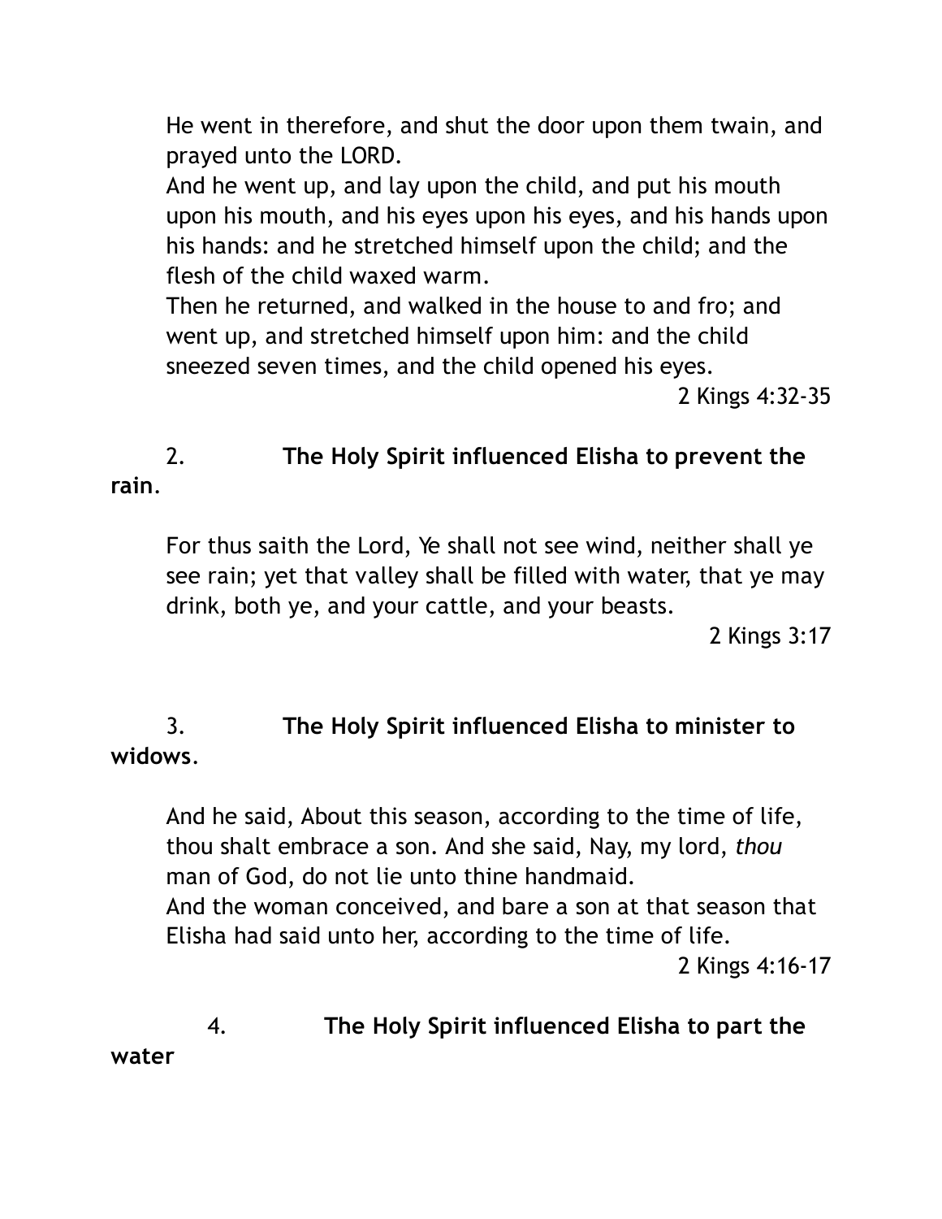He went in therefore, and shut the door upon them twain, and prayed unto the LORD.
And he went up, and lay upon the child, and put his mouth upon his mouth, and his eyes upon his eyes, and his hands upon his hands: and he stretched himself upon the child; and the flesh of the child waxed warm.
Then he returned, and walked in the house to and fro; and went up, and stretched himself upon him: and the child sneezed seven times, and the child opened his eyes.

2 Kings 4:32-35

2. **The Holy Spirit influenced Elisha to prevent the rain**.

For thus saith the Lord, Ye shall not see wind, neither shall ye see rain; yet that valley shall be filled with water, that ye may drink, both ye, and your cattle, and your beasts.

2 Kings 3:17

3. **The Holy Spirit influenced Elisha to minister to widows**.

And he said, About this season, according to the time of life, thou shalt embrace a son. And she said, Nay, my lord, *thou* man of God, do not lie unto thine handmaid.
And the woman conceived, and bare a son at that season that Elisha had said unto her, according to the time of life.

2 Kings 4:16-17

4. **The Holy Spirit influenced Elisha to part the water**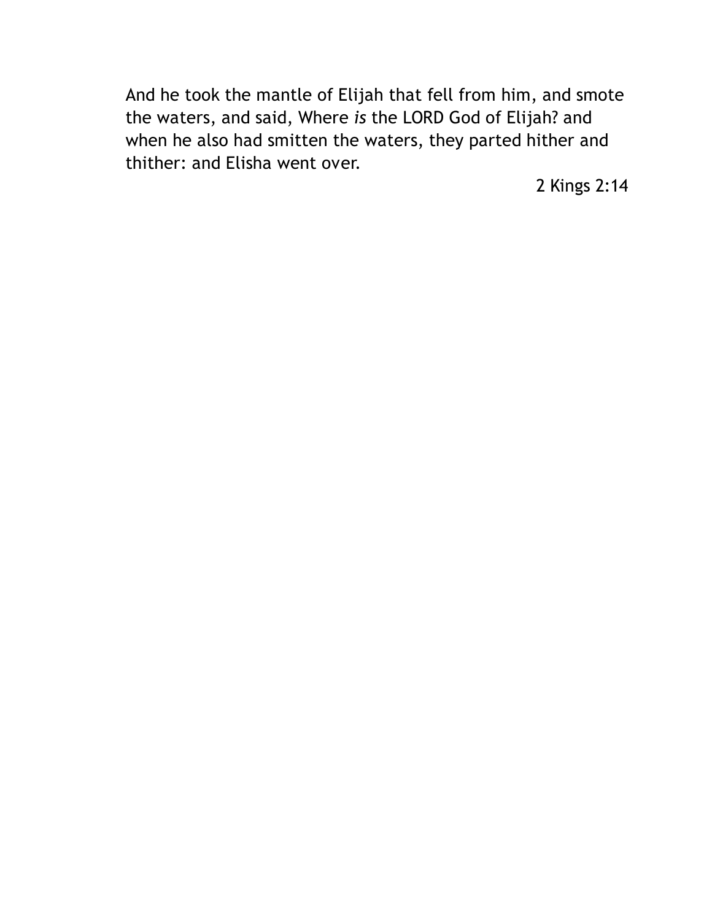And he took the mantle of Elijah that fell from him, and smote the waters, and said, Where *is* the LORD God of Elijah? and when he also had smitten the waters, they parted hither and thither: and Elisha went over.

2 Kings 2:14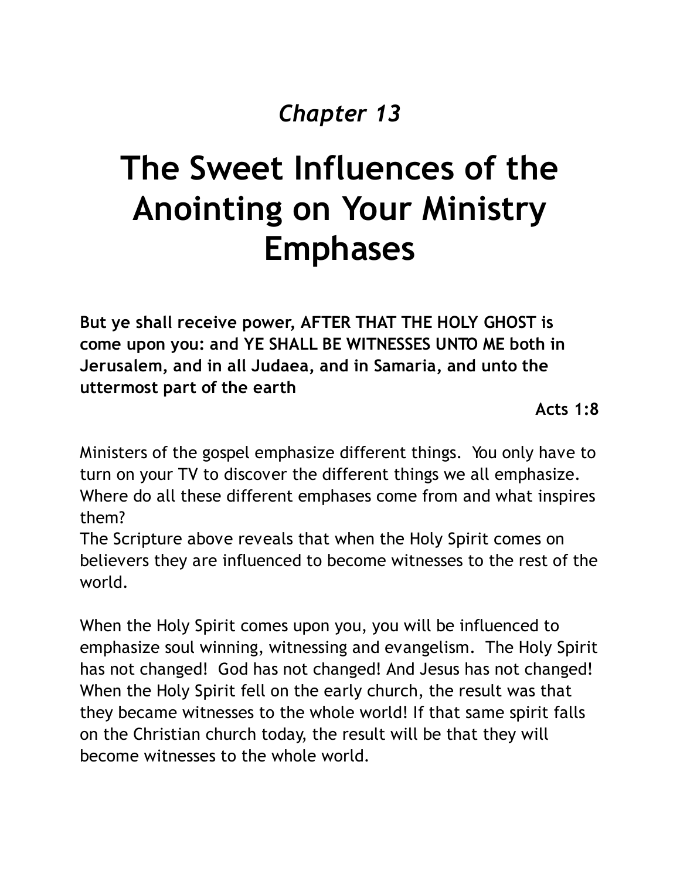*Chapter 13*

# The Sweet Influences of the Anointing on Your Ministry Emphases

**But ye shall receive power, AFTER THAT THE HOLY GHOST is come upon you: and YE SHALL BE WITNESSES UNTO ME both in Jerusalem, and in all Judaea, and in Samaria, and unto the uttermost part of the earth**

**Acts 1:8**

Ministers of the gospel emphasize different things. You only have to turn on your TV to discover the different things we all emphasize. Where do all these different emphases come from and what inspires them?

The Scripture above reveals that when the Holy Spirit comes on believers they are influenced to become witnesses to the rest of the world.

When the Holy Spirit comes upon you, you will be influenced to emphasize soul winning, witnessing and evangelism. The Holy Spirit has not changed! God has not changed! And Jesus has not changed! When the Holy Spirit fell on the early church, the result was that they became witnesses to the whole world! If that same spirit falls on the Christian church today, the result will be that they will become witnesses to the whole world.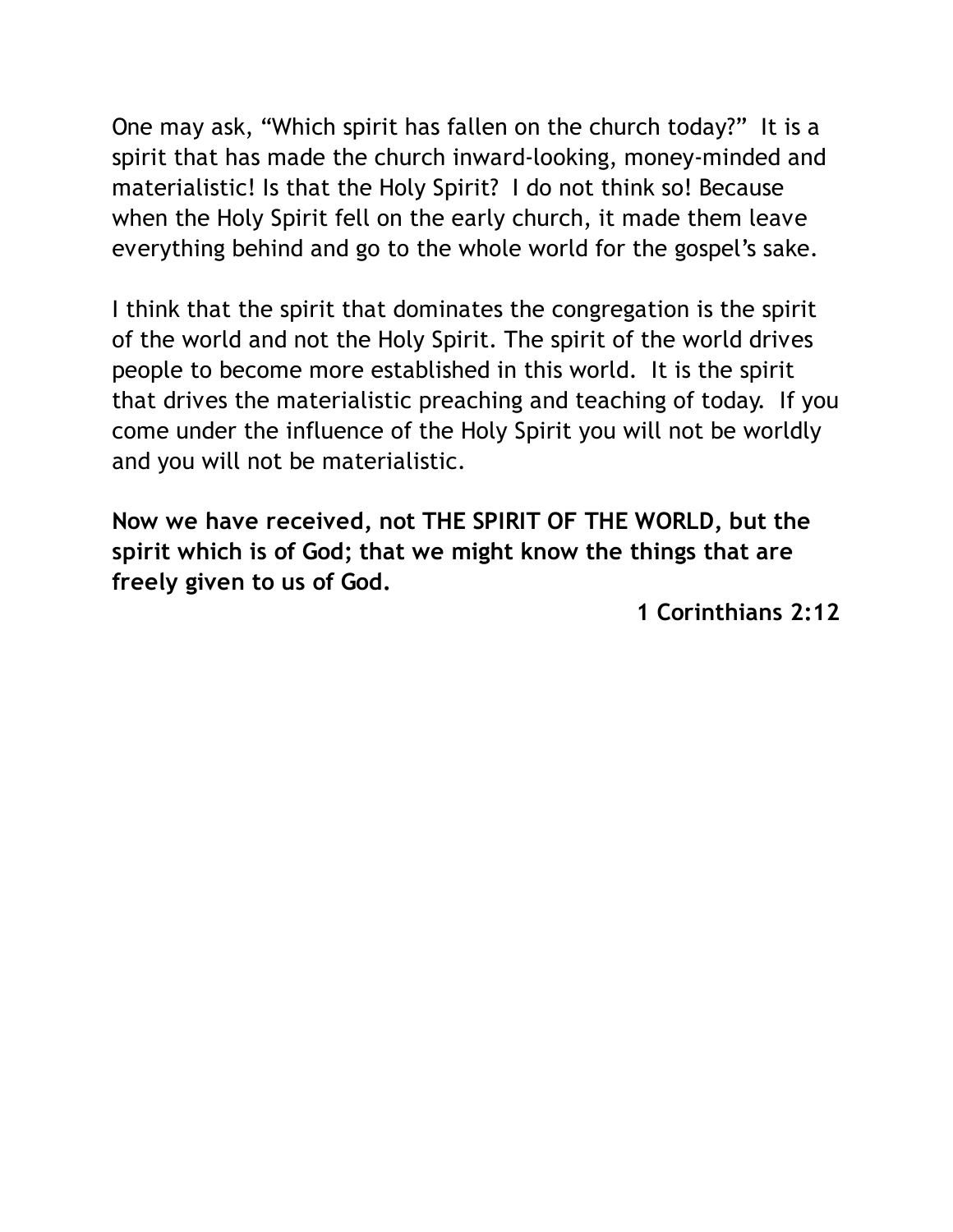One may ask, "Which spirit has fallen on the church today?" It is a spirit that has made the church inward-looking, money-minded and materialistic! Is that the Holy Spirit? I do not think so! Because when the Holy Spirit fell on the early church, it made them leave everything behind and go to the whole world for the gospel's sake.

I think that the spirit that dominates the congregation is the spirit of the world and not the Holy Spirit. The spirit of the world drives people to become more established in this world. It is the spirit that drives the materialistic preaching and teaching of today. If you come under the influence of the Holy Spirit you will not be worldly and you will not be materialistic.

**Now we have received, not THE SPIRIT OF THE WORLD, but the spirit which is of God; that we might know the things that are freely given to us of God.**

**1 Corinthians 2:12**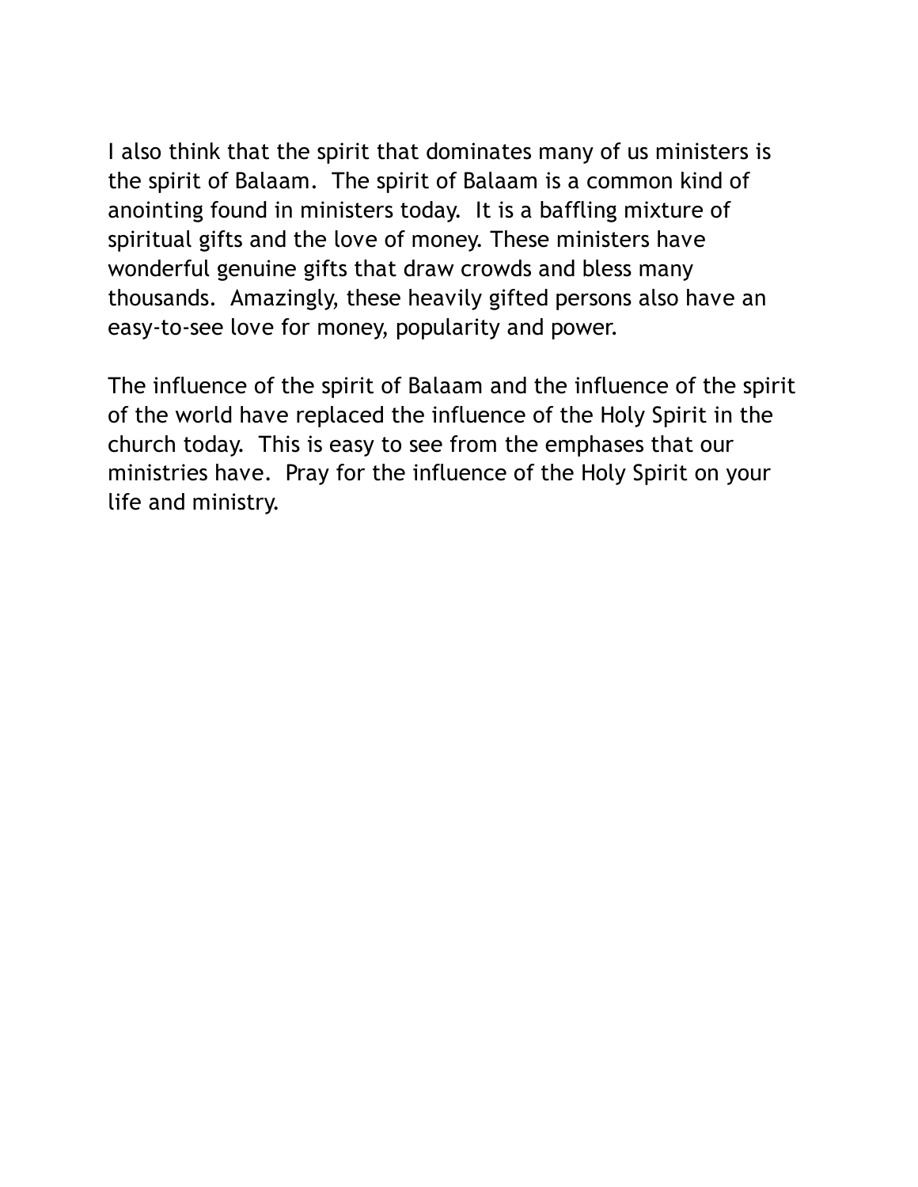I also think that the spirit that dominates many of us ministers is the spirit of Balaam. The spirit of Balaam is a common kind of anointing found in ministers today. It is a baffling mixture of spiritual gifts and the love of money. These ministers have wonderful genuine gifts that draw crowds and bless many thousands. Amazingly, these heavily gifted persons also have an easy-to-see love for money, popularity and power.

The influence of the spirit of Balaam and the influence of the spirit of the world have replaced the influence of the Holy Spirit in the church today. This is easy to see from the emphases that our ministries have. Pray for the influence of the Holy Spirit on your life and ministry.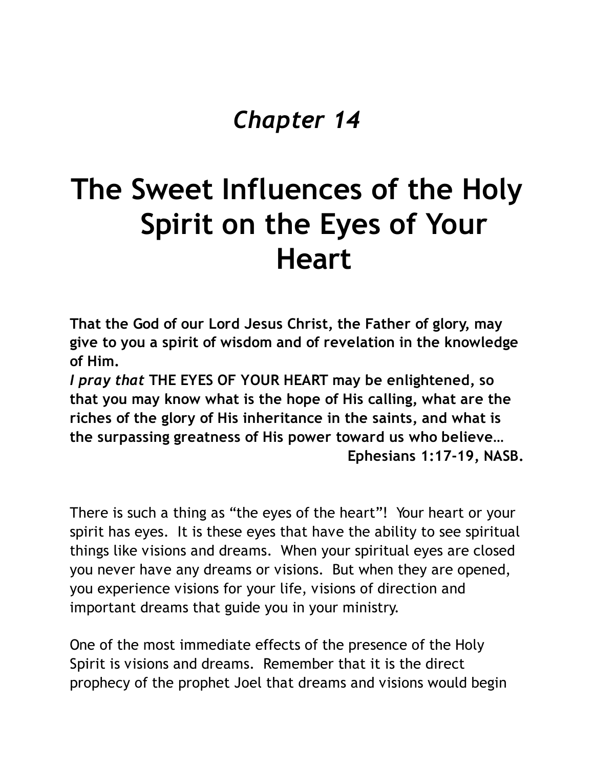*Chapter 14*

# The Sweet Influences of the Holy Spirit on the Eyes of Your Heart

**That the God of our Lord Jesus Christ, the Father of glory, may give to you a spirit of wisdom and of revelation in the knowledge of Him.**
***I pray that* THE EYES OF YOUR HEART may be enlightened, so that you may know what is the hope of His calling, what are the riches of the glory of His inheritance in the saints, and what is the surpassing greatness of His power toward us who believe…**
**Ephesians 1:17-19, NASB.**

There is such a thing as "the eyes of the heart"! Your heart or your spirit has eyes. It is these eyes that have the ability to see spiritual things like visions and dreams. When your spiritual eyes are closed you never have any dreams or visions. But when they are opened, you experience visions for your life, visions of direction and important dreams that guide you in your ministry.

One of the most immediate effects of the presence of the Holy Spirit is visions and dreams. Remember that it is the direct prophecy of the prophet Joel that dreams and visions would begin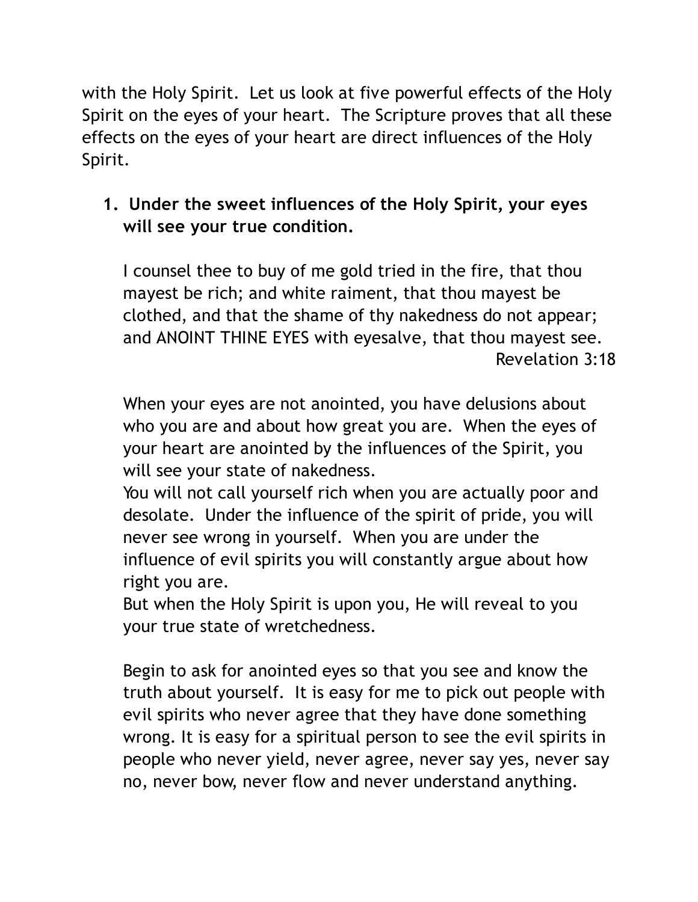with the Holy Spirit. Let us look at five powerful effects of the Holy Spirit on the eyes of your heart. The Scripture proves that all these effects on the eyes of your heart are direct influences of the Holy Spirit.

1. **Under the sweet influences of the Holy Spirit, your eyes will see your true condition.**

   I counsel thee to buy of me gold tried in the fire, that thou mayest be rich; and white raiment, that thou mayest be clothed, and that the shame of thy nakedness do not appear; and ANOINT THINE EYES with eyesalve, that thou mayest see.
   Revelation 3:18

   When your eyes are not anointed, you have delusions about who you are and about how great you are. When the eyes of your heart are anointed by the influences of the Spirit, you will see your state of nakedness.
   You will not call yourself rich when you are actually poor and desolate. Under the influence of the spirit of pride, you will never see wrong in yourself. When you are under the influence of evil spirits you will constantly argue about how right you are.
   But when the Holy Spirit is upon you, He will reveal to you your true state of wretchedness.

   Begin to ask for anointed eyes so that you see and know the truth about yourself. It is easy for me to pick out people with evil spirits who never agree that they have done something wrong. It is easy for a spiritual person to see the evil spirits in people who never yield, never agree, never say yes, never say no, never bow, never flow and never understand anything.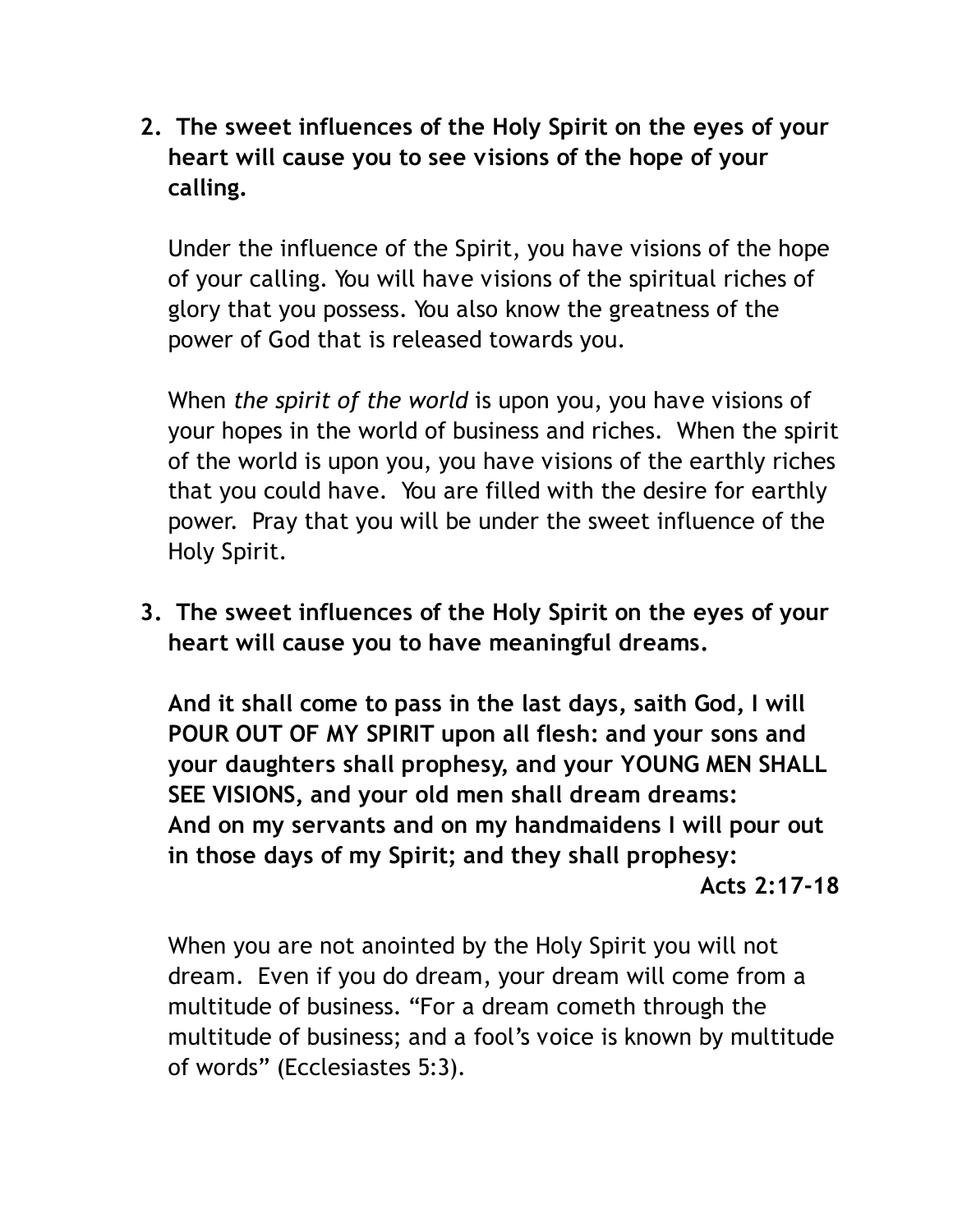2. **The sweet influences of the Holy Spirit on the eyes of your heart will cause you to see visions of the hope of your calling.**

   Under the influence of the Spirit, you have visions of the hope of your calling. You will have visions of the spiritual riches of glory that you possess. You also know the greatness of the power of God that is released towards you.

   When *the spirit of the world* is upon you, you have visions of your hopes in the world of business and riches. When the spirit of the world is upon you, you have visions of the earthly riches that you could have. You are filled with the desire for earthly power. Pray that you will be under the sweet influence of the Holy Spirit.

3. **The sweet influences of the Holy Spirit on the eyes of your heart will cause you to have meaningful dreams.**

   **And it shall come to pass in the last days, saith God, I will POUR OUT OF MY SPIRIT upon all flesh: and your sons and your daughters shall prophesy, and your YOUNG MEN SHALL SEE VISIONS, and your old men shall dream dreams:**
   **And on my servants and on my handmaidens I will pour out in those days of my Spirit; and they shall prophesy:**

   **Acts 2:17-18**

   When you are not anointed by the Holy Spirit you will not dream. Even if you do dream, your dream will come from a multitude of business. "For a dream cometh through the multitude of business; and a fool's voice is known by multitude of words" (Ecclesiastes 5:3).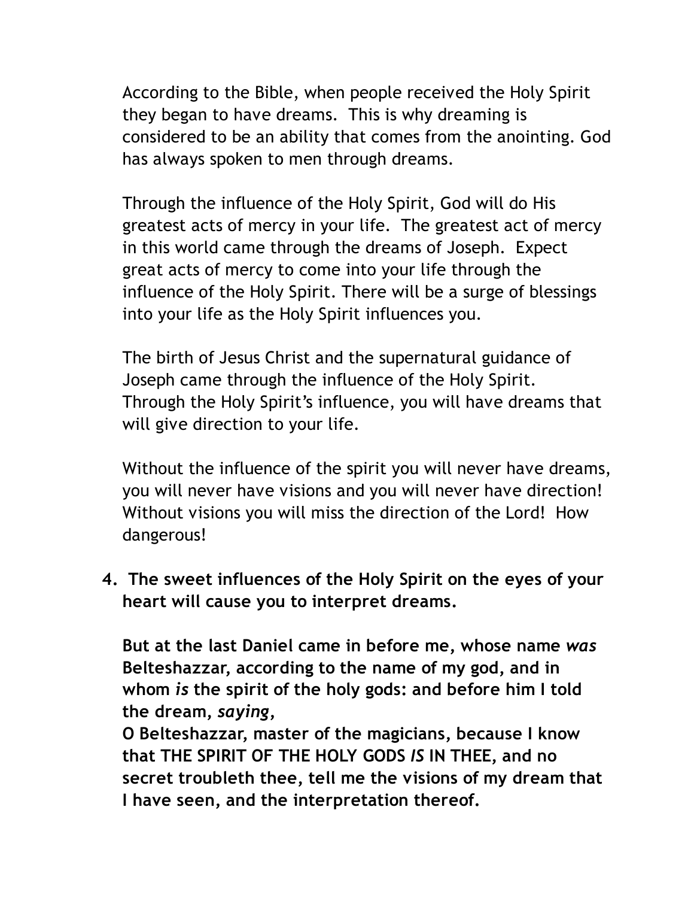According to the Bible, when people received the Holy Spirit they began to have dreams. This is why dreaming is considered to be an ability that comes from the anointing. God has always spoken to men through dreams.

Through the influence of the Holy Spirit, God will do His greatest acts of mercy in your life. The greatest act of mercy in this world came through the dreams of Joseph. Expect great acts of mercy to come into your life through the influence of the Holy Spirit. There will be a surge of blessings into your life as the Holy Spirit influences you.

The birth of Jesus Christ and the supernatural guidance of Joseph came through the influence of the Holy Spirit. Through the Holy Spirit's influence, you will have dreams that will give direction to your life.

Without the influence of the spirit you will never have dreams, you will never have visions and you will never have direction! Without visions you will miss the direction of the Lord! How dangerous!

4. **The sweet influences of the Holy Spirit on the eyes of your heart will cause you to interpret dreams.**

**But at the last Daniel came in before me, whose name *was* Belteshazzar, according to the name of my god, and in whom *is* the spirit of the holy gods: and before him I told the dream, *saying*,**
**O Belteshazzar, master of the magicians, because I know that THE SPIRIT OF THE HOLY GODS *IS* IN THEE, and no secret troubleth thee, tell me the visions of my dream that I have seen, and the interpretation thereof.**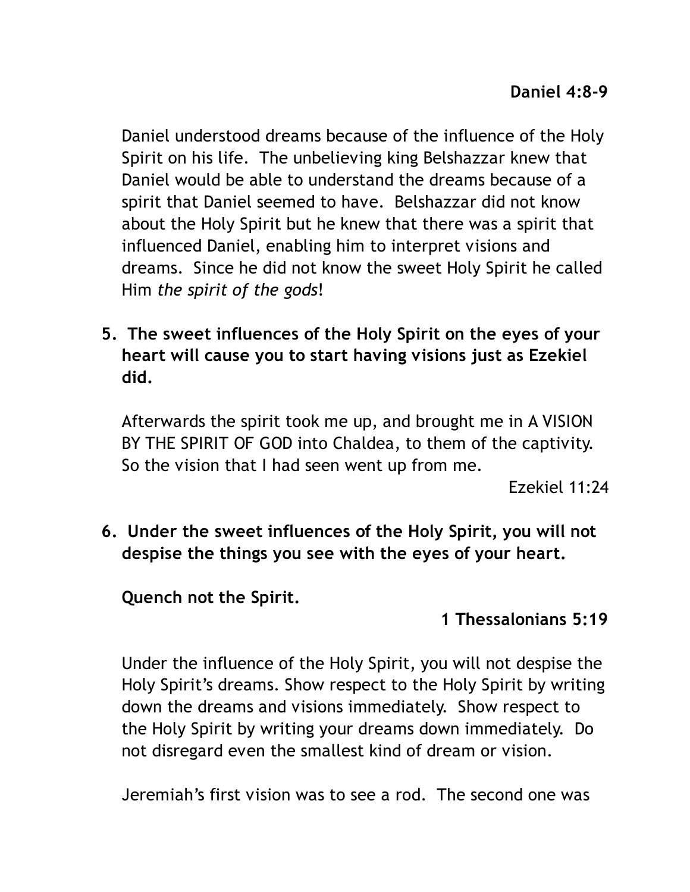**Daniel 4:8-9**

Daniel understood dreams because of the influence of the Holy Spirit on his life. The unbelieving king Belshazzar knew that Daniel would be able to understand the dreams because of a spirit that Daniel seemed to have. Belshazzar did not know about the Holy Spirit but he knew that there was a spirit that influenced Daniel, enabling him to interpret visions and dreams. Since he did not know the sweet Holy Spirit he called Him *the spirit of the gods*!

**5. The sweet influences of the Holy Spirit on the eyes of your heart will cause you to start having visions just as Ezekiel did.**

Afterwards the spirit took me up, and brought me in A VISION BY THE SPIRIT OF GOD into Chaldea, to them of the captivity. So the vision that I had seen went up from me.

Ezekiel 11:24

**6. Under the sweet influences of the Holy Spirit, you will not despise the things you see with the eyes of your heart.**

**Quench not the Spirit.**

**1 Thessalonians 5:19**

Under the influence of the Holy Spirit, you will not despise the Holy Spirit's dreams. Show respect to the Holy Spirit by writing down the dreams and visions immediately. Show respect to the Holy Spirit by writing your dreams down immediately. Do not disregard even the smallest kind of dream or vision.

Jeremiah's first vision was to see a rod. The second one was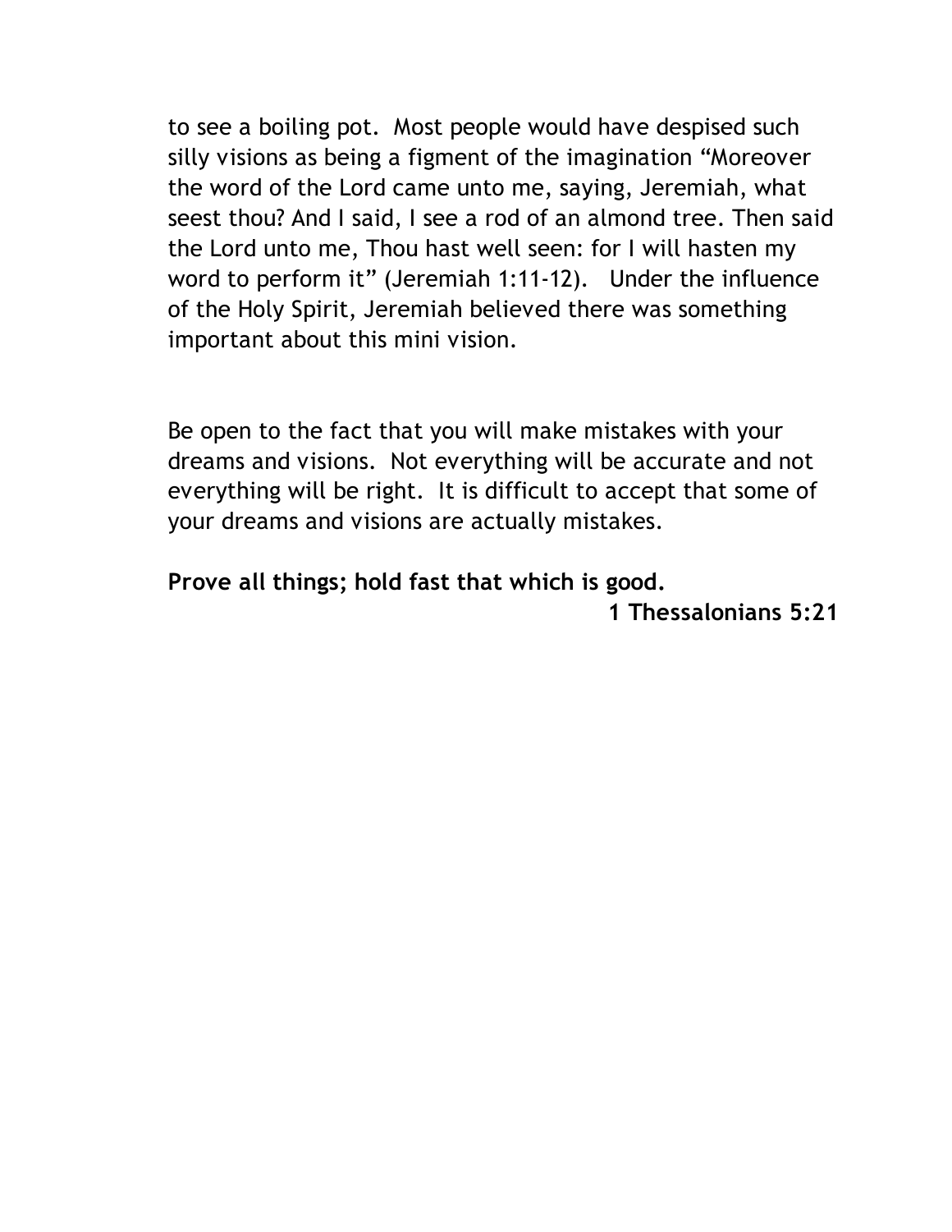to see a boiling pot.  Most people would have despised such silly visions as being a figment of the imagination "Moreover the word of the Lord came unto me, saying, Jeremiah, what seest thou? And I said, I see a rod of an almond tree. Then said the Lord unto me, Thou hast well seen: for I will hasten my word to perform it" (Jeremiah 1:11-12).   Under the influence of the Holy Spirit, Jeremiah believed there was something important about this mini vision.

Be open to the fact that you will make mistakes with your dreams and visions.  Not everything will be accurate and not everything will be right.  It is difficult to accept that some of your dreams and visions are actually mistakes.

**Prove all things; hold fast that which is good.**

**1 Thessalonians 5:21**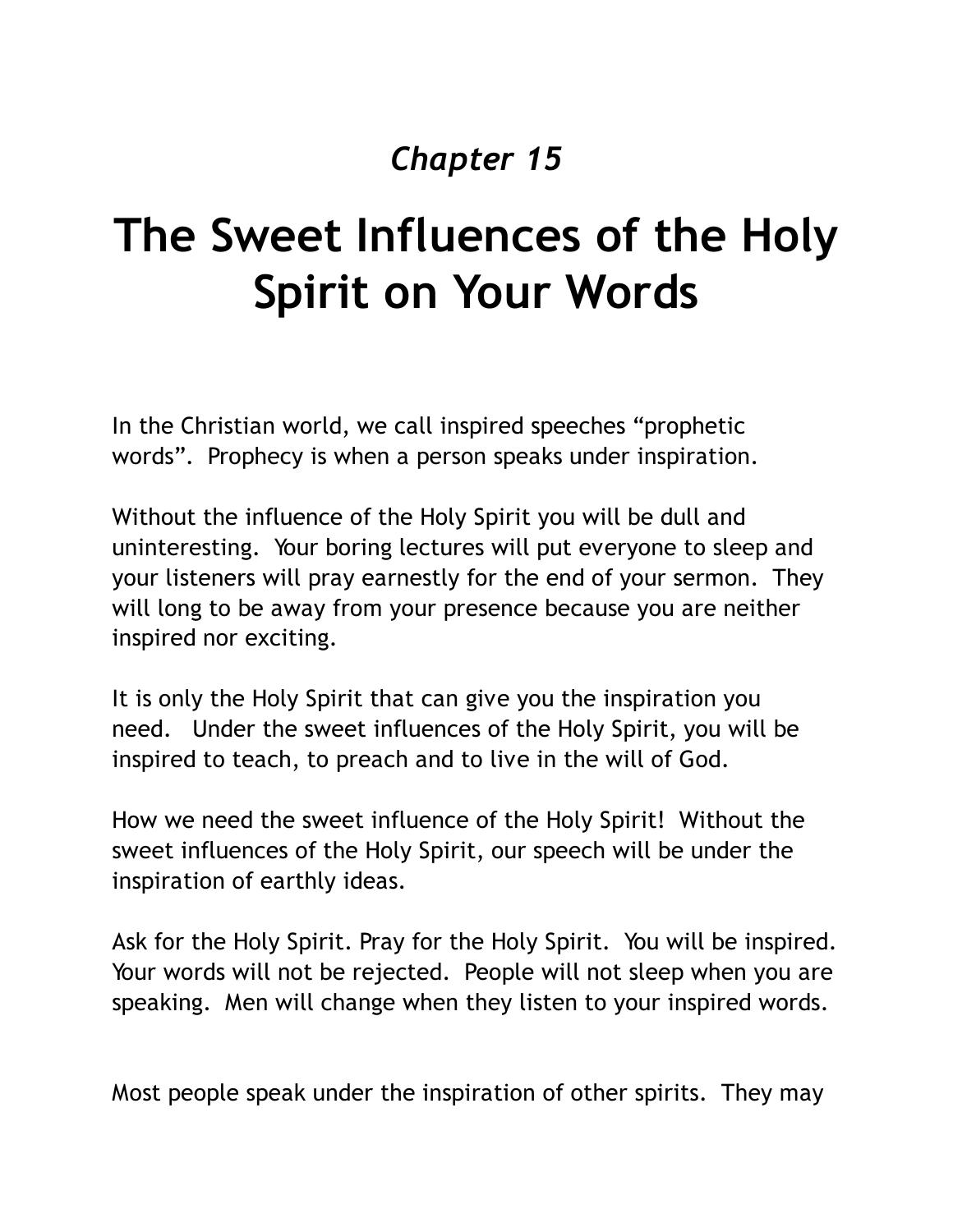*Chapter 15*

# The Sweet Influences of the Holy Spirit on Your Words

In the Christian world, we call inspired speeches "prophetic words". Prophecy is when a person speaks under inspiration.

Without the influence of the Holy Spirit you will be dull and uninteresting. Your boring lectures will put everyone to sleep and your listeners will pray earnestly for the end of your sermon. They will long to be away from your presence because you are neither inspired nor exciting.

It is only the Holy Spirit that can give you the inspiration you need. Under the sweet influences of the Holy Spirit, you will be inspired to teach, to preach and to live in the will of God.

How we need the sweet influence of the Holy Spirit! Without the sweet influences of the Holy Spirit, our speech will be under the inspiration of earthly ideas.

Ask for the Holy Spirit. Pray for the Holy Spirit. You will be inspired. Your words will not be rejected. People will not sleep when you are speaking. Men will change when they listen to your inspired words.

Most people speak under the inspiration of other spirits. They may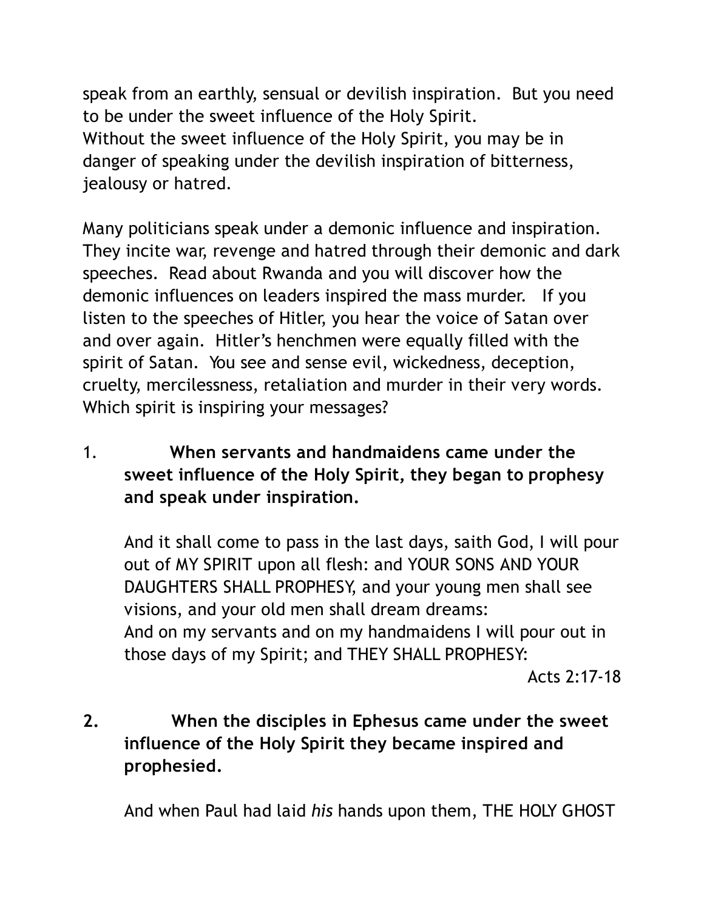speak from an earthly, sensual or devilish inspiration. But you need to be under the sweet influence of the Holy Spirit.
Without the sweet influence of the Holy Spirit, you may be in danger of speaking under the devilish inspiration of bitterness, jealousy or hatred.

Many politicians speak under a demonic influence and inspiration. They incite war, revenge and hatred through their demonic and dark speeches. Read about Rwanda and you will discover how the demonic influences on leaders inspired the mass murder. If you listen to the speeches of Hitler, you hear the voice of Satan over and over again. Hitler's henchmen were equally filled with the spirit of Satan. You see and sense evil, wickedness, deception, cruelty, mercilessness, retaliation and murder in their very words. Which spirit is inspiring your messages?

1. **When servants and handmaidens came under the sweet influence of the Holy Spirit, they began to prophesy and speak under inspiration.**

   And it shall come to pass in the last days, saith God, I will pour out of MY SPIRIT upon all flesh: and YOUR SONS AND YOUR DAUGHTERS SHALL PROPHESY, and your young men shall see visions, and your old men shall dream dreams:
   And on my servants and on my handmaidens I will pour out in those days of my Spirit; and THEY SHALL PROPHESY:

   Acts 2:17-18

2. **When the disciples in Ephesus came under the sweet influence of the Holy Spirit they became inspired and prophesied.**

   And when Paul had laid *his* hands upon them, THE HOLY GHOST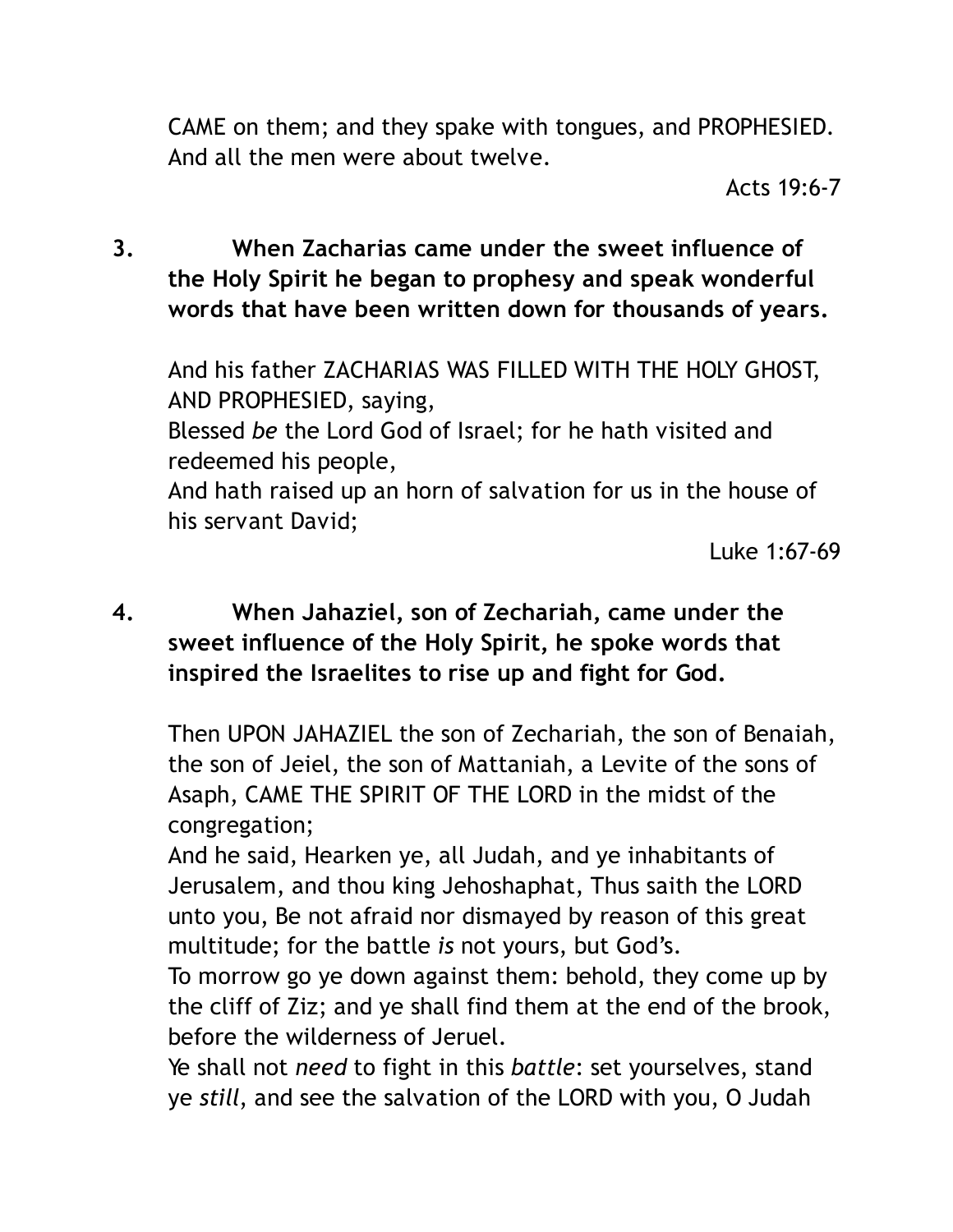CAME on them; and they spake with tongues, and PROPHESIED. And all the men were about twelve.

Acts 19:6-7

3. **When Zacharias came under the sweet influence of the Holy Spirit he began to prophesy and speak wonderful words that have been written down for thousands of years.**

And his father ZACHARIAS WAS FILLED WITH THE HOLY GHOST, AND PROPHESIED, saying,
Blessed *be* the Lord God of Israel; for he hath visited and redeemed his people,
And hath raised up an horn of salvation for us in the house of his servant David;

Luke 1:67-69

4. **When Jahaziel, son of Zechariah, came under the sweet influence of the Holy Spirit, he spoke words that inspired the Israelites to rise up and fight for God.**

Then UPON JAHAZIEL the son of Zechariah, the son of Benaiah, the son of Jeiel, the son of Mattaniah, a Levite of the sons of Asaph, CAME THE SPIRIT OF THE LORD in the midst of the congregation;
And he said, Hearken ye, all Judah, and ye inhabitants of Jerusalem, and thou king Jehoshaphat, Thus saith the LORD unto you, Be not afraid nor dismayed by reason of this great multitude; for the battle *is* not yours, but God's.
To morrow go ye down against them: behold, they come up by the cliff of Ziz; and ye shall find them at the end of the brook, before the wilderness of Jeruel.
Ye shall not *need* to fight in this *battle*: set yourselves, stand ye *still*, and see the salvation of the LORD with you, O Judah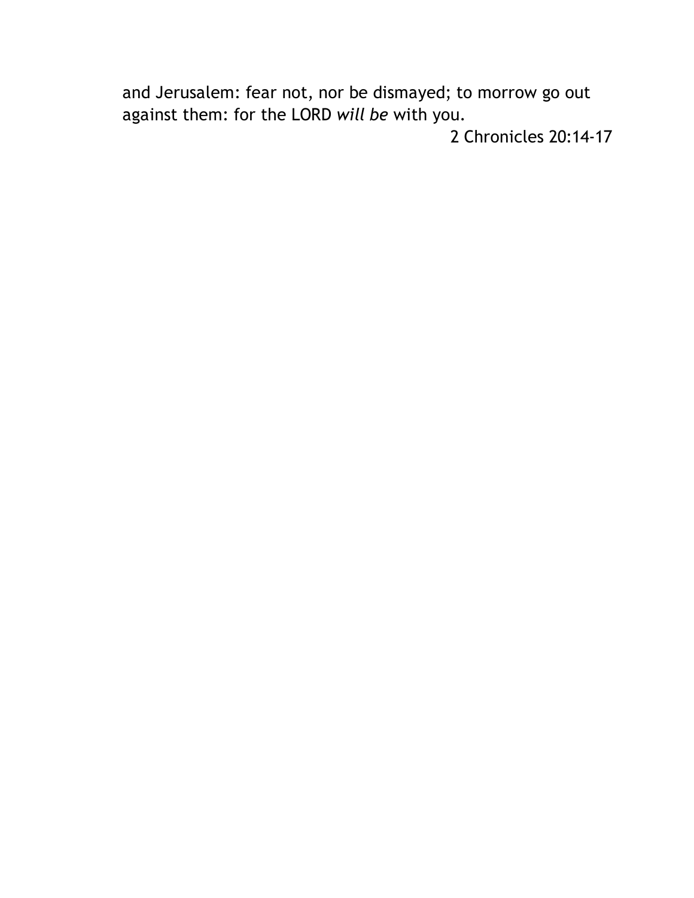and Jerusalem: fear not, nor be dismayed; to morrow go out against them: for the LORD *will be* with you.

2 Chronicles 20:14-17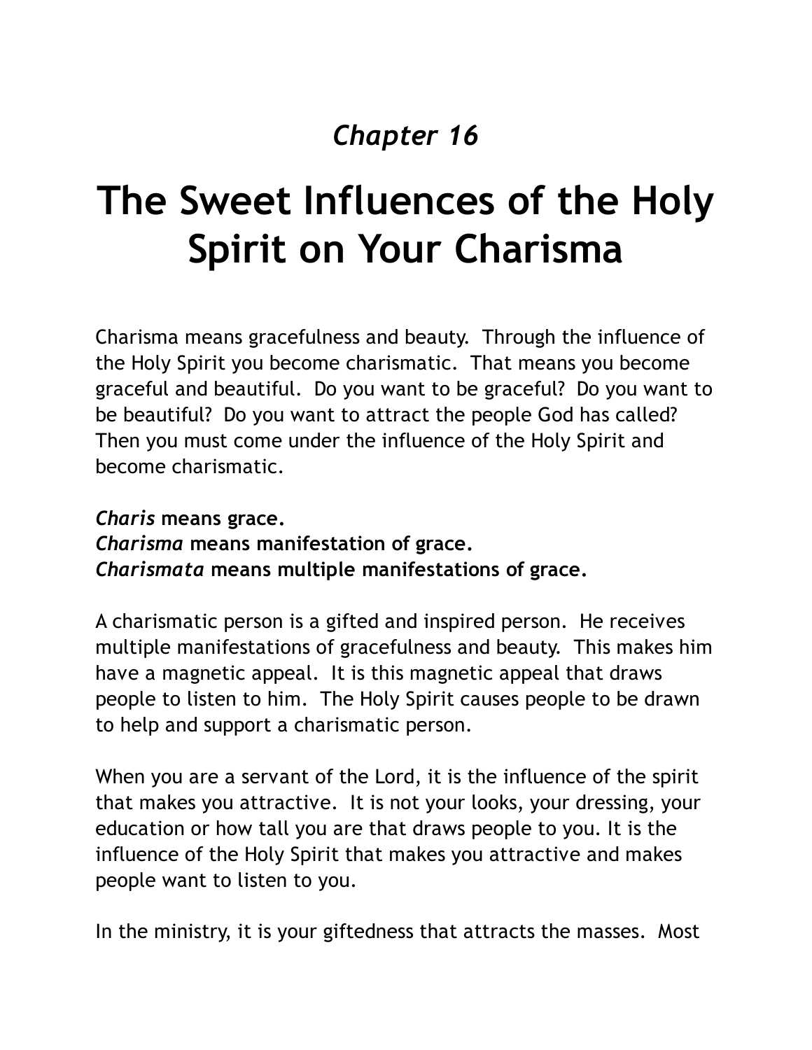*Chapter 16*

# The Sweet Influences of the Holy Spirit on Your Charisma

Charisma means gracefulness and beauty. Through the influence of the Holy Spirit you become charismatic. That means you become graceful and beautiful. Do you want to be graceful? Do you want to be beautiful? Do you want to attract the people God has called? Then you must come under the influence of the Holy Spirit and become charismatic.

***Charis*** **means grace.**
***Charisma*** **means manifestation of grace.**
***Charismata*** **means multiple manifestations of grace.**

A charismatic person is a gifted and inspired person. He receives multiple manifestations of gracefulness and beauty. This makes him have a magnetic appeal. It is this magnetic appeal that draws people to listen to him. The Holy Spirit causes people to be drawn to help and support a charismatic person.

When you are a servant of the Lord, it is the influence of the spirit that makes you attractive. It is not your looks, your dressing, your education or how tall you are that draws people to you. It is the influence of the Holy Spirit that makes you attractive and makes people want to listen to you.

In the ministry, it is your giftedness that attracts the masses. Most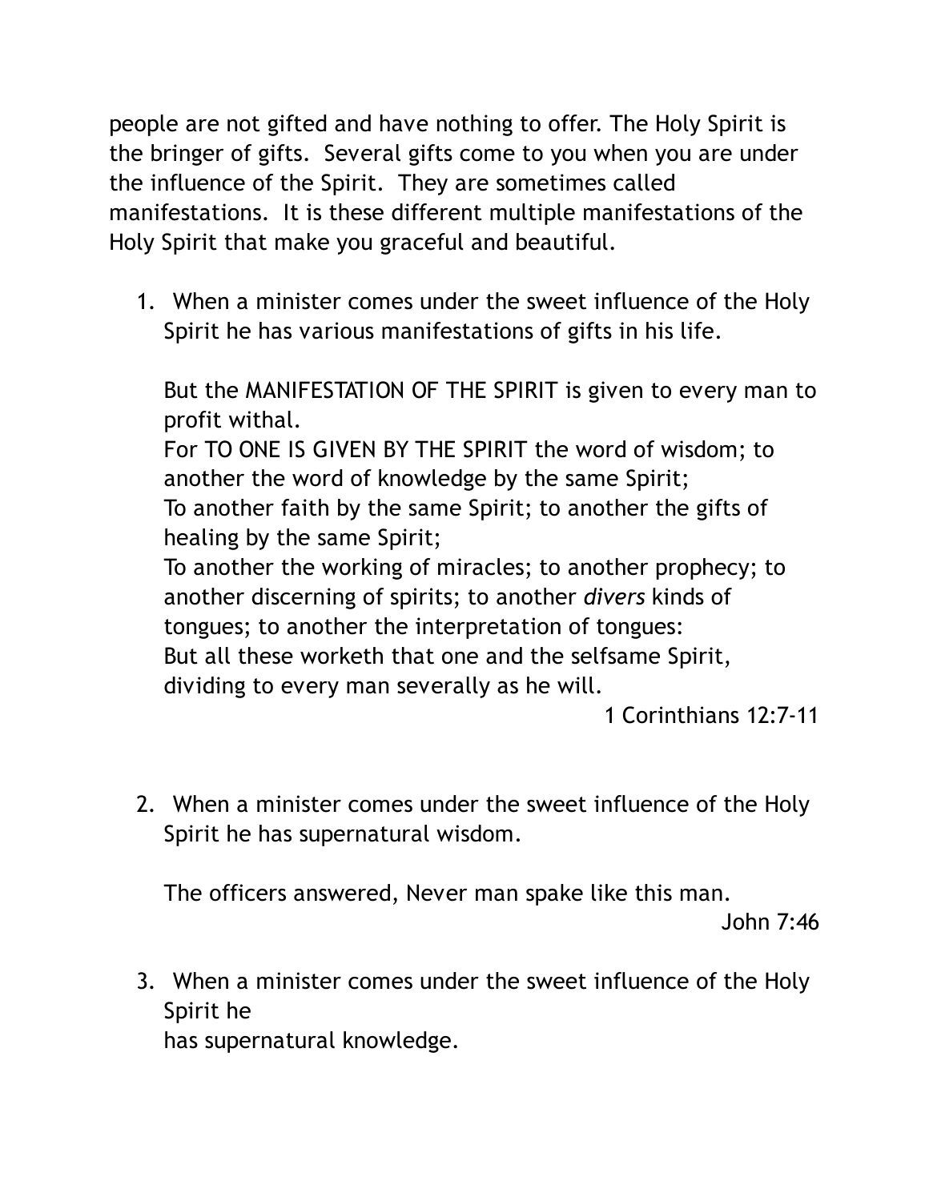people are not gifted and have nothing to offer. The Holy Spirit is the bringer of gifts. Several gifts come to you when you are under the influence of the Spirit. They are sometimes called manifestations. It is these different multiple manifestations of the Holy Spirit that make you graceful and beautiful.

1. When a minister comes under the sweet influence of the Holy Spirit he has various manifestations of gifts in his life.

   But the MANIFESTATION OF THE SPIRIT is given to every man to profit withal.
   For TO ONE IS GIVEN BY THE SPIRIT the word of wisdom; to another the word of knowledge by the same Spirit;
   To another faith by the same Spirit; to another the gifts of healing by the same Spirit;
   To another the working of miracles; to another prophecy; to another discerning of spirits; to another *divers* kinds of tongues; to another the interpretation of tongues:
   But all these worketh that one and the selfsame Spirit, dividing to every man severally as he will.

   1 Corinthians 12:7-11

2. When a minister comes under the sweet influence of the Holy Spirit he has supernatural wisdom.

   The officers answered, Never man spake like this man.

   John 7:46

3. When a minister comes under the sweet influence of the Holy Spirit he
   has supernatural knowledge.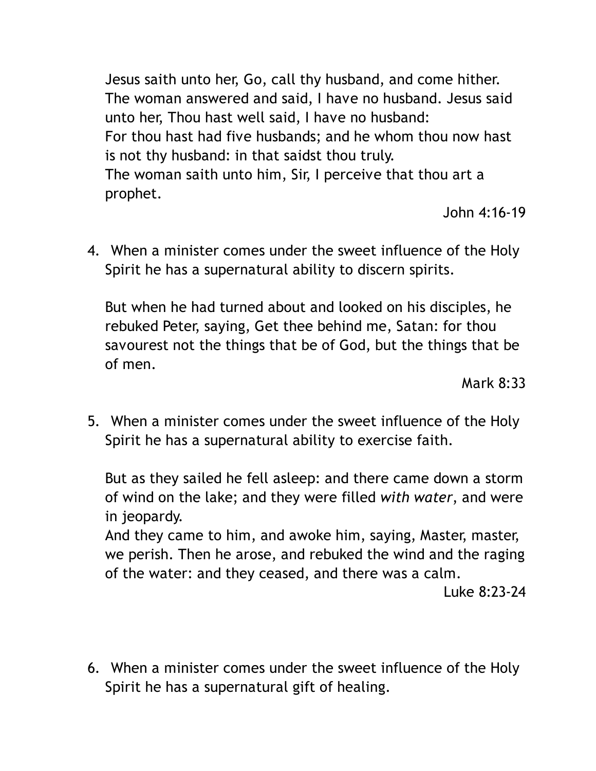Jesus saith unto her, Go, call thy husband, and come hither. The woman answered and said, I have no husband. Jesus said unto her, Thou hast well said, I have no husband:
For thou hast had five husbands; and he whom thou now hast is not thy husband: in that saidst thou truly.
The woman saith unto him, Sir, I perceive that thou art a prophet.

John 4:16-19

4. When a minister comes under the sweet influence of the Holy Spirit he has a supernatural ability to discern spirits.

   But when he had turned about and looked on his disciples, he rebuked Peter, saying, Get thee behind me, Satan: for thou savourest not the things that be of God, but the things that be of men.

   Mark 8:33

5. When a minister comes under the sweet influence of the Holy Spirit he has a supernatural ability to exercise faith.

   But as they sailed he fell asleep: and there came down a storm of wind on the lake; and they were filled *with water*, and were in jeopardy.
   And they came to him, and awoke him, saying, Master, master, we perish. Then he arose, and rebuked the wind and the raging of the water: and they ceased, and there was a calm.

   Luke 8:23-24

6. When a minister comes under the sweet influence of the Holy Spirit he has a supernatural gift of healing.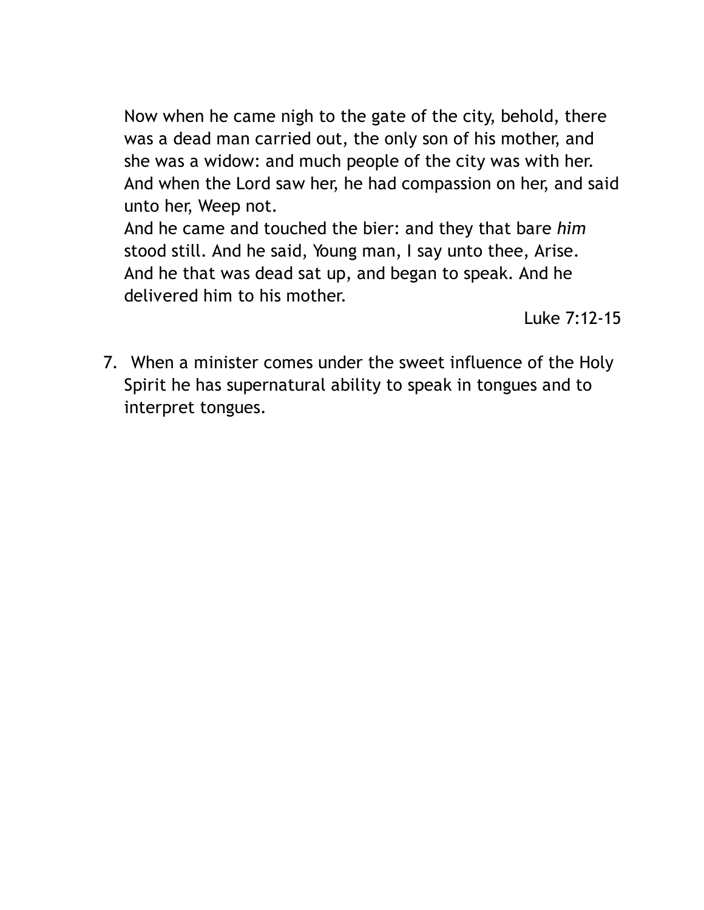Now when he came nigh to the gate of the city, behold, there was a dead man carried out, the only son of his mother, and she was a widow: and much people of the city was with her. And when the Lord saw her, he had compassion on her, and said unto her, Weep not.
And he came and touched the bier: and they that bare *him* stood still. And he said, Young man, I say unto thee, Arise. And he that was dead sat up, and began to speak. And he delivered him to his mother.

Luke 7:12-15

7. When a minister comes under the sweet influence of the Holy Spirit he has supernatural ability to speak in tongues and to interpret tongues.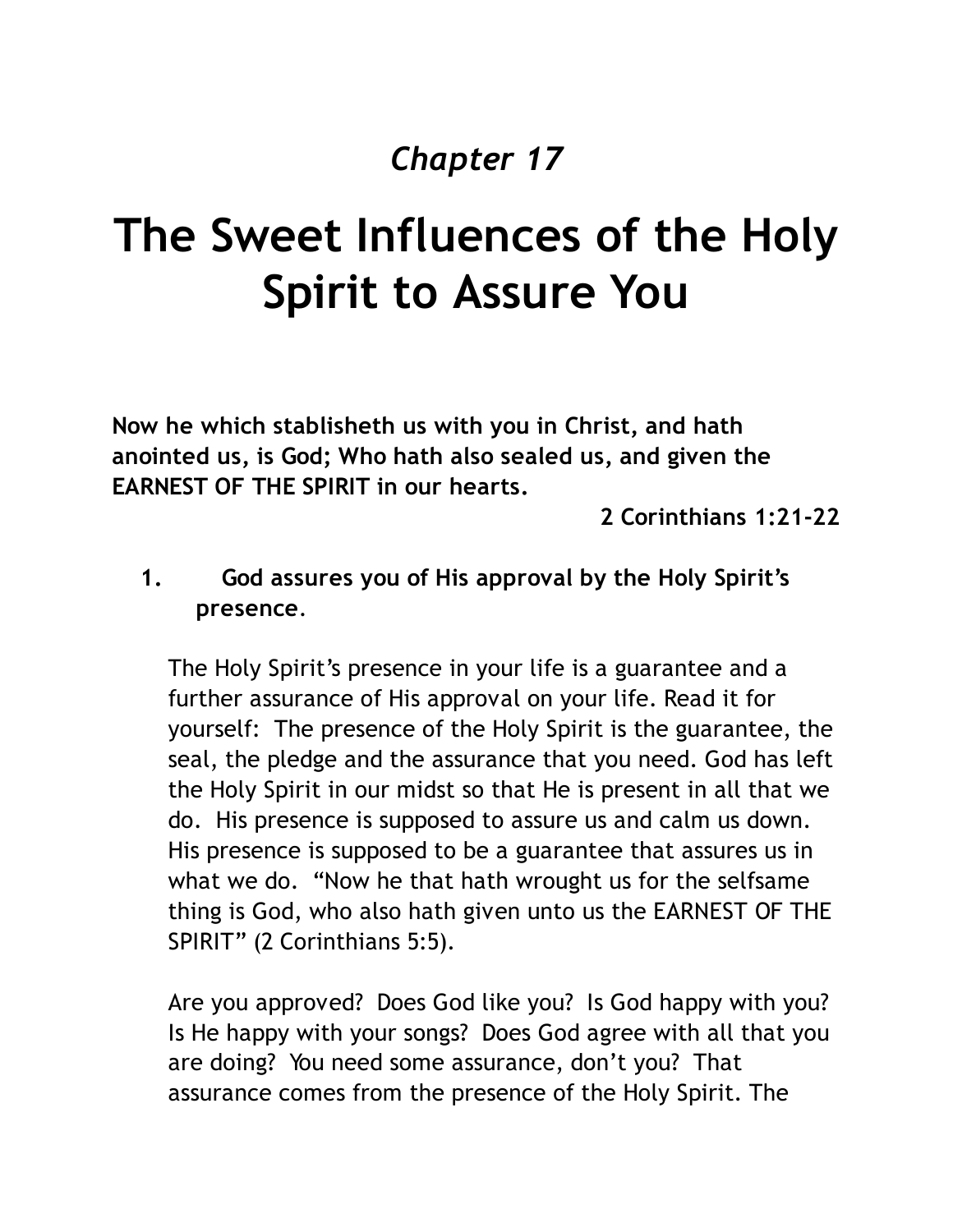*Chapter 17*

# The Sweet Influences of the Holy Spirit to Assure You

**Now he which stablisheth us with you in Christ, and hath anointed us, is God; Who hath also sealed us, and given the EARNEST OF THE SPIRIT in our hearts.**

**2 Corinthians 1:21-22**

1. **God assures you of His approval by the Holy Spirit's presence**.

   The Holy Spirit's presence in your life is a guarantee and a further assurance of His approval on your life. Read it for yourself: The presence of the Holy Spirit is the guarantee, the seal, the pledge and the assurance that you need. God has left the Holy Spirit in our midst so that He is present in all that we do. His presence is supposed to assure us and calm us down. His presence is supposed to be a guarantee that assures us in what we do. "Now he that hath wrought us for the selfsame thing is God, who also hath given unto us the EARNEST OF THE SPIRIT" (2 Corinthians 5:5).

   Are you approved? Does God like you? Is God happy with you? Is He happy with your songs? Does God agree with all that you are doing? You need some assurance, don't you? That assurance comes from the presence of the Holy Spirit. The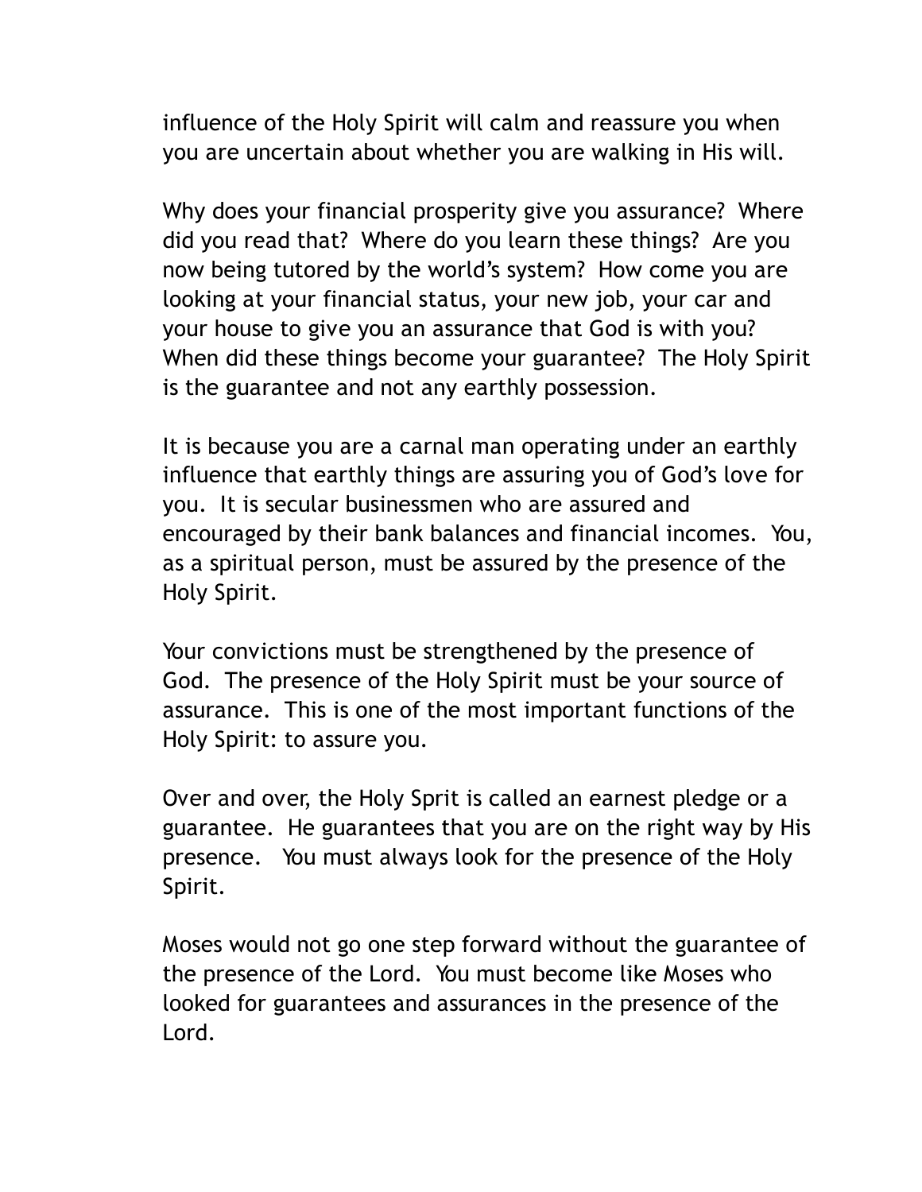influence of the Holy Spirit will calm and reassure you when you are uncertain about whether you are walking in His will.

Why does your financial prosperity give you assurance? Where did you read that? Where do you learn these things? Are you now being tutored by the world's system? How come you are looking at your financial status, your new job, your car and your house to give you an assurance that God is with you? When did these things become your guarantee? The Holy Spirit is the guarantee and not any earthly possession.

It is because you are a carnal man operating under an earthly influence that earthly things are assuring you of God's love for you. It is secular businessmen who are assured and encouraged by their bank balances and financial incomes. You, as a spiritual person, must be assured by the presence of the Holy Spirit.

Your convictions must be strengthened by the presence of God. The presence of the Holy Spirit must be your source of assurance. This is one of the most important functions of the Holy Spirit: to assure you.

Over and over, the Holy Sprit is called an earnest pledge or a guarantee. He guarantees that you are on the right way by His presence. You must always look for the presence of the Holy Spirit.

Moses would not go one step forward without the guarantee of the presence of the Lord. You must become like Moses who looked for guarantees and assurances in the presence of the Lord.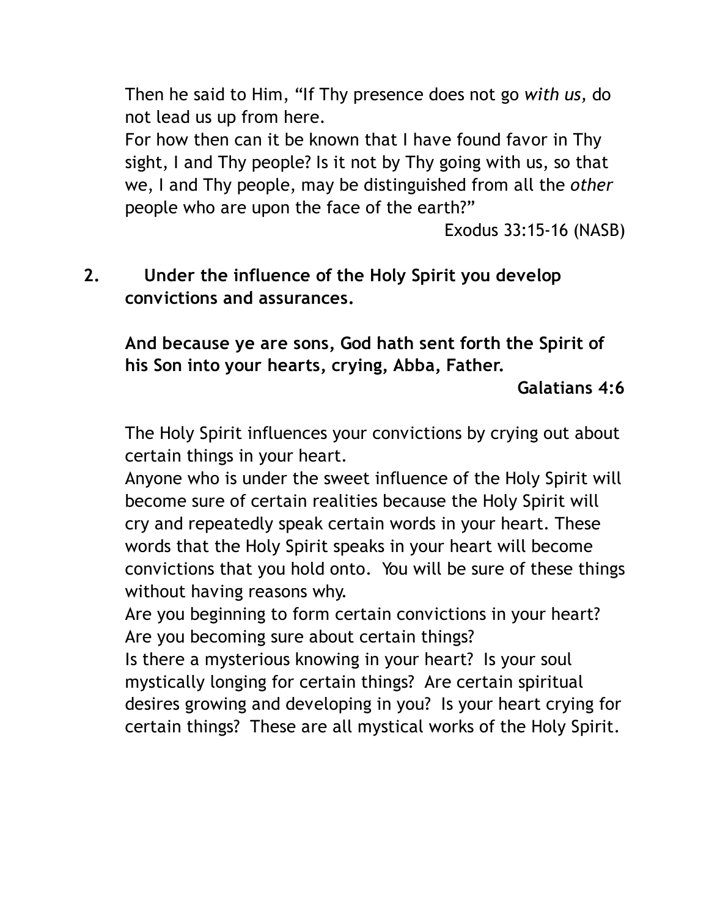Then he said to Him, “If Thy presence does not go *with us,* do not lead us up from here.
For how then can it be known that I have found favor in Thy sight, I and Thy people? Is it not by Thy going with us, so that we, I and Thy people, may be distinguished from all the *other* people who are upon the face of the earth?”

Exodus 33:15-16 (NASB)

**2. Under the influence of the Holy Spirit you develop convictions and assurances.**

**And because ye are sons, God hath sent forth the Spirit of his Son into your hearts, crying, Abba, Father.**

**Galatians 4:6**

The Holy Spirit influences your convictions by crying out about certain things in your heart.
Anyone who is under the sweet influence of the Holy Spirit will become sure of certain realities because the Holy Spirit will cry and repeatedly speak certain words in your heart. These words that the Holy Spirit speaks in your heart will become convictions that you hold onto. You will be sure of these things without having reasons why.
Are you beginning to form certain convictions in your heart? Are you becoming sure about certain things?
Is there a mysterious knowing in your heart? Is your soul mystically longing for certain things? Are certain spiritual desires growing and developing in you? Is your heart crying for certain things? These are all mystical works of the Holy Spirit.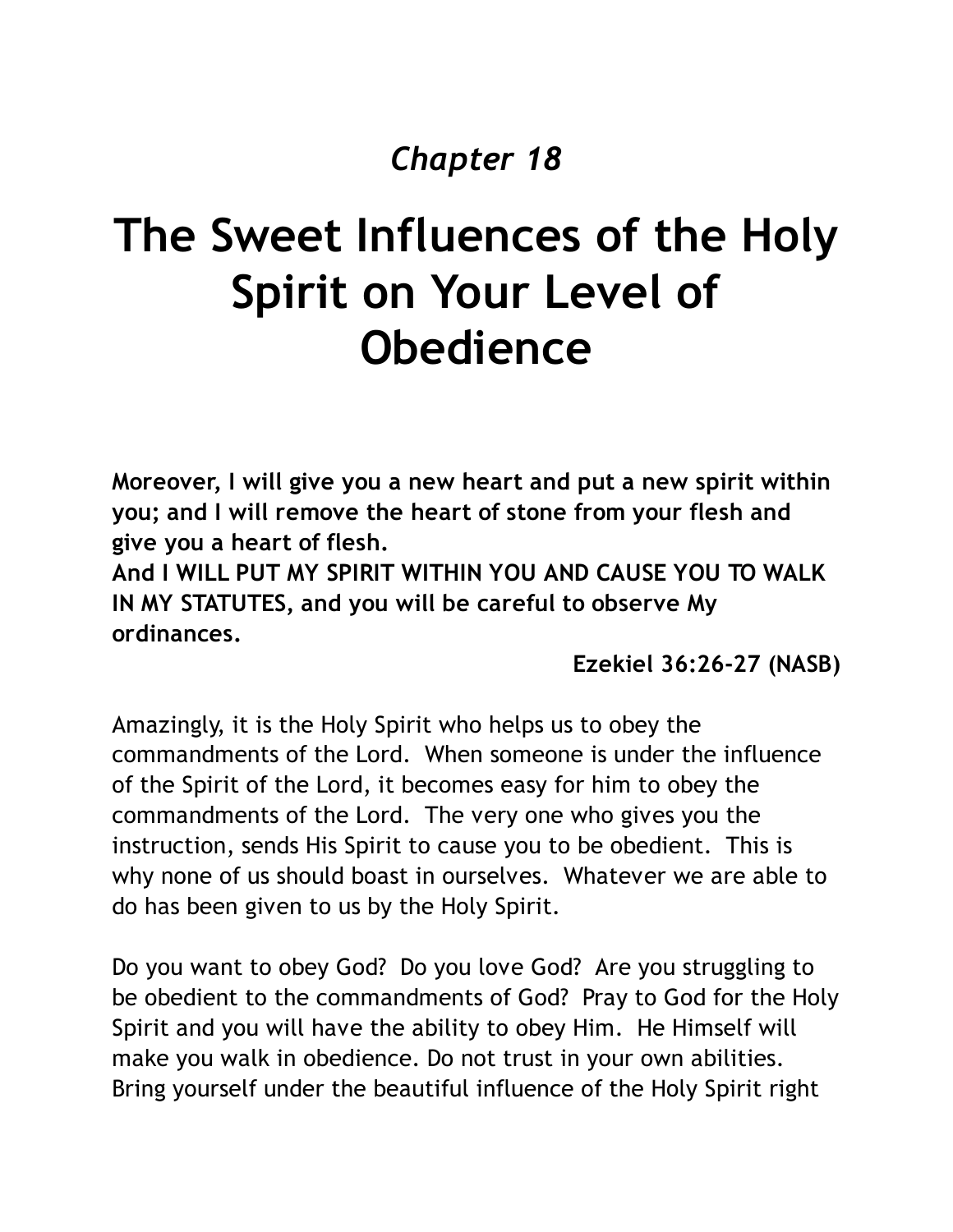*Chapter 18*

# The Sweet Influences of the Holy Spirit on Your Level of Obedience

**Moreover, I will give you a new heart and put a new spirit within you; and I will remove the heart of stone from your flesh and give you a heart of flesh.**
**And I WILL PUT MY SPIRIT WITHIN YOU AND CAUSE YOU TO WALK IN MY STATUTES, and you will be careful to observe My ordinances.**

**Ezekiel 36:26-27 (NASB)**

Amazingly, it is the Holy Spirit who helps us to obey the commandments of the Lord. When someone is under the influence of the Spirit of the Lord, it becomes easy for him to obey the commandments of the Lord. The very one who gives you the instruction, sends His Spirit to cause you to be obedient. This is why none of us should boast in ourselves. Whatever we are able to do has been given to us by the Holy Spirit.

Do you want to obey God? Do you love God? Are you struggling to be obedient to the commandments of God? Pray to God for the Holy Spirit and you will have the ability to obey Him. He Himself will make you walk in obedience. Do not trust in your own abilities. Bring yourself under the beautiful influence of the Holy Spirit right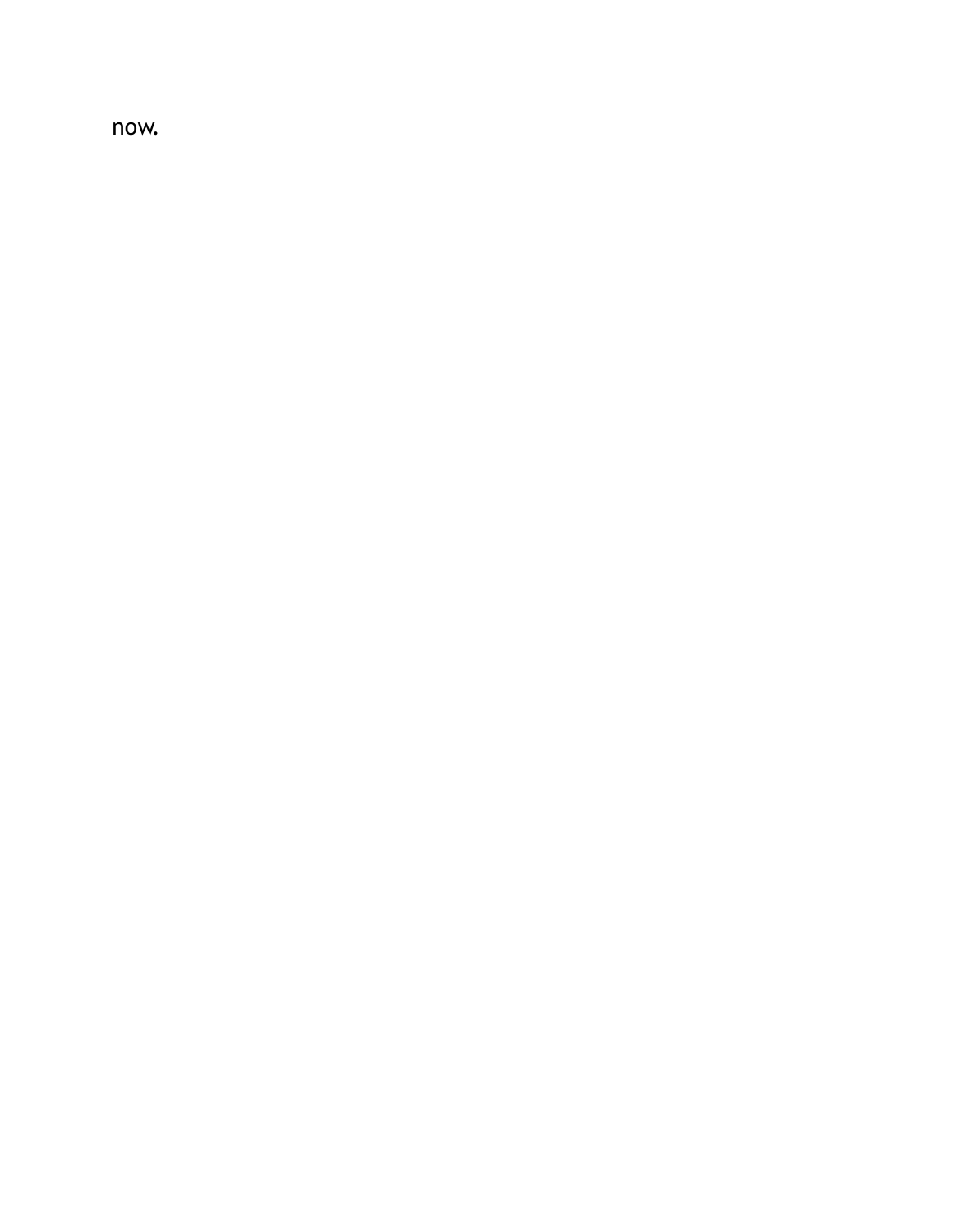now.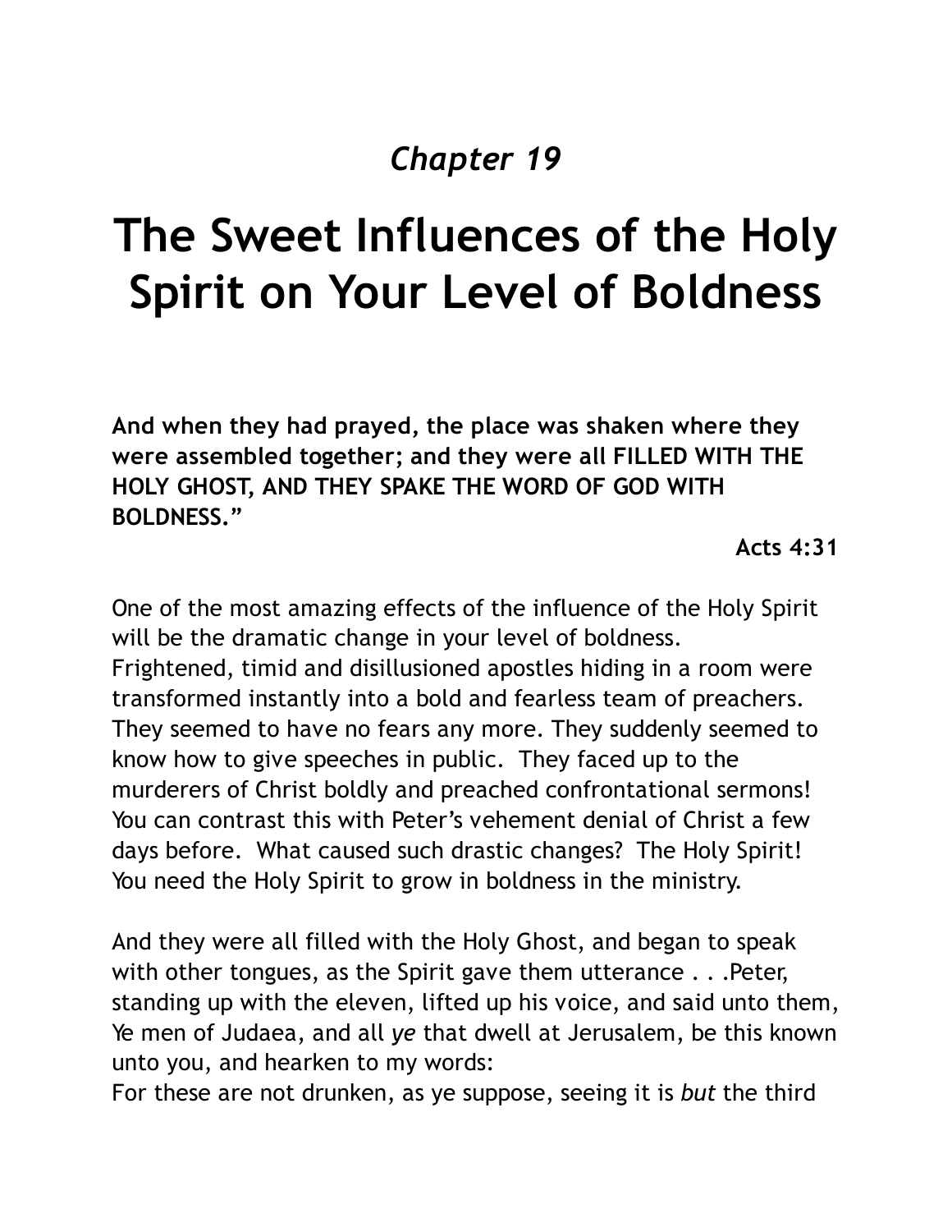*Chapter 19*

# The Sweet Influences of the Holy Spirit on Your Level of Boldness

**And when they had prayed, the place was shaken where they were assembled together; and they were all FILLED WITH THE HOLY GHOST, AND THEY SPAKE THE WORD OF GOD WITH BOLDNESS."**

**Acts 4:31**

One of the most amazing effects of the influence of the Holy Spirit will be the dramatic change in your level of boldness. Frightened, timid and disillusioned apostles hiding in a room were transformed instantly into a bold and fearless team of preachers. They seemed to have no fears any more. They suddenly seemed to know how to give speeches in public. They faced up to the murderers of Christ boldly and preached confrontational sermons! You can contrast this with Peter's vehement denial of Christ a few days before. What caused such drastic changes? The Holy Spirit! You need the Holy Spirit to grow in boldness in the ministry.

And they were all filled with the Holy Ghost, and began to speak with other tongues, as the Spirit gave them utterance . . .Peter, standing up with the eleven, lifted up his voice, and said unto them, Ye men of Judaea, and all *ye* that dwell at Jerusalem, be this known unto you, and hearken to my words:
For these are not drunken, as ye suppose, seeing it is *but* the third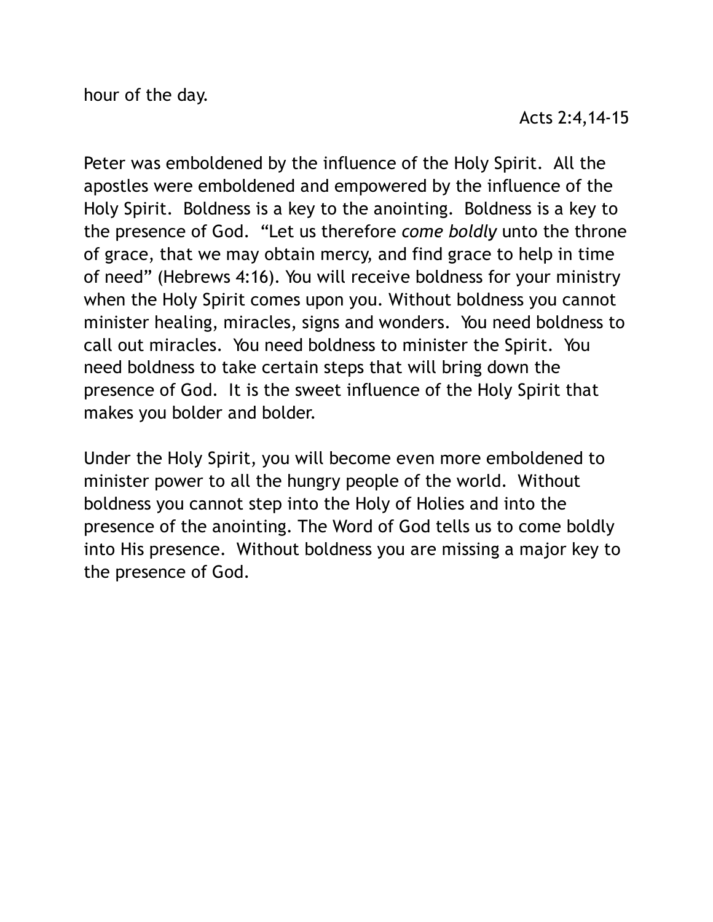hour of the day.

Acts 2:4,14-15

Peter was emboldened by the influence of the Holy Spirit. All the apostles were emboldened and empowered by the influence of the Holy Spirit. Boldness is a key to the anointing. Boldness is a key to the presence of God. "Let us therefore *come boldly* unto the throne of grace, that we may obtain mercy, and find grace to help in time of need" (Hebrews 4:16). You will receive boldness for your ministry when the Holy Spirit comes upon you. Without boldness you cannot minister healing, miracles, signs and wonders. You need boldness to call out miracles. You need boldness to minister the Spirit. You need boldness to take certain steps that will bring down the presence of God. It is the sweet influence of the Holy Spirit that makes you bolder and bolder.

Under the Holy Spirit, you will become even more emboldened to minister power to all the hungry people of the world. Without boldness you cannot step into the Holy of Holies and into the presence of the anointing. The Word of God tells us to come boldly into His presence. Without boldness you are missing a major key to the presence of God.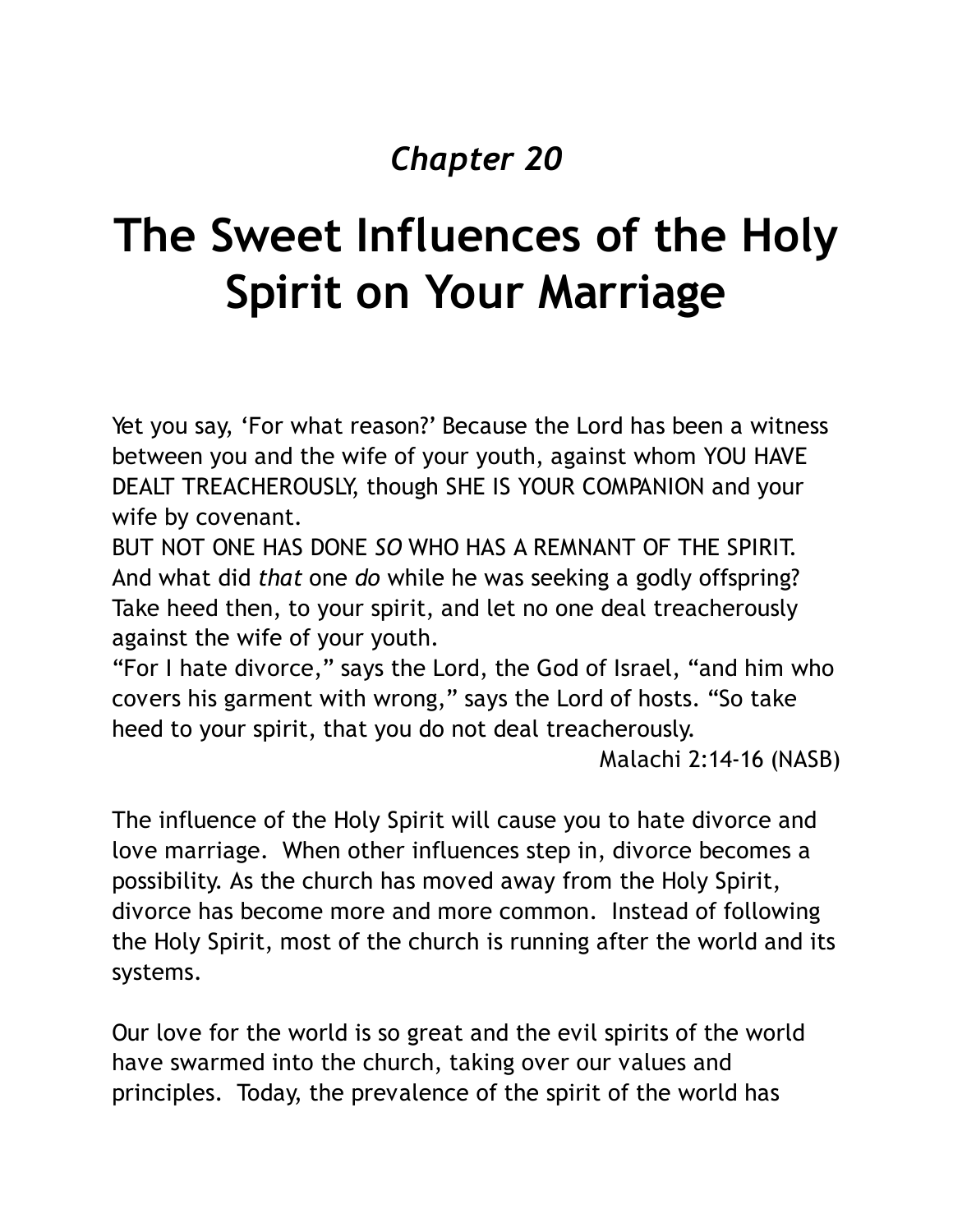*Chapter 20*

# The Sweet Influences of the Holy Spirit on Your Marriage

Yet you say, 'For what reason?' Because the Lord has been a witness between you and the wife of your youth, against whom YOU HAVE DEALT TREACHEROUSLY, though SHE IS YOUR COMPANION and your wife by covenant.
BUT NOT ONE HAS DONE *SO* WHO HAS A REMNANT OF THE SPIRIT. And what did *that* one *do* while he was seeking a godly offspring? Take heed then, to your spirit, and let no one deal treacherously against the wife of your youth.
"For I hate divorce," says the Lord, the God of Israel, "and him who covers his garment with wrong," says the Lord of hosts. "So take heed to your spirit, that you do not deal treacherously.

Malachi 2:14-16 (NASB)

The influence of the Holy Spirit will cause you to hate divorce and love marriage. When other influences step in, divorce becomes a possibility. As the church has moved away from the Holy Spirit, divorce has become more and more common. Instead of following the Holy Spirit, most of the church is running after the world and its systems.

Our love for the world is so great and the evil spirits of the world have swarmed into the church, taking over our values and principles. Today, the prevalence of the spirit of the world has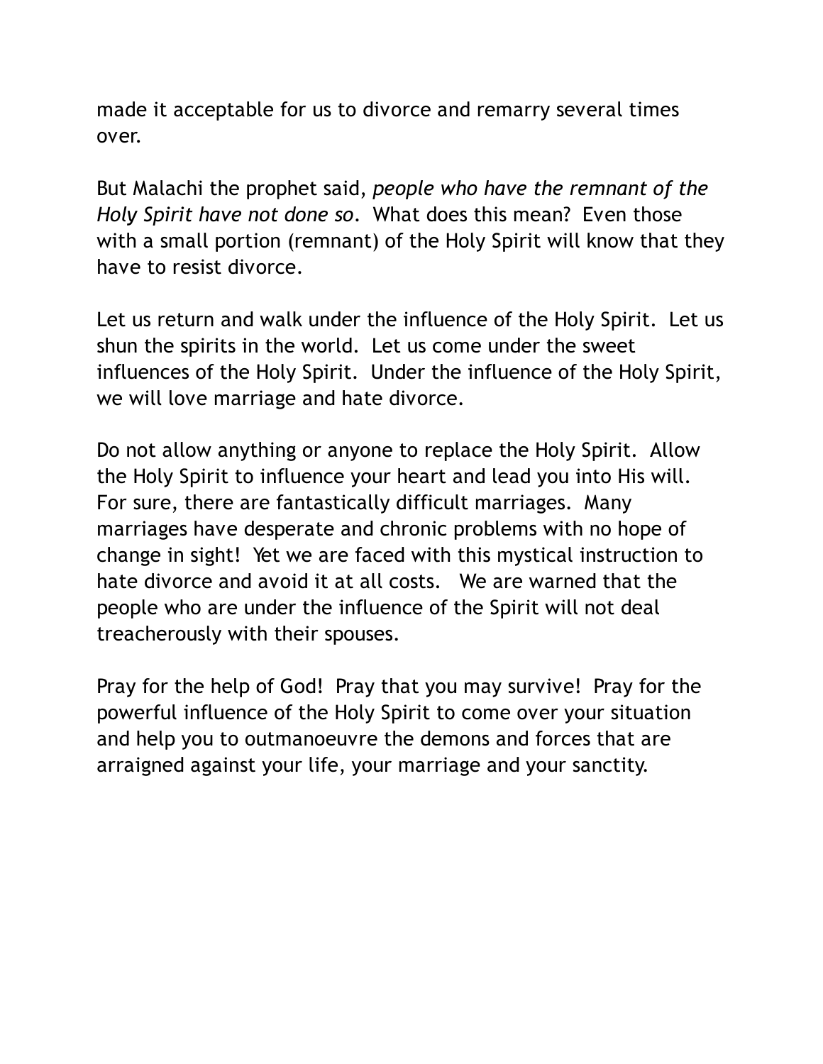made it acceptable for us to divorce and remarry several times over.

But Malachi the prophet said, *people who have the remnant of the Holy Spirit have not done so*. What does this mean? Even those with a small portion (remnant) of the Holy Spirit will know that they have to resist divorce.

Let us return and walk under the influence of the Holy Spirit. Let us shun the spirits in the world. Let us come under the sweet influences of the Holy Spirit. Under the influence of the Holy Spirit, we will love marriage and hate divorce.

Do not allow anything or anyone to replace the Holy Spirit. Allow the Holy Spirit to influence your heart and lead you into His will. For sure, there are fantastically difficult marriages. Many marriages have desperate and chronic problems with no hope of change in sight! Yet we are faced with this mystical instruction to hate divorce and avoid it at all costs. We are warned that the people who are under the influence of the Spirit will not deal treacherously with their spouses.

Pray for the help of God! Pray that you may survive! Pray for the powerful influence of the Holy Spirit to come over your situation and help you to outmanoeuvre the demons and forces that are arraigned against your life, your marriage and your sanctity.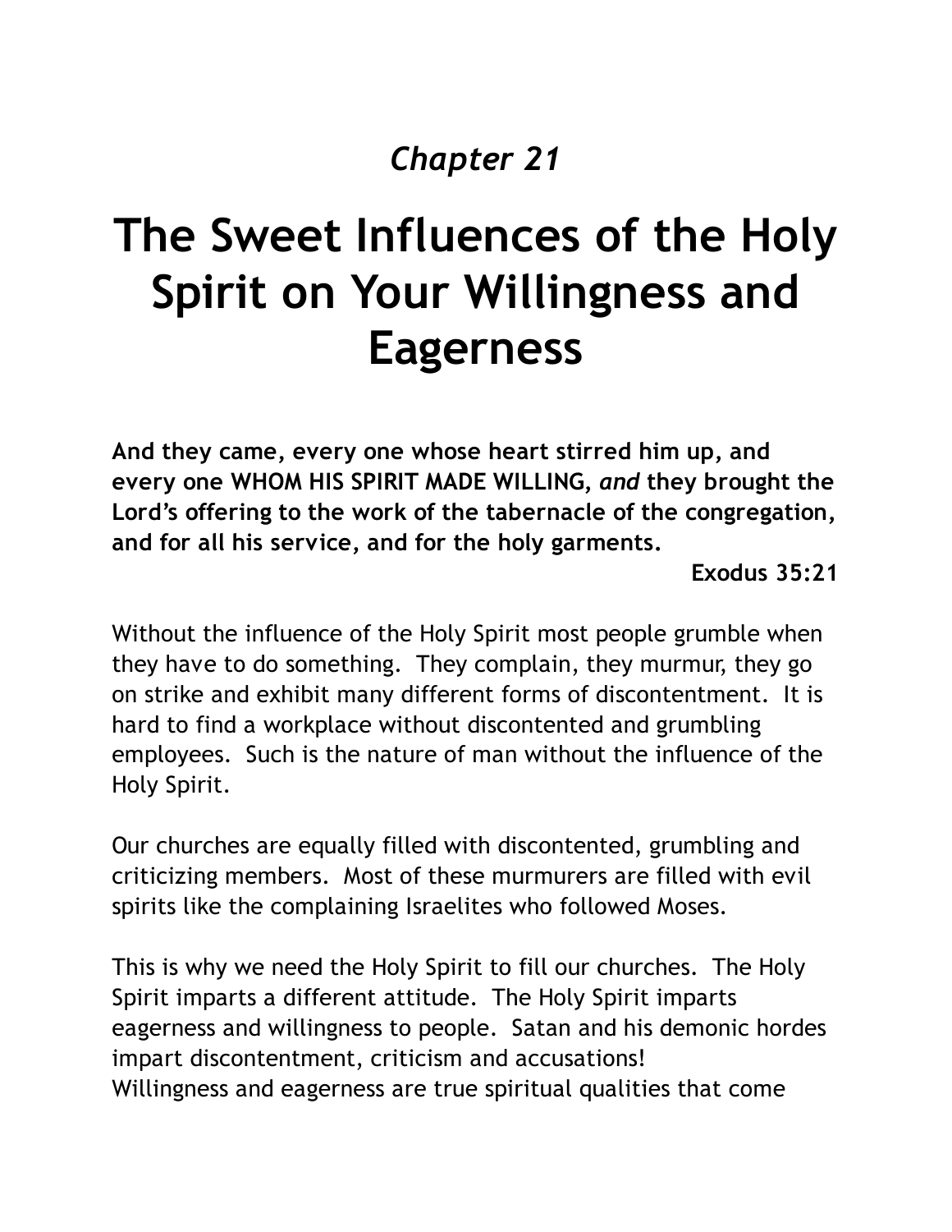*Chapter 21*

# The Sweet Influences of the Holy Spirit on Your Willingness and Eagerness

**And they came, every one whose heart stirred him up, and every one WHOM HIS SPIRIT MADE WILLING, *and* they brought the Lord's offering to the work of the tabernacle of the congregation, and for all his service, and for the holy garments.**

**Exodus 35:21**

Without the influence of the Holy Spirit most people grumble when they have to do something. They complain, they murmur, they go on strike and exhibit many different forms of discontentment. It is hard to find a workplace without discontented and grumbling employees. Such is the nature of man without the influence of the Holy Spirit.

Our churches are equally filled with discontented, grumbling and criticizing members. Most of these murmurers are filled with evil spirits like the complaining Israelites who followed Moses.

This is why we need the Holy Spirit to fill our churches. The Holy Spirit imparts a different attitude. The Holy Spirit imparts eagerness and willingness to people. Satan and his demonic hordes impart discontentment, criticism and accusations!
Willingness and eagerness are true spiritual qualities that come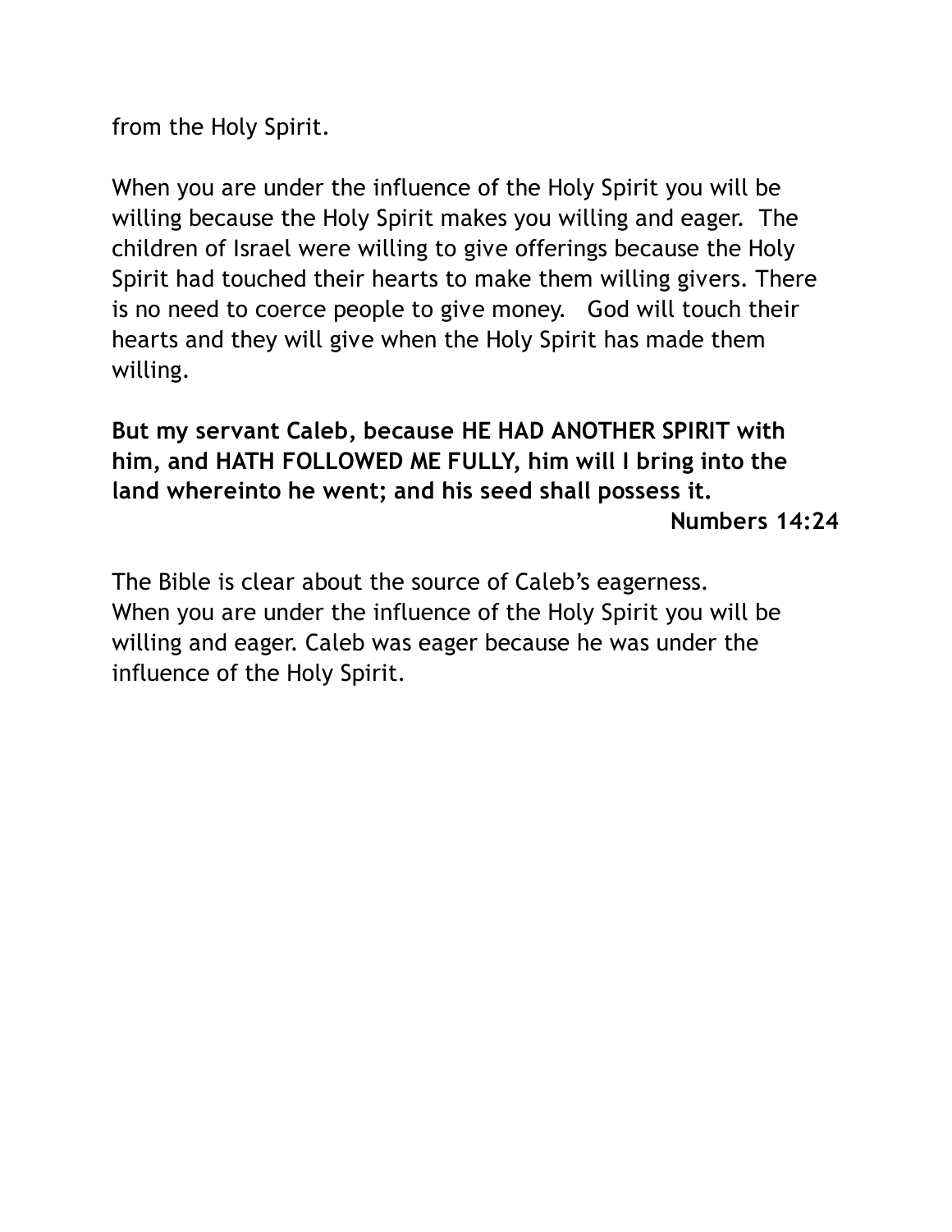from the Holy Spirit.

When you are under the influence of the Holy Spirit you will be willing because the Holy Spirit makes you willing and eager. The children of Israel were willing to give offerings because the Holy Spirit had touched their hearts to make them willing givers. There is no need to coerce people to give money. God will touch their hearts and they will give when the Holy Spirit has made them willing.

**But my servant Caleb, because HE HAD ANOTHER SPIRIT with him, and HATH FOLLOWED ME FULLY, him will I bring into the land whereinto he went; and his seed shall possess it.**

**Numbers 14:24**

The Bible is clear about the source of Caleb's eagerness.
When you are under the influence of the Holy Spirit you will be willing and eager. Caleb was eager because he was under the influence of the Holy Spirit.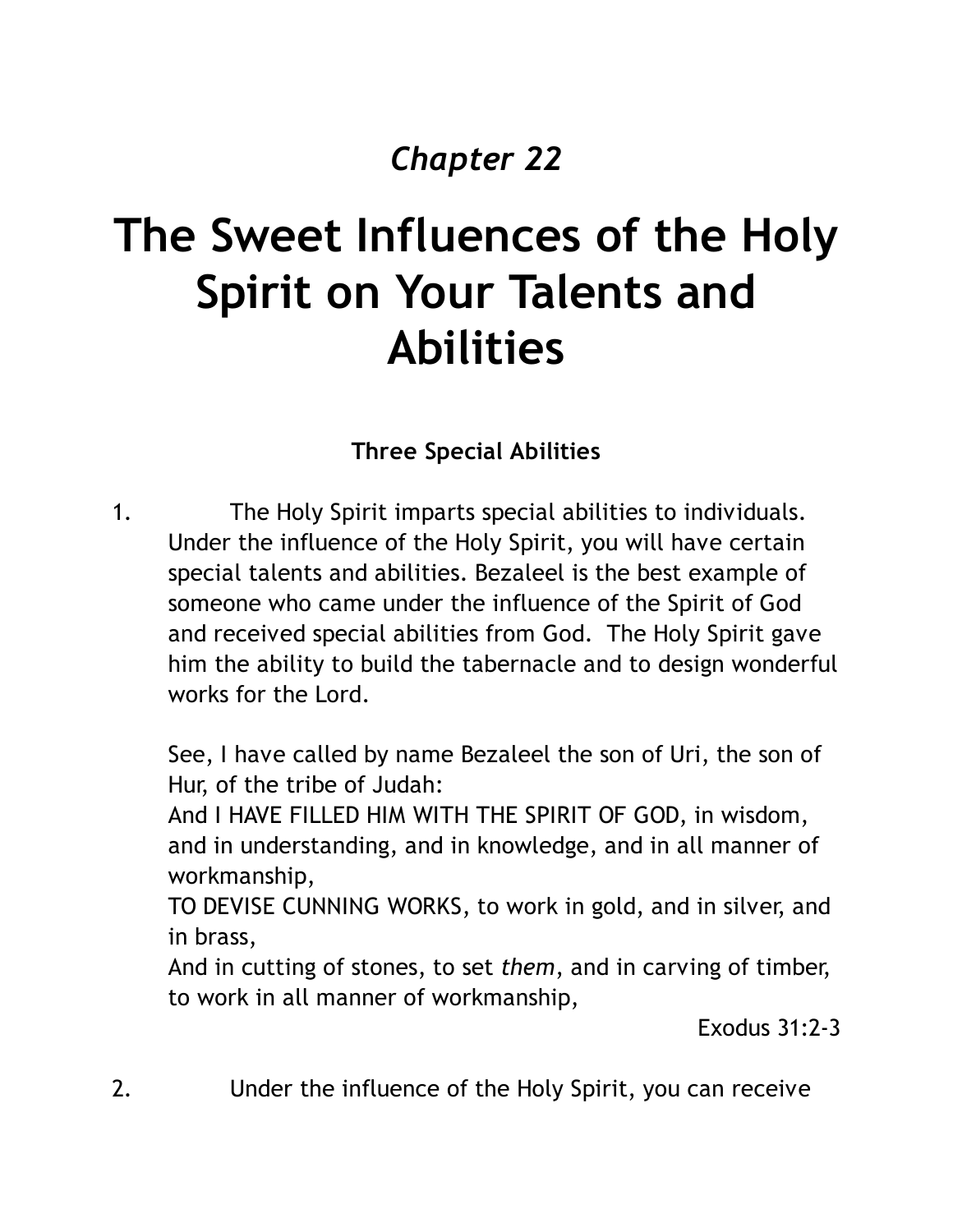*Chapter 22*

# The Sweet Influences of the Holy Spirit on Your Talents and Abilities

### Three Special Abilities

1. The Holy Spirit imparts special abilities to individuals. Under the influence of the Holy Spirit, you will have certain special talents and abilities. Bezaleel is the best example of someone who came under the influence of the Spirit of God and received special abilities from God. The Holy Spirit gave him the ability to build the tabernacle and to design wonderful works for the Lord.

   See, I have called by name Bezaleel the son of Uri, the son of Hur, of the tribe of Judah:
   And I HAVE FILLED HIM WITH THE SPIRIT OF GOD, in wisdom, and in understanding, and in knowledge, and in all manner of workmanship,
   TO DEVISE CUNNING WORKS, to work in gold, and in silver, and in brass,
   And in cutting of stones, to set *them*, and in carving of timber, to work in all manner of workmanship,

   Exodus 31:2-3

2. Under the influence of the Holy Spirit, you can receive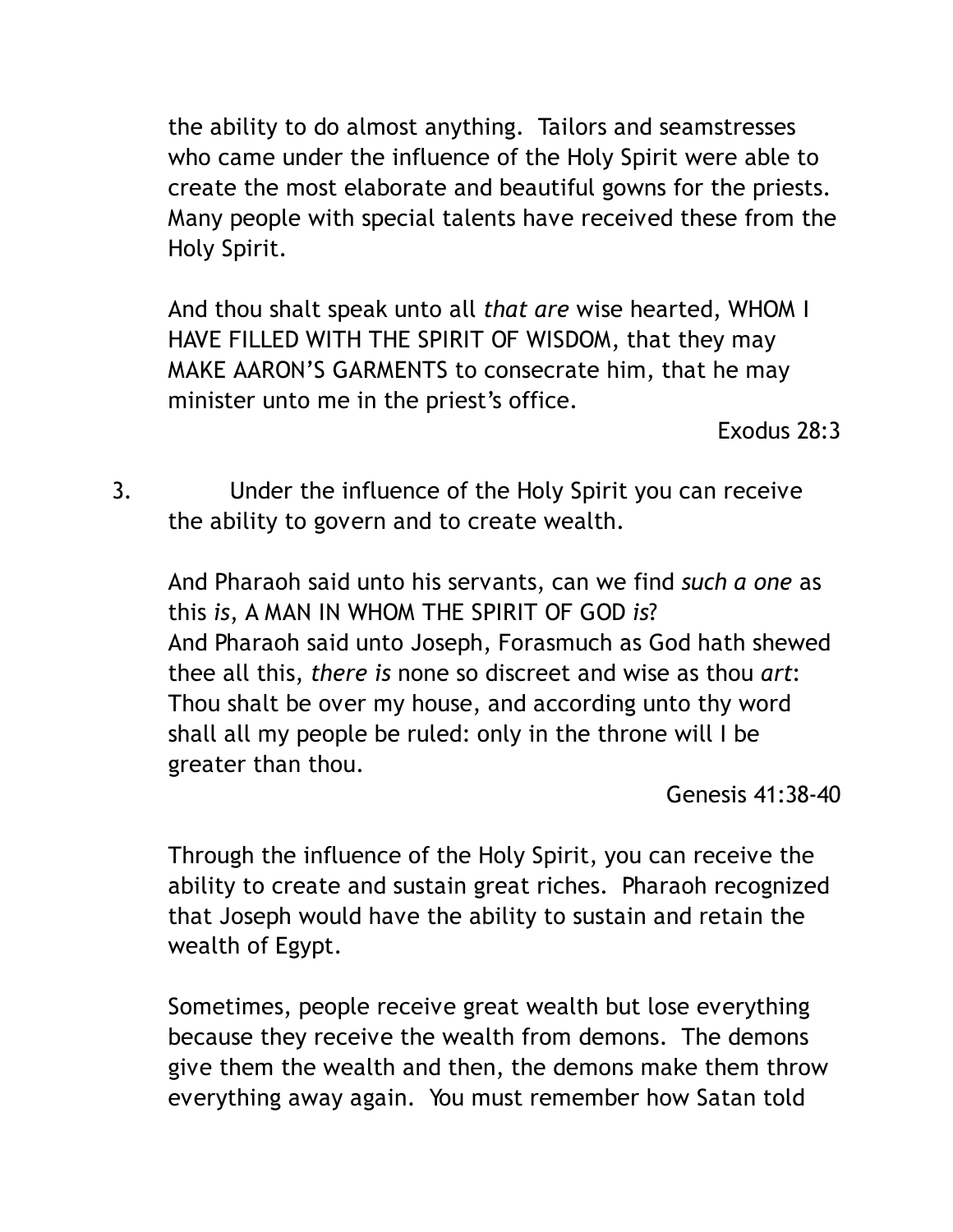the ability to do almost anything. Tailors and seamstresses who came under the influence of the Holy Spirit were able to create the most elaborate and beautiful gowns for the priests. Many people with special talents have received these from the Holy Spirit.

And thou shalt speak unto all *that are* wise hearted, WHOM I HAVE FILLED WITH THE SPIRIT OF WISDOM, that they may MAKE AARON'S GARMENTS to consecrate him, that he may minister unto me in the priest's office.

Exodus 28:3

3. Under the influence of the Holy Spirit you can receive the ability to govern and to create wealth.

And Pharaoh said unto his servants, can we find *such a one* as this *is*, A MAN IN WHOM THE SPIRIT OF GOD *is*?
And Pharaoh said unto Joseph, Forasmuch as God hath shewed thee all this, *there is* none so discreet and wise as thou *art*:
Thou shalt be over my house, and according unto thy word shall all my people be ruled: only in the throne will I be greater than thou.

Genesis 41:38-40

Through the influence of the Holy Spirit, you can receive the ability to create and sustain great riches. Pharaoh recognized that Joseph would have the ability to sustain and retain the wealth of Egypt.

Sometimes, people receive great wealth but lose everything because they receive the wealth from demons. The demons give them the wealth and then, the demons make them throw everything away again. You must remember how Satan told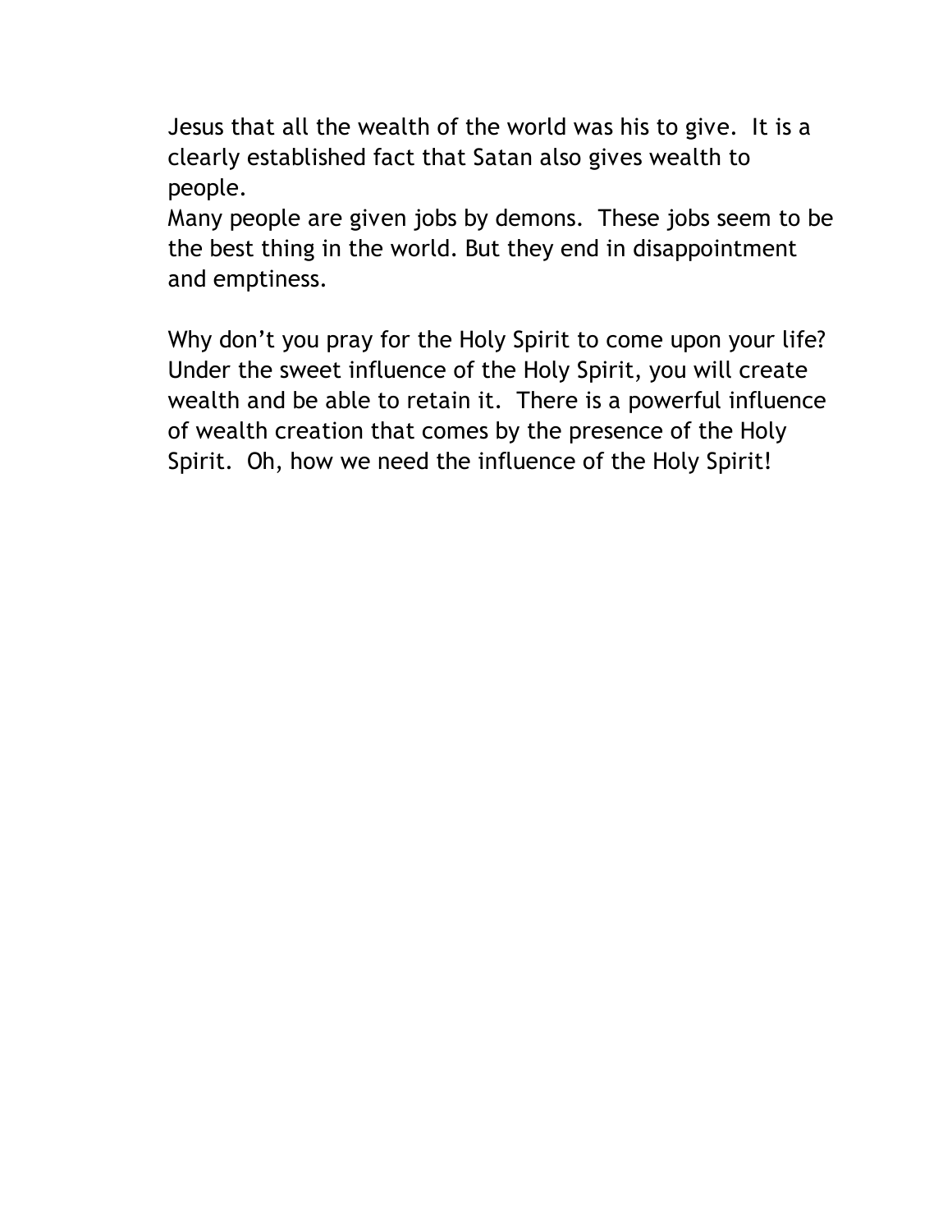Jesus that all the wealth of the world was his to give. It is a clearly established fact that Satan also gives wealth to people.

Many people are given jobs by demons. These jobs seem to be the best thing in the world. But they end in disappointment and emptiness.

Why don't you pray for the Holy Spirit to come upon your life? Under the sweet influence of the Holy Spirit, you will create wealth and be able to retain it. There is a powerful influence of wealth creation that comes by the presence of the Holy Spirit. Oh, how we need the influence of the Holy Spirit!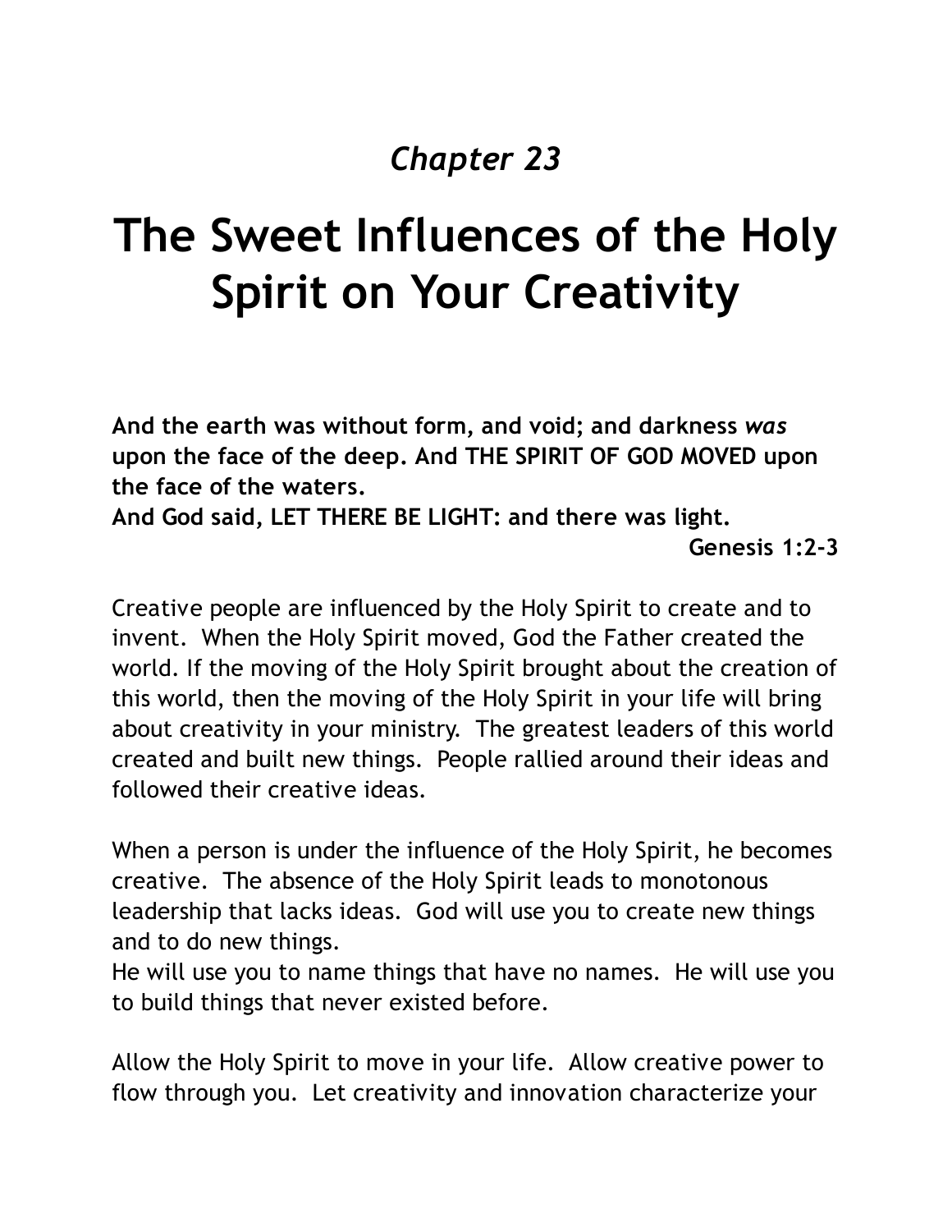*Chapter 23*

# The Sweet Influences of the Holy Spirit on Your Creativity

**And the earth was without form, and void; and darkness *was* upon the face of the deep. And THE SPIRIT OF GOD MOVED upon the face of the waters.**
**And God said, LET THERE BE LIGHT: and there was light.**

**Genesis 1:2-3**

Creative people are influenced by the Holy Spirit to create and to invent. When the Holy Spirit moved, God the Father created the world. If the moving of the Holy Spirit brought about the creation of this world, then the moving of the Holy Spirit in your life will bring about creativity in your ministry. The greatest leaders of this world created and built new things. People rallied around their ideas and followed their creative ideas.

When a person is under the influence of the Holy Spirit, he becomes creative. The absence of the Holy Spirit leads to monotonous leadership that lacks ideas. God will use you to create new things and to do new things.
He will use you to name things that have no names. He will use you to build things that never existed before.

Allow the Holy Spirit to move in your life. Allow creative power to flow through you. Let creativity and innovation characterize your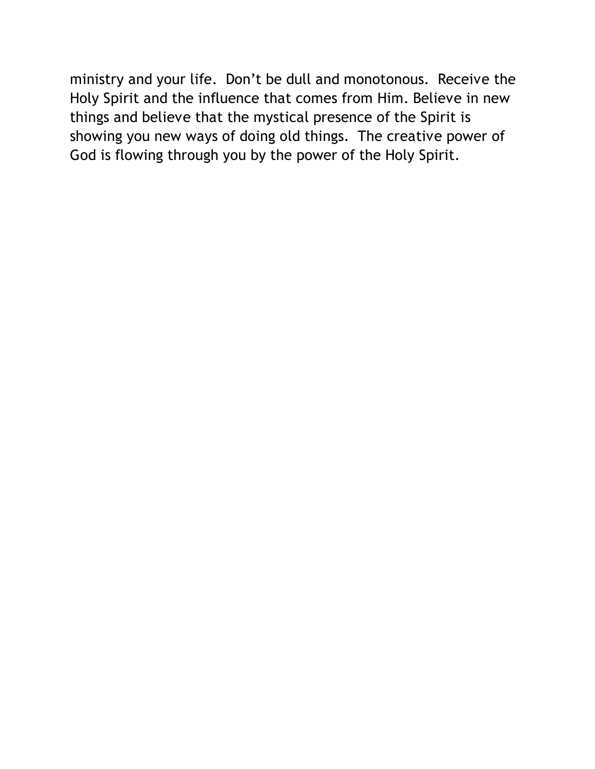ministry and your life. Don't be dull and monotonous. Receive the Holy Spirit and the influence that comes from Him. Believe in new things and believe that the mystical presence of the Spirit is showing you new ways of doing old things. The creative power of God is flowing through you by the power of the Holy Spirit.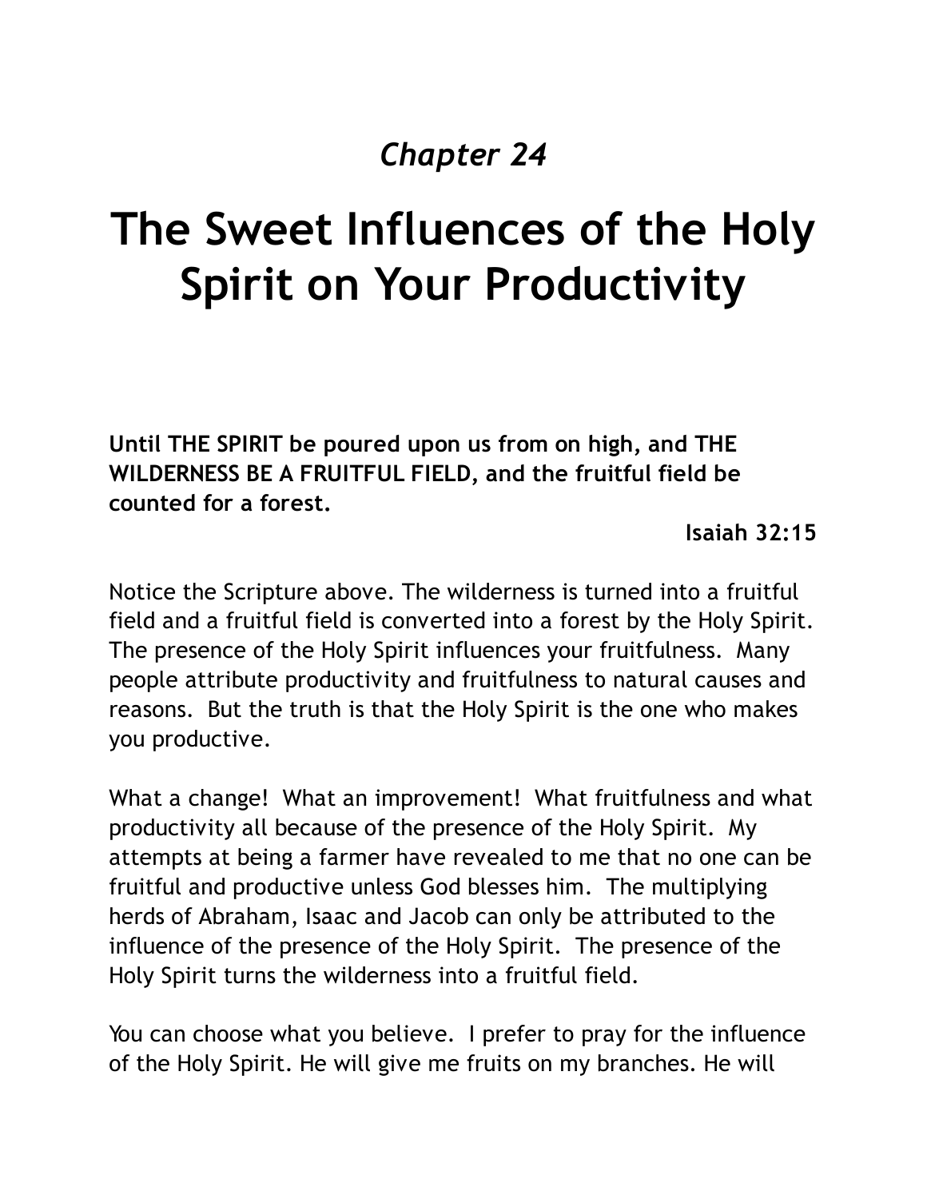*Chapter 24*

# The Sweet Influences of the Holy Spirit on Your Productivity

**Until THE SPIRIT be poured upon us from on high, and THE WILDERNESS BE A FRUITFUL FIELD, and the fruitful field be counted for a forest.**

**Isaiah 32:15**

Notice the Scripture above. The wilderness is turned into a fruitful field and a fruitful field is converted into a forest by the Holy Spirit. The presence of the Holy Spirit influences your fruitfulness. Many people attribute productivity and fruitfulness to natural causes and reasons. But the truth is that the Holy Spirit is the one who makes you productive.

What a change! What an improvement! What fruitfulness and what productivity all because of the presence of the Holy Spirit. My attempts at being a farmer have revealed to me that no one can be fruitful and productive unless God blesses him. The multiplying herds of Abraham, Isaac and Jacob can only be attributed to the influence of the presence of the Holy Spirit. The presence of the Holy Spirit turns the wilderness into a fruitful field.

You can choose what you believe. I prefer to pray for the influence of the Holy Spirit. He will give me fruits on my branches. He will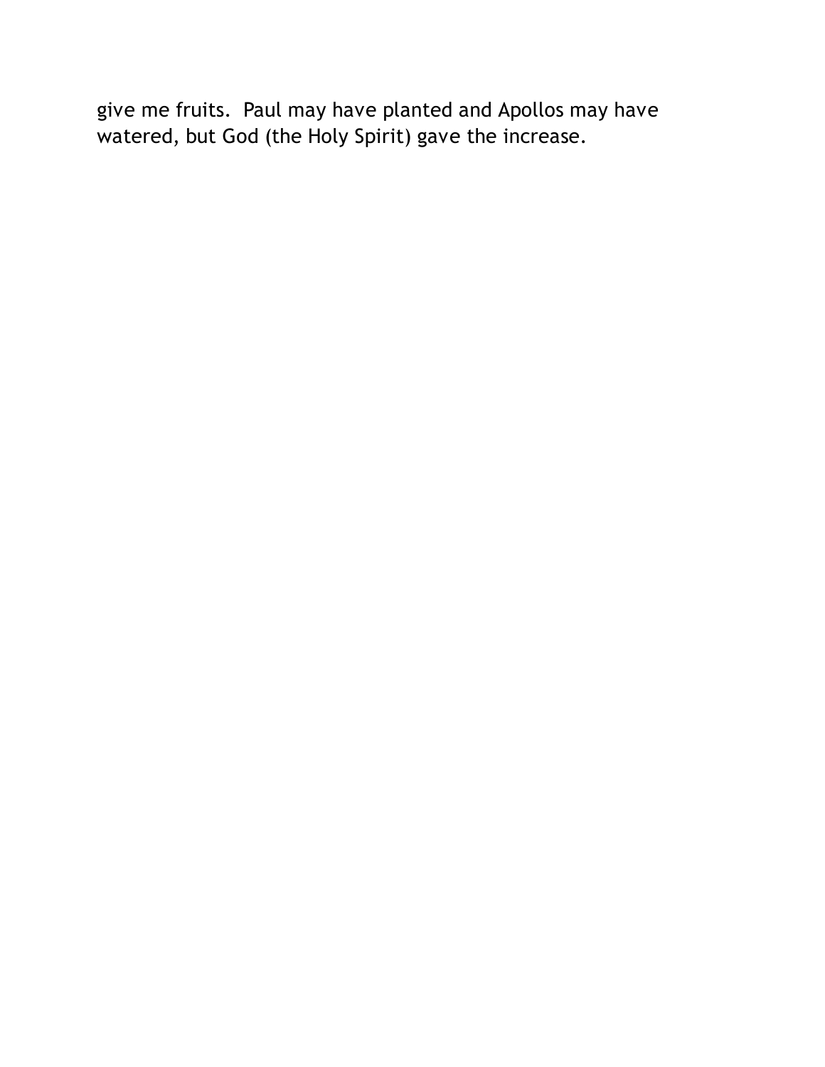give me fruits.  Paul may have planted and Apollos may have watered, but God (the Holy Spirit) gave the increase.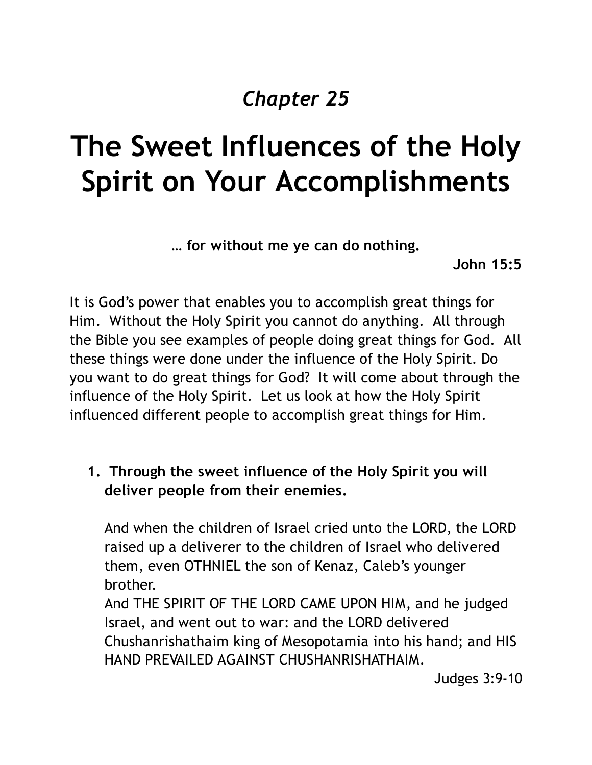*Chapter 25*

# The Sweet Influences of the Holy Spirit on Your Accomplishments

**… for without me ye can do nothing.**

**John 15:5**

It is God's power that enables you to accomplish great things for Him. Without the Holy Spirit you cannot do anything. All through the Bible you see examples of people doing great things for God. All these things were done under the influence of the Holy Spirit. Do you want to do great things for God? It will come about through the influence of the Holy Spirit. Let us look at how the Holy Spirit influenced different people to accomplish great things for Him.

1. **Through the sweet influence of the Holy Spirit you will deliver people from their enemies.**

   And when the children of Israel cried unto the LORD, the LORD raised up a deliverer to the children of Israel who delivered them, even OTHNIEL the son of Kenaz, Caleb's younger brother.
   And THE SPIRIT OF THE LORD CAME UPON HIM, and he judged Israel, and went out to war: and the LORD delivered Chushanrishathaim king of Mesopotamia into his hand; and HIS HAND PREVAILED AGAINST CHUSHANRISHATHAIM.

   Judges 3:9-10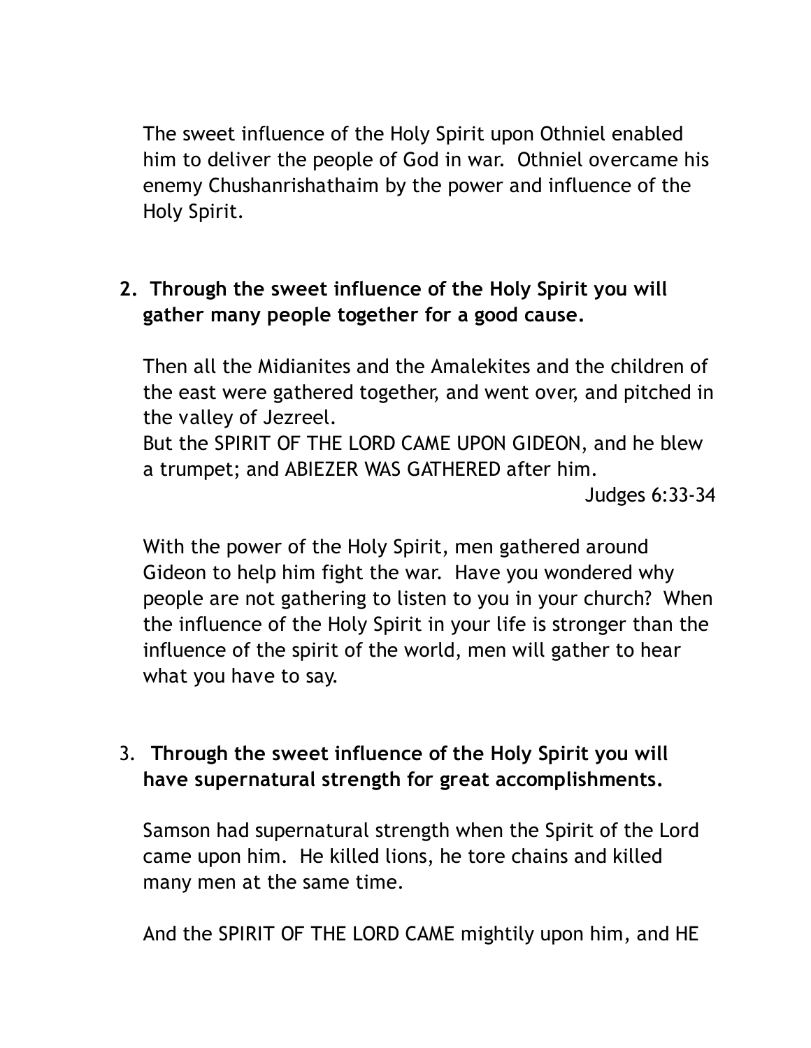The sweet influence of the Holy Spirit upon Othniel enabled him to deliver the people of God in war.  Othniel overcame his enemy Chushanrishathaim by the power and influence of the Holy Spirit.

**2. Through the sweet influence of the Holy Spirit you will gather many people together for a good cause.**

Then all the Midianites and the Amalekites and the children of the east were gathered together, and went over, and pitched in the valley of Jezreel.
But the SPIRIT OF THE LORD CAME UPON GIDEON, and he blew a trumpet; and ABIEZER WAS GATHERED after him.

Judges 6:33-34

With the power of the Holy Spirit, men gathered around Gideon to help him fight the war.  Have you wondered why people are not gathering to listen to you in your church?  When the influence of the Holy Spirit in your life is stronger than the influence of the spirit of the world, men will gather to hear what you have to say.

3. **Through the sweet influence of the Holy Spirit you will have supernatural strength for great accomplishments.**

Samson had supernatural strength when the Spirit of the Lord came upon him.  He killed lions, he tore chains and killed many men at the same time.

And the SPIRIT OF THE LORD CAME mightily upon him, and HE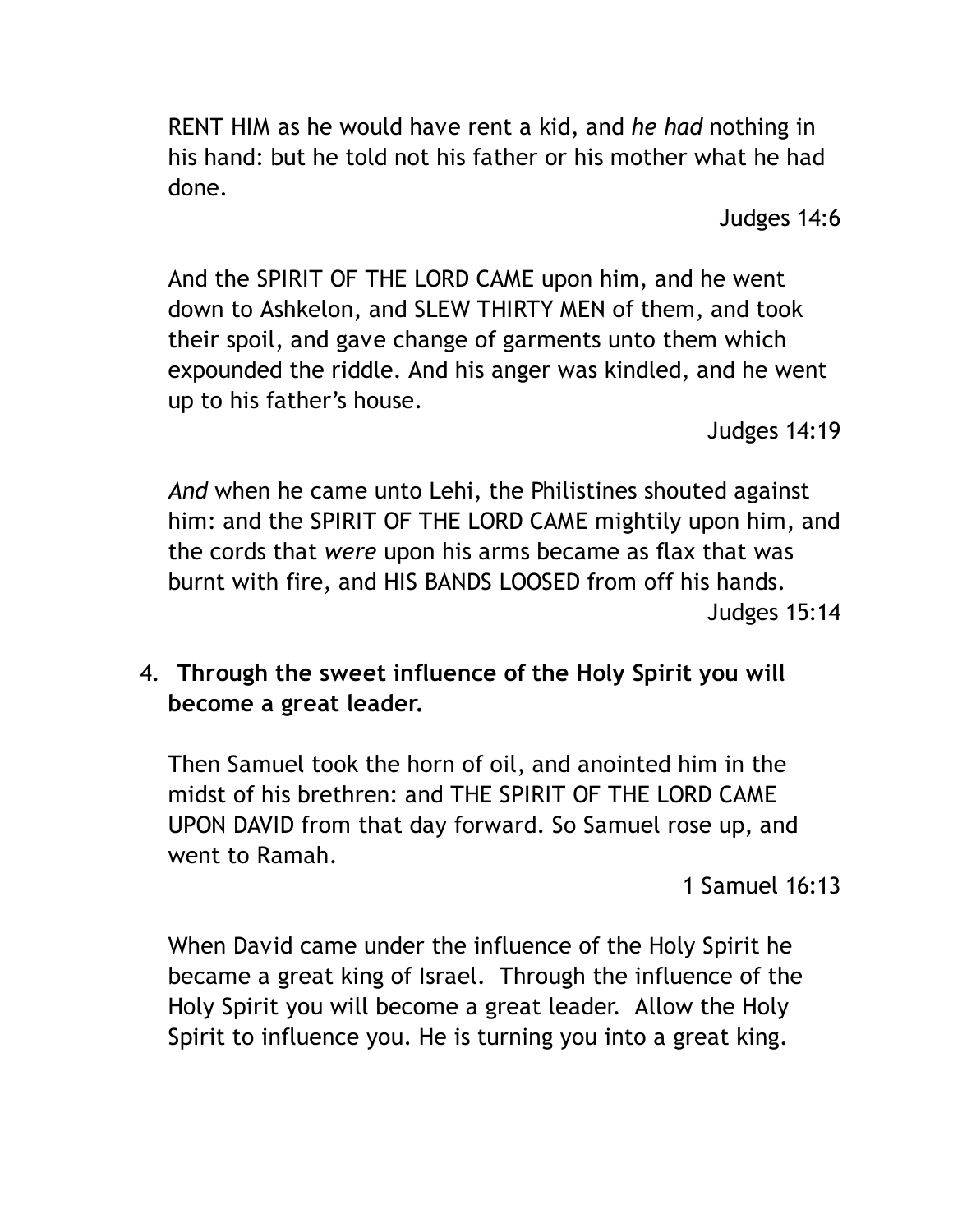RENT HIM as he would have rent a kid, and *he had* nothing in his hand: but he told not his father or his mother what he had done.

Judges 14:6

And the SPIRIT OF THE LORD CAME upon him, and he went down to Ashkelon, and SLEW THIRTY MEN of them, and took their spoil, and gave change of garments unto them which expounded the riddle. And his anger was kindled, and he went up to his father's house.

Judges 14:19

*And* when he came unto Lehi, the Philistines shouted against him: and the SPIRIT OF THE LORD CAME mightily upon him, and the cords that *were* upon his arms became as flax that was burnt with fire, and HIS BANDS LOOSED from off his hands.

Judges 15:14

4. **Through the sweet influence of the Holy Spirit you will become a great leader.**

Then Samuel took the horn of oil, and anointed him in the midst of his brethren: and THE SPIRIT OF THE LORD CAME UPON DAVID from that day forward. So Samuel rose up, and went to Ramah.

1 Samuel 16:13

When David came under the influence of the Holy Spirit he became a great king of Israel. Through the influence of the Holy Spirit you will become a great leader. Allow the Holy Spirit to influence you. He is turning you into a great king.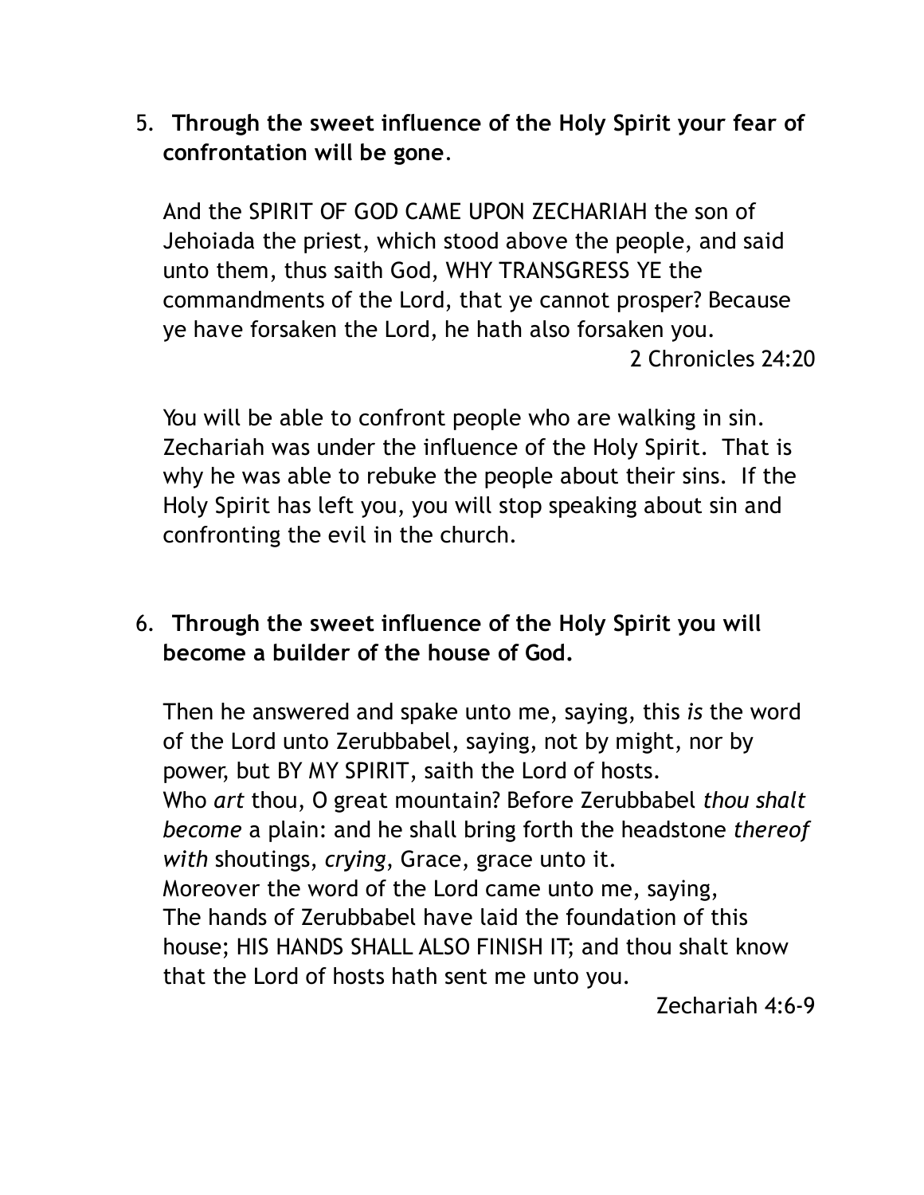5. **Through the sweet influence of the Holy Spirit your fear of confrontation will be gone**.

   And the SPIRIT OF GOD CAME UPON ZECHARIAH the son of Jehoiada the priest, which stood above the people, and said unto them, thus saith God, WHY TRANSGRESS YE the commandments of the Lord, that ye cannot prosper? Because ye have forsaken the Lord, he hath also forsaken you.

   2 Chronicles 24:20

   You will be able to confront people who are walking in sin. Zechariah was under the influence of the Holy Spirit. That is why he was able to rebuke the people about their sins. If the Holy Spirit has left you, you will stop speaking about sin and confronting the evil in the church.

6. **Through the sweet influence of the Holy Spirit you will become a builder of the house of God.**

   Then he answered and spake unto me, saying, this *is* the word of the Lord unto Zerubbabel, saying, not by might, nor by power, but BY MY SPIRIT, saith the Lord of hosts.
   Who *art* thou, O great mountain? Before Zerubbabel *thou shalt become* a plain: and he shall bring forth the headstone *thereof with* shoutings, *crying,* Grace, grace unto it.
   Moreover the word of the Lord came unto me, saying,
   The hands of Zerubbabel have laid the foundation of this house; HIS HANDS SHALL ALSO FINISH IT; and thou shalt know that the Lord of hosts hath sent me unto you.

   Zechariah 4:6-9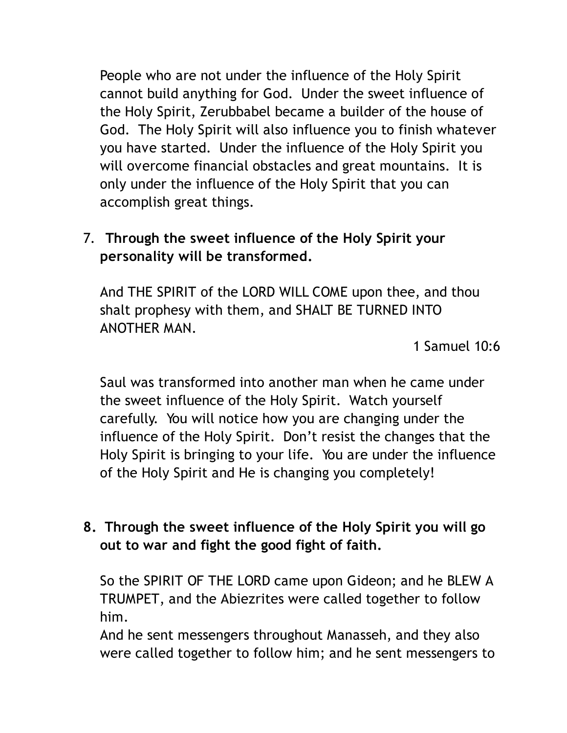People who are not under the influence of the Holy Spirit cannot build anything for God. Under the sweet influence of the Holy Spirit, Zerubbabel became a builder of the house of God. The Holy Spirit will also influence you to finish whatever you have started. Under the influence of the Holy Spirit you will overcome financial obstacles and great mountains. It is only under the influence of the Holy Spirit that you can accomplish great things.

7. **Through the sweet influence of the Holy Spirit your personality will be transformed.**

   And THE SPIRIT of the LORD WILL COME upon thee, and thou shalt prophesy with them, and SHALT BE TURNED INTO ANOTHER MAN.

   1 Samuel 10:6

   Saul was transformed into another man when he came under the sweet influence of the Holy Spirit. Watch yourself carefully. You will notice how you are changing under the influence of the Holy Spirit. Don't resist the changes that the Holy Spirit is bringing to your life. You are under the influence of the Holy Spirit and He is changing you completely!

8. **Through the sweet influence of the Holy Spirit you will go out to war and fight the good fight of faith.**

   So the SPIRIT OF THE LORD came upon Gideon; and he BLEW A TRUMPET, and the Abiezrites were called together to follow him.
   And he sent messengers throughout Manasseh, and they also were called together to follow him; and he sent messengers to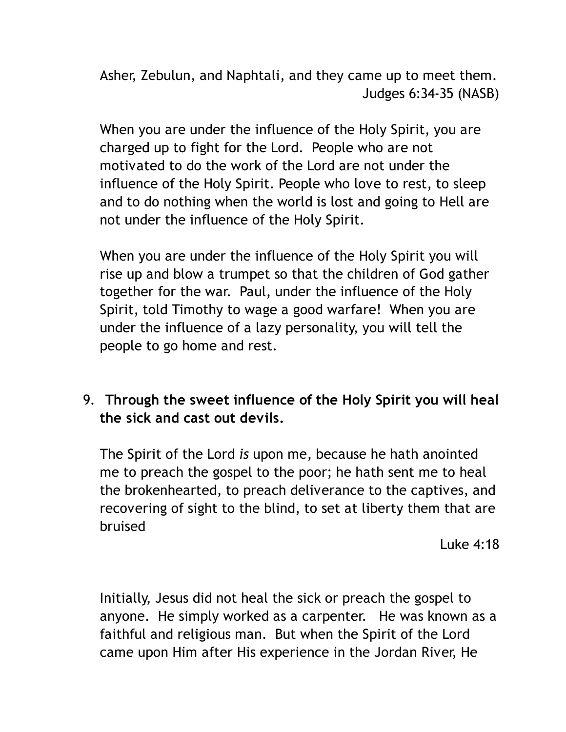Asher, Zebulun, and Naphtali, and they came up to meet them.
Judges 6:34-35 (NASB)

When you are under the influence of the Holy Spirit, you are charged up to fight for the Lord. People who are not motivated to do the work of the Lord are not under the influence of the Holy Spirit. People who love to rest, to sleep and to do nothing when the world is lost and going to Hell are not under the influence of the Holy Spirit.

When you are under the influence of the Holy Spirit you will rise up and blow a trumpet so that the children of God gather together for the war. Paul, under the influence of the Holy Spirit, told Timothy to wage a good warfare! When you are under the influence of a lazy personality, you will tell the people to go home and rest.

9. **Through the sweet influence of the Holy Spirit you will heal the sick and cast out devils.**

The Spirit of the Lord *is* upon me, because he hath anointed me to preach the gospel to the poor; he hath sent me to heal the brokenhearted, to preach deliverance to the captives, and recovering of sight to the blind, to set at liberty them that are bruised
Luke 4:18

Initially, Jesus did not heal the sick or preach the gospel to anyone. He simply worked as a carpenter. He was known as a faithful and religious man. But when the Spirit of the Lord came upon Him after His experience in the Jordan River, He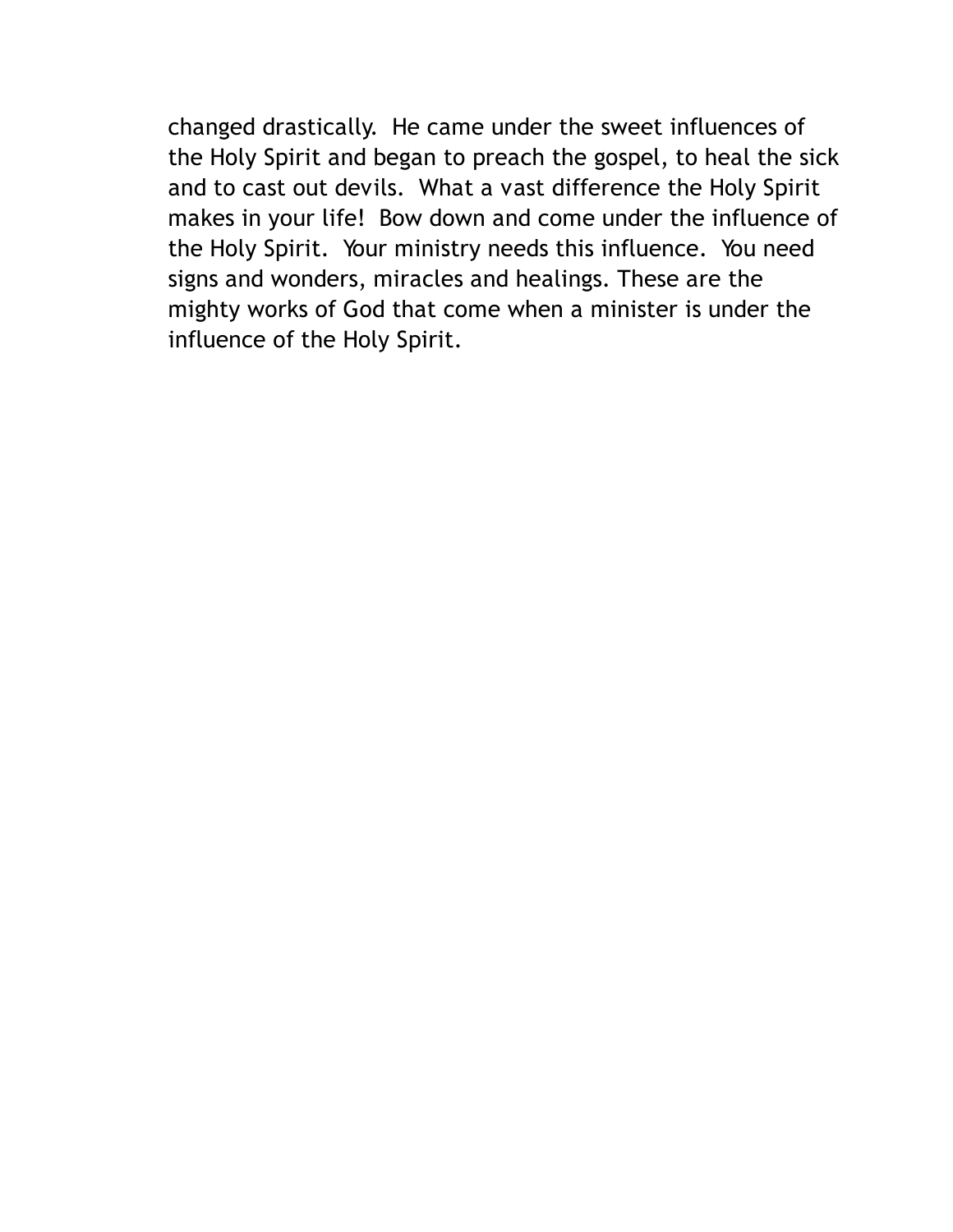changed drastically. He came under the sweet influences of the Holy Spirit and began to preach the gospel, to heal the sick and to cast out devils. What a vast difference the Holy Spirit makes in your life! Bow down and come under the influence of the Holy Spirit. Your ministry needs this influence. You need signs and wonders, miracles and healings. These are the mighty works of God that come when a minister is under the influence of the Holy Spirit.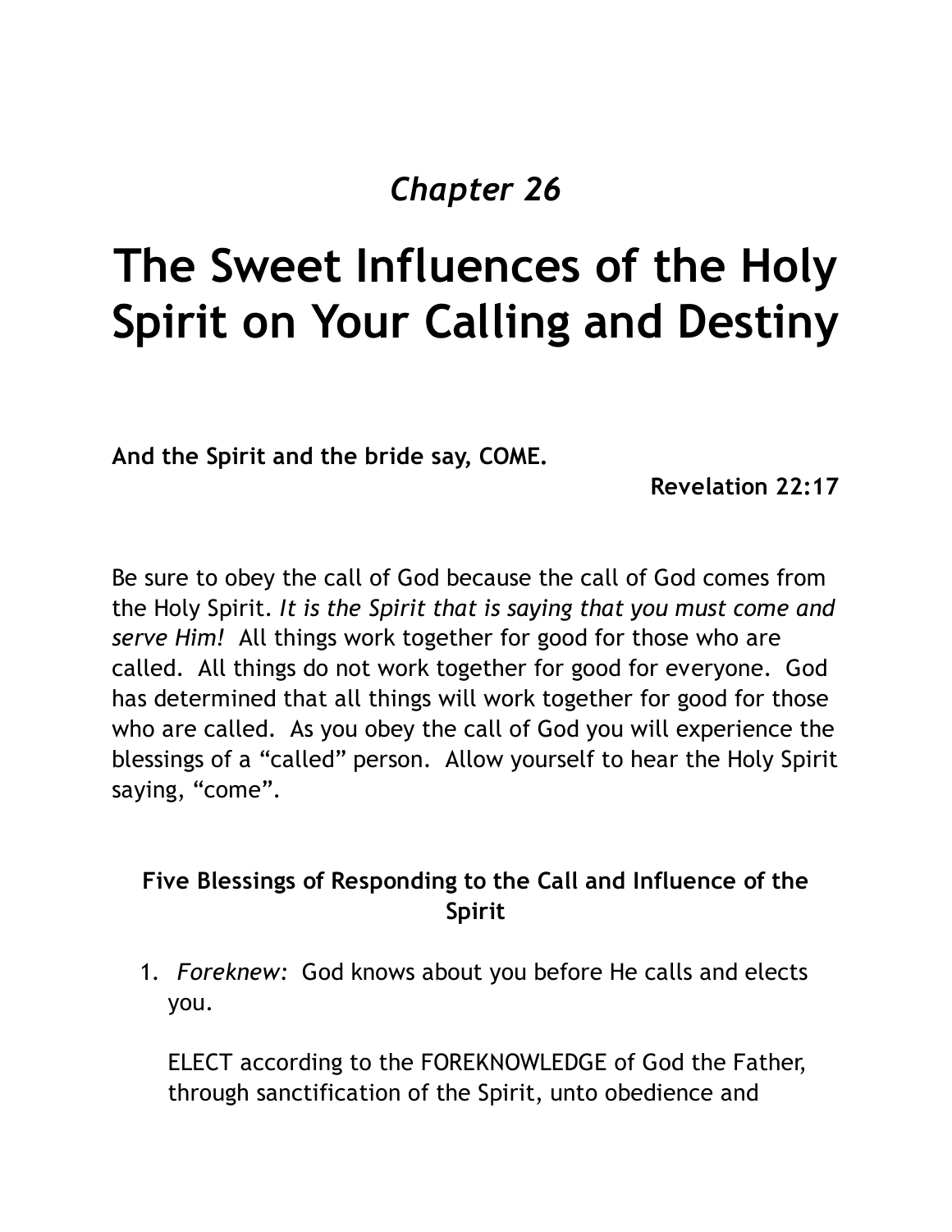*Chapter 26*

# The Sweet Influences of the Holy Spirit on Your Calling and Destiny

**And the Spirit and the bride say, COME.**

**Revelation 22:17**

Be sure to obey the call of God because the call of God comes from the Holy Spirit. *It is the Spirit that is saying that you must come and serve Him!* All things work together for good for those who are called. All things do not work together for good for everyone. God has determined that all things will work together for good for those who are called. As you obey the call of God you will experience the blessings of a "called" person. Allow yourself to hear the Holy Spirit saying, "come".

### Five Blessings of Responding to the Call and Influence of the Spirit

1. *Foreknew:* God knows about you before He calls and elects you.

   ELECT according to the FOREKNOWLEDGE of God the Father, through sanctification of the Spirit, unto obedience and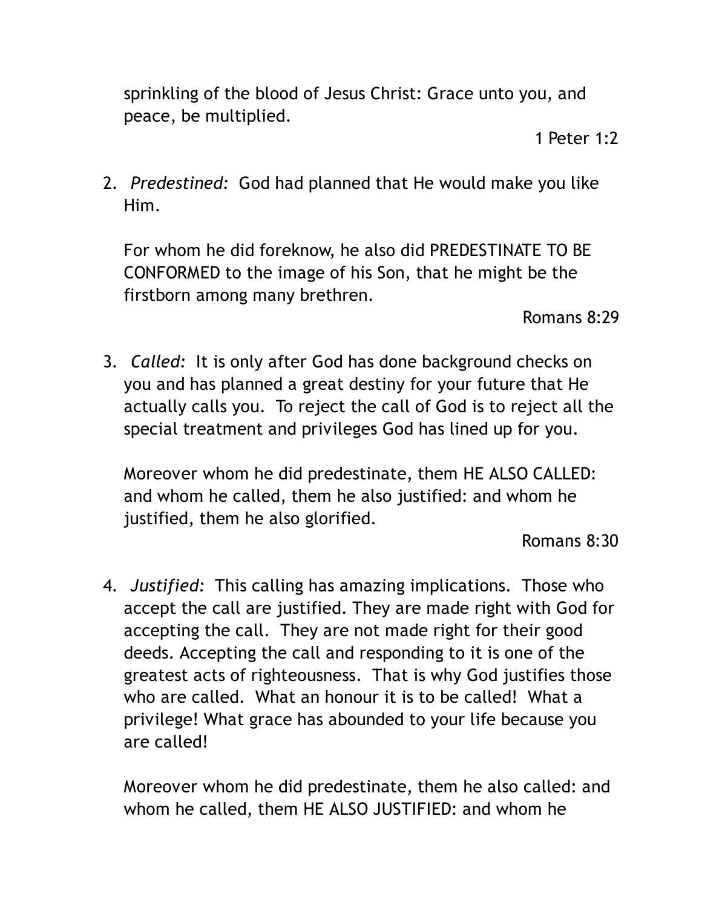sprinkling of the blood of Jesus Christ: Grace unto you, and peace, be multiplied.

1 Peter 1:2

2. *Predestined:* God had planned that He would make you like Him.

   For whom he did foreknow, he also did PREDESTINATE TO BE CONFORMED to the image of his Son, that he might be the firstborn among many brethren.

   Romans 8:29

3. *Called:* It is only after God has done background checks on you and has planned a great destiny for your future that He actually calls you. To reject the call of God is to reject all the special treatment and privileges God has lined up for you.

   Moreover whom he did predestinate, them HE ALSO CALLED: and whom he called, them he also justified: and whom he justified, them he also glorified.

   Romans 8:30

4. *Justified:* This calling has amazing implications. Those who accept the call are justified. They are made right with God for accepting the call. They are not made right for their good deeds. Accepting the call and responding to it is one of the greatest acts of righteousness. That is why God justifies those who are called. What an honour it is to be called! What a privilege! What grace has abounded to your life because you are called!

   Moreover whom he did predestinate, them he also called: and whom he called, them HE ALSO JUSTIFIED: and whom he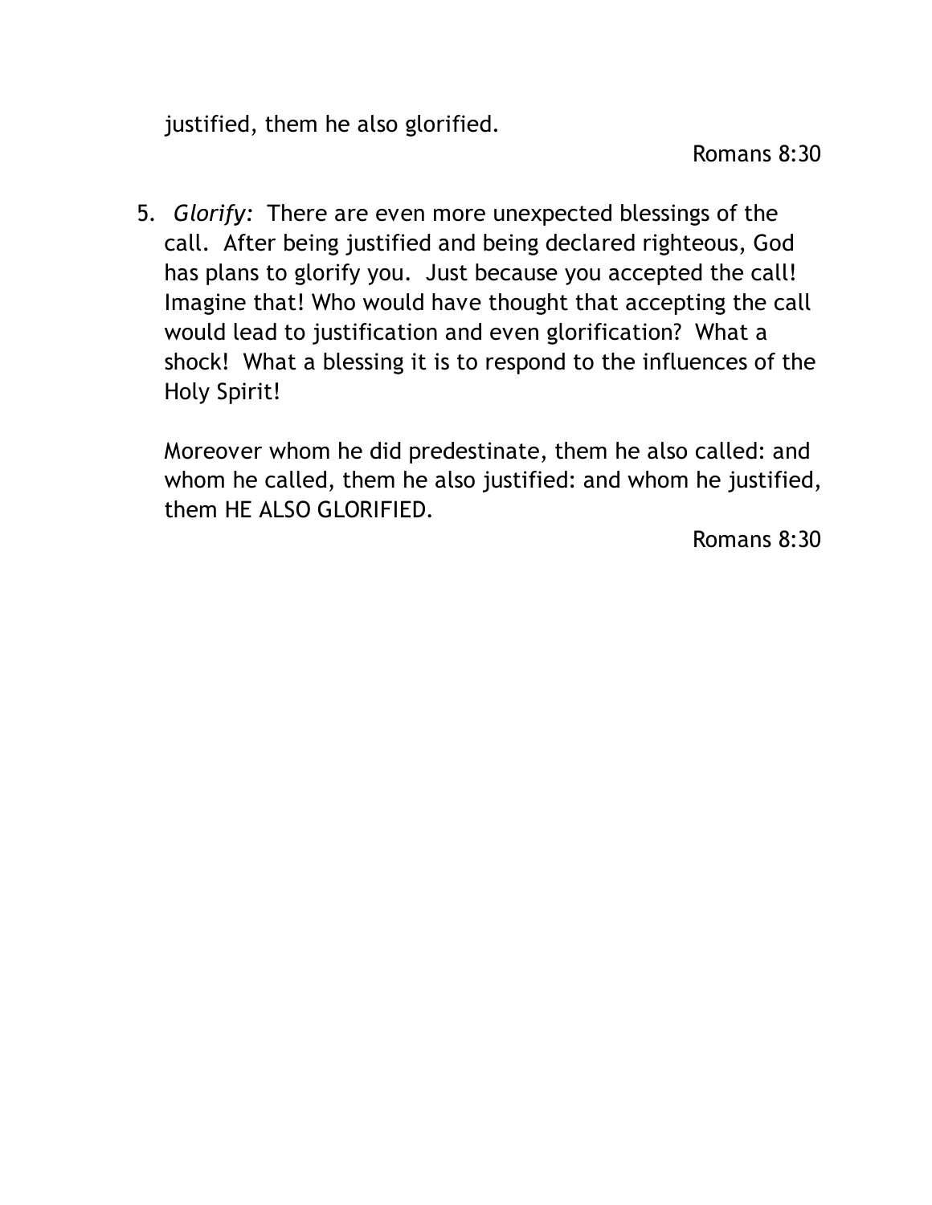justified, them he also glorified.

Romans 8:30

5. *Glorify:* There are even more unexpected blessings of the call. After being justified and being declared righteous, God has plans to glorify you. Just because you accepted the call! Imagine that! Who would have thought that accepting the call would lead to justification and even glorification? What a shock! What a blessing it is to respond to the influences of the Holy Spirit!

   Moreover whom he did predestinate, them he also called: and whom he called, them he also justified: and whom he justified, them HE ALSO GLORIFIED.

   Romans 8:30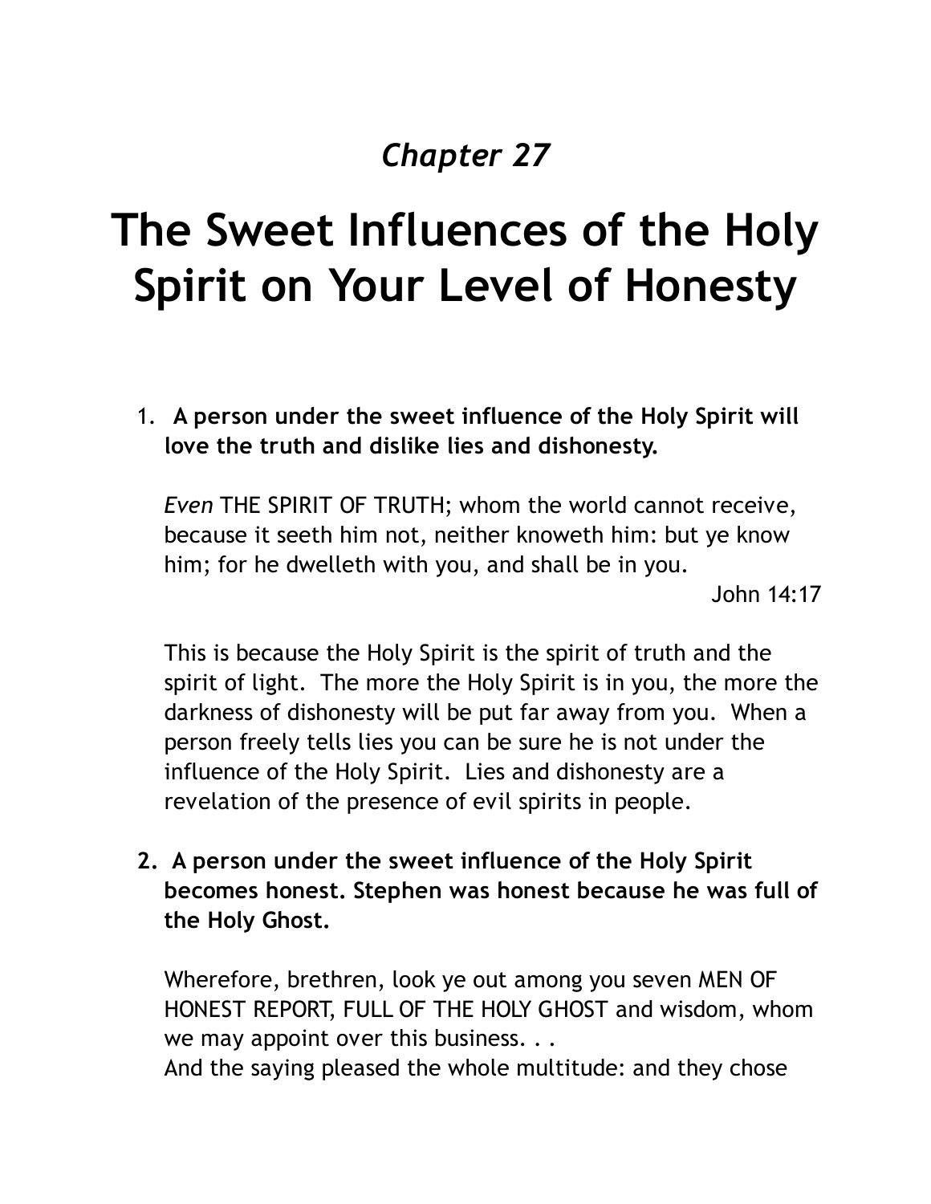*Chapter 27*

# The Sweet Influences of the Holy Spirit on Your Level of Honesty

1. **A person under the sweet influence of the Holy Spirit will love the truth and dislike lies and dishonesty.**

   *Even* THE SPIRIT OF TRUTH; whom the world cannot receive, because it seeth him not, neither knoweth him: but ye know him; for he dwelleth with you, and shall be in you.

   John 14:17

   This is because the Holy Spirit is the spirit of truth and the spirit of light. The more the Holy Spirit is in you, the more the darkness of dishonesty will be put far away from you. When a person freely tells lies you can be sure he is not under the influence of the Holy Spirit. Lies and dishonesty are a revelation of the presence of evil spirits in people.

2. **A person under the sweet influence of the Holy Spirit becomes honest. Stephen was honest because he was full of the Holy Ghost.**

   Wherefore, brethren, look ye out among you seven MEN OF HONEST REPORT, FULL OF THE HOLY GHOST and wisdom, whom we may appoint over this business. . .
   And the saying pleased the whole multitude: and they chose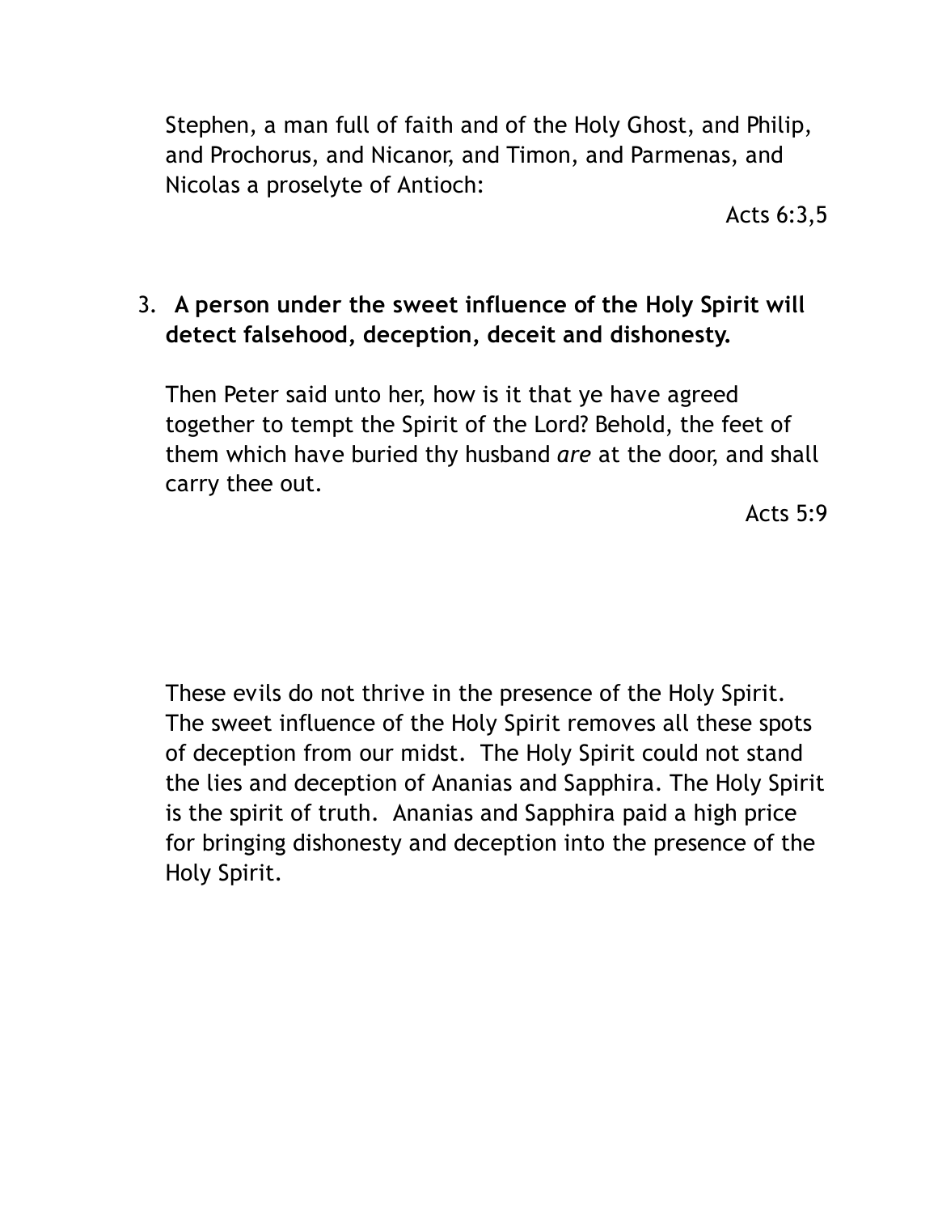Stephen, a man full of faith and of the Holy Ghost, and Philip, and Prochorus, and Nicanor, and Timon, and Parmenas, and Nicolas a proselyte of Antioch:

Acts 6:3,5

3. **A person under the sweet influence of the Holy Spirit will detect falsehood, deception, deceit and dishonesty.**

Then Peter said unto her, how is it that ye have agreed together to tempt the Spirit of the Lord? Behold, the feet of them which have buried thy husband *are* at the door, and shall carry thee out.

Acts 5:9

These evils do not thrive in the presence of the Holy Spirit. The sweet influence of the Holy Spirit removes all these spots of deception from our midst. The Holy Spirit could not stand the lies and deception of Ananias and Sapphira. The Holy Spirit is the spirit of truth. Ananias and Sapphira paid a high price for bringing dishonesty and deception into the presence of the Holy Spirit.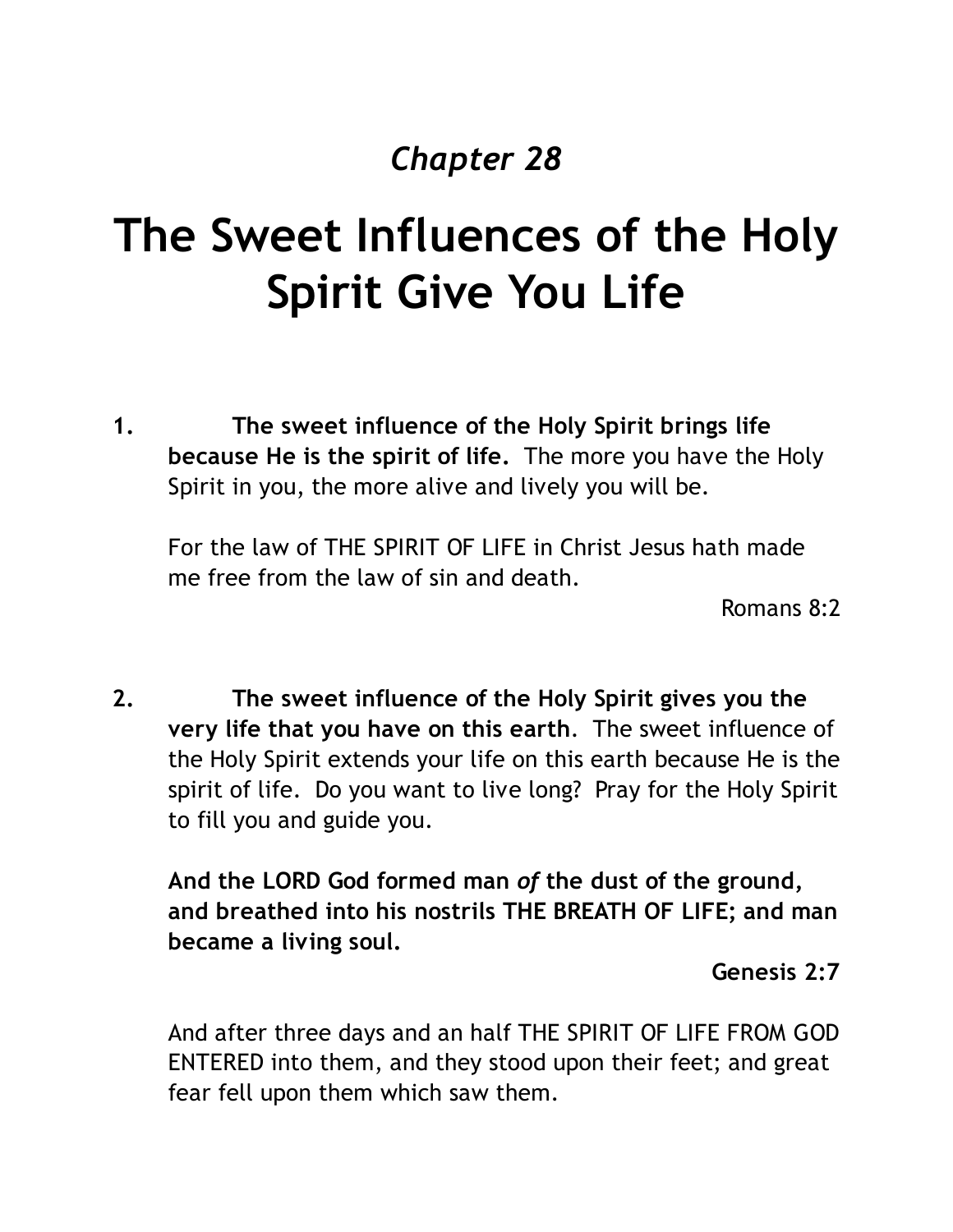## *Chapter 28*

# The Sweet Influences of the Holy Spirit Give You Life

1. **The sweet influence of the Holy Spirit brings life because He is the spirit of life.** The more you have the Holy Spirit in you, the more alive and lively you will be.

   For the law of THE SPIRIT OF LIFE in Christ Jesus hath made me free from the law of sin and death.

   Romans 8:2

2. **The sweet influence of the Holy Spirit gives you the very life that you have on this earth**. The sweet influence of the Holy Spirit extends your life on this earth because He is the spirit of life. Do you want to live long? Pray for the Holy Spirit to fill you and guide you.

   **And the LORD God formed man *of* the dust of the ground, and breathed into his nostrils THE BREATH OF LIFE; and man became a living soul.**

   **Genesis 2:7**

   And after three days and an half THE SPIRIT OF LIFE FROM GOD ENTERED into them, and they stood upon their feet; and great fear fell upon them which saw them.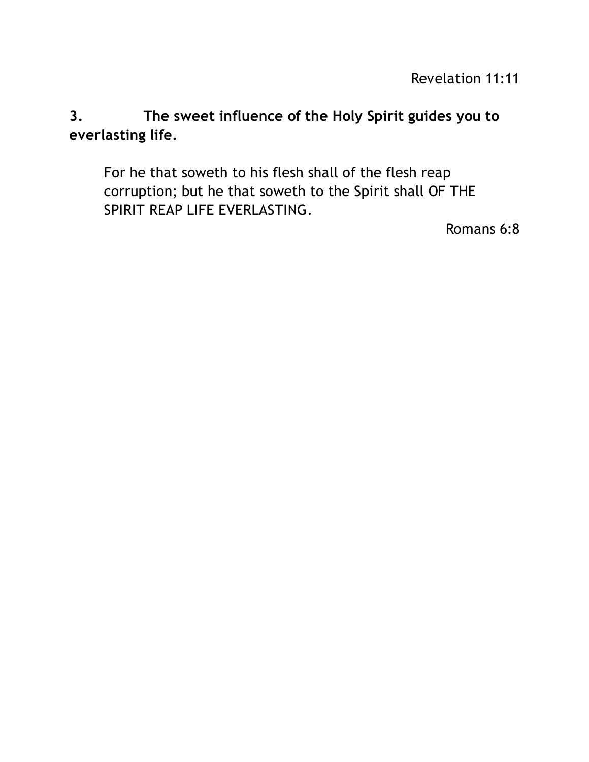Revelation 11:11

**3. The sweet influence of the Holy Spirit guides you to everlasting life.**

> For he that soweth to his flesh shall of the flesh reap corruption; but he that soweth to the Spirit shall OF THE SPIRIT REAP LIFE EVERLASTING.
>
> Romans 6:8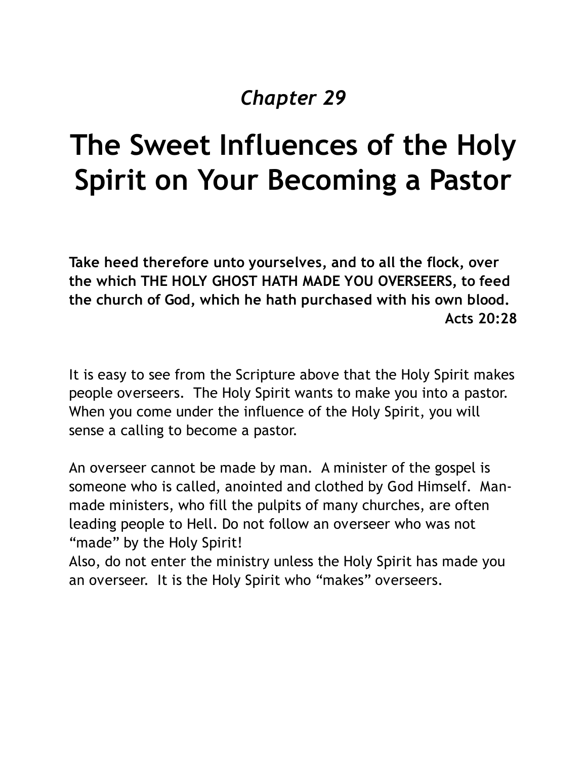*Chapter 29*

# The Sweet Influences of the Holy Spirit on Your Becoming a Pastor

**Take heed therefore unto yourselves, and to all the flock, over the which THE HOLY GHOST HATH MADE YOU OVERSEERS, to feed the church of God, which he hath purchased with his own blood.**
**Acts 20:28**

It is easy to see from the Scripture above that the Holy Spirit makes people overseers. The Holy Spirit wants to make you into a pastor. When you come under the influence of the Holy Spirit, you will sense a calling to become a pastor.

An overseer cannot be made by man. A minister of the gospel is someone who is called, anointed and clothed by God Himself. Man-made ministers, who fill the pulpits of many churches, are often leading people to Hell. Do not follow an overseer who was not "made" by the Holy Spirit!

Also, do not enter the ministry unless the Holy Spirit has made you an overseer. It is the Holy Spirit who "makes" overseers.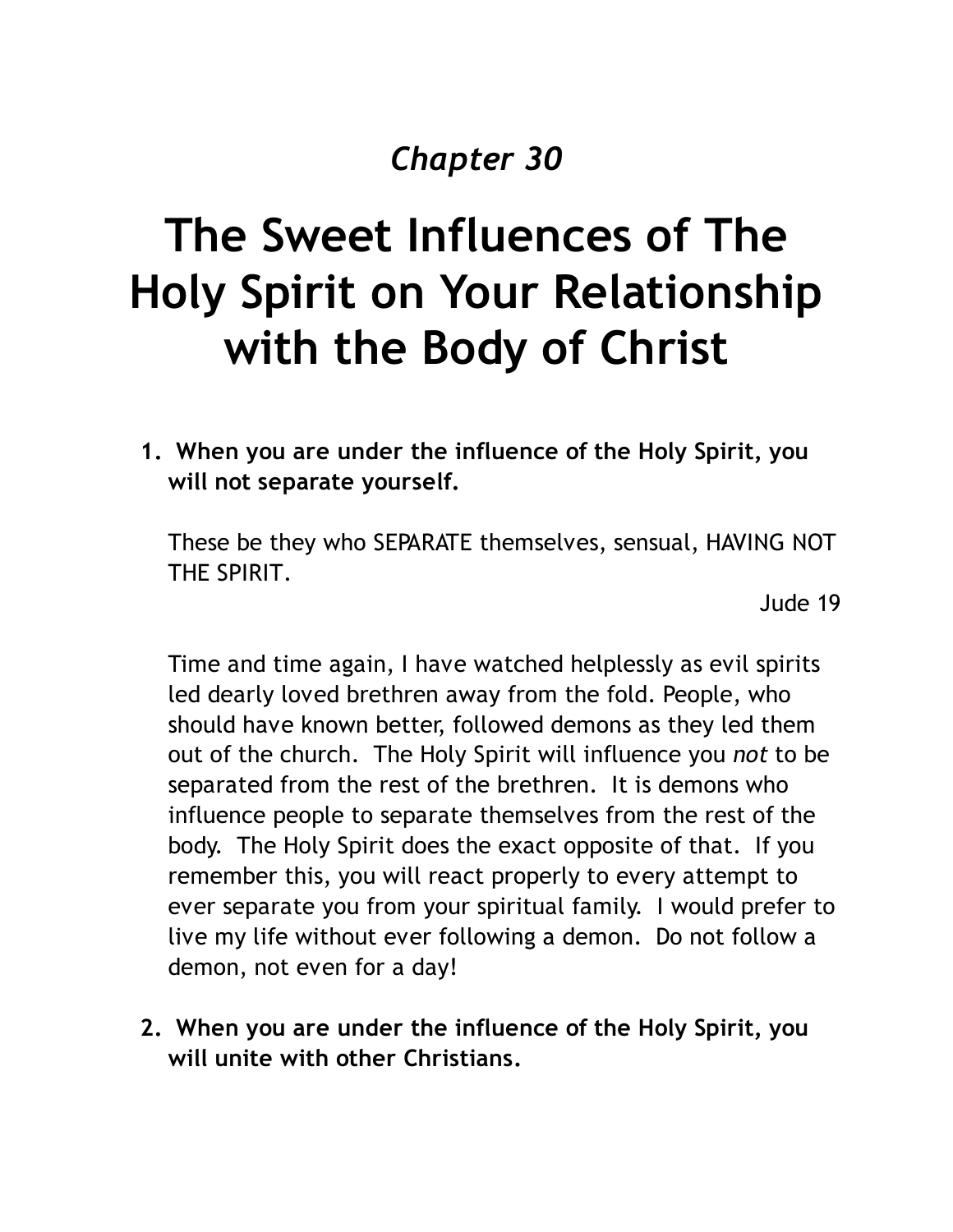*Chapter 30*

# The Sweet Influences of The Holy Spirit on Your Relationship with the Body of Christ

**1. When you are under the influence of the Holy Spirit, you will not separate yourself.**

These be they who SEPARATE themselves, sensual, HAVING NOT THE SPIRIT.

Jude 19

Time and time again, I have watched helplessly as evil spirits led dearly loved brethren away from the fold. People, who should have known better, followed demons as they led them out of the church. The Holy Spirit will influence you *not* to be separated from the rest of the brethren. It is demons who influence people to separate themselves from the rest of the body. The Holy Spirit does the exact opposite of that. If you remember this, you will react properly to every attempt to ever separate you from your spiritual family. I would prefer to live my life without ever following a demon. Do not follow a demon, not even for a day!

**2. When you are under the influence of the Holy Spirit, you will unite with other Christians.**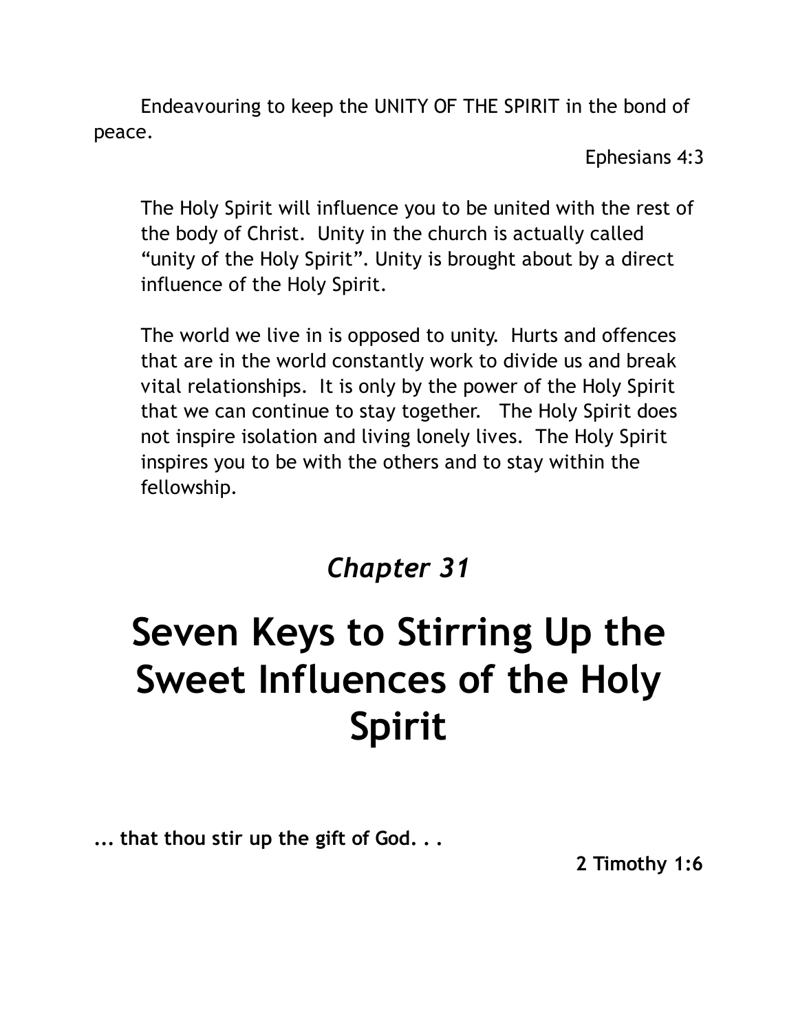Endeavouring to keep the UNITY OF THE SPIRIT in the bond of peace.

Ephesians 4:3

The Holy Spirit will influence you to be united with the rest of the body of Christ. Unity in the church is actually called "unity of the Holy Spirit". Unity is brought about by a direct influence of the Holy Spirit.

The world we live in is opposed to unity. Hurts and offences that are in the world constantly work to divide us and break vital relationships. It is only by the power of the Holy Spirit that we can continue to stay together. The Holy Spirit does not inspire isolation and living lonely lives. The Holy Spirit inspires you to be with the others and to stay within the fellowship.

## *Chapter 31*

# Seven Keys to Stirring Up the Sweet Influences of the Holy Spirit

**... that thou stir up the gift of God. . .**

**2 Timothy 1:6**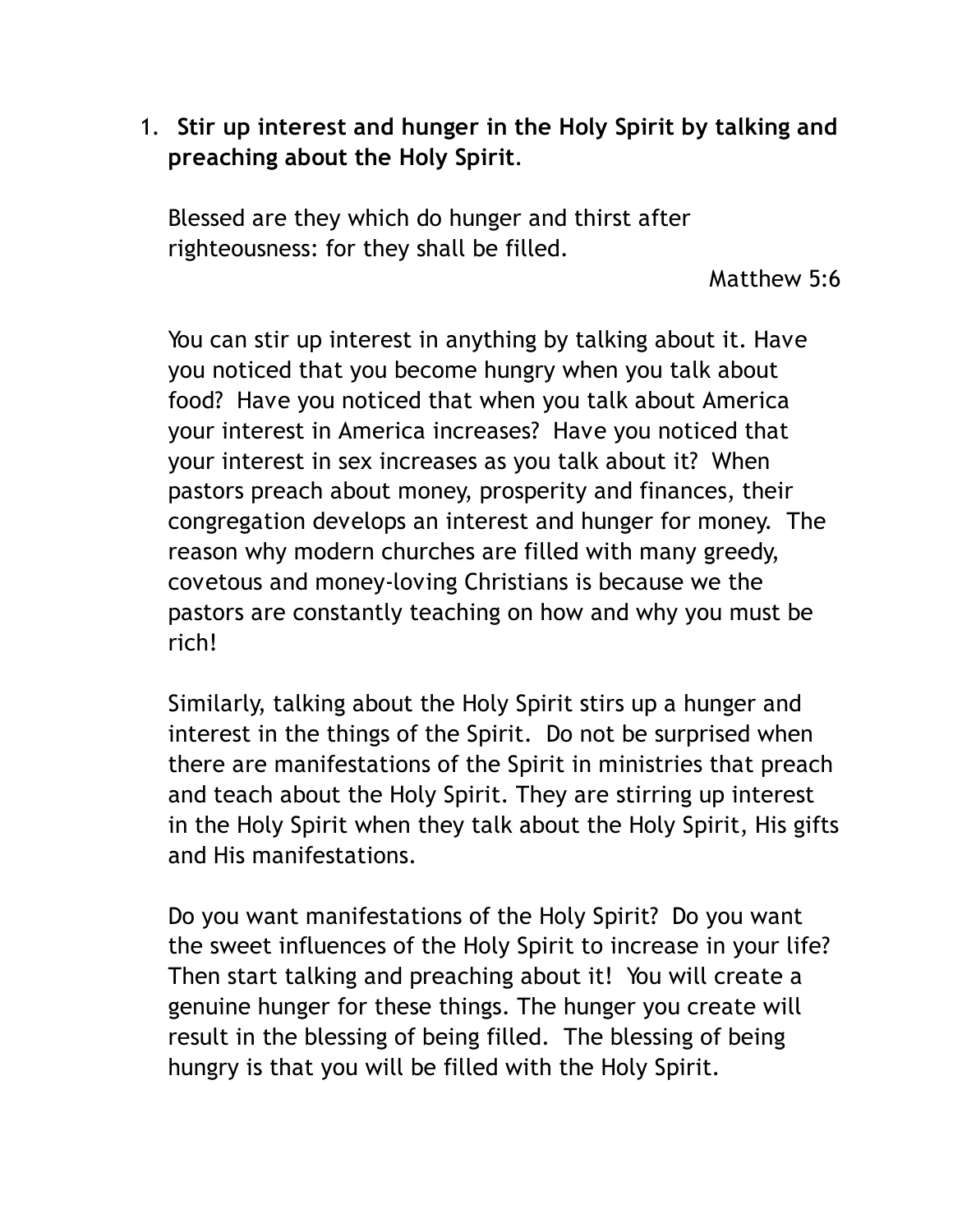1. **Stir up interest and hunger in the Holy Spirit by talking and preaching about the Holy Spirit**.

   Blessed are they which do hunger and thirst after righteousness: for they shall be filled.

   Matthew 5:6

   You can stir up interest in anything by talking about it. Have you noticed that you become hungry when you talk about food? Have you noticed that when you talk about America your interest in America increases? Have you noticed that your interest in sex increases as you talk about it? When pastors preach about money, prosperity and finances, their congregation develops an interest and hunger for money. The reason why modern churches are filled with many greedy, covetous and money-loving Christians is because we the pastors are constantly teaching on how and why you must be rich!

   Similarly, talking about the Holy Spirit stirs up a hunger and interest in the things of the Spirit. Do not be surprised when there are manifestations of the Spirit in ministries that preach and teach about the Holy Spirit. They are stirring up interest in the Holy Spirit when they talk about the Holy Spirit, His gifts and His manifestations.

   Do you want manifestations of the Holy Spirit? Do you want the sweet influences of the Holy Spirit to increase in your life? Then start talking and preaching about it! You will create a genuine hunger for these things. The hunger you create will result in the blessing of being filled. The blessing of being hungry is that you will be filled with the Holy Spirit.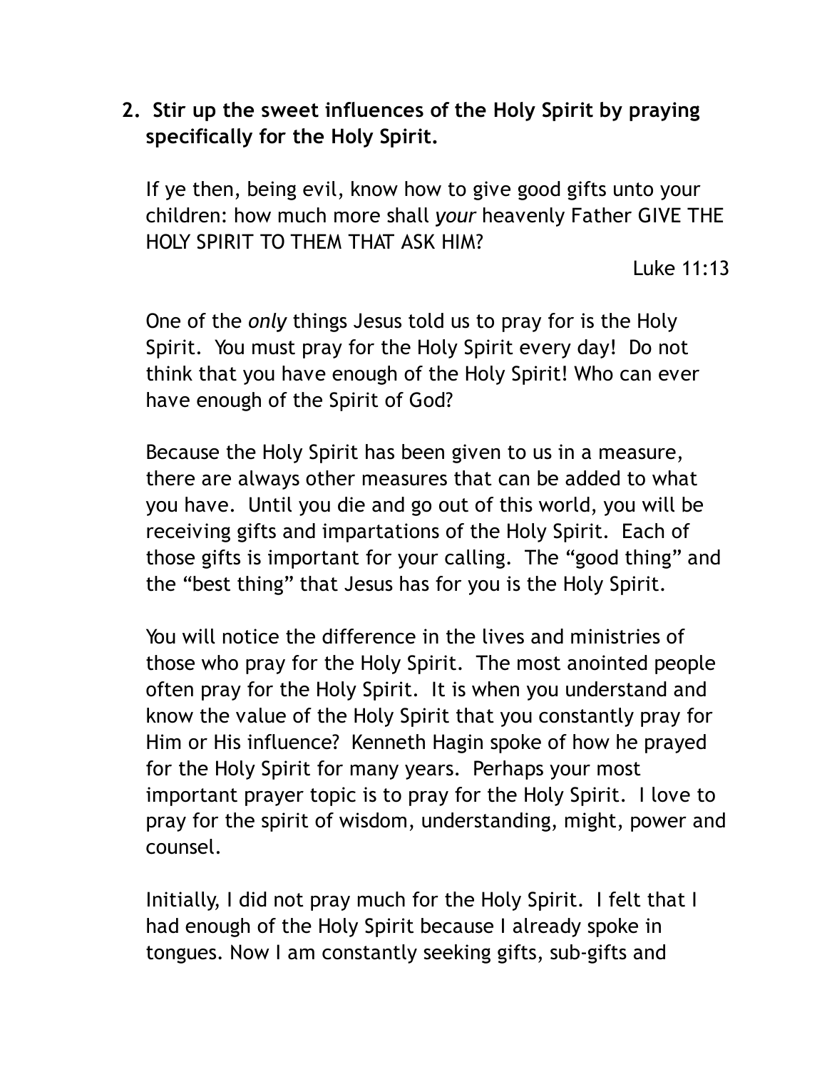2. **Stir up the sweet influences of the Holy Spirit by praying specifically for the Holy Spirit.**

   If ye then, being evil, know how to give good gifts unto your children: how much more shall *your* heavenly Father GIVE THE HOLY SPIRIT TO THEM THAT ASK HIM?

   Luke 11:13

   One of the *only* things Jesus told us to pray for is the Holy Spirit. You must pray for the Holy Spirit every day! Do not think that you have enough of the Holy Spirit! Who can ever have enough of the Spirit of God?

   Because the Holy Spirit has been given to us in a measure, there are always other measures that can be added to what you have. Until you die and go out of this world, you will be receiving gifts and impartations of the Holy Spirit. Each of those gifts is important for your calling. The "good thing" and the "best thing" that Jesus has for you is the Holy Spirit.

   You will notice the difference in the lives and ministries of those who pray for the Holy Spirit. The most anointed people often pray for the Holy Spirit. It is when you understand and know the value of the Holy Spirit that you constantly pray for Him or His influence? Kenneth Hagin spoke of how he prayed for the Holy Spirit for many years. Perhaps your most important prayer topic is to pray for the Holy Spirit. I love to pray for the spirit of wisdom, understanding, might, power and counsel.

   Initially, I did not pray much for the Holy Spirit. I felt that I had enough of the Holy Spirit because I already spoke in tongues. Now I am constantly seeking gifts, sub-gifts and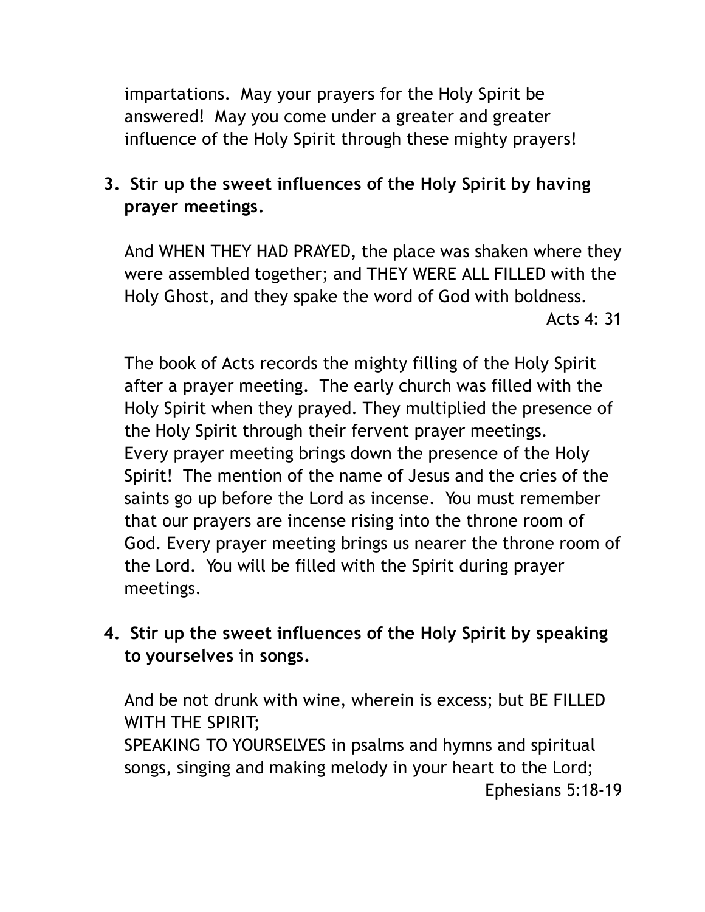impartations. May your prayers for the Holy Spirit be answered! May you come under a greater and greater influence of the Holy Spirit through these mighty prayers!

3. **Stir up the sweet influences of the Holy Spirit by having prayer meetings.**

   And WHEN THEY HAD PRAYED, the place was shaken where they were assembled together; and THEY WERE ALL FILLED with the Holy Ghost, and they spake the word of God with boldness.
   Acts 4: 31

   The book of Acts records the mighty filling of the Holy Spirit after a prayer meeting. The early church was filled with the Holy Spirit when they prayed. They multiplied the presence of the Holy Spirit through their fervent prayer meetings. Every prayer meeting brings down the presence of the Holy Spirit! The mention of the name of Jesus and the cries of the saints go up before the Lord as incense. You must remember that our prayers are incense rising into the throne room of God. Every prayer meeting brings us nearer the throne room of the Lord. You will be filled with the Spirit during prayer meetings.

4. **Stir up the sweet influences of the Holy Spirit by speaking to yourselves in songs.**

   And be not drunk with wine, wherein is excess; but BE FILLED WITH THE SPIRIT;
   SPEAKING TO YOURSELVES in psalms and hymns and spiritual songs, singing and making melody in your heart to the Lord;
   Ephesians 5:18-19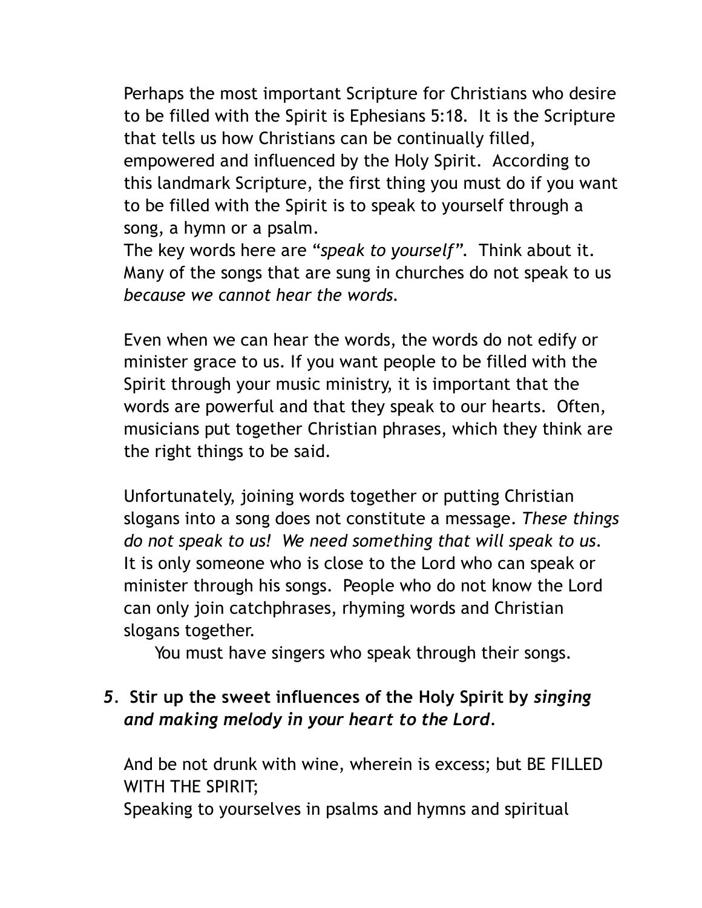Perhaps the most important Scripture for Christians who desire to be filled with the Spirit is Ephesians 5:18. It is the Scripture that tells us how Christians can be continually filled, empowered and influenced by the Holy Spirit. According to this landmark Scripture, the first thing you must do if you want to be filled with the Spirit is to speak to yourself through a song, a hymn or a psalm.

The key words here are "*speak to yourself*". Think about it. Many of the songs that are sung in churches do not speak to us *because we cannot hear the words.*

Even when we can hear the words, the words do not edify or minister grace to us. If you want people to be filled with the Spirit through your music ministry, it is important that the words are powerful and that they speak to our hearts. Often, musicians put together Christian phrases, which they think are the right things to be said.

Unfortunately, joining words together or putting Christian slogans into a song does not constitute a message. *These things do not speak to us! We need something that will speak to us.* It is only someone who is close to the Lord who can speak or minister through his songs. People who do not know the Lord can only join catchphrases, rhyming words and Christian slogans together.

You must have singers who speak through their songs.

**5. Stir up the sweet influences of the Holy Spirit by *singing and making melody in your heart to the Lord*.**

And be not drunk with wine, wherein is excess; but BE FILLED WITH THE SPIRIT;

Speaking to yourselves in psalms and hymns and spiritual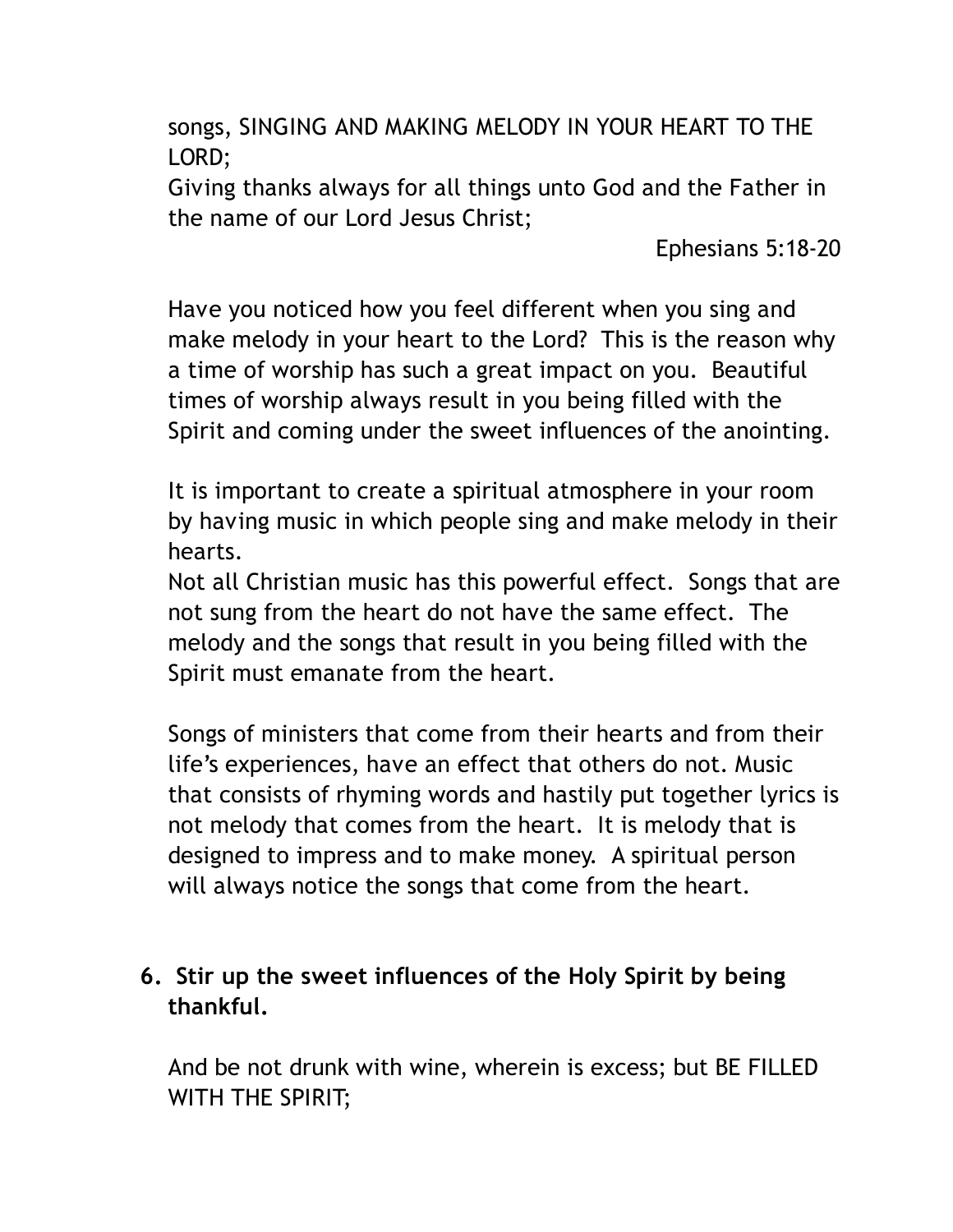songs, SINGING AND MAKING MELODY IN YOUR HEART TO THE LORD;

Giving thanks always for all things unto God and the Father in the name of our Lord Jesus Christ;

Ephesians 5:18-20

Have you noticed how you feel different when you sing and make melody in your heart to the Lord? This is the reason why a time of worship has such a great impact on you. Beautiful times of worship always result in you being filled with the Spirit and coming under the sweet influences of the anointing.

It is important to create a spiritual atmosphere in your room by having music in which people sing and make melody in their hearts.

Not all Christian music has this powerful effect. Songs that are not sung from the heart do not have the same effect. The melody and the songs that result in you being filled with the Spirit must emanate from the heart.

Songs of ministers that come from their hearts and from their life's experiences, have an effect that others do not. Music that consists of rhyming words and hastily put together lyrics is not melody that comes from the heart. It is melody that is designed to impress and to make money. A spiritual person will always notice the songs that come from the heart.

## 6. Stir up the sweet influences of the Holy Spirit by being thankful.

And be not drunk with wine, wherein is excess; but BE FILLED WITH THE SPIRIT;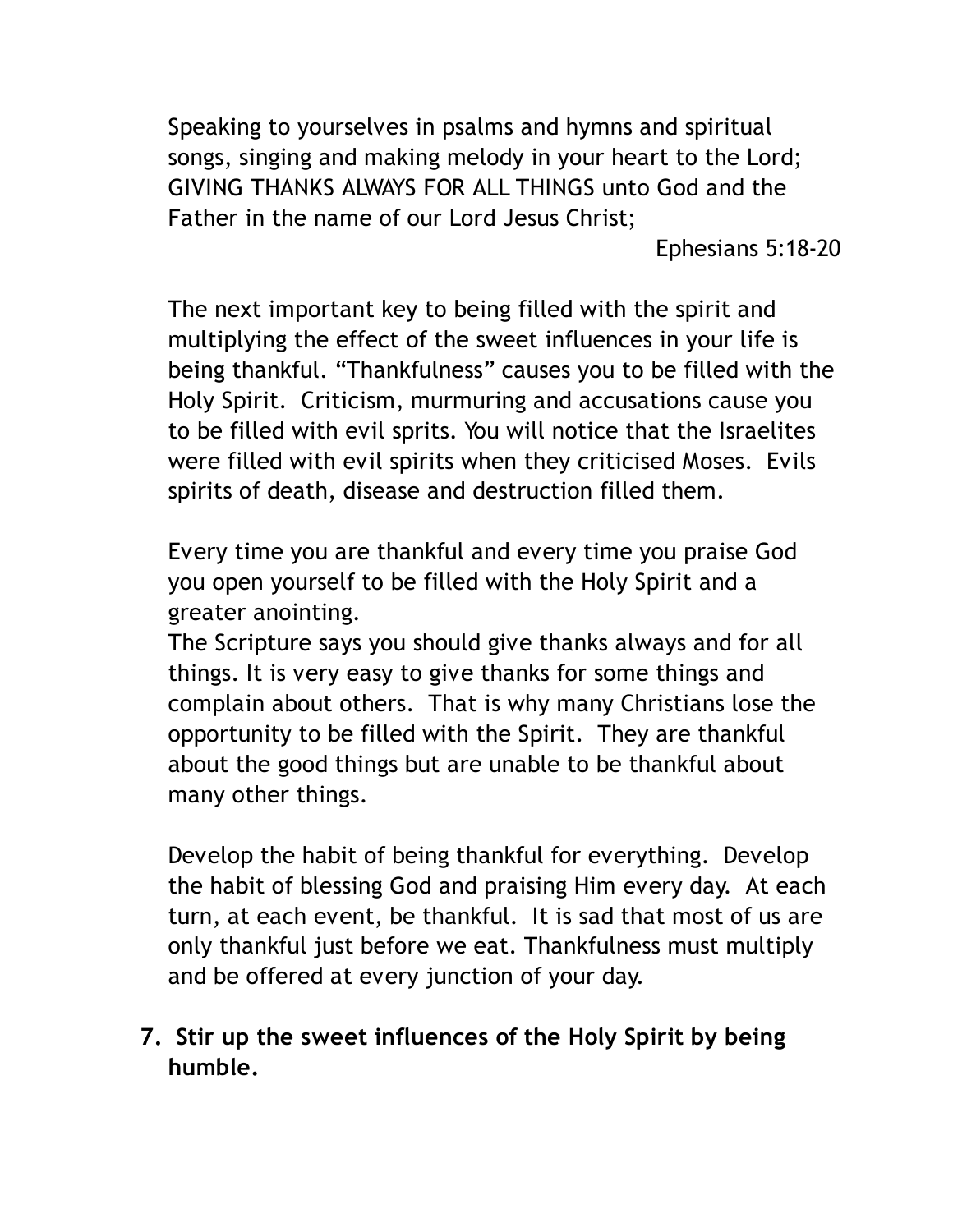Speaking to yourselves in psalms and hymns and spiritual songs, singing and making melody in your heart to the Lord; GIVING THANKS ALWAYS FOR ALL THINGS unto God and the Father in the name of our Lord Jesus Christ;

Ephesians 5:18-20

The next important key to being filled with the spirit and multiplying the effect of the sweet influences in your life is being thankful. “Thankfulness” causes you to be filled with the Holy Spirit. Criticism, murmuring and accusations cause you to be filled with evil sprits. You will notice that the Israelites were filled with evil spirits when they criticised Moses. Evils spirits of death, disease and destruction filled them.

Every time you are thankful and every time you praise God you open yourself to be filled with the Holy Spirit and a greater anointing.
The Scripture says you should give thanks always and for all things. It is very easy to give thanks for some things and complain about others. That is why many Christians lose the opportunity to be filled with the Spirit. They are thankful about the good things but are unable to be thankful about many other things.

Develop the habit of being thankful for everything. Develop the habit of blessing God and praising Him every day. At each turn, at each event, be thankful. It is sad that most of us are only thankful just before we eat. Thankfulness must multiply and be offered at every junction of your day.

7. **Stir up the sweet influences of the Holy Spirit by being humble.**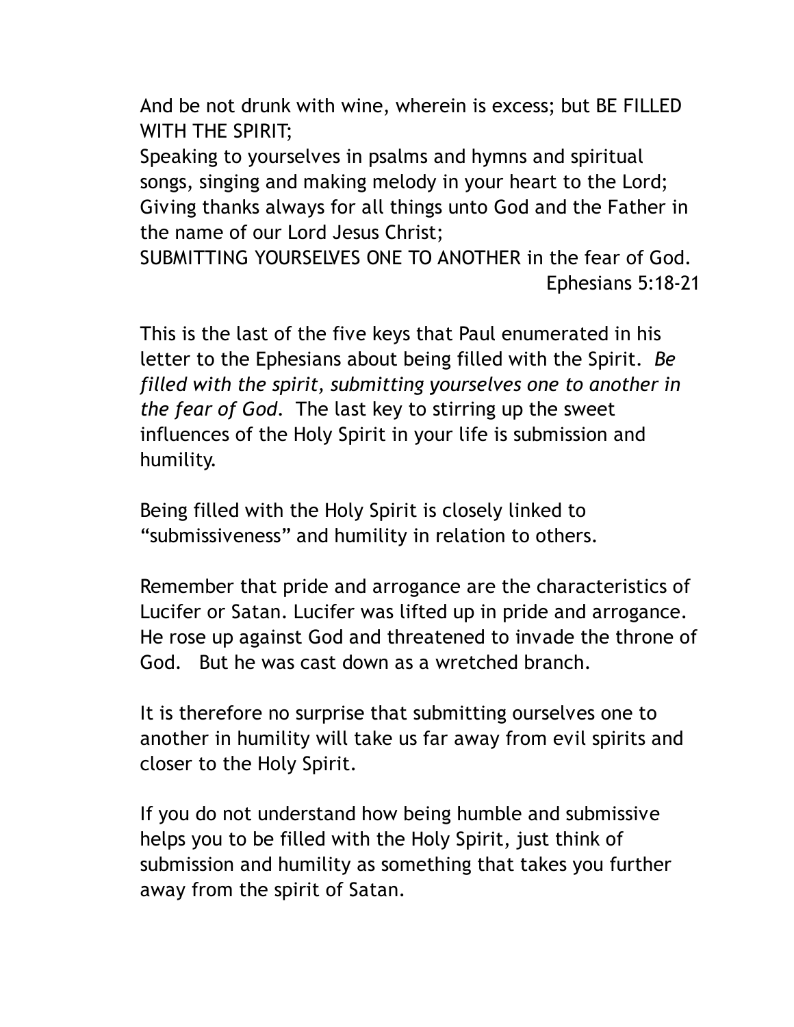And be not drunk with wine, wherein is excess; but BE FILLED WITH THE SPIRIT;
Speaking to yourselves in psalms and hymns and spiritual songs, singing and making melody in your heart to the Lord;
Giving thanks always for all things unto God and the Father in the name of our Lord Jesus Christ;
SUBMITTING YOURSELVES ONE TO ANOTHER in the fear of God.

Ephesians 5:18-21

This is the last of the five keys that Paul enumerated in his letter to the Ephesians about being filled with the Spirit. *Be filled with the spirit, submitting yourselves one to another in the fear of God.* The last key to stirring up the sweet influences of the Holy Spirit in your life is submission and humility.

Being filled with the Holy Spirit is closely linked to "submissiveness" and humility in relation to others.

Remember that pride and arrogance are the characteristics of Lucifer or Satan. Lucifer was lifted up in pride and arrogance. He rose up against God and threatened to invade the throne of God. But he was cast down as a wretched branch.

It is therefore no surprise that submitting ourselves one to another in humility will take us far away from evil spirits and closer to the Holy Spirit.

If you do not understand how being humble and submissive helps you to be filled with the Holy Spirit, just think of submission and humility as something that takes you further away from the spirit of Satan.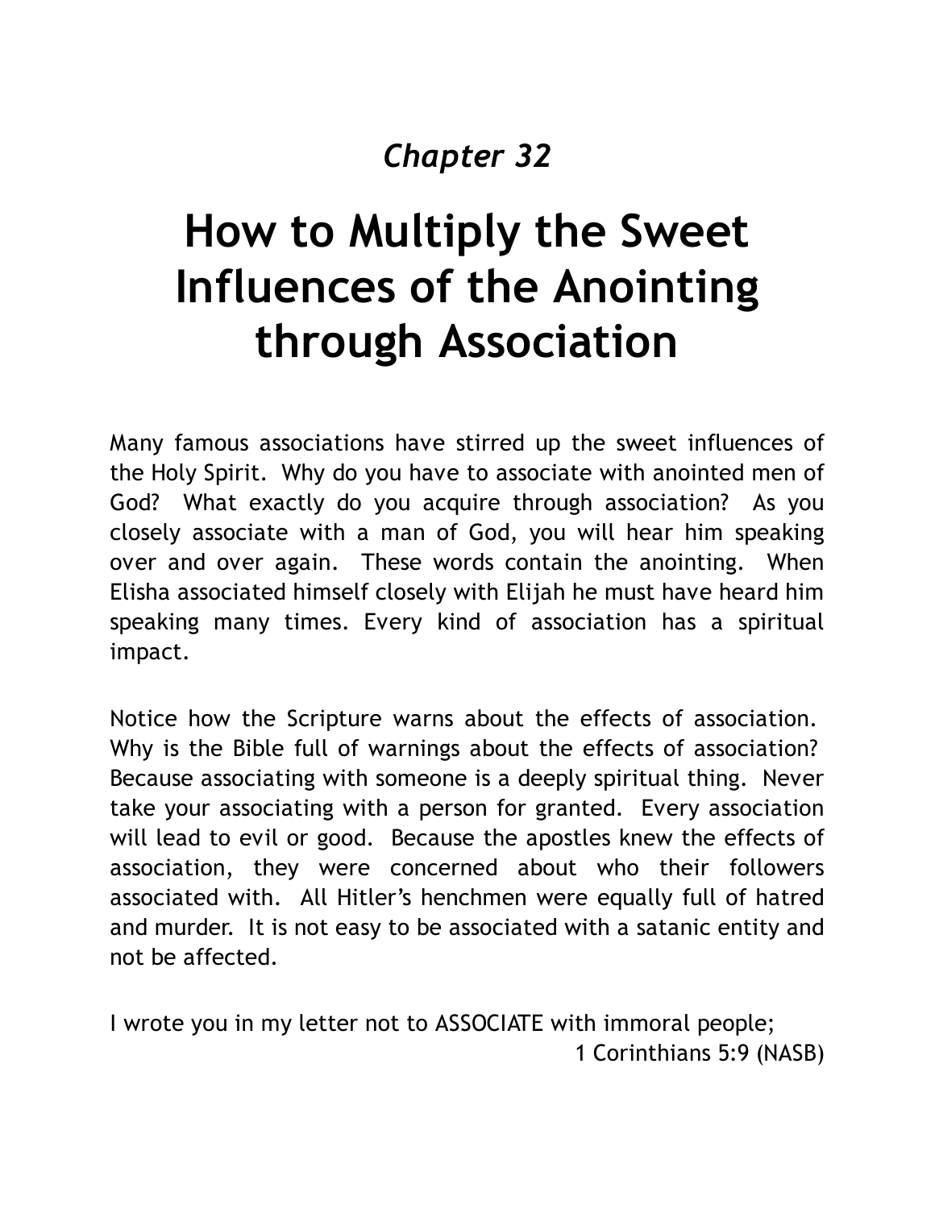*Chapter 32*

# How to Multiply the Sweet Influences of the Anointing through Association

Many famous associations have stirred up the sweet influences of the Holy Spirit. Why do you have to associate with anointed men of God? What exactly do you acquire through association? As you closely associate with a man of God, you will hear him speaking over and over again. These words contain the anointing. When Elisha associated himself closely with Elijah he must have heard him speaking many times. Every kind of association has a spiritual impact.

Notice how the Scripture warns about the effects of association. Why is the Bible full of warnings about the effects of association? Because associating with someone is a deeply spiritual thing. Never take your associating with a person for granted. Every association will lead to evil or good. Because the apostles knew the effects of association, they were concerned about who their followers associated with. All Hitler's henchmen were equally full of hatred and murder. It is not easy to be associated with a satanic entity and not be affected.

I wrote you in my letter not to ASSOCIATE with immoral people;
1 Corinthians 5:9 (NASB)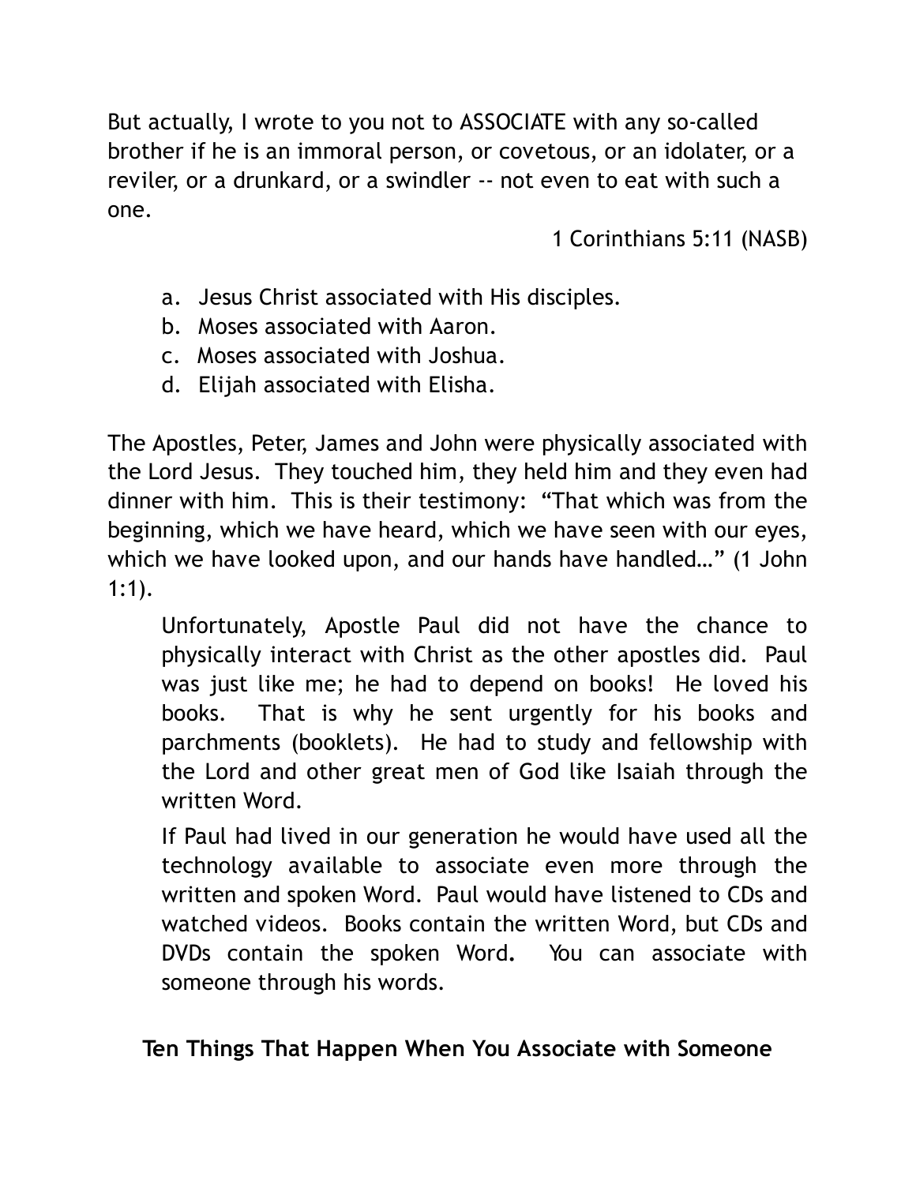But actually, I wrote to you not to ASSOCIATE with any so-called brother if he is an immoral person, or covetous, or an idolater, or a reviler, or a drunkard, or a swindler -- not even to eat with such a one.

1 Corinthians 5:11 (NASB)

a. Jesus Christ associated with His disciples.
b. Moses associated with Aaron.
c. Moses associated with Joshua.
d. Elijah associated with Elisha.

The Apostles, Peter, James and John were physically associated with the Lord Jesus. They touched him, they held him and they even had dinner with him. This is their testimony: "That which was from the beginning, which we have heard, which we have seen with our eyes, which we have looked upon, and our hands have handled…" (1 John 1:1).

> Unfortunately, Apostle Paul did not have the chance to physically interact with Christ as the other apostles did. Paul was just like me; he had to depend on books! He loved his books. That is why he sent urgently for his books and parchments (booklets). He had to study and fellowship with the Lord and other great men of God like Isaiah through the written Word.
>
> If Paul had lived in our generation he would have used all the technology available to associate even more through the written and spoken Word. Paul would have listened to CDs and watched videos. Books contain the written Word, but CDs and DVDs contain the spoken Word**.** You can associate with someone through his words.

## Ten Things That Happen When You Associate with Someone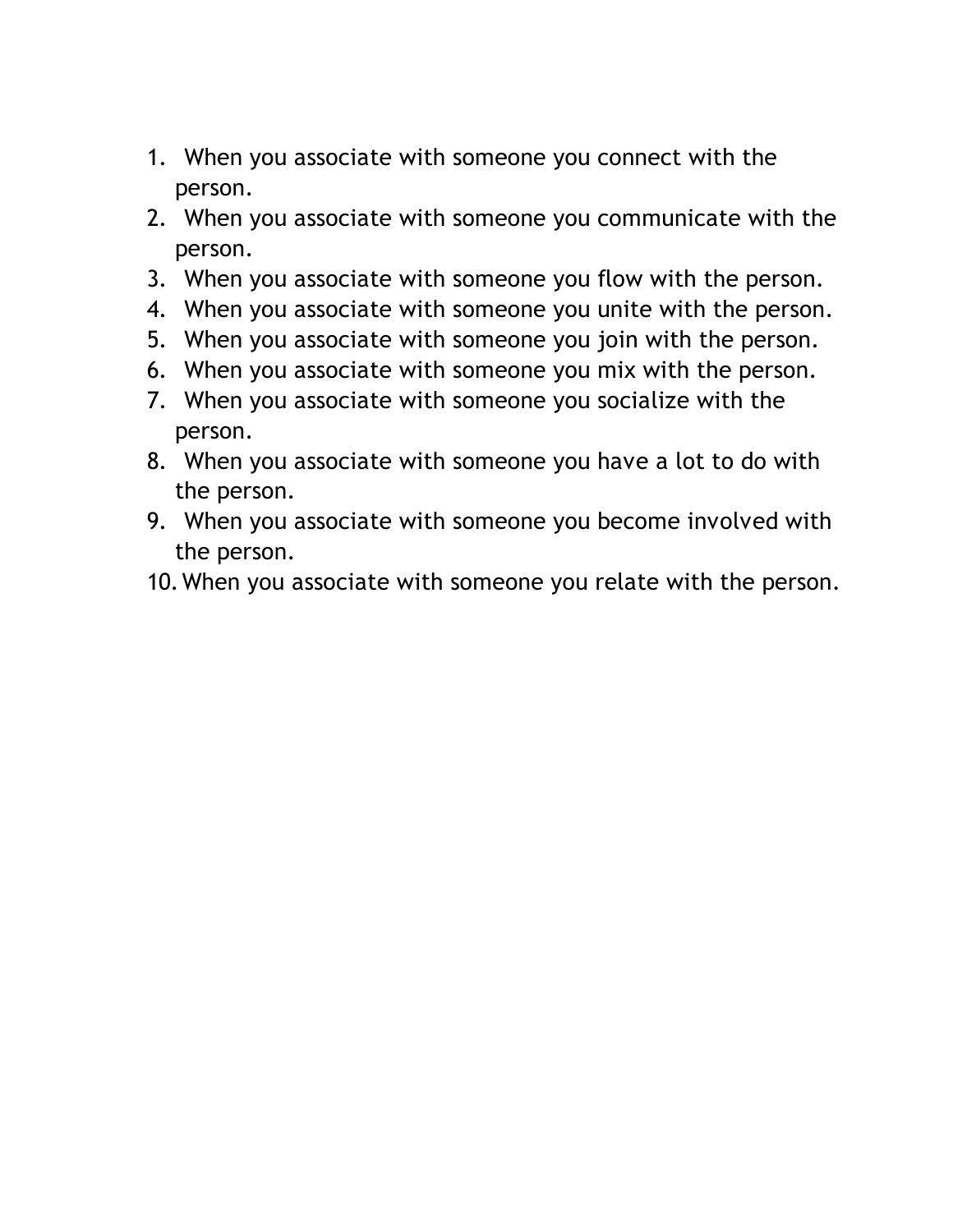1. When you associate with someone you connect with the person.
2. When you associate with someone you communicate with the person.
3. When you associate with someone you flow with the person.
4. When you associate with someone you unite with the person.
5. When you associate with someone you join with the person.
6. When you associate with someone you mix with the person.
7. When you associate with someone you socialize with the person.
8. When you associate with someone you have a lot to do with the person.
9. When you associate with someone you become involved with the person.
10. When you associate with someone you relate with the person.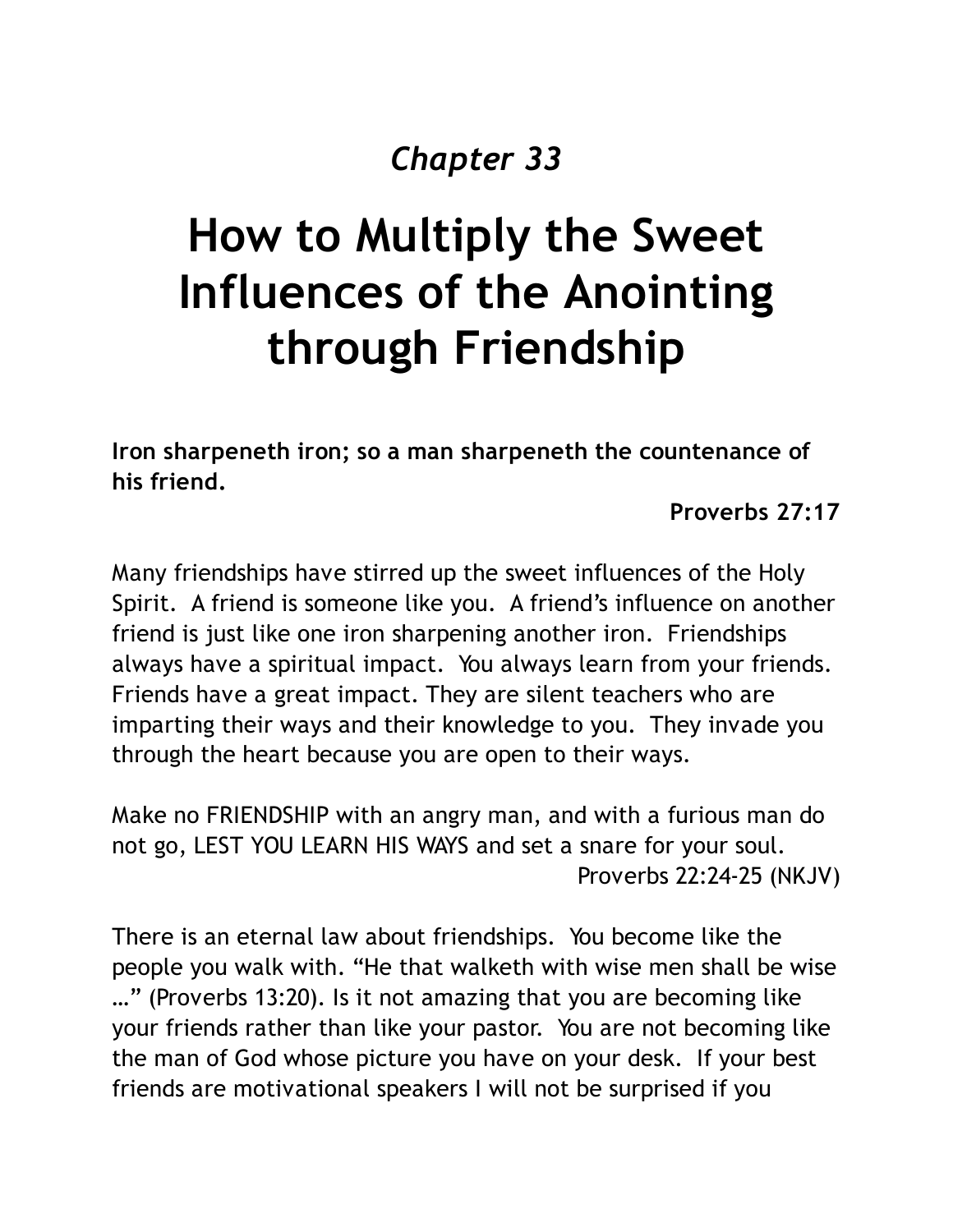*Chapter 33*

# How to Multiply the Sweet Influences of the Anointing through Friendship

**Iron sharpeneth iron; so a man sharpeneth the countenance of his friend.**

**Proverbs 27:17**

Many friendships have stirred up the sweet influences of the Holy Spirit. A friend is someone like you. A friend's influence on another friend is just like one iron sharpening another iron. Friendships always have a spiritual impact. You always learn from your friends. Friends have a great impact. They are silent teachers who are imparting their ways and their knowledge to you. They invade you through the heart because you are open to their ways.

Make no FRIENDSHIP with an angry man, and with a furious man do not go, LEST YOU LEARN HIS WAYS and set a snare for your soul.

Proverbs 22:24-25 (NKJV)

There is an eternal law about friendships. You become like the people you walk with. "He that walketh with wise men shall be wise …" (Proverbs 13:20). Is it not amazing that you are becoming like your friends rather than like your pastor. You are not becoming like the man of God whose picture you have on your desk. If your best friends are motivational speakers I will not be surprised if you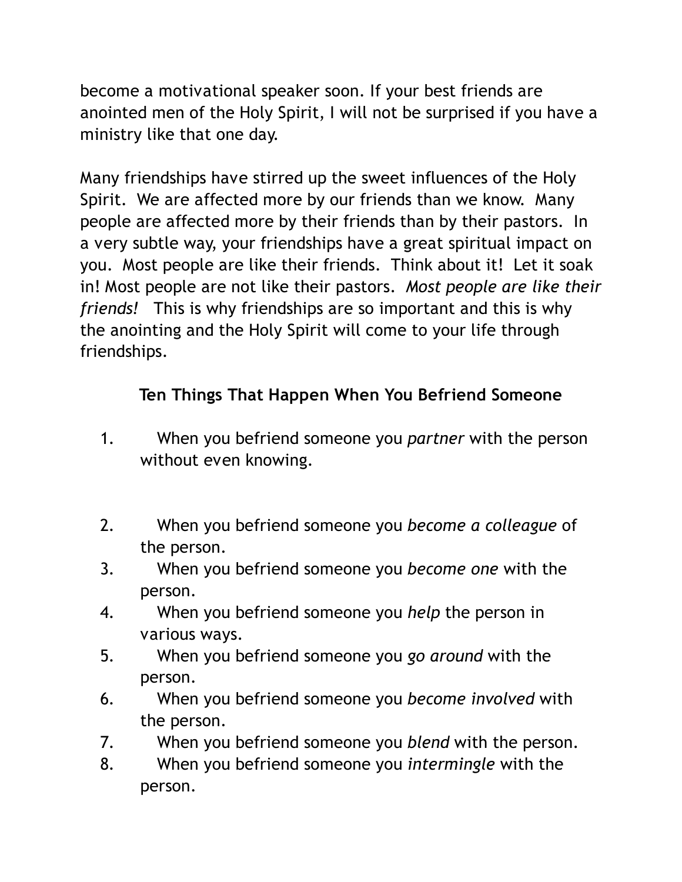become a motivational speaker soon. If your best friends are anointed men of the Holy Spirit, I will not be surprised if you have a ministry like that one day.

Many friendships have stirred up the sweet influences of the Holy Spirit.  We are affected more by our friends than we know.  Many people are affected more by their friends than by their pastors.  In a very subtle way, your friendships have a great spiritual impact on you.  Most people are like their friends.  Think about it!  Let it soak in! Most people are not like their pastors.  *Most people are like their friends!*  This is why friendships are so important and this is why the anointing and the Holy Spirit will come to your life through friendships.

### Ten Things That Happen When You Befriend Someone

1. When you befriend someone you *partner* with the person without even knowing.
2. When you befriend someone you *become a colleague* of the person.
3. When you befriend someone you *become one* with the person.
4. When you befriend someone you *help* the person in various ways.
5. When you befriend someone you *go around* with the person.
6. When you befriend someone you *become involved* with the person.
7. When you befriend someone you *blend* with the person.
8. When you befriend someone you *intermingle* with the person.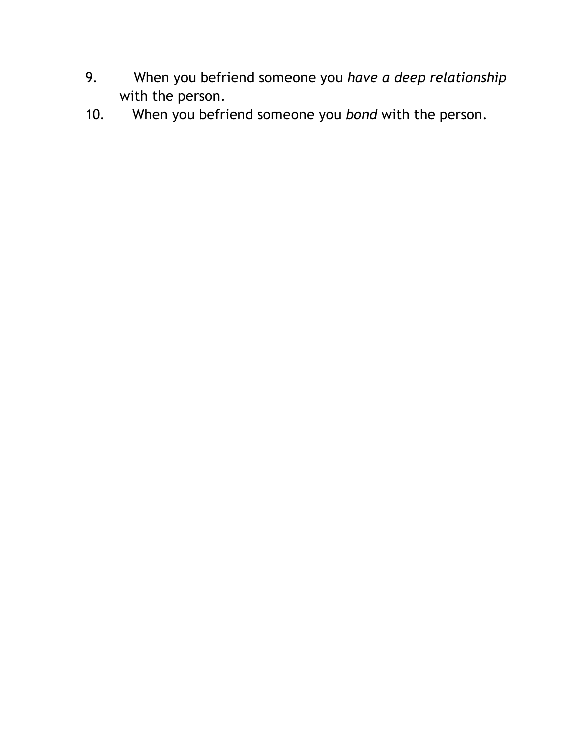9. When you befriend someone you *have a deep relationship* with the person.
10. When you befriend someone you *bond* with the person.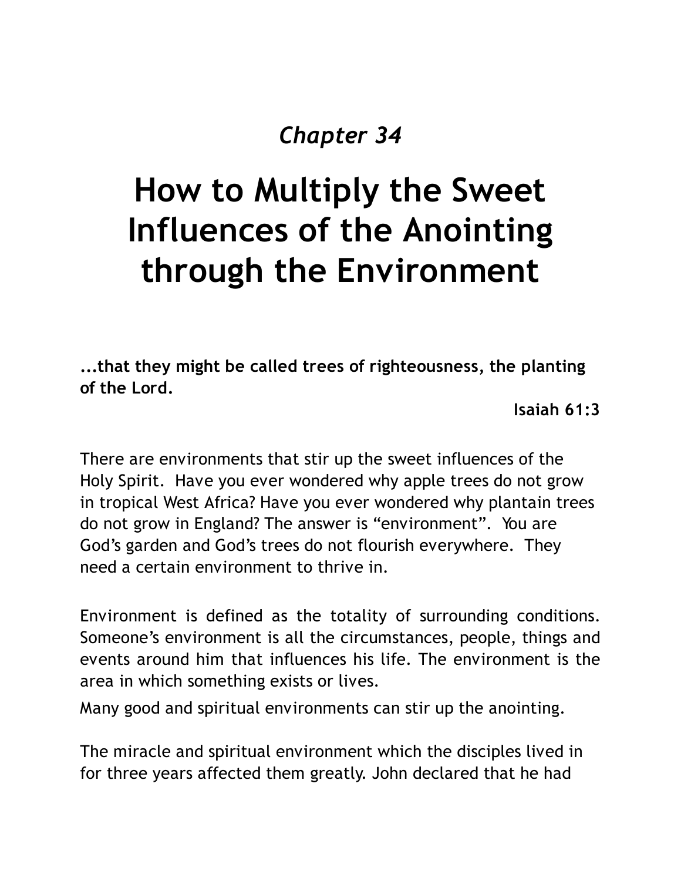*Chapter 34*

# How to Multiply the Sweet Influences of the Anointing through the Environment

**...that they might be called trees of righteousness, the planting of the Lord.**

**Isaiah 61:3**

There are environments that stir up the sweet influences of the Holy Spirit. Have you ever wondered why apple trees do not grow in tropical West Africa? Have you ever wondered why plantain trees do not grow in England? The answer is "environment". You are God's garden and God's trees do not flourish everywhere. They need a certain environment to thrive in.

Environment is defined as the totality of surrounding conditions. Someone's environment is all the circumstances, people, things and events around him that influences his life. The environment is the area in which something exists or lives.

Many good and spiritual environments can stir up the anointing.

The miracle and spiritual environment which the disciples lived in for three years affected them greatly. John declared that he had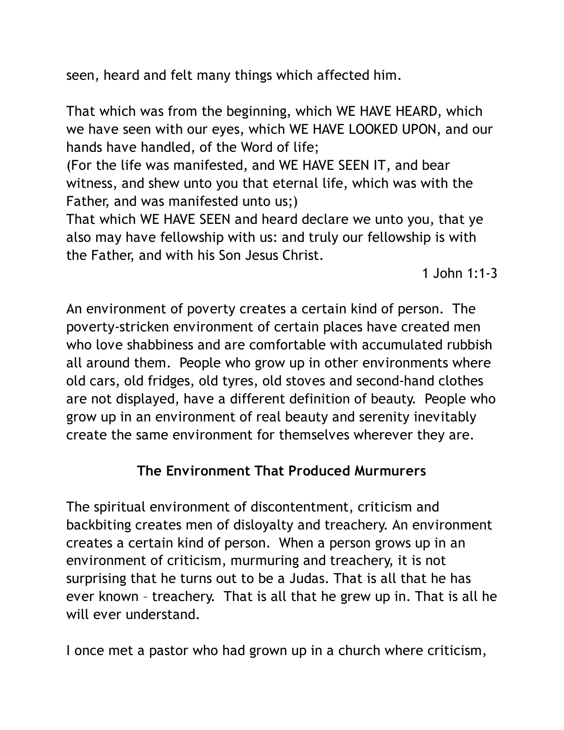seen, heard and felt many things which affected him.

That which was from the beginning, which WE HAVE HEARD, which we have seen with our eyes, which WE HAVE LOOKED UPON, and our hands have handled, of the Word of life;
(For the life was manifested, and WE HAVE SEEN IT, and bear witness, and shew unto you that eternal life, which was with the Father, and was manifested unto us;)
That which WE HAVE SEEN and heard declare we unto you, that ye also may have fellowship with us: and truly our fellowship is with the Father, and with his Son Jesus Christ.

1 John 1:1-3

An environment of poverty creates a certain kind of person. The poverty-stricken environment of certain places have created men who love shabbiness and are comfortable with accumulated rubbish all around them. People who grow up in other environments where old cars, old fridges, old tyres, old stoves and second-hand clothes are not displayed, have a different definition of beauty. People who grow up in an environment of real beauty and serenity inevitably create the same environment for themselves wherever they are.

### The Environment That Produced Murmurers

The spiritual environment of discontentment, criticism and backbiting creates men of disloyalty and treachery. An environment creates a certain kind of person. When a person grows up in an environment of criticism, murmuring and treachery, it is not surprising that he turns out to be a Judas. That is all that he has ever known – treachery. That is all that he grew up in. That is all he will ever understand.

I once met a pastor who had grown up in a church where criticism,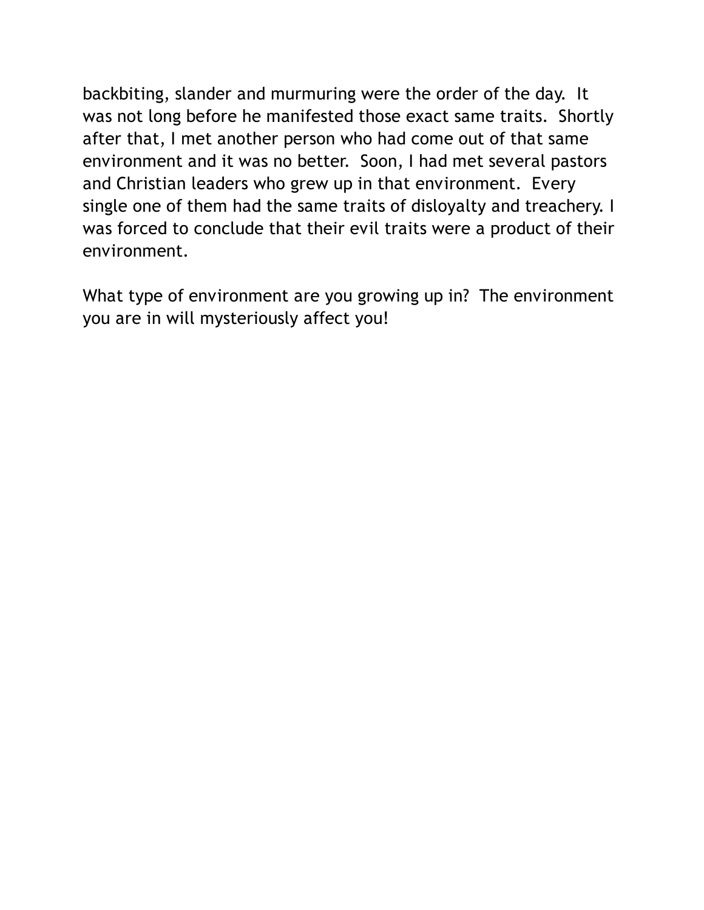backbiting, slander and murmuring were the order of the day. It was not long before he manifested those exact same traits. Shortly after that, I met another person who had come out of that same environment and it was no better. Soon, I had met several pastors and Christian leaders who grew up in that environment. Every single one of them had the same traits of disloyalty and treachery. I was forced to conclude that their evil traits were a product of their environment.

What type of environment are you growing up in? The environment you are in will mysteriously affect you!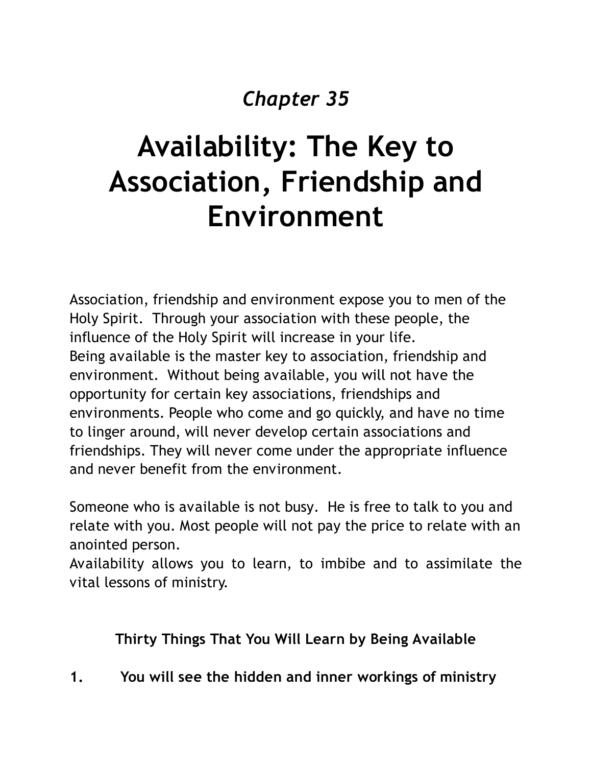*Chapter 35*

# Availability: The Key to Association, Friendship and Environment

Association, friendship and environment expose you to men of the Holy Spirit. Through your association with these people, the influence of the Holy Spirit will increase in your life.

Being available is the master key to association, friendship and environment. Without being available, you will not have the opportunity for certain key associations, friendships and environments. People who come and go quickly, and have no time to linger around, will never develop certain associations and friendships. They will never come under the appropriate influence and never benefit from the environment.

Someone who is available is not busy. He is free to talk to you and relate with you. Most people will not pay the price to relate with an anointed person.

Availability allows you to learn, to imbibe and to assimilate the vital lessons of ministry.

### Thirty Things That You Will Learn by Being Available

**1. You will see the hidden and inner workings of ministry**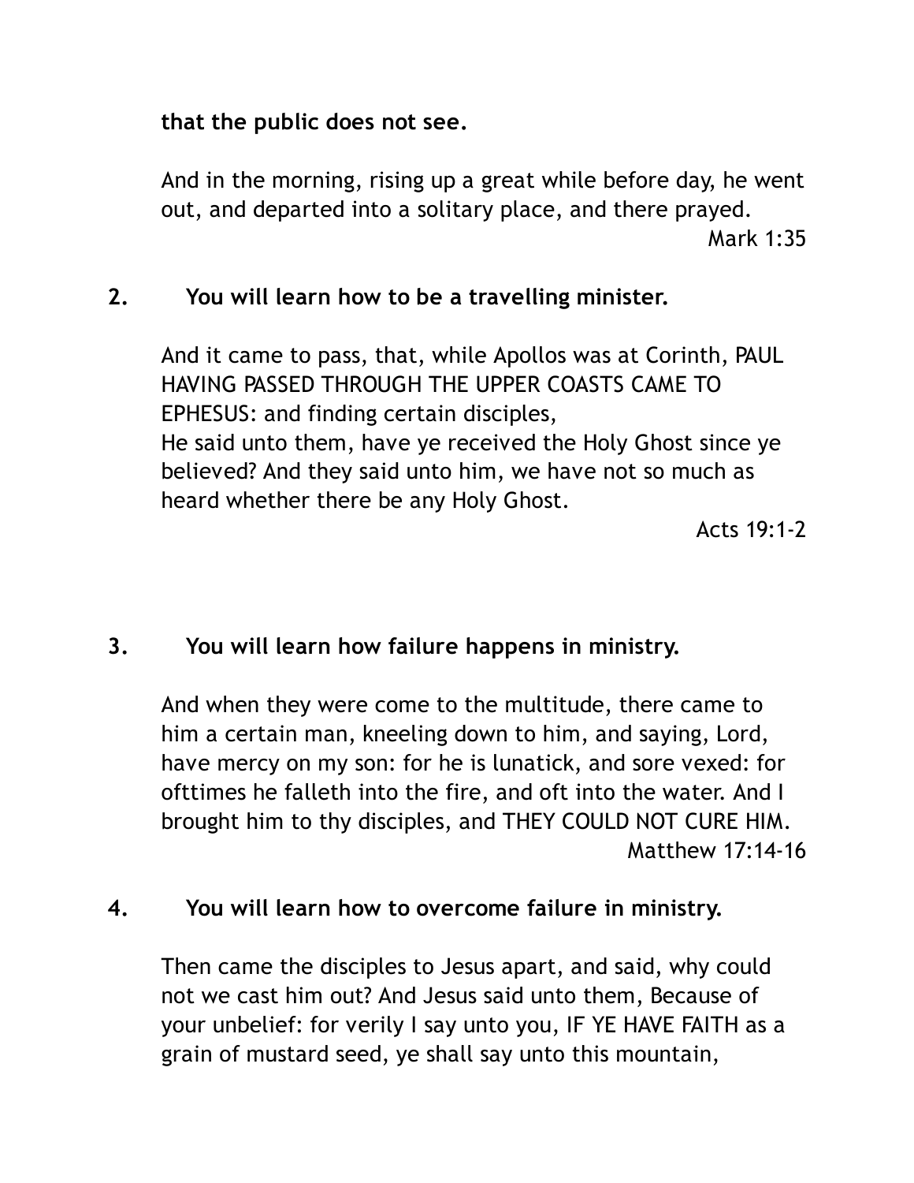**that the public does not see.**

And in the morning, rising up a great while before day, he went out, and departed into a solitary place, and there prayed.

Mark 1:35

**2. You will learn how to be a travelling minister.**

And it came to pass, that, while Apollos was at Corinth, PAUL HAVING PASSED THROUGH THE UPPER COASTS CAME TO EPHESUS: and finding certain disciples,
He said unto them, have ye received the Holy Ghost since ye believed? And they said unto him, we have not so much as heard whether there be any Holy Ghost.

Acts 19:1-2

**3. You will learn how failure happens in ministry.**

And when they were come to the multitude, there came to him a certain man, kneeling down to him, and saying, Lord, have mercy on my son: for he is lunatick, and sore vexed: for ofttimes he falleth into the fire, and oft into the water. And I brought him to thy disciples, and THEY COULD NOT CURE HIM.

Matthew 17:14-16

**4. You will learn how to overcome failure in ministry.**

Then came the disciples to Jesus apart, and said, why could not we cast him out? And Jesus said unto them, Because of your unbelief: for verily I say unto you, IF YE HAVE FAITH as a grain of mustard seed, ye shall say unto this mountain,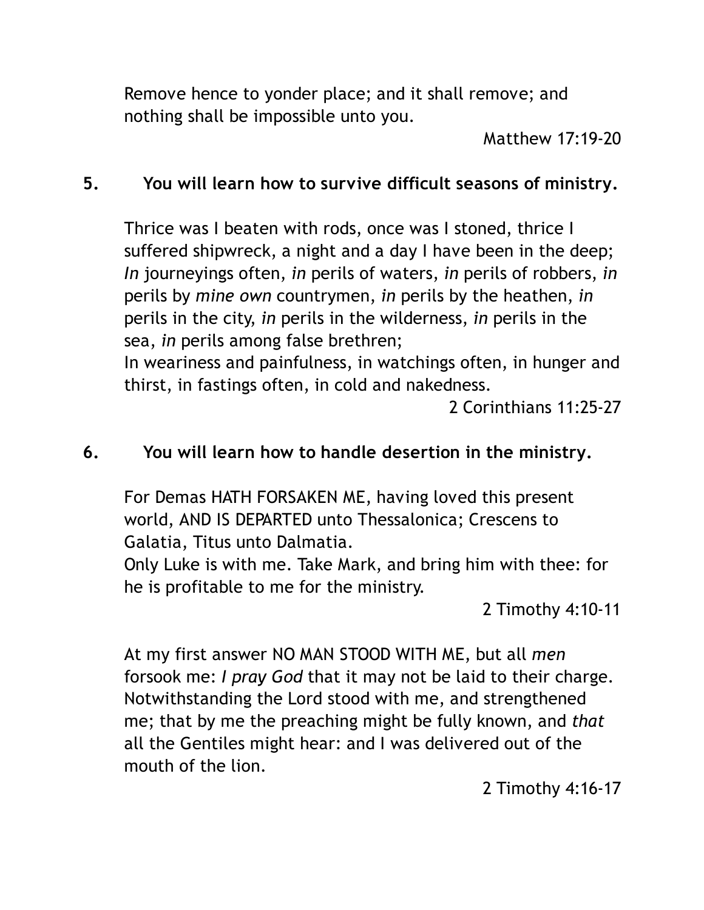Remove hence to yonder place; and it shall remove; and nothing shall be impossible unto you.

Matthew 17:19-20

**5. You will learn how to survive difficult seasons of ministry.**

Thrice was I beaten with rods, once was I stoned, thrice I suffered shipwreck, a night and a day I have been in the deep; *In* journeyings often, *in* perils of waters, *in* perils of robbers, *in* perils by *mine own* countrymen, *in* perils by the heathen, *in* perils in the city, *in* perils in the wilderness, *in* perils in the sea, *in* perils among false brethren;
In weariness and painfulness, in watchings often, in hunger and thirst, in fastings often, in cold and nakedness.

2 Corinthians 11:25-27

**6. You will learn how to handle desertion in the ministry.**

For Demas HATH FORSAKEN ME, having loved this present world, AND IS DEPARTED unto Thessalonica; Crescens to Galatia, Titus unto Dalmatia.
Only Luke is with me. Take Mark, and bring him with thee: for he is profitable to me for the ministry.

2 Timothy 4:10-11

At my first answer NO MAN STOOD WITH ME, but all *men* forsook me: *I pray God* that it may not be laid to their charge. Notwithstanding the Lord stood with me, and strengthened me; that by me the preaching might be fully known, and *that* all the Gentiles might hear: and I was delivered out of the mouth of the lion.

2 Timothy 4:16-17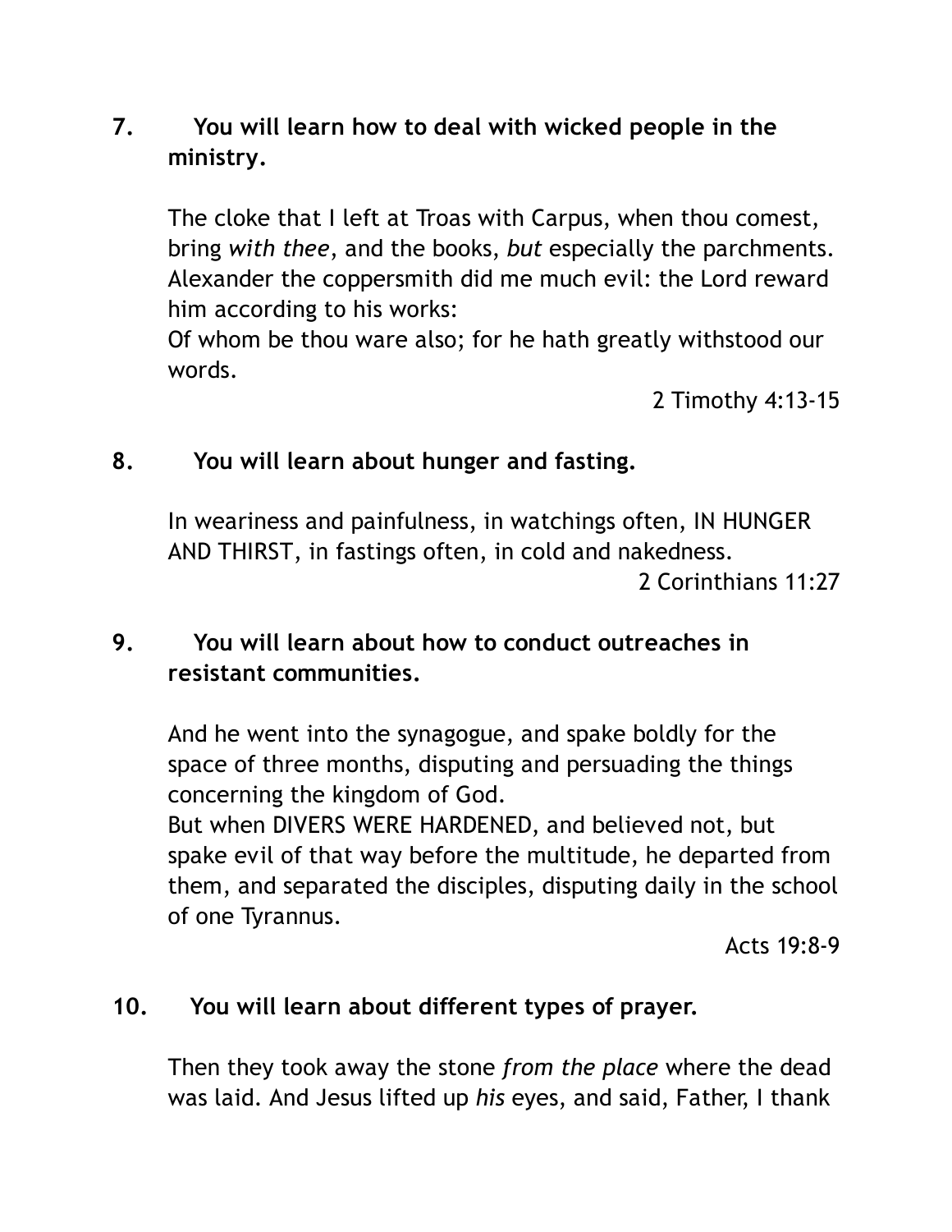**7. You will learn how to deal with wicked people in the ministry.**

The cloke that I left at Troas with Carpus, when thou comest, bring *with thee*, and the books, *but* especially the parchments. Alexander the coppersmith did me much evil: the Lord reward him according to his works:

Of whom be thou ware also; for he hath greatly withstood our words.

2 Timothy 4:13-15

**8. You will learn about hunger and fasting.**

In weariness and painfulness, in watchings often, IN HUNGER AND THIRST, in fastings often, in cold and nakedness.

2 Corinthians 11:27

**9. You will learn about how to conduct outreaches in resistant communities.**

And he went into the synagogue, and spake boldly for the space of three months, disputing and persuading the things concerning the kingdom of God.

But when DIVERS WERE HARDENED, and believed not, but spake evil of that way before the multitude, he departed from them, and separated the disciples, disputing daily in the school of one Tyrannus.

Acts 19:8-9

**10. You will learn about different types of prayer.**

Then they took away the stone *from the place* where the dead was laid. And Jesus lifted up *his* eyes, and said, Father, I thank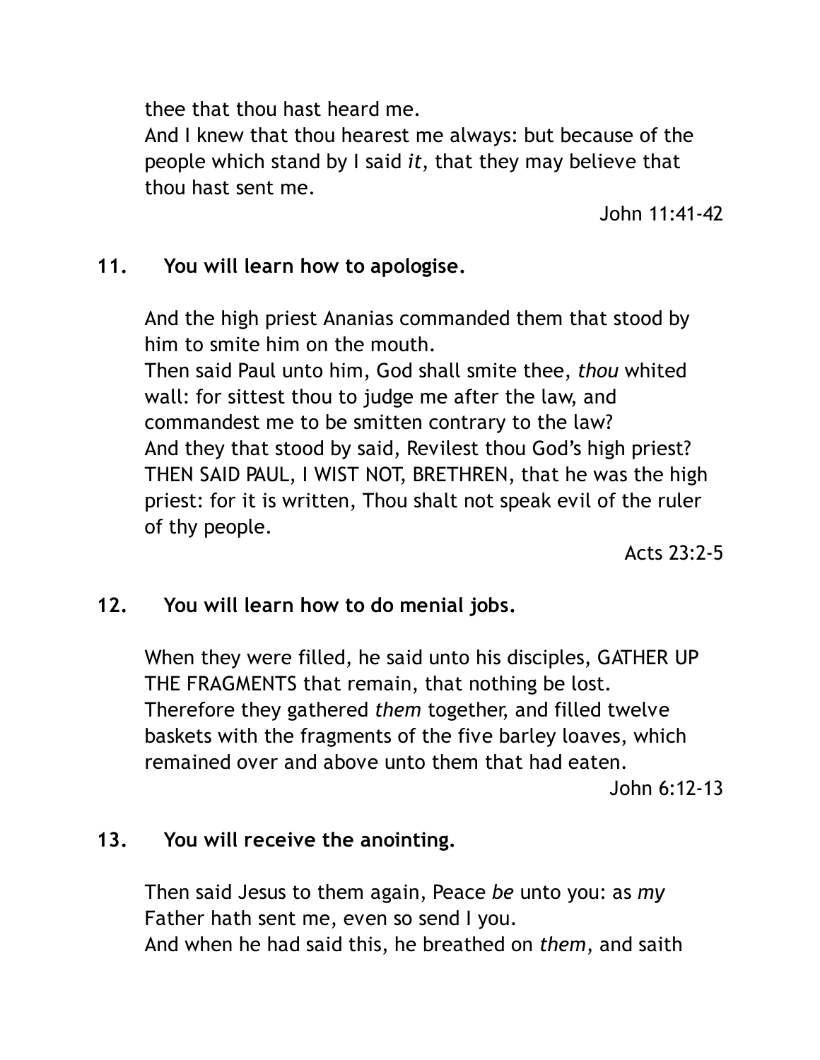thee that thou hast heard me.
And I knew that thou hearest me always: but because of the people which stand by I said *it*, that they may believe that thou hast sent me.

John 11:41-42

**11. You will learn how to apologise.**

And the high priest Ananias commanded them that stood by him to smite him on the mouth.
Then said Paul unto him, God shall smite thee, *thou* whited wall: for sittest thou to judge me after the law, and commandest me to be smitten contrary to the law?
And they that stood by said, Revilest thou God's high priest?
THEN SAID PAUL, I WIST NOT, BRETHREN, that he was the high priest: for it is written, Thou shalt not speak evil of the ruler of thy people.

Acts 23:2-5

**12. You will learn how to do menial jobs.**

When they were filled, he said unto his disciples, GATHER UP THE FRAGMENTS that remain, that nothing be lost.
Therefore they gathered *them* together, and filled twelve baskets with the fragments of the five barley loaves, which remained over and above unto them that had eaten.

John 6:12-13

**13. You will receive the anointing.**

Then said Jesus to them again, Peace *be* unto you: as *my* Father hath sent me, even so send I you.
And when he had said this, he breathed on *them*, and saith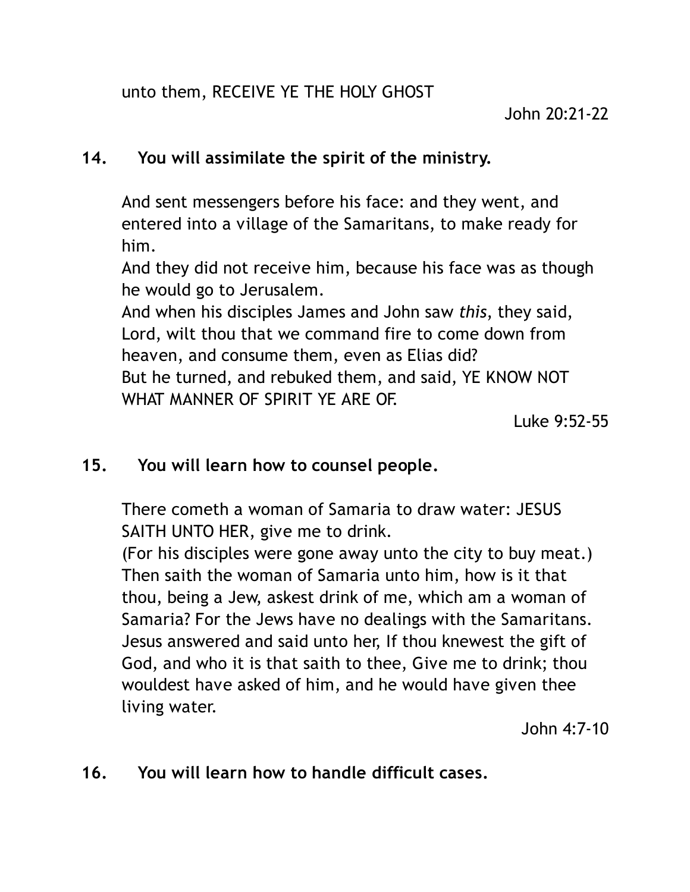unto them, RECEIVE YE THE HOLY GHOST

John 20:21-22

**14. You will assimilate the spirit of the ministry.**

And sent messengers before his face: and they went, and entered into a village of the Samaritans, to make ready for him.
And they did not receive him, because his face was as though he would go to Jerusalem.
And when his disciples James and John saw *this*, they said, Lord, wilt thou that we command fire to come down from heaven, and consume them, even as Elias did?
But he turned, and rebuked them, and said, YE KNOW NOT WHAT MANNER OF SPIRIT YE ARE OF.

Luke 9:52-55

**15. You will learn how to counsel people.**

There cometh a woman of Samaria to draw water: JESUS SAITH UNTO HER, give me to drink.
(For his disciples were gone away unto the city to buy meat.)
Then saith the woman of Samaria unto him, how is it that thou, being a Jew, askest drink of me, which am a woman of Samaria? For the Jews have no dealings with the Samaritans.
Jesus answered and said unto her, If thou knewest the gift of God, and who it is that saith to thee, Give me to drink; thou wouldest have asked of him, and he would have given thee living water.

John 4:7-10

**16. You will learn how to handle difficult cases.**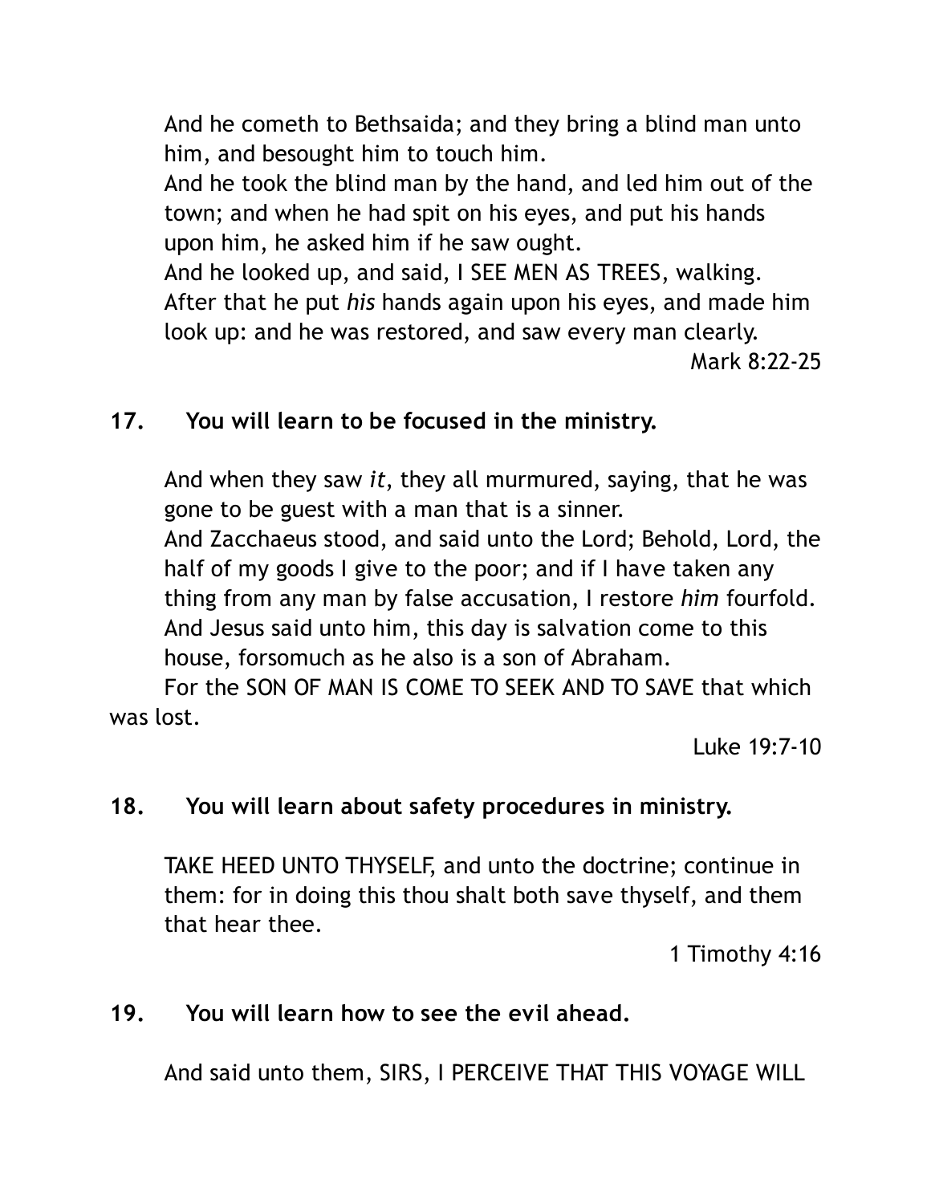And he cometh to Bethsaida; and they bring a blind man unto him, and besought him to touch him.
And he took the blind man by the hand, and led him out of the town; and when he had spit on his eyes, and put his hands upon him, he asked him if he saw ought.
And he looked up, and said, I SEE MEN AS TREES, walking.
After that he put *his* hands again upon his eyes, and made him look up: and he was restored, and saw every man clearly.

Mark 8:22-25

**17. You will learn to be focused in the ministry.**

And when they saw *it*, they all murmured, saying, that he was gone to be guest with a man that is a sinner.
And Zacchaeus stood, and said unto the Lord; Behold, Lord, the half of my goods I give to the poor; and if I have taken any thing from any man by false accusation, I restore *him* fourfold.
And Jesus said unto him, this day is salvation come to this house, forsomuch as he also is a son of Abraham.
For the SON OF MAN IS COME TO SEEK AND TO SAVE that which was lost.

Luke 19:7-10

**18. You will learn about safety procedures in ministry.**

TAKE HEED UNTO THYSELF, and unto the doctrine; continue in them: for in doing this thou shalt both save thyself, and them that hear thee.

1 Timothy 4:16

**19. You will learn how to see the evil ahead.**

And said unto them, SIRS, I PERCEIVE THAT THIS VOYAGE WILL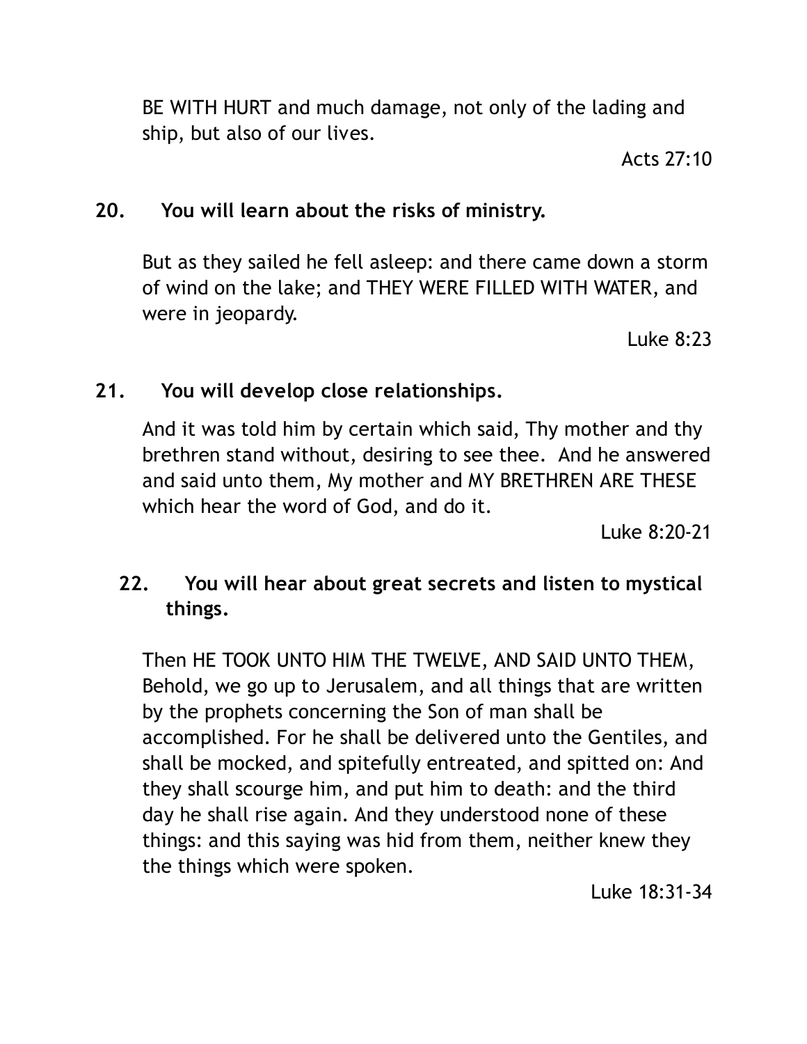BE WITH HURT and much damage, not only of the lading and ship, but also of our lives.

Acts 27:10

**20. You will learn about the risks of ministry.**

But as they sailed he fell asleep: and there came down a storm of wind on the lake; and THEY WERE FILLED WITH WATER, and were in jeopardy.

Luke 8:23

**21. You will develop close relationships.**

And it was told him by certain which said, Thy mother and thy brethren stand without, desiring to see thee. And he answered and said unto them, My mother and MY BRETHREN ARE THESE which hear the word of God, and do it.

Luke 8:20-21

**22. You will hear about great secrets and listen to mystical things.**

Then HE TOOK UNTO HIM THE TWELVE, AND SAID UNTO THEM, Behold, we go up to Jerusalem, and all things that are written by the prophets concerning the Son of man shall be accomplished. For he shall be delivered unto the Gentiles, and shall be mocked, and spitefully entreated, and spitted on: And they shall scourge him, and put him to death: and the third day he shall rise again. And they understood none of these things: and this saying was hid from them, neither knew they the things which were spoken.

Luke 18:31-34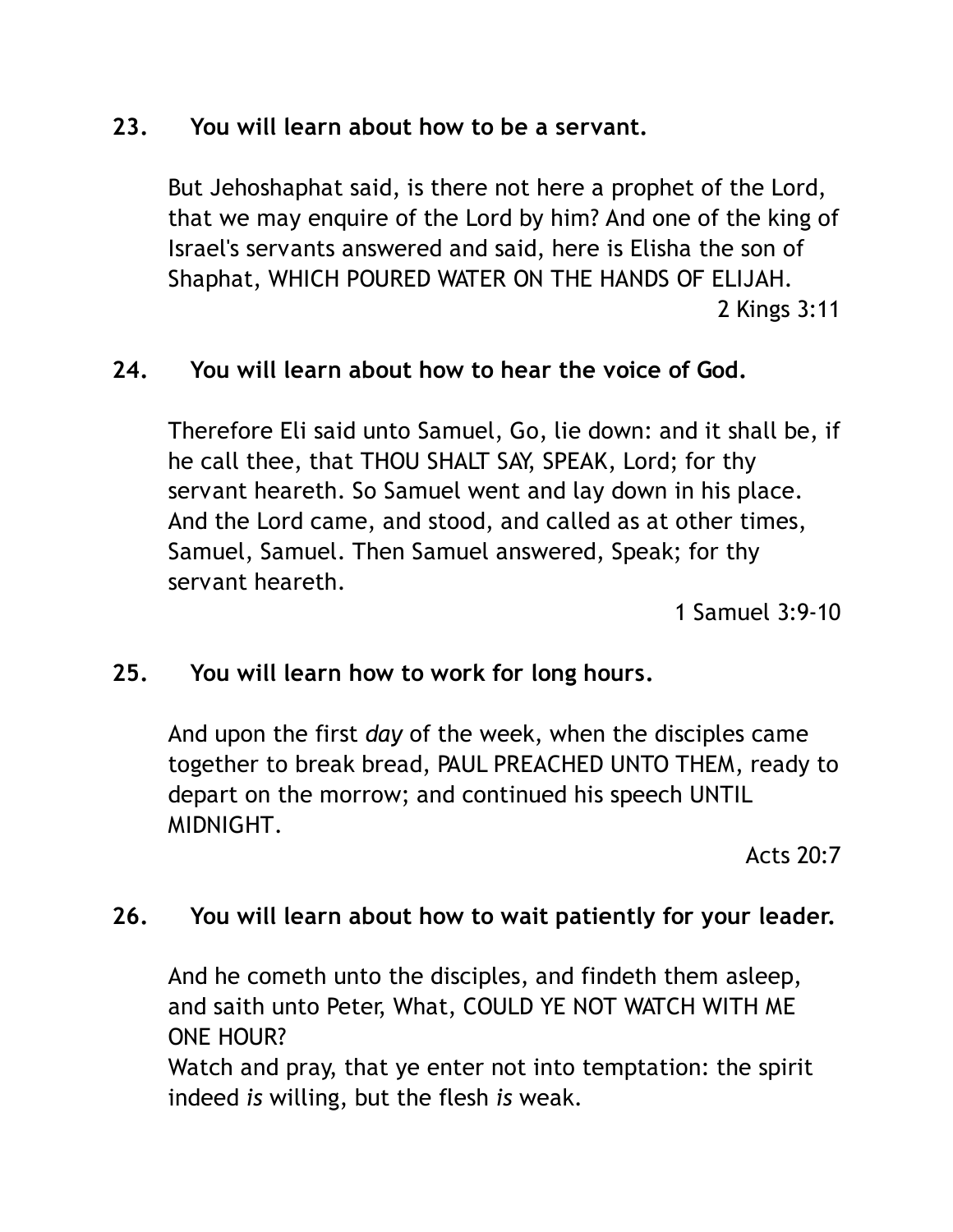**23. You will learn about how to be a servant.**

But Jehoshaphat said, is there not here a prophet of the Lord, that we may enquire of the Lord by him? And one of the king of Israel's servants answered and said, here is Elisha the son of Shaphat, WHICH POURED WATER ON THE HANDS OF ELIJAH.

2 Kings 3:11

**24. You will learn about how to hear the voice of God.**

Therefore Eli said unto Samuel, Go, lie down: and it shall be, if he call thee, that THOU SHALT SAY, SPEAK, Lord; for thy servant heareth. So Samuel went and lay down in his place. And the Lord came, and stood, and called as at other times, Samuel, Samuel. Then Samuel answered, Speak; for thy servant heareth.

1 Samuel 3:9-10

**25. You will learn how to work for long hours.**

And upon the first *day* of the week, when the disciples came together to break bread, PAUL PREACHED UNTO THEM, ready to depart on the morrow; and continued his speech UNTIL MIDNIGHT.

Acts 20:7

**26. You will learn about how to wait patiently for your leader.**

And he cometh unto the disciples, and findeth them asleep, and saith unto Peter, What, COULD YE NOT WATCH WITH ME ONE HOUR?

Watch and pray, that ye enter not into temptation: the spirit indeed *is* willing, but the flesh *is* weak.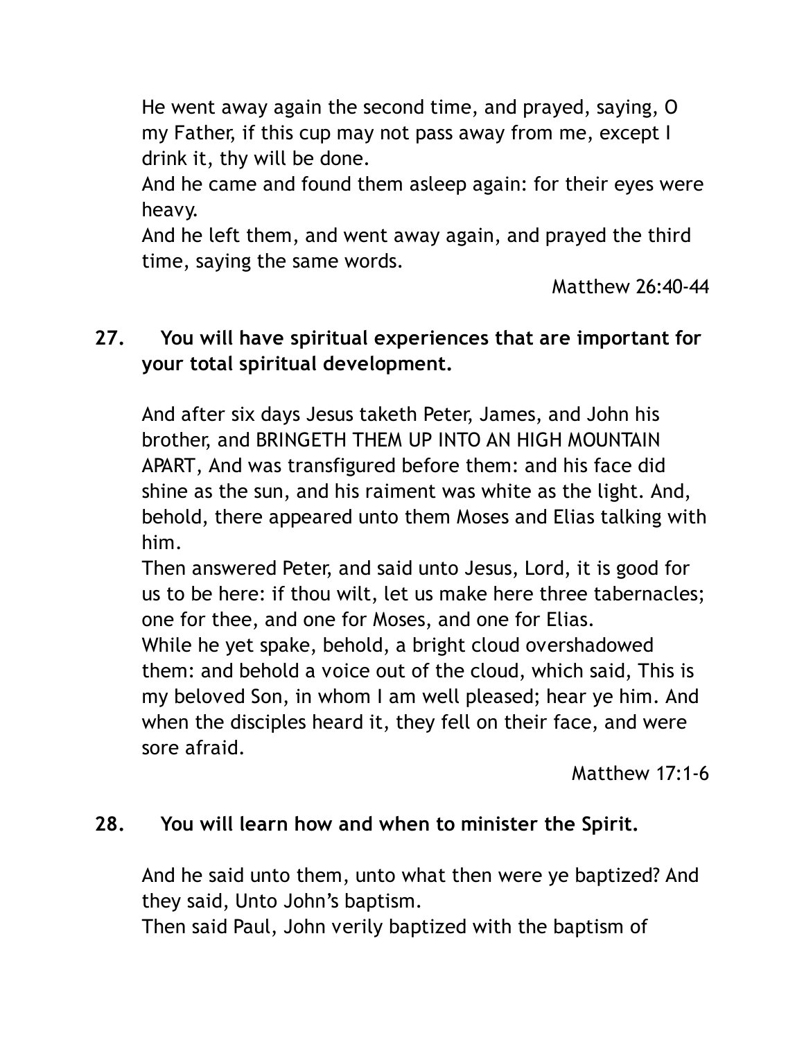He went away again the second time, and prayed, saying, O my Father, if this cup may not pass away from me, except I drink it, thy will be done.
And he came and found them asleep again: for their eyes were heavy.
And he left them, and went away again, and prayed the third time, saying the same words.

Matthew 26:40-44

**27. You will have spiritual experiences that are important for your total spiritual development.**

And after six days Jesus taketh Peter, James, and John his brother, and BRINGETH THEM UP INTO AN HIGH MOUNTAIN APART, And was transfigured before them: and his face did shine as the sun, and his raiment was white as the light. And, behold, there appeared unto them Moses and Elias talking with him.
Then answered Peter, and said unto Jesus, Lord, it is good for us to be here: if thou wilt, let us make here three tabernacles; one for thee, and one for Moses, and one for Elias.
While he yet spake, behold, a bright cloud overshadowed them: and behold a voice out of the cloud, which said, This is my beloved Son, in whom I am well pleased; hear ye him. And when the disciples heard it, they fell on their face, and were sore afraid.

Matthew 17:1-6

**28. You will learn how and when to minister the Spirit.**

And he said unto them, unto what then were ye baptized? And they said, Unto John's baptism.
Then said Paul, John verily baptized with the baptism of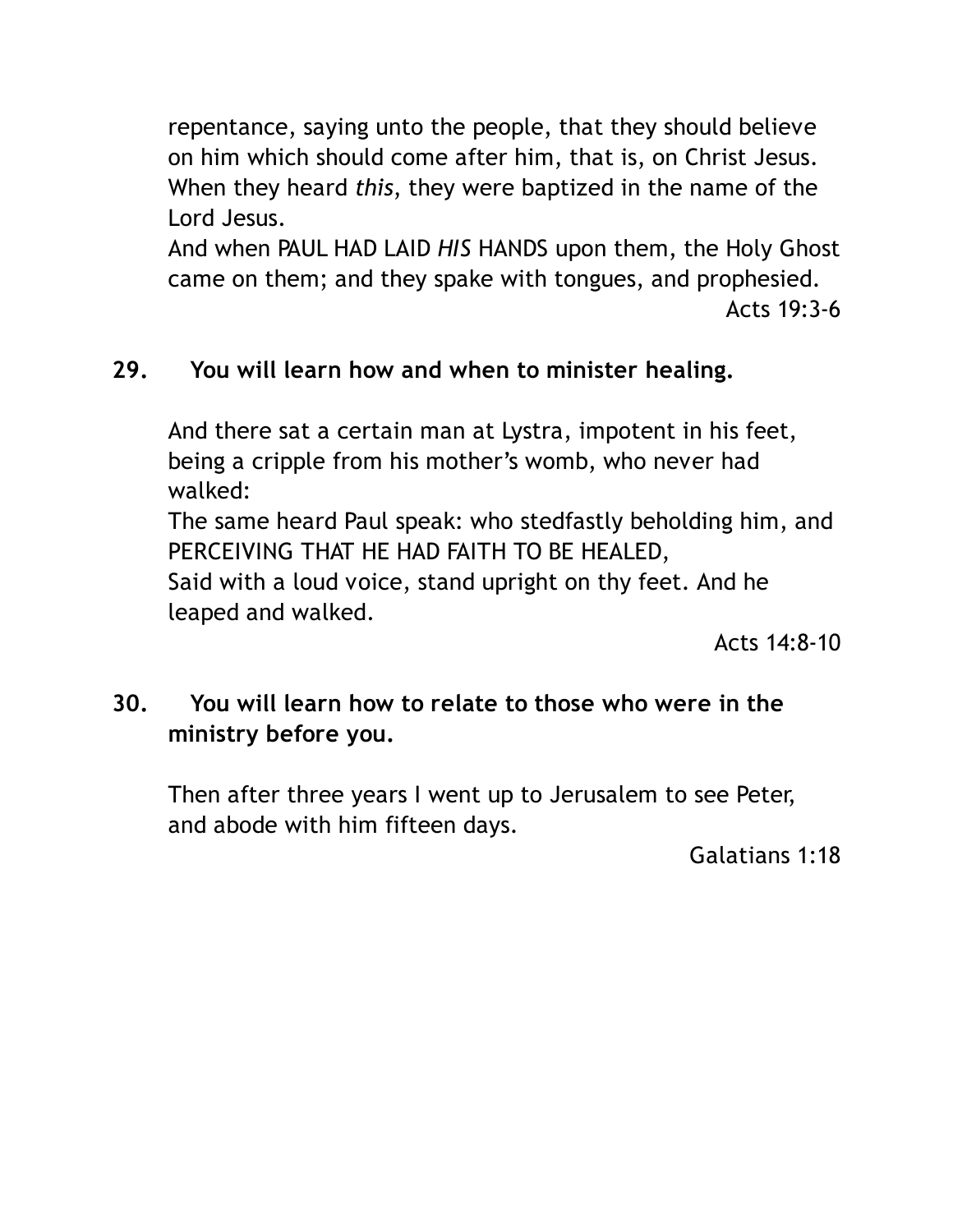repentance, saying unto the people, that they should believe on him which should come after him, that is, on Christ Jesus. When they heard *this*, they were baptized in the name of the Lord Jesus.
And when PAUL HAD LAID *HIS* HANDS upon them, the Holy Ghost came on them; and they spake with tongues, and prophesied.

Acts 19:3-6

**29. You will learn how and when to minister healing.**

And there sat a certain man at Lystra, impotent in his feet, being a cripple from his mother's womb, who never had walked:
The same heard Paul speak: who stedfastly beholding him, and PERCEIVING THAT HE HAD FAITH TO BE HEALED,
Said with a loud voice, stand upright on thy feet. And he leaped and walked.

Acts 14:8-10

**30. You will learn how to relate to those who were in the ministry before you.**

Then after three years I went up to Jerusalem to see Peter, and abode with him fifteen days.

Galatians 1:18